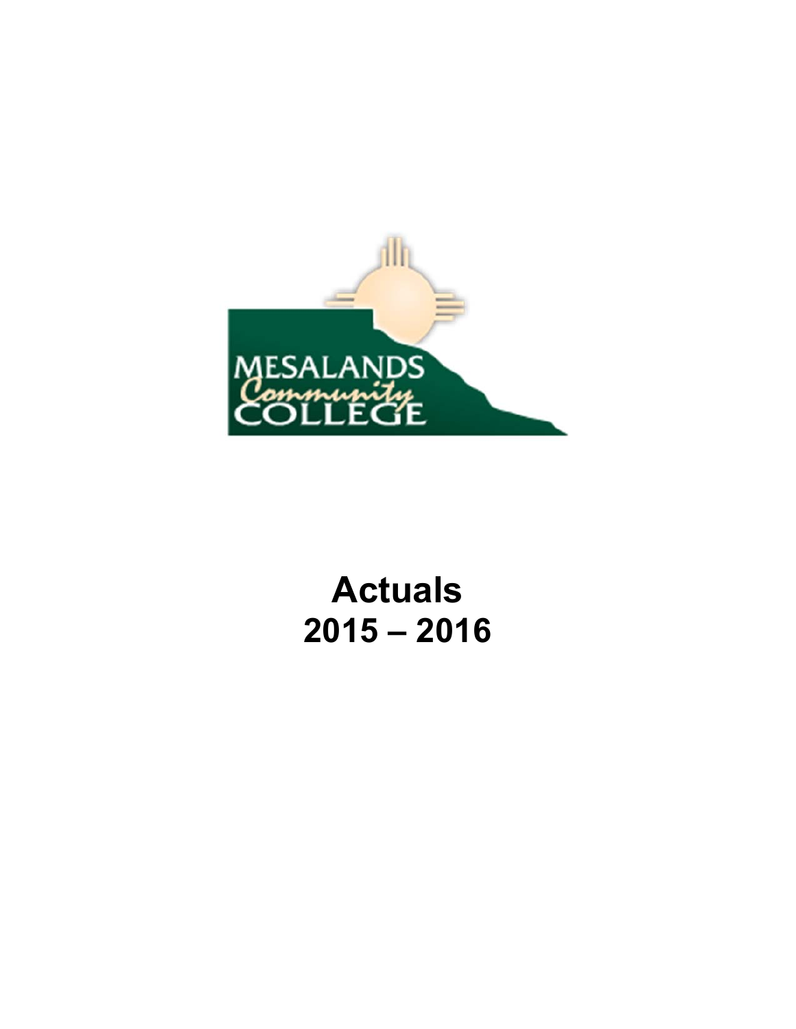MESALANDS Community COLLEGE

# Actuals
# 2015 – 2016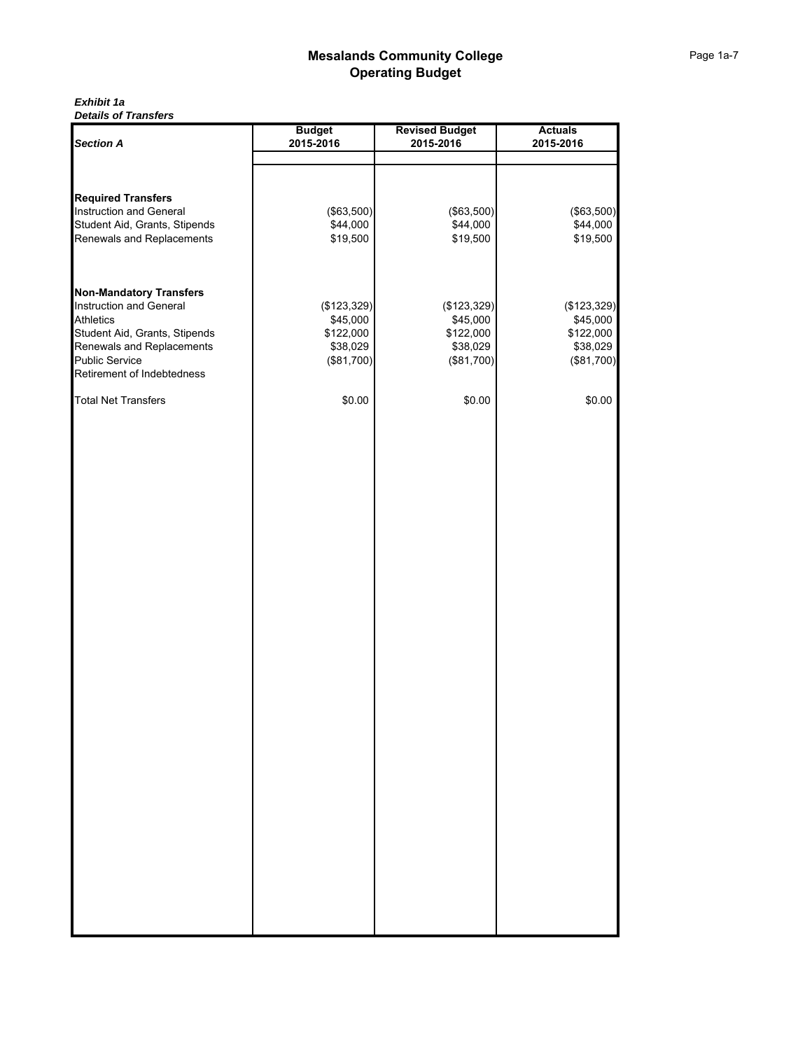# Mesalands Community College
## Operating Budget

***Exhibit 1a***
***Details of Transfers***

| ***Section A*** | **Budget 2015-2016** | **Revised Budget 2015-2016** | **Actuals 2015-2016** |
|---|---|---|---|
| **Required Transfers** | | | |
| Instruction and General | ($63,500) | ($63,500) | ($63,500) |
| Student Aid, Grants, Stipends | $44,000 | $44,000 | $44,000 |
| Renewals and Replacements | $19,500 | $19,500 | $19,500 |
| **Non-Mandatory Transfers** | | | |
| Instruction and General | ($123,329) | ($123,329) | ($123,329) |
| Athletics | $45,000 | $45,000 | $45,000 |
| Student Aid, Grants, Stipends | $122,000 | $122,000 | $122,000 |
| Renewals and Replacements | $38,029 | $38,029 | $38,029 |
| Public Service | ($81,700) | ($81,700) | ($81,700) |
| Retirement of Indebtedness | | | |
| Total Net Transfers | $0.00 | $0.00 | $0.00 |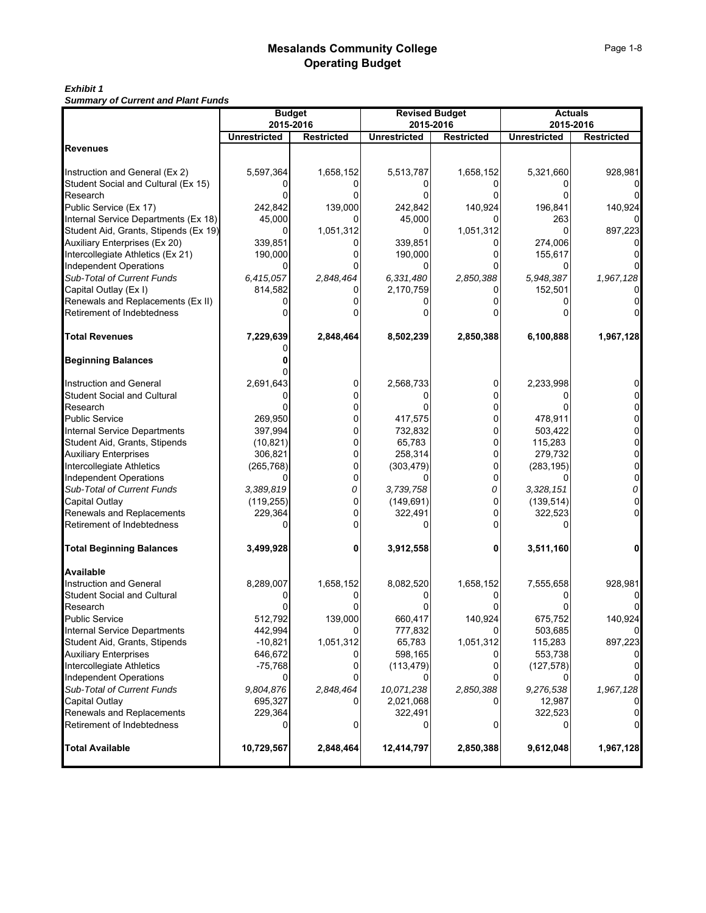# Mesalands Community College
## Operating Budget

***Exhibit 1***
***Summary of Current and Plant Funds***

| | Budget 2015-2016 | | Revised Budget 2015-2016 | | Actuals 2015-2016 | |
|---|---|---|---|---|---|---|
| | **Unrestricted** | **Restricted** | **Unrestricted** | **Restricted** | **Unrestricted** | **Restricted** |
| **Revenues** | | | | | | |
| Instruction and General (Ex 2) | 5,597,364 | 1,658,152 | 5,513,787 | 1,658,152 | 5,321,660 | 928,981 |
| Student Social and Cultural (Ex 15) | 0 | 0 | 0 | 0 | 0 | 0 |
| Research | 0 | 0 | 0 | 0 | 0 | 0 |
| Public Service (Ex 17) | 242,842 | 139,000 | 242,842 | 140,924 | 196,841 | 140,924 |
| Internal Service Departments (Ex 18) | 45,000 | 0 | 45,000 | 0 | 263 | 0 |
| Student Aid, Grants, Stipends (Ex 19) | 0 | 1,051,312 | 0 | 1,051,312 | 0 | 897,223 |
| Auxiliary Enterprises (Ex 20) | 339,851 | 0 | 339,851 | 0 | 274,006 | 0 |
| Intercollegiate Athletics (Ex 21) | 190,000 | 0 | 190,000 | 0 | 155,617 | 0 |
| Independent Operations | 0 | 0 | 0 | 0 | 0 | 0 |
| *Sub-Total of Current Funds* | *6,415,057* | *2,848,464* | *6,331,480* | *2,850,388* | *5,948,387* | *1,967,128* |
| Capital Outlay (Ex I) | 814,582 | 0 | 2,170,759 | 0 | 152,501 | 0 |
| Renewals and Replacements (Ex II) | 0 | 0 | 0 | 0 | 0 | 0 |
| Retirement of Indebtedness | 0 | 0 | 0 | 0 | 0 | 0 |
| **Total Revenues** | **7,229,639** | **2,848,464** | **8,502,239** | **2,850,388** | **6,100,888** | **1,967,128** |
| | 0 | | | | | |
| **Beginning Balances** | **0** | | | | | |
| | 0 | | | | | |
| Instruction and General | 2,691,643 | 0 | 2,568,733 | 0 | 2,233,998 | 0 |
| Student Social and Cultural | 0 | 0 | 0 | 0 | 0 | 0 |
| Research | 0 | 0 | 0 | 0 | 0 | 0 |
| Public Service | 269,950 | 0 | 417,575 | 0 | 478,911 | 0 |
| Internal Service Departments | 397,994 | 0 | 732,832 | 0 | 503,422 | 0 |
| Student Aid, Grants, Stipends | (10,821) | 0 | 65,783 | 0 | 115,283 | 0 |
| Auxiliary Enterprises | 306,821 | 0 | 258,314 | 0 | 279,732 | 0 |
| Intercollegiate Athletics | (265,768) | 0 | (303,479) | 0 | (283,195) | 0 |
| Independent Operations | 0 | 0 | 0 | 0 | 0 | 0 |
| *Sub-Total of Current Funds* | *3,389,819* | *0* | *3,739,758* | *0* | *3,328,151* | *0* |
| Capital Outlay | (119,255) | 0 | (149,691) | 0 | (139,514) | 0 |
| Renewals and Replacements | 229,364 | 0 | 322,491 | 0 | 322,523 | 0 |
| Retirement of Indebtedness | 0 | 0 | 0 | 0 | 0 | |
| **Total Beginning Balances** | **3,499,928** | **0** | **3,912,558** | **0** | **3,511,160** | **0** |
| **Available** | | | | | | |
| Instruction and General | 8,289,007 | 1,658,152 | 8,082,520 | 1,658,152 | 7,555,658 | 928,981 |
| Student Social and Cultural | 0 | 0 | 0 | 0 | 0 | 0 |
| Research | 0 | 0 | 0 | 0 | 0 | 0 |
| Public Service | 512,792 | 139,000 | 660,417 | 140,924 | 675,752 | 140,924 |
| Internal Service Departments | 442,994 | 0 | 777,832 | 0 | 503,685 | 0 |
| Student Aid, Grants, Stipends | -10,821 | 1,051,312 | 65,783 | 1,051,312 | 115,283 | 897,223 |
| Auxiliary Enterprises | 646,672 | 0 | 598,165 | 0 | 553,738 | 0 |
| Intercollegiate Athletics | -75,768 | 0 | (113,479) | 0 | (127,578) | 0 |
| Independent Operations | 0 | 0 | 0 | 0 | 0 | 0 |
| *Sub-Total of Current Funds* | *9,804,876* | *2,848,464* | *10,071,238* | *2,850,388* | *9,276,538* | *1,967,128* |
| Capital Outlay | 695,327 | 0 | 2,021,068 | 0 | 12,987 | 0 |
| Renewals and Replacements | 229,364 | | 322,491 | | 322,523 | 0 |
| Retirement of Indebtedness | 0 | 0 | 0 | 0 | 0 | 0 |
| **Total Available** | **10,729,567** | **2,848,464** | **12,414,797** | **2,850,388** | **9,612,048** | **1,967,128** |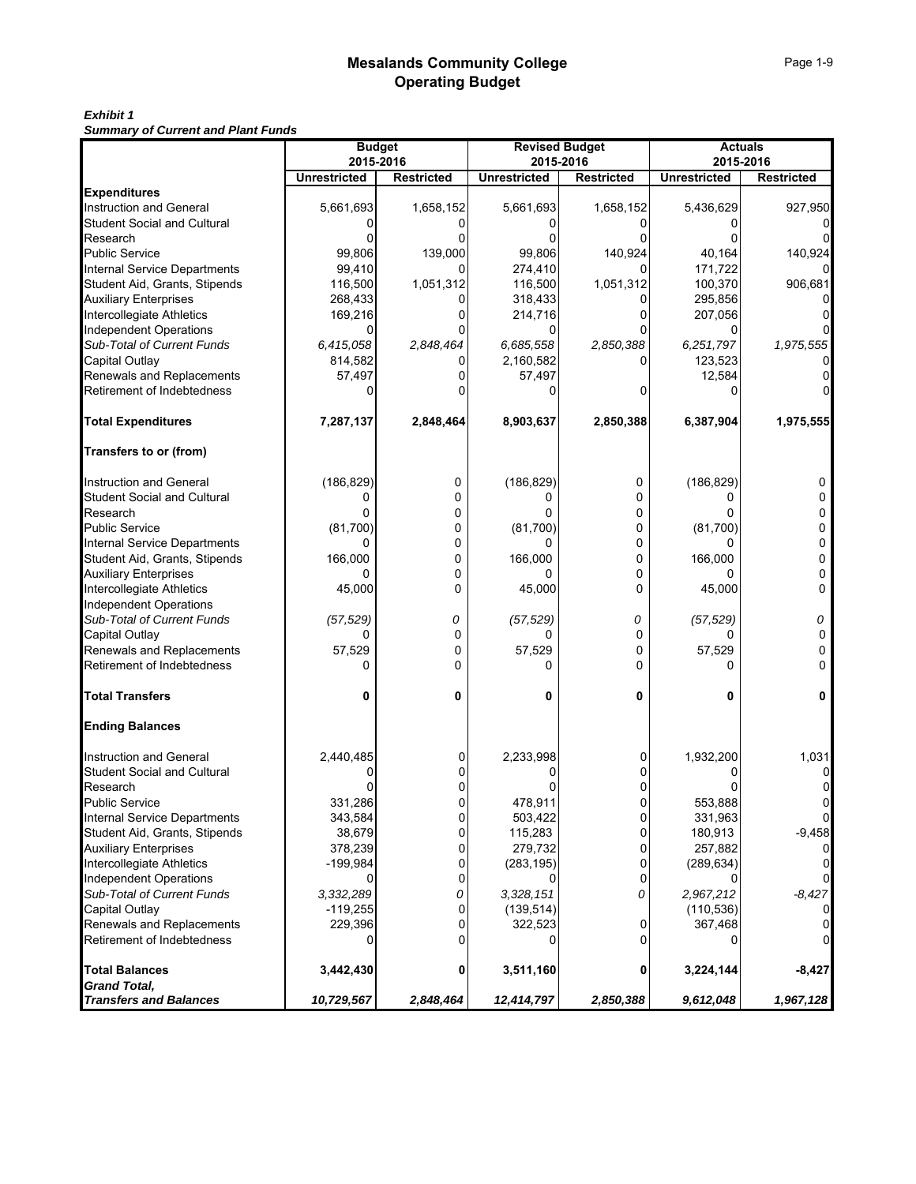# Mesalands Community College
## Operating Budget

***Exhibit 1***
***Summary of Current and Plant Funds***

| | Budget 2015-2016 | | Revised Budget 2015-2016 | | Actuals 2015-2016 | |
|---|---|---|---|---|---|---|
| | **Unrestricted** | **Restricted** | **Unrestricted** | **Restricted** | **Unrestricted** | **Restricted** |
| **Expenditures** | | | | | | |
| Instruction and General | 5,661,693 | 1,658,152 | 5,661,693 | 1,658,152 | 5,436,629 | 927,950 |
| Student Social and Cultural | 0 | 0 | 0 | 0 | 0 | 0 |
| Research | 0 | 0 | 0 | 0 | 0 | 0 |
| Public Service | 99,806 | 139,000 | 99,806 | 140,924 | 40,164 | 140,924 |
| Internal Service Departments | 99,410 | 0 | 274,410 | 0 | 171,722 | 0 |
| Student Aid, Grants, Stipends | 116,500 | 1,051,312 | 116,500 | 1,051,312 | 100,370 | 906,681 |
| Auxiliary Enterprises | 268,433 | 0 | 318,433 | 0 | 295,856 | 0 |
| Intercollegiate Athletics | 169,216 | 0 | 214,716 | 0 | 207,056 | 0 |
| Independent Operations | 0 | 0 | 0 | 0 | 0 | 0 |
| *Sub-Total of Current Funds* | *6,415,058* | *2,848,464* | *6,685,558* | *2,850,388* | *6,251,797* | *1,975,555* |
| Capital Outlay | 814,582 | 0 | 2,160,582 | 0 | 123,523 | 0 |
| Renewals and Replacements | 57,497 | 0 | 57,497 | | 12,584 | 0 |
| Retirement of Indebtedness | 0 | 0 | 0 | 0 | 0 | 0 |
| **Total Expenditures** | **7,287,137** | **2,848,464** | **8,903,637** | **2,850,388** | **6,387,904** | **1,975,555** |
| **Transfers to or (from)** | | | | | | |
| Instruction and General | (186,829) | 0 | (186,829) | 0 | (186,829) | 0 |
| Student Social and Cultural | 0 | 0 | 0 | 0 | 0 | 0 |
| Research | 0 | 0 | 0 | 0 | 0 | 0 |
| Public Service | (81,700) | 0 | (81,700) | 0 | (81,700) | 0 |
| Internal Service Departments | 0 | 0 | 0 | 0 | 0 | 0 |
| Student Aid, Grants, Stipends | 166,000 | 0 | 166,000 | 0 | 166,000 | 0 |
| Auxiliary Enterprises | 0 | 0 | 0 | 0 | 0 | 0 |
| Intercollegiate Athletics | 45,000 | 0 | 45,000 | 0 | 45,000 | 0 |
| Independent Operations | | | | | | |
| *Sub-Total of Current Funds* | *(57,529)* | *0* | *(57,529)* | *0* | *(57,529)* | *0* |
| Capital Outlay | 0 | 0 | 0 | 0 | 0 | 0 |
| Renewals and Replacements | 57,529 | 0 | 57,529 | 0 | 57,529 | 0 |
| Retirement of Indebtedness | 0 | 0 | 0 | 0 | 0 | 0 |
| **Total Transfers** | **0** | **0** | **0** | **0** | **0** | **0** |
| **Ending Balances** | | | | | | |
| Instruction and General | 2,440,485 | 0 | 2,233,998 | 0 | 1,932,200 | 1,031 |
| Student Social and Cultural | 0 | 0 | 0 | 0 | 0 | 0 |
| Research | 0 | 0 | 0 | 0 | 0 | 0 |
| Public Service | 331,286 | 0 | 478,911 | 0 | 553,888 | 0 |
| Internal Service Departments | 343,584 | 0 | 503,422 | 0 | 331,963 | 0 |
| Student Aid, Grants, Stipends | 38,679 | 0 | 115,283 | 0 | 180,913 | -9,458 |
| Auxiliary Enterprises | 378,239 | 0 | 279,732 | 0 | 257,882 | 0 |
| Intercollegiate Athletics | -199,984 | 0 | (283,195) | 0 | (289,634) | 0 |
| Independent Operations | 0 | 0 | 0 | 0 | 0 | 0 |
| *Sub-Total of Current Funds* | *3,332,289* | *0* | *3,328,151* | *0* | *2,967,212* | *-8,427* |
| Capital Outlay | -119,255 | 0 | (139,514) | | (110,536) | 0 |
| Renewals and Replacements | 229,396 | 0 | 322,523 | 0 | 367,468 | 0 |
| Retirement of Indebtedness | 0 | 0 | 0 | 0 | 0 | 0 |
| **Total Balances** | **3,442,430** | **0** | **3,511,160** | **0** | **3,224,144** | **-8,427** |
| ***Grand Total, Transfers and Balances*** | ***10,729,567*** | ***2,848,464*** | ***12,414,797*** | ***2,850,388*** | ***9,612,048*** | ***1,967,128*** |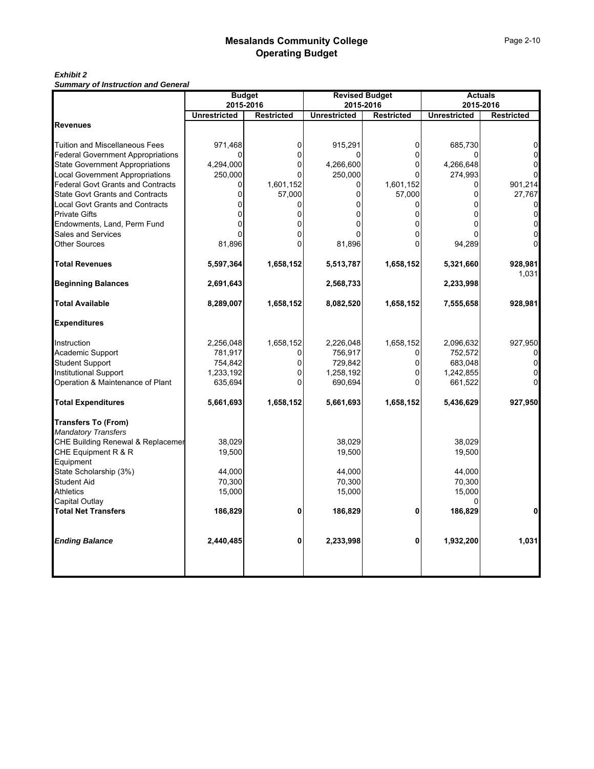# Mesalands Community College
## Operating Budget

***Exhibit 2***
***Summary of Instruction and General***

| | Budget 2015-2016 | | Revised Budget 2015-2016 | | Actuals 2015-2016 | |
|---|---|---|---|---|---|---|
| | **Unrestricted** | **Restricted** | **Unrestricted** | **Restricted** | **Unrestricted** | **Restricted** |
| **Revenues** | | | | | | |
| Tuition and Miscellaneous Fees | 971,468 | 0 | 915,291 | 0 | 685,730 | 0 |
| Federal Government Appropriations | 0 | 0 | 0 | 0 | 0 | 0 |
| State Government Appropriations | 4,294,000 | 0 | 4,266,600 | 0 | 4,266,648 | 0 |
| Local Government Appropriations | 250,000 | 0 | 250,000 | 0 | 274,993 | 0 |
| Federal Govt Grants and Contracts | 0 | 1,601,152 | 0 | 1,601,152 | 0 | 901,214 |
| State Govt Grants and Contracts | 0 | 57,000 | 0 | 57,000 | 0 | 27,767 |
| Local Govt Grants and Contracts | 0 | 0 | 0 | 0 | 0 | 0 |
| Private Gifts | 0 | 0 | 0 | 0 | 0 | 0 |
| Endowments, Land, Perm Fund | 0 | 0 | 0 | 0 | 0 | 0 |
| Sales and Services | 0 | 0 | 0 | 0 | 0 | 0 |
| Other Sources | 81,896 | 0 | 81,896 | 0 | 94,289 | 0 |
| **Total Revenues** | **5,597,364** | **1,658,152** | **5,513,787** | **1,658,152** | **5,321,660** | **928,981** |
| **Beginning Balances** | **2,691,643** | | **2,568,733** | | **2,233,998** | 1,031 |
| **Total Available** | **8,289,007** | **1,658,152** | **8,082,520** | **1,658,152** | **7,555,658** | **928,981** |
| **Expenditures** | | | | | | |
| Instruction | 2,256,048 | 1,658,152 | 2,226,048 | 1,658,152 | 2,096,632 | 927,950 |
| Academic Support | 781,917 | 0 | 756,917 | 0 | 752,572 | 0 |
| Student Support | 754,842 | 0 | 729,842 | 0 | 683,048 | 0 |
| Institutional Support | 1,233,192 | 0 | 1,258,192 | 0 | 1,242,855 | 0 |
| Operation & Maintenance of Plant | 635,694 | 0 | 690,694 | 0 | 661,522 | 0 |
| **Total Expenditures** | **5,661,693** | **1,658,152** | **5,661,693** | **1,658,152** | **5,436,629** | **927,950** |
| **Transfers To (From)** | | | | | | |
| *Mandatory Transfers* | | | | | | |
| CHE Building Renewal & Replacemer | 38,029 | | 38,029 | | 38,029 | |
| CHE Equipment R & R | 19,500 | | 19,500 | | 19,500 | |
| Equipment | | | | | | |
| State Scholarship (3%) | 44,000 | | 44,000 | | 44,000 | |
| Student Aid | 70,300 | | 70,300 | | 70,300 | |
| Athletics | 15,000 | | 15,000 | | 15,000 | |
| Capital Outlay | | | | | 0 | |
| **Total Net Transfers** | **186,829** | **0** | **186,829** | **0** | **186,829** | **0** |
| ***Ending Balance*** | **2,440,485** | **0** | **2,233,998** | **0** | **1,932,200** | **1,031** |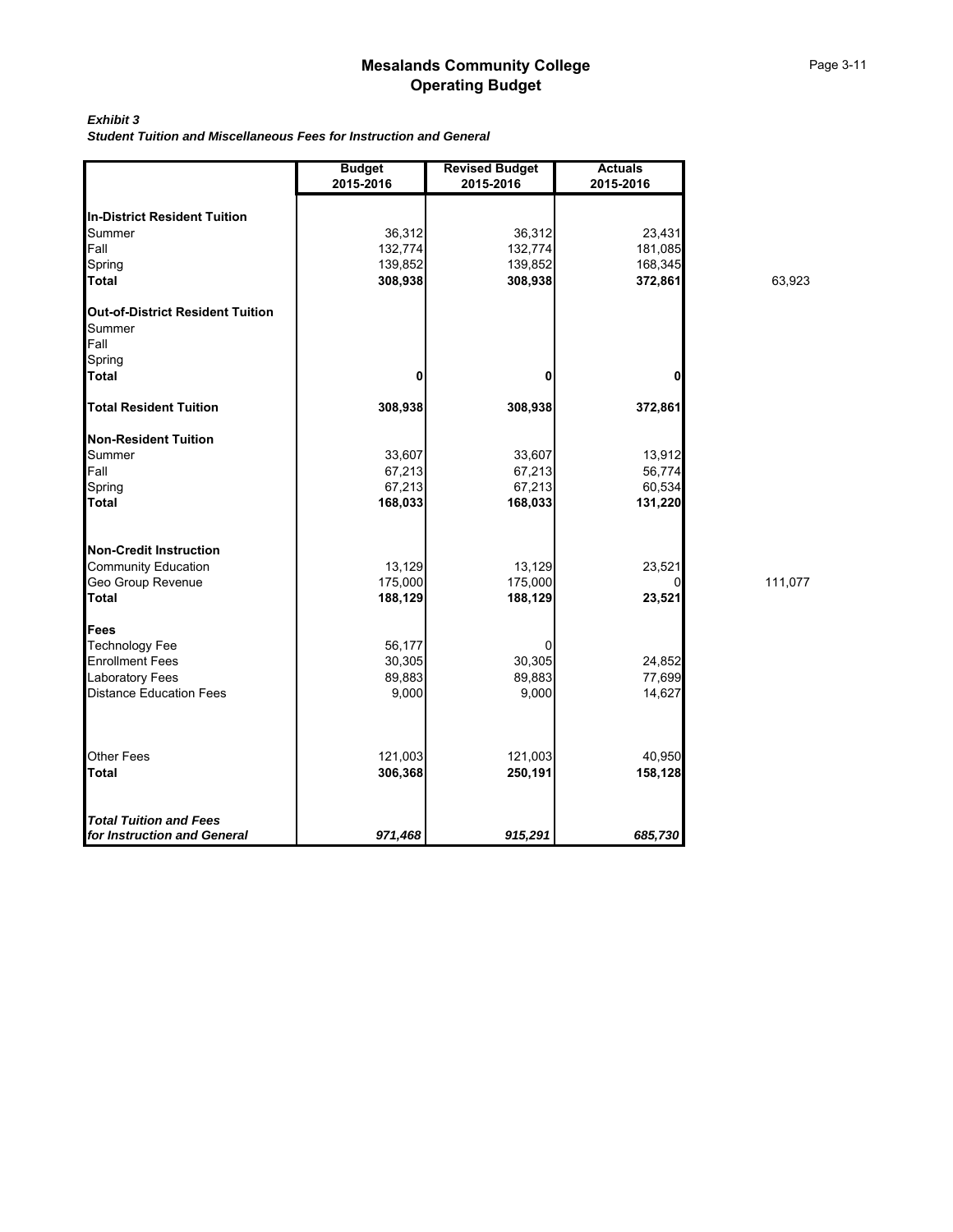# Mesalands Community College
## Operating Budget

***Exhibit 3***
***Student Tuition and Miscellaneous Fees for Instruction and General***

| | Budget 2015-2016 | Revised Budget 2015-2016 | Actuals 2015-2016 | |
|---|---|---|---|---|
| **In-District Resident Tuition** | | | | |
| Summer | 36,312 | 36,312 | 23,431 | |
| Fall | 132,774 | 132,774 | 181,085 | |
| Spring | 139,852 | 139,852 | 168,345 | |
| **Total** | **308,938** | **308,938** | **372,861** | 63,923 |
| **Out-of-District Resident Tuition** | | | | |
| Summer | | | | |
| Fall | | | | |
| Spring | | | | |
| **Total** | **0** | **0** | **0** | |
| **Total Resident Tuition** | **308,938** | **308,938** | **372,861** | |
| **Non-Resident Tuition** | | | | |
| Summer | 33,607 | 33,607 | 13,912 | |
| Fall | 67,213 | 67,213 | 56,774 | |
| Spring | 67,213 | 67,213 | 60,534 | |
| **Total** | **168,033** | **168,033** | **131,220** | |
| **Non-Credit Instruction** | | | | |
| Community Education | 13,129 | 13,129 | 23,521 | |
| Geo Group Revenue | 175,000 | 175,000 | 0 | 111,077 |
| **Total** | **188,129** | **188,129** | **23,521** | |
| **Fees** | | | | |
| Technology Fee | 56,177 | 0 | | |
| Enrollment Fees | 30,305 | 30,305 | 24,852 | |
| Laboratory Fees | 89,883 | 89,883 | 77,699 | |
| Distance Education Fees | 9,000 | 9,000 | 14,627 | |
| Other Fees | 121,003 | 121,003 | 40,950 | |
| **Total** | **306,368** | **250,191** | **158,128** | |
| ***Total Tuition and Fees for Instruction and General*** | ***971,468*** | ***915,291*** | ***685,730*** | |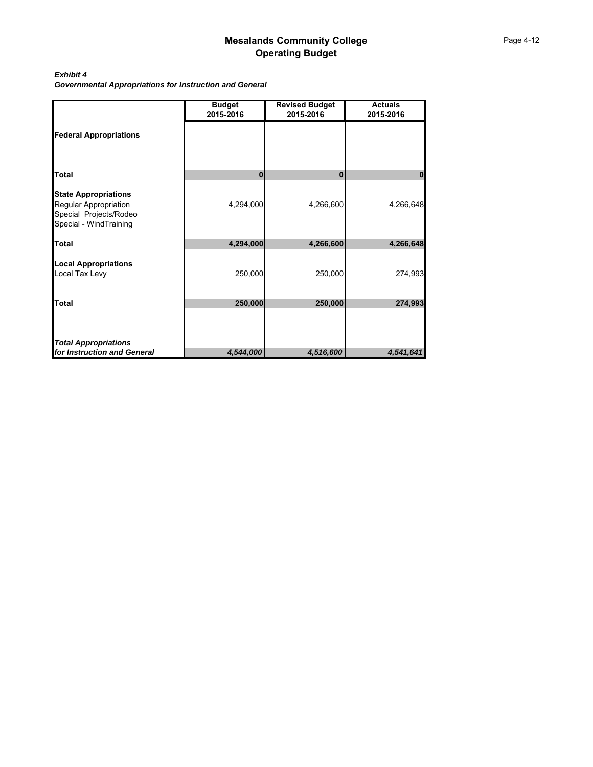# Mesalands Community College
# Operating Budget

***Exhibit 4***
***Governmental Appropriations for Instruction and General***

| | Budget 2015-2016 | Revised Budget 2015-2016 | Actuals 2015-2016 |
|---|---|---|---|
| **Federal Appropriations** | | | |
| **Total** | **0** | **0** | **0** |
| **State Appropriations** | | | |
| Regular Appropriation | 4,294,000 | 4,266,600 | 4,266,648 |
| Special Projects/Rodeo | | | |
| Special - WindTraining | | | |
| **Total** | **4,294,000** | **4,266,600** | **4,266,648** |
| **Local Appropriations** | | | |
| Local Tax Levy | 250,000 | 250,000 | 274,993 |
| **Total** | **250,000** | **250,000** | **274,993** |
| ***Total Appropriations for Instruction and General*** | ***4,544,000*** | ***4,516,600*** | ***4,541,641*** |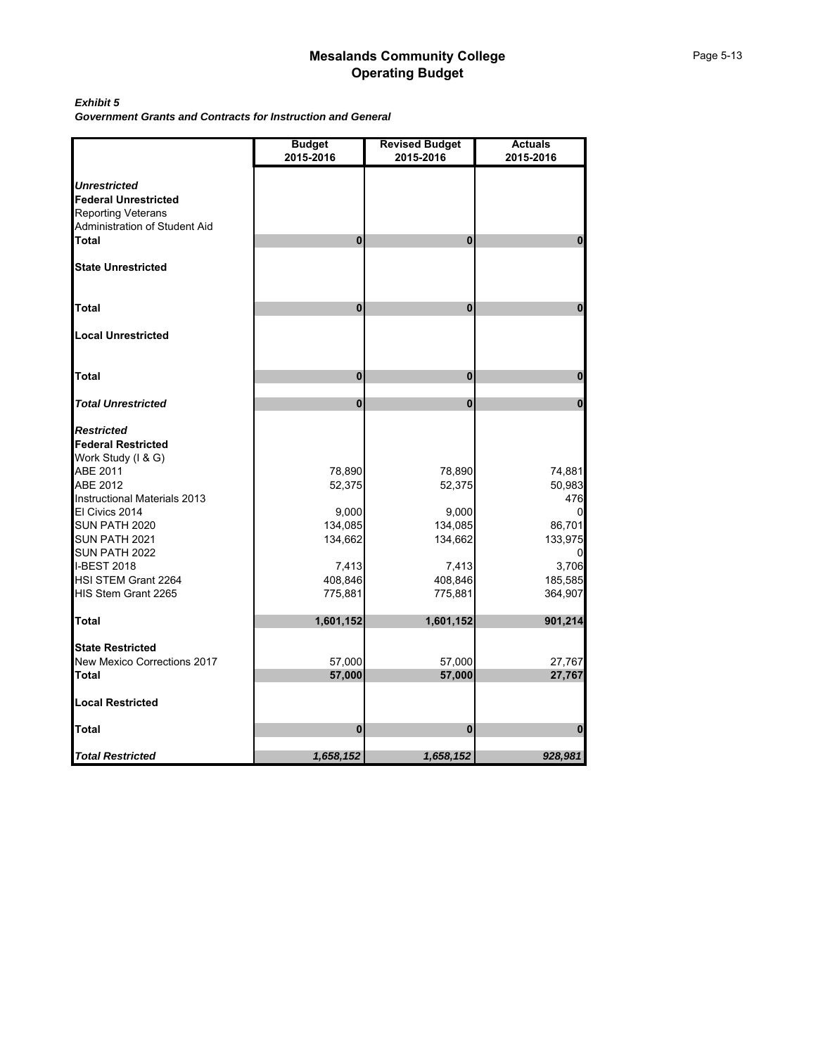# Mesalands Community College
## Operating Budget

***Exhibit 5***
***Government Grants and Contracts for Instruction and General***

| | Budget 2015-2016 | Revised Budget 2015-2016 | Actuals 2015-2016 |
|---|---|---|---|
| ***Unrestricted*** | | | |
| **Federal Unrestricted** | | | |
| Reporting Veterans | | | |
| Administration of Student Aid | | | |
| **Total** | **0** | **0** | **0** |
| **State Unrestricted** | | | |
| **Total** | **0** | **0** | **0** |
| **Local Unrestricted** | | | |
| **Total** | **0** | **0** | **0** |
| ***Total Unrestricted*** | ***0*** | ***0*** | ***0*** |
| ***Restricted*** | | | |
| **Federal Restricted** | | | |
| Work Study (I & G) | | | |
| ABE 2011 | 78,890 | 78,890 | 74,881 |
| ABE 2012 | 52,375 | 52,375 | 50,983 |
| Instructional Materials 2013 | | | 476 |
| El Civics 2014 | 9,000 | 9,000 | 0 |
| SUN PATH 2020 | 134,085 | 134,085 | 86,701 |
| SUN PATH 2021 | 134,662 | 134,662 | 133,975 |
| SUN PATH 2022 | | | 0 |
| I-BEST 2018 | 7,413 | 7,413 | 3,706 |
| HSI STEM Grant 2264 | 408,846 | 408,846 | 185,585 |
| HIS Stem Grant 2265 | 775,881 | 775,881 | 364,907 |
| **Total** | **1,601,152** | **1,601,152** | **901,214** |
| **State Restricted** | | | |
| New Mexico Corrections 2017 | 57,000 | 57,000 | 27,767 |
| **Total** | **57,000** | **57,000** | **27,767** |
| **Local Restricted** | | | |
| **Total** | **0** | **0** | **0** |
| ***Total Restricted*** | ***1,658,152*** | ***1,658,152*** | ***928,981*** |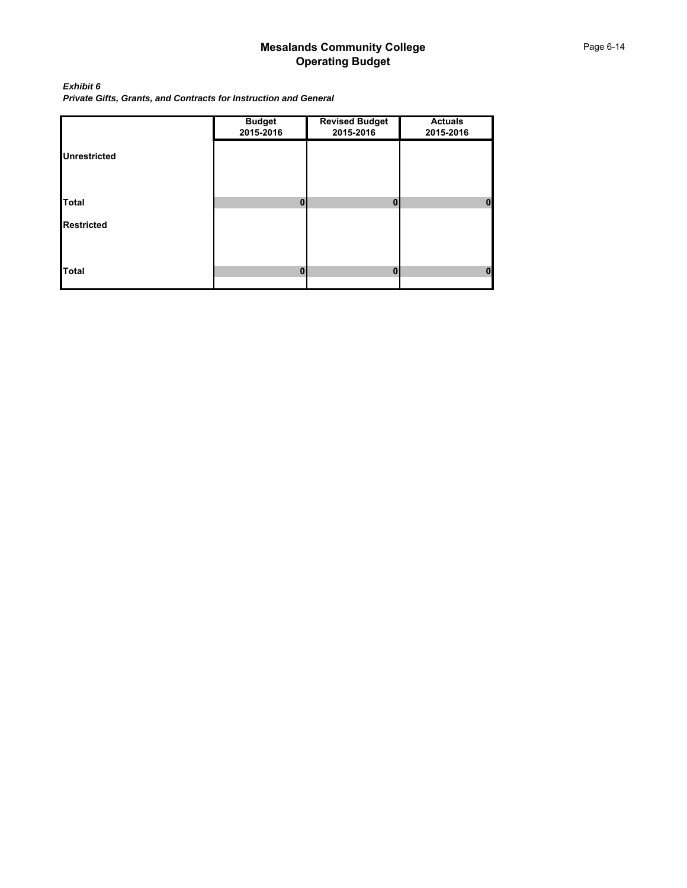# Mesalands Community College
## Operating Budget

***Exhibit 6***
***Private Gifts, Grants, and Contracts for Instruction and General***

| | Budget 2015-2016 | Revised Budget 2015-2016 | Actuals 2015-2016 |
|---|---|---|---|
| **Unrestricted** | | | |
| **Total** | **0** | **0** | **0** |
| **Restricted** | | | |
| **Total** | **0** | **0** | **0** |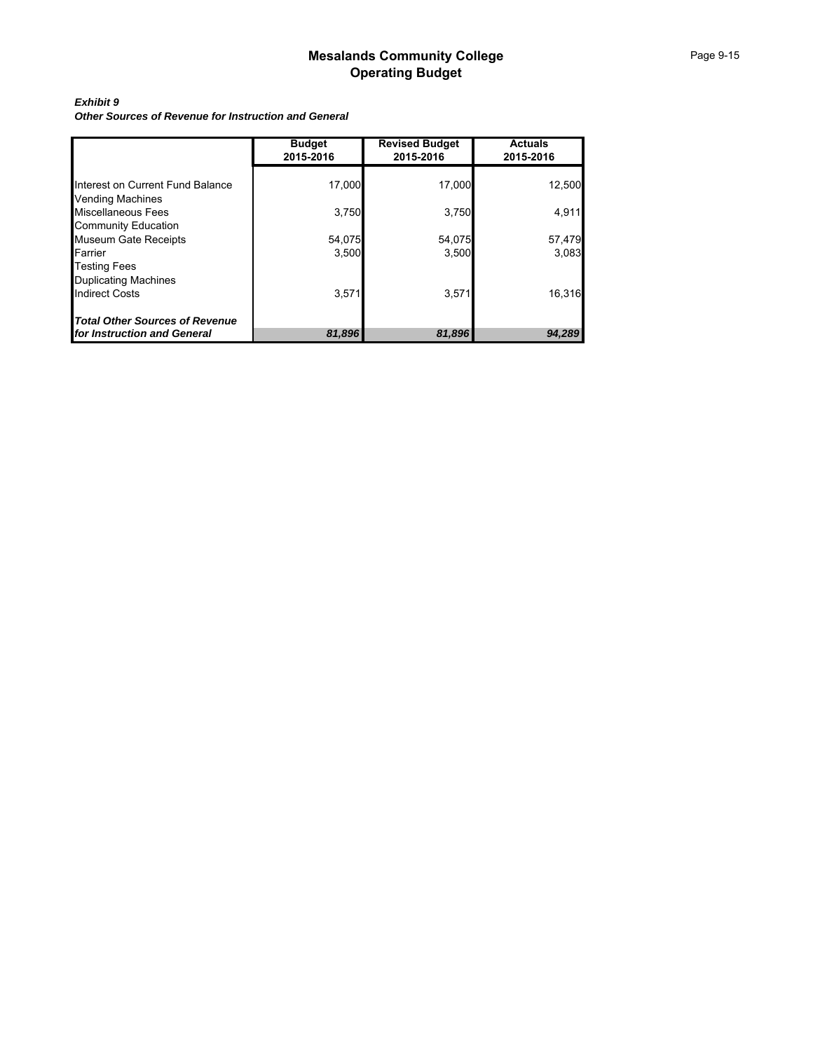# Mesalands Community College
## Operating Budget

***Exhibit 9***
***Other Sources of Revenue for Instruction and General***

| | Budget 2015-2016 | Revised Budget 2015-2016 | Actuals 2015-2016 |
|---|---|---|---|
| Interest on Current Fund Balance | 17,000 | 17,000 | 12,500 |
| Vending Machines | | | |
| Miscellaneous Fees | 3,750 | 3,750 | 4,911 |
| Community Education | | | |
| Museum Gate Receipts | 54,075 | 54,075 | 57,479 |
| Farrier | 3,500 | 3,500 | 3,083 |
| Testing Fees | | | |
| Duplicating Machines | | | |
| Indirect Costs | 3,571 | 3,571 | 16,316 |
| ***Total Other Sources of Revenue for Instruction and General*** | ***81,896*** | ***81,896*** | ***94,289*** |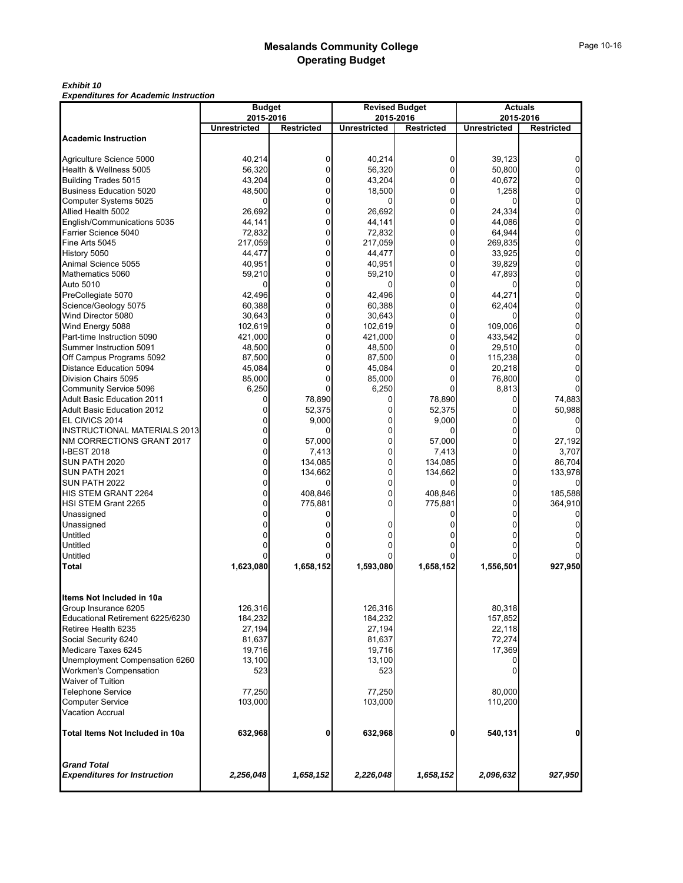# Mesalands Community College
## Operating Budget

***Exhibit 10***
***Expenditures for Academic Instruction***

| | Budget 2015-2016 | | Revised Budget 2015-2016 | | Actuals 2015-2016 | |
|---|---|---|---|---|---|---|
| | Unrestricted | Restricted | Unrestricted | Restricted | Unrestricted | Restricted |
| **Academic Instruction** | | | | | | |
| Agriculture Science 5000 | 40,214 | 0 | 40,214 | 0 | 39,123 | 0 |
| Health & Wellness 5005 | 56,320 | 0 | 56,320 | 0 | 50,800 | 0 |
| Building Trades 5015 | 43,204 | 0 | 43,204 | 0 | 40,672 | 0 |
| Business Education 5020 | 48,500 | 0 | 18,500 | 0 | 1,258 | 0 |
| Computer Systems 5025 | 0 | 0 | 0 | 0 | 0 | 0 |
| Allied Health 5002 | 26,692 | 0 | 26,692 | 0 | 24,334 | 0 |
| English/Communications 5035 | 44,141 | 0 | 44,141 | 0 | 44,086 | 0 |
| Farrier Science 5040 | 72,832 | 0 | 72,832 | 0 | 64,944 | 0 |
| Fine Arts 5045 | 217,059 | 0 | 217,059 | 0 | 269,835 | 0 |
| History 5050 | 44,477 | 0 | 44,477 | 0 | 33,925 | 0 |
| Animal Science 5055 | 40,951 | 0 | 40,951 | 0 | 39,829 | 0 |
| Mathematics 5060 | 59,210 | 0 | 59,210 | 0 | 47,893 | 0 |
| Auto 5010 | 0 | 0 | 0 | 0 | 0 | 0 |
| PreCollegiate 5070 | 42,496 | 0 | 42,496 | 0 | 44,271 | 0 |
| Science/Geology 5075 | 60,388 | 0 | 60,388 | 0 | 62,404 | 0 |
| Wind Director 5080 | 30,643 | 0 | 30,643 | 0 | 0 | 0 |
| Wind Energy 5088 | 102,619 | 0 | 102,619 | 0 | 109,006 | 0 |
| Part-time Instruction 5090 | 421,000 | 0 | 421,000 | 0 | 433,542 | 0 |
| Summer Instruction 5091 | 48,500 | 0 | 48,500 | 0 | 29,510 | 0 |
| Off Campus Programs 5092 | 87,500 | 0 | 87,500 | 0 | 115,238 | 0 |
| Distance Education 5094 | 45,084 | 0 | 45,084 | 0 | 20,218 | 0 |
| Division Chairs 5095 | 85,000 | 0 | 85,000 | 0 | 76,800 | 0 |
| Community Service 5096 | 6,250 | 0 | 6,250 | 0 | 8,813 | 0 |
| Adult Basic Education 2011 | 0 | 78,890 | 0 | 78,890 | 0 | 74,883 |
| Adult Basic Education 2012 | 0 | 52,375 | 0 | 52,375 | 0 | 50,988 |
| EL CIVICS 2014 | 0 | 9,000 | 0 | 9,000 | 0 | 0 |
| INSTRUCTIONAL MATERIALS 2013 | 0 | 0 | 0 | 0 | 0 | 0 |
| NM CORRECTIONS GRANT 2017 | 0 | 57,000 | 0 | 57,000 | 0 | 27,192 |
| I-BEST 2018 | 0 | 7,413 | 0 | 7,413 | 0 | 3,707 |
| SUN PATH 2020 | 0 | 134,085 | 0 | 134,085 | 0 | 86,704 |
| SUN PATH 2021 | 0 | 134,662 | 0 | 134,662 | 0 | 133,978 |
| SUN PATH 2022 | 0 | 0 | 0 | 0 | 0 | 0 |
| HIS STEM GRANT 2264 | 0 | 408,846 | 0 | 408,846 | 0 | 185,588 |
| HSI STEM Grant 2265 | 0 | 775,881 | 0 | 775,881 | 0 | 364,910 |
| Unassigned | 0 | 0 | | 0 | 0 | 0 |
| Unassigned | 0 | 0 | 0 | 0 | 0 | 0 |
| Untitled | 0 | 0 | 0 | 0 | 0 | 0 |
| Untitled | 0 | 0 | 0 | 0 | 0 | 0 |
| Untitled | 0 | 0 | 0 | 0 | 0 | 0 |
| **Total** | **1,623,080** | **1,658,152** | **1,593,080** | **1,658,152** | **1,556,501** | **927,950** |
| | | | | | | |
| **Items Not Included in 10a** | | | | | | |
| Group Insurance 6205 | 126,316 | | 126,316 | | 80,318 | |
| Educational Retirement 6225/6230 | 184,232 | | 184,232 | | 157,852 | |
| Retiree Health 6235 | 27,194 | | 27,194 | | 22,118 | |
| Social Security 6240 | 81,637 | | 81,637 | | 72,274 | |
| Medicare Taxes 6245 | 19,716 | | 19,716 | | 17,369 | |
| Unemployment Compensation 6260 | 13,100 | | 13,100 | | 0 | |
| Workmen's Compensation | 523 | | 523 | | 0 | |
| Waiver of Tuition | | | | | | |
| Telephone Service | 77,250 | | 77,250 | | 80,000 | |
| Computer Service | 103,000 | | 103,000 | | 110,200 | |
| Vacation Accrual | | | | | | |
| **Total Items Not Included in 10a** | **632,968** | **0** | **632,968** | **0** | **540,131** | **0** |
| | | | | | | |
| ***Grand Total Expenditures for Instruction*** | ***2,256,048*** | ***1,658,152*** | ***2,226,048*** | ***1,658,152*** | ***2,096,632*** | ***927,950*** |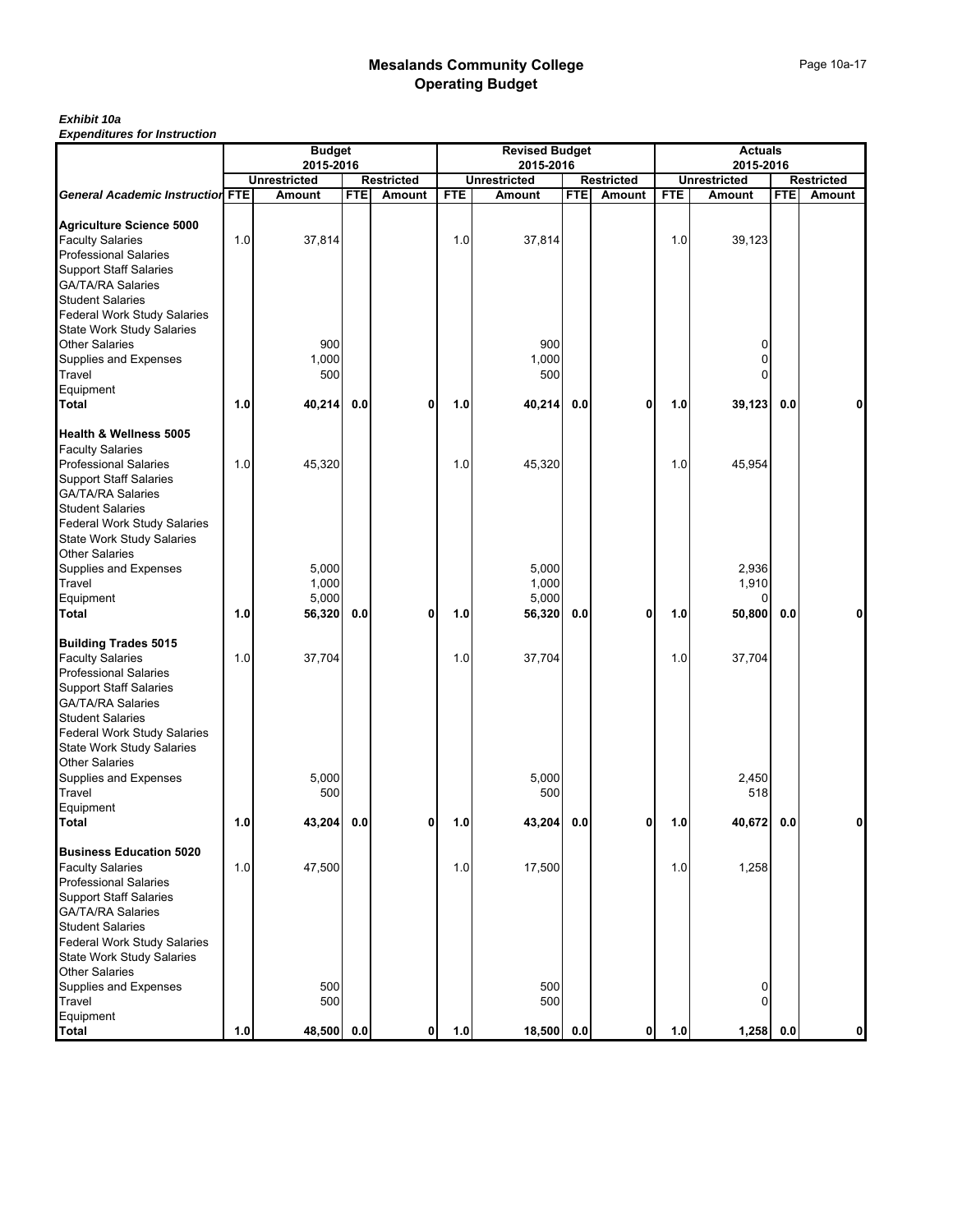# Mesalands Community College
## Operating Budget

***Exhibit 10a***
***Expenditures for Instruction***

| | Budget 2015-2016 | | | | Revised Budget 2015-2016 | | | | Actuals 2015-2016 | | | |
|---|---|---|---|---|---|---|---|---|---|---|---|---|
| | Unrestricted | | Restricted | | Unrestricted | | Restricted | | Unrestricted | | Restricted | |
| ***General Academic Instruction*** | **FTE** | **Amount** | **FTE** | **Amount** | **FTE** | **Amount** | **FTE** | **Amount** | **FTE** | **Amount** | **FTE** | **Amount** |
| **Agriculture Science 5000** | | | | | | | | | | | | |
| Faculty Salaries | 1.0 | 37,814 | | | 1.0 | 37,814 | | | 1.0 | 39,123 | | |
| Professional Salaries | | | | | | | | | | | | |
| Support Staff Salaries | | | | | | | | | | | | |
| GA/TA/RA Salaries | | | | | | | | | | | | |
| Student Salaries | | | | | | | | | | | | |
| Federal Work Study Salaries | | | | | | | | | | | | |
| State Work Study Salaries | | | | | | | | | | | | |
| Other Salaries | | 900 | | | | 900 | | | | 0 | | |
| Supplies and Expenses | | 1,000 | | | | 1,000 | | | | 0 | | |
| Travel | | 500 | | | | 500 | | | | 0 | | |
| Equipment | | | | | | | | | | | | |
| **Total** | **1.0** | **40,214** | **0.0** | **0** | **1.0** | **40,214** | **0.0** | **0** | **1.0** | **39,123** | **0.0** | **0** |
| **Health & Wellness 5005** | | | | | | | | | | | | |
| Faculty Salaries | | | | | | | | | | | | |
| Professional Salaries | 1.0 | 45,320 | | | 1.0 | 45,320 | | | 1.0 | 45,954 | | |
| Support Staff Salaries | | | | | | | | | | | | |
| GA/TA/RA Salaries | | | | | | | | | | | | |
| Student Salaries | | | | | | | | | | | | |
| Federal Work Study Salaries | | | | | | | | | | | | |
| State Work Study Salaries | | | | | | | | | | | | |
| Other Salaries | | | | | | | | | | | | |
| Supplies and Expenses | | 5,000 | | | | 5,000 | | | | 2,936 | | |
| Travel | | 1,000 | | | | 1,000 | | | | 1,910 | | |
| Equipment | | 5,000 | | | | 5,000 | | | | 0 | | |
| **Total** | **1.0** | **56,320** | **0.0** | **0** | **1.0** | **56,320** | **0.0** | **0** | **1.0** | **50,800** | **0.0** | **0** |
| **Building Trades 5015** | | | | | | | | | | | | |
| Faculty Salaries | 1.0 | 37,704 | | | 1.0 | 37,704 | | | 1.0 | 37,704 | | |
| Professional Salaries | | | | | | | | | | | | |
| Support Staff Salaries | | | | | | | | | | | | |
| GA/TA/RA Salaries | | | | | | | | | | | | |
| Student Salaries | | | | | | | | | | | | |
| Federal Work Study Salaries | | | | | | | | | | | | |
| State Work Study Salaries | | | | | | | | | | | | |
| Other Salaries | | | | | | | | | | | | |
| Supplies and Expenses | | 5,000 | | | | 5,000 | | | | 2,450 | | |
| Travel | | 500 | | | | 500 | | | | 518 | | |
| Equipment | | | | | | | | | | | | |
| **Total** | **1.0** | **43,204** | **0.0** | **0** | **1.0** | **43,204** | **0.0** | **0** | **1.0** | **40,672** | **0.0** | **0** |
| **Business Education 5020** | | | | | | | | | | | | |
| Faculty Salaries | 1.0 | 47,500 | | | 1.0 | 17,500 | | | 1.0 | 1,258 | | |
| Professional Salaries | | | | | | | | | | | | |
| Support Staff Salaries | | | | | | | | | | | | |
| GA/TA/RA Salaries | | | | | | | | | | | | |
| Student Salaries | | | | | | | | | | | | |
| Federal Work Study Salaries | | | | | | | | | | | | |
| State Work Study Salaries | | | | | | | | | | | | |
| Other Salaries | | | | | | | | | | | | |
| Supplies and Expenses | | 500 | | | | 500 | | | | 0 | | |
| Travel | | 500 | | | | 500 | | | | 0 | | |
| Equipment | | | | | | | | | | | | |
| **Total** | **1.0** | **48,500** | **0.0** | **0** | **1.0** | **18,500** | **0.0** | **0** | **1.0** | **1,258** | **0.0** | **0** |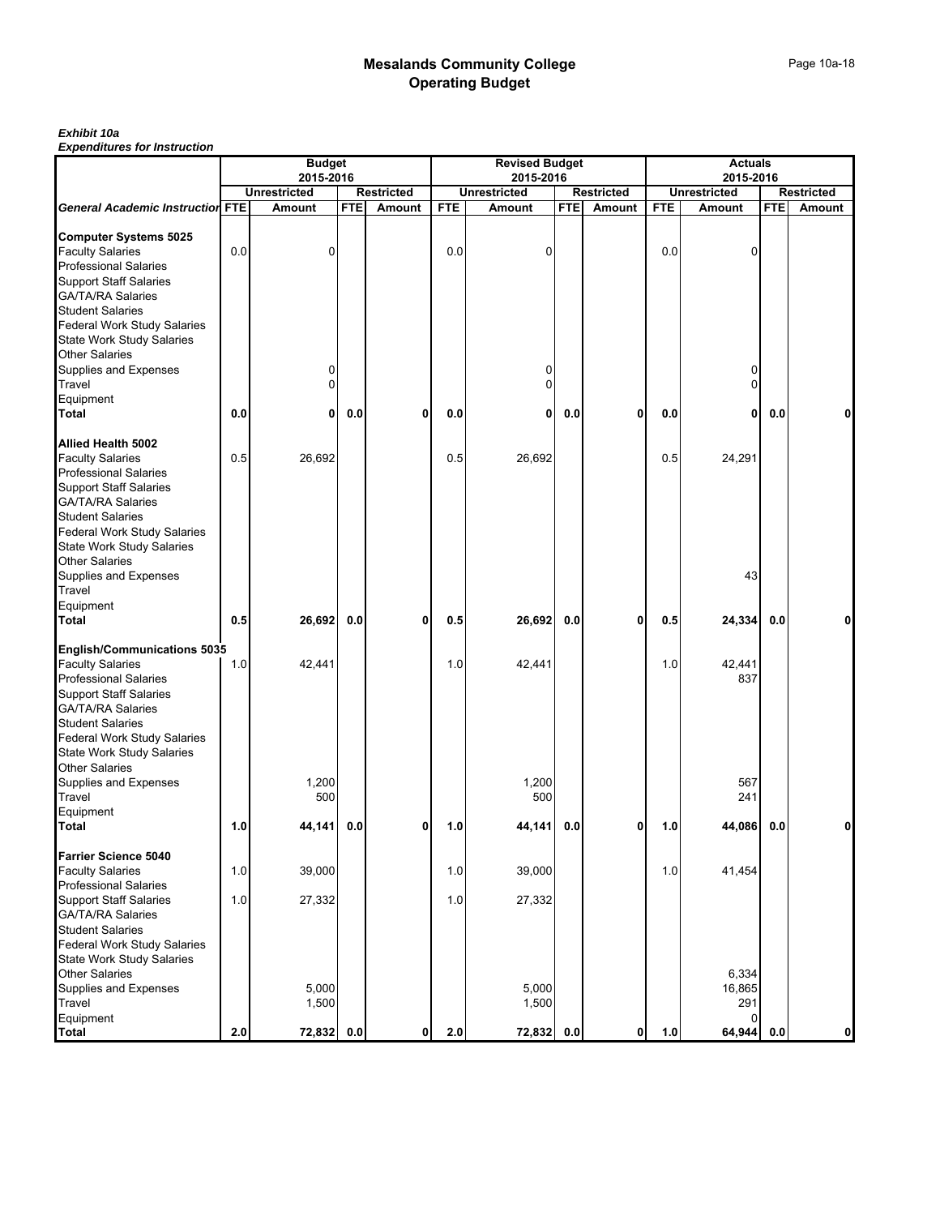# Mesalands Community College
## Operating Budget

***Exhibit 10a***
***Expenditures for Instruction***

| | Budget 2015-2016 | | | | Revised Budget 2015-2016 | | | | Actuals 2015-2016 | | | |
|---|---|---|---|---|---|---|---|---|---|---|---|---|
| | Unrestricted | | Restricted | | Unrestricted | | Restricted | | Unrestricted | | Restricted | |
| ***General Academic Instruction*** | **FTE** | **Amount** | **FTE** | **Amount** | **FTE** | **Amount** | **FTE** | **Amount** | **FTE** | **Amount** | **FTE** | **Amount** |
| **Computer Systems 5025** | | | | | | | | | | | | |
| Faculty Salaries | 0.0 | 0 | | | 0.0 | 0 | | | 0.0 | 0 | | |
| Professional Salaries | | | | | | | | | | | | |
| Support Staff Salaries | | | | | | | | | | | | |
| GA/TA/RA Salaries | | | | | | | | | | | | |
| Student Salaries | | | | | | | | | | | | |
| Federal Work Study Salaries | | | | | | | | | | | | |
| State Work Study Salaries | | | | | | | | | | | | |
| Other Salaries | | | | | | | | | | | | |
| Supplies and Expenses | | 0 | | | | 0 | | | | 0 | | |
| Travel | | 0 | | | | 0 | | | | 0 | | |
| Equipment | | | | | | | | | | | | |
| **Total** | **0.0** | **0** | **0.0** | **0** | **0.0** | **0** | **0.0** | **0** | **0.0** | **0** | **0.0** | **0** |
| **Allied Health 5002** | | | | | | | | | | | | |
| Faculty Salaries | 0.5 | 26,692 | | | 0.5 | 26,692 | | | 0.5 | 24,291 | | |
| Professional Salaries | | | | | | | | | | | | |
| Support Staff Salaries | | | | | | | | | | | | |
| GA/TA/RA Salaries | | | | | | | | | | | | |
| Student Salaries | | | | | | | | | | | | |
| Federal Work Study Salaries | | | | | | | | | | | | |
| State Work Study Salaries | | | | | | | | | | | | |
| Other Salaries | | | | | | | | | | | | |
| Supplies and Expenses | | | | | | | | | | 43 | | |
| Travel | | | | | | | | | | | | |
| Equipment | | | | | | | | | | | | |
| **Total** | **0.5** | **26,692** | **0.0** | **0** | **0.5** | **26,692** | **0.0** | **0** | **0.5** | **24,334** | **0.0** | **0** |
| **English/Communications 5035** | | | | | | | | | | | | |
| Faculty Salaries | 1.0 | 42,441 | | | 1.0 | 42,441 | | | 1.0 | 42,441 | | |
| Professional Salaries | | | | | | | | | | 837 | | |
| Support Staff Salaries | | | | | | | | | | | | |
| GA/TA/RA Salaries | | | | | | | | | | | | |
| Student Salaries | | | | | | | | | | | | |
| Federal Work Study Salaries | | | | | | | | | | | | |
| State Work Study Salaries | | | | | | | | | | | | |
| Other Salaries | | | | | | | | | | | | |
| Supplies and Expenses | | 1,200 | | | | 1,200 | | | | 567 | | |
| Travel | | 500 | | | | 500 | | | | 241 | | |
| Equipment | | | | | | | | | | | | |
| **Total** | **1.0** | **44,141** | **0.0** | **0** | **1.0** | **44,141** | **0.0** | **0** | **1.0** | **44,086** | **0.0** | **0** |
| **Farrier Science 5040** | | | | | | | | | | | | |
| Faculty Salaries | 1.0 | 39,000 | | | 1.0 | 39,000 | | | 1.0 | 41,454 | | |
| Professional Salaries | | | | | | | | | | | | |
| Support Staff Salaries | 1.0 | 27,332 | | | 1.0 | 27,332 | | | | | | |
| GA/TA/RA Salaries | | | | | | | | | | | | |
| Student Salaries | | | | | | | | | | | | |
| Federal Work Study Salaries | | | | | | | | | | | | |
| State Work Study Salaries | | | | | | | | | | | | |
| Other Salaries | | | | | | | | | | 6,334 | | |
| Supplies and Expenses | | 5,000 | | | | 5,000 | | | | 16,865 | | |
| Travel | | 1,500 | | | | 1,500 | | | | 291 | | |
| Equipment | | | | | | | | | | 0 | | |
| **Total** | **2.0** | **72,832** | **0.0** | **0** | **2.0** | **72,832** | **0.0** | **0** | **1.0** | **64,944** | **0.0** | **0** |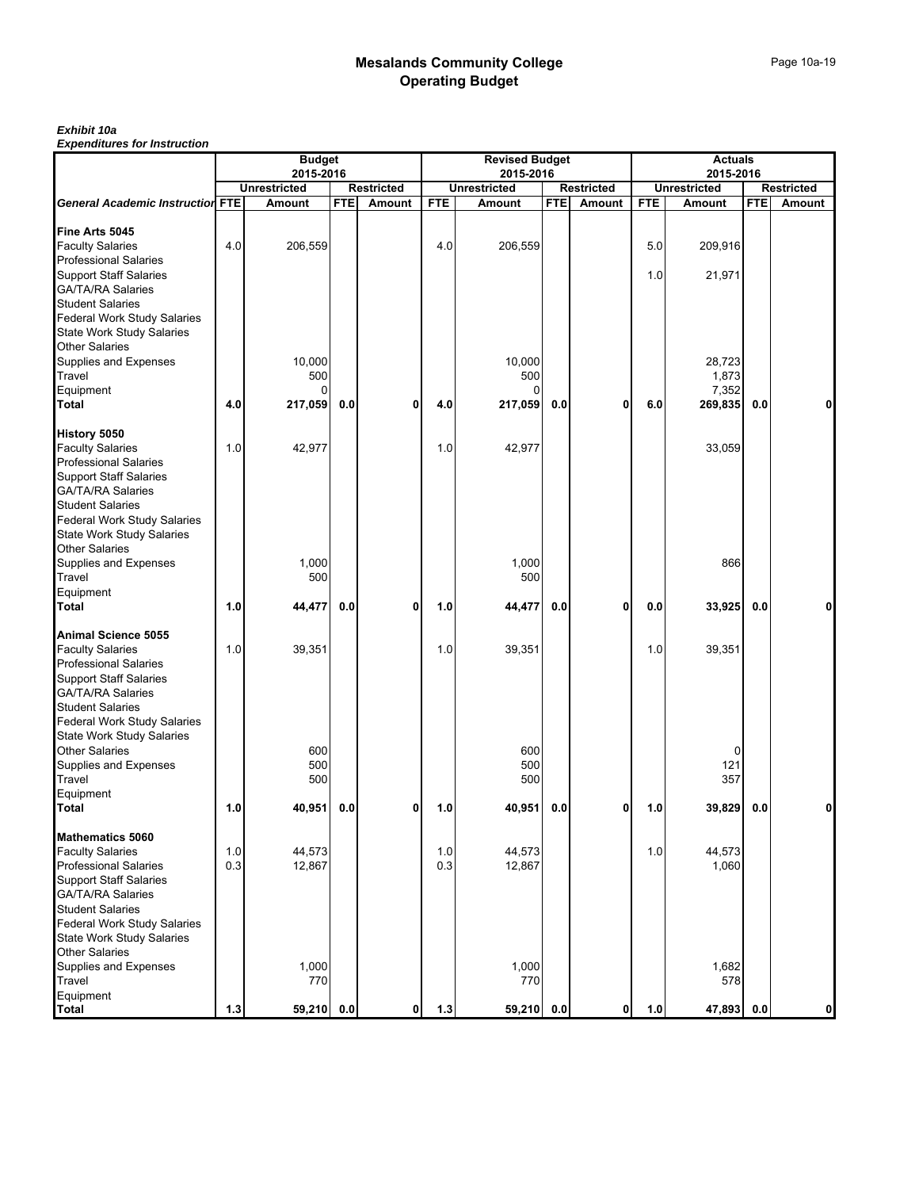# Mesalands Community College
## Operating Budget

***Exhibit 10a***
***Expenditures for Instruction***

| | Budget 2015-2016 | | | | Revised Budget 2015-2016 | | | | Actuals 2015-2016 | | | |
|---|---|---|---|---|---|---|---|---|---|---|---|---|
| | Unrestricted | | Restricted | | Unrestricted | | Restricted | | Unrestricted | | Restricted | |
| ***General Academic Instruction*** | **FTE** | **Amount** | **FTE** | **Amount** | **FTE** | **Amount** | **FTE** | **Amount** | **FTE** | **Amount** | **FTE** | **Amount** |
| **Fine Arts 5045** | | | | | | | | | | | | |
| Faculty Salaries | 4.0 | 206,559 | | | 4.0 | 206,559 | | | 5.0 | 209,916 | | |
| Professional Salaries | | | | | | | | | | | | |
| Support Staff Salaries | | | | | | | | | 1.0 | 21,971 | | |
| GA/TA/RA Salaries | | | | | | | | | | | | |
| Student Salaries | | | | | | | | | | | | |
| Federal Work Study Salaries | | | | | | | | | | | | |
| State Work Study Salaries | | | | | | | | | | | | |
| Other Salaries | | | | | | | | | | | | |
| Supplies and Expenses | | 10,000 | | | | 10,000 | | | | 28,723 | | |
| Travel | | 500 | | | | 500 | | | | 1,873 | | |
| Equipment | | 0 | | | | 0 | | | | 7,352 | | |
| **Total** | **4.0** | **217,059** | **0.0** | **0** | **4.0** | **217,059** | **0.0** | **0** | **6.0** | **269,835** | **0.0** | **0** |
| **History 5050** | | | | | | | | | | | | |
| Faculty Salaries | 1.0 | 42,977 | | | 1.0 | 42,977 | | | | 33,059 | | |
| Professional Salaries | | | | | | | | | | | | |
| Support Staff Salaries | | | | | | | | | | | | |
| GA/TA/RA Salaries | | | | | | | | | | | | |
| Student Salaries | | | | | | | | | | | | |
| Federal Work Study Salaries | | | | | | | | | | | | |
| State Work Study Salaries | | | | | | | | | | | | |
| Other Salaries | | | | | | | | | | | | |
| Supplies and Expenses | | 1,000 | | | | 1,000 | | | | 866 | | |
| Travel | | 500 | | | | 500 | | | | | | |
| Equipment | | | | | | | | | | | | |
| **Total** | **1.0** | **44,477** | **0.0** | **0** | **1.0** | **44,477** | **0.0** | **0** | **0.0** | **33,925** | **0.0** | **0** |
| **Animal Science 5055** | | | | | | | | | | | | |
| Faculty Salaries | 1.0 | 39,351 | | | 1.0 | 39,351 | | | 1.0 | 39,351 | | |
| Professional Salaries | | | | | | | | | | | | |
| Support Staff Salaries | | | | | | | | | | | | |
| GA/TA/RA Salaries | | | | | | | | | | | | |
| Student Salaries | | | | | | | | | | | | |
| Federal Work Study Salaries | | | | | | | | | | | | |
| State Work Study Salaries | | | | | | | | | | | | |
| Other Salaries | | 600 | | | | 600 | | | | 0 | | |
| Supplies and Expenses | | 500 | | | | 500 | | | | 121 | | |
| Travel | | 500 | | | | 500 | | | | 357 | | |
| Equipment | | | | | | | | | | | | |
| **Total** | **1.0** | **40,951** | **0.0** | **0** | **1.0** | **40,951** | **0.0** | **0** | **1.0** | **39,829** | **0.0** | **0** |
| **Mathematics 5060** | | | | | | | | | | | | |
| Faculty Salaries | 1.0 | 44,573 | | | 1.0 | 44,573 | | | 1.0 | 44,573 | | |
| Professional Salaries | 0.3 | 12,867 | | | 0.3 | 12,867 | | | | 1,060 | | |
| Support Staff Salaries | | | | | | | | | | | | |
| GA/TA/RA Salaries | | | | | | | | | | | | |
| Student Salaries | | | | | | | | | | | | |
| Federal Work Study Salaries | | | | | | | | | | | | |
| State Work Study Salaries | | | | | | | | | | | | |
| Other Salaries | | | | | | | | | | | | |
| Supplies and Expenses | | 1,000 | | | | 1,000 | | | | 1,682 | | |
| Travel | | 770 | | | | 770 | | | | 578 | | |
| Equipment | | | | | | | | | | | | |
| **Total** | **1.3** | **59,210** | **0.0** | **0** | **1.3** | **59,210** | **0.0** | **0** | **1.0** | **47,893** | **0.0** | **0** |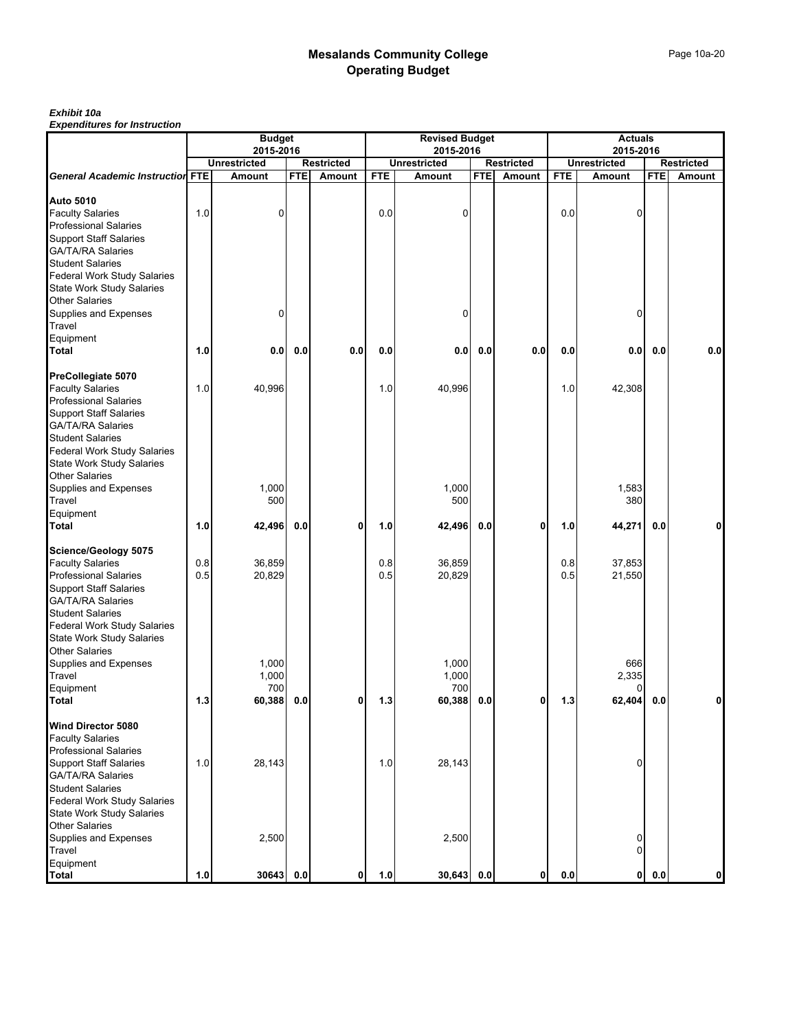# Mesalands Community College
## Operating Budget

***Exhibit 10a***
***Expenditures for Instruction***

| | Budget 2015-2016 | | | | Revised Budget 2015-2016 | | | | Actuals 2015-2016 | | | |
|---|---|---|---|---|---|---|---|---|---|---|---|---|
| | Unrestricted | | Restricted | | Unrestricted | | Restricted | | Unrestricted | | Restricted | |
| ***General Academic Instruction*** | **FTE** | **Amount** | **FTE** | **Amount** | **FTE** | **Amount** | **FTE** | **Amount** | **FTE** | **Amount** | **FTE** | **Amount** |
| **Auto 5010** | | | | | | | | | | | | |
| Faculty Salaries | 1.0 | 0 | | | 0.0 | 0 | | | 0.0 | 0 | | |
| Professional Salaries | | | | | | | | | | | | |
| Support Staff Salaries | | | | | | | | | | | | |
| GA/TA/RA Salaries | | | | | | | | | | | | |
| Student Salaries | | | | | | | | | | | | |
| Federal Work Study Salaries | | | | | | | | | | | | |
| State Work Study Salaries | | | | | | | | | | | | |
| Other Salaries | | | | | | | | | | | | |
| Supplies and Expenses | | 0 | | | | 0 | | | | 0 | | |
| Travel | | | | | | | | | | | | |
| Equipment | | | | | | | | | | | | |
| **Total** | **1.0** | **0.0** | **0.0** | **0.0** | **0.0** | **0.0** | **0.0** | **0.0** | **0.0** | **0.0** | **0.0** | **0.0** |
| **PreCollegiate 5070** | | | | | | | | | | | | |
| Faculty Salaries | 1.0 | 40,996 | | | 1.0 | 40,996 | | | 1.0 | 42,308 | | |
| Professional Salaries | | | | | | | | | | | | |
| Support Staff Salaries | | | | | | | | | | | | |
| GA/TA/RA Salaries | | | | | | | | | | | | |
| Student Salaries | | | | | | | | | | | | |
| Federal Work Study Salaries | | | | | | | | | | | | |
| State Work Study Salaries | | | | | | | | | | | | |
| Other Salaries | | | | | | | | | | | | |
| Supplies and Expenses | | 1,000 | | | | 1,000 | | | | 1,583 | | |
| Travel | | 500 | | | | 500 | | | | 380 | | |
| Equipment | | | | | | | | | | | | |
| **Total** | **1.0** | **42,496** | **0.0** | **0** | **1.0** | **42,496** | **0.0** | **0** | **1.0** | **44,271** | **0.0** | **0** |
| **Science/Geology 5075** | | | | | | | | | | | | |
| Faculty Salaries | 0.8 | 36,859 | | | 0.8 | 36,859 | | | 0.8 | 37,853 | | |
| Professional Salaries | 0.5 | 20,829 | | | 0.5 | 20,829 | | | 0.5 | 21,550 | | |
| Support Staff Salaries | | | | | | | | | | | | |
| GA/TA/RA Salaries | | | | | | | | | | | | |
| Student Salaries | | | | | | | | | | | | |
| Federal Work Study Salaries | | | | | | | | | | | | |
| State Work Study Salaries | | | | | | | | | | | | |
| Other Salaries | | | | | | | | | | | | |
| Supplies and Expenses | | 1,000 | | | | 1,000 | | | | 666 | | |
| Travel | | 1,000 | | | | 1,000 | | | | 2,335 | | |
| Equipment | | 700 | | | | 700 | | | | 0 | | |
| **Total** | **1.3** | **60,388** | **0.0** | **0** | **1.3** | **60,388** | **0.0** | **0** | **1.3** | **62,404** | **0.0** | **0** |
| **Wind Director 5080** | | | | | | | | | | | | |
| Faculty Salaries | | | | | | | | | | | | |
| Professional Salaries | | | | | | | | | | | | |
| Support Staff Salaries | 1.0 | 28,143 | | | 1.0 | 28,143 | | | | 0 | | |
| GA/TA/RA Salaries | | | | | | | | | | | | |
| Student Salaries | | | | | | | | | | | | |
| Federal Work Study Salaries | | | | | | | | | | | | |
| State Work Study Salaries | | | | | | | | | | | | |
| Other Salaries | | | | | | | | | | | | |
| Supplies and Expenses | | 2,500 | | | | 2,500 | | | | 0 | | |
| Travel | | | | | | | | | | 0 | | |
| Equipment | | | | | | | | | | | | |
| **Total** | **1.0** | **30643** | **0.0** | **0** | **1.0** | **30,643** | **0.0** | **0** | **0.0** | **0** | **0.0** | **0** |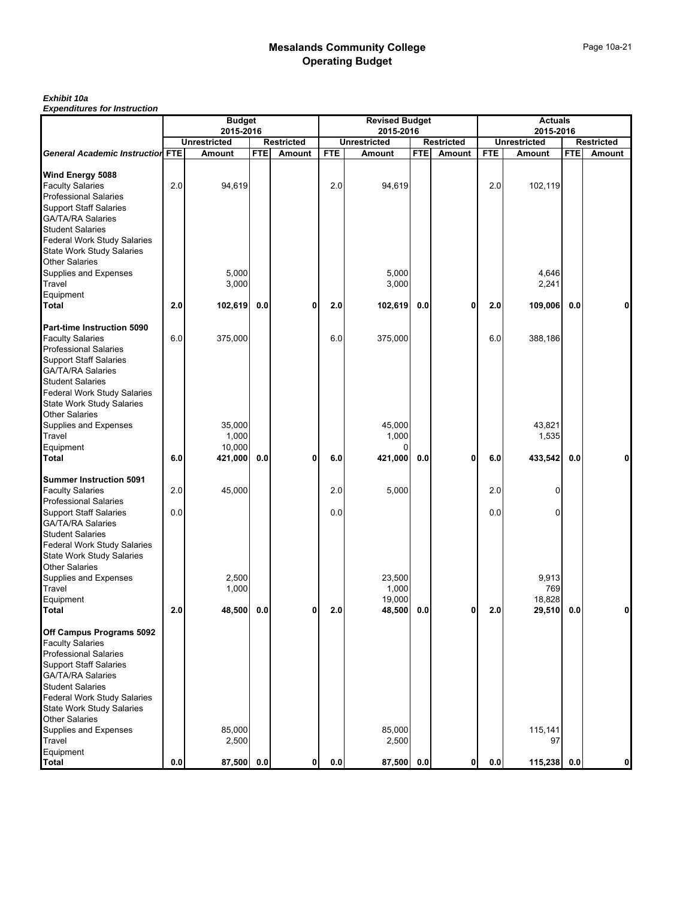# Mesalands Community College
## Operating Budget

***Exhibit 10a***
***Expenditures for Instruction***

| | Budget 2015-2016 | | | | Revised Budget 2015-2016 | | | | Actuals 2015-2016 | | | |
|---|---|---|---|---|---|---|---|---|---|---|---|---|
| | Unrestricted | | Restricted | | Unrestricted | | Restricted | | Unrestricted | | Restricted | |
| ***General Academic Instruction*** | **FTE** | **Amount** | **FTE** | **Amount** | **FTE** | **Amount** | **FTE** | **Amount** | **FTE** | **Amount** | **FTE** | **Amount** |
| **Wind Energy 5088** | | | | | | | | | | | | |
| Faculty Salaries | 2.0 | 94,619 | | | 2.0 | 94,619 | | | 2.0 | 102,119 | | |
| Professional Salaries | | | | | | | | | | | | |
| Support Staff Salaries | | | | | | | | | | | | |
| GA/TA/RA Salaries | | | | | | | | | | | | |
| Student Salaries | | | | | | | | | | | | |
| Federal Work Study Salaries | | | | | | | | | | | | |
| State Work Study Salaries | | | | | | | | | | | | |
| Other Salaries | | | | | | | | | | | | |
| Supplies and Expenses | | 5,000 | | | | 5,000 | | | | 4,646 | | |
| Travel | | 3,000 | | | | 3,000 | | | | 2,241 | | |
| Equipment | | | | | | | | | | | | |
| **Total** | **2.0** | **102,619** | **0.0** | **0** | **2.0** | **102,619** | **0.0** | **0** | **2.0** | **109,006** | **0.0** | **0** |
| **Part-time Instruction 5090** | | | | | | | | | | | | |
| Faculty Salaries | 6.0 | 375,000 | | | 6.0 | 375,000 | | | 6.0 | 388,186 | | |
| Professional Salaries | | | | | | | | | | | | |
| Support Staff Salaries | | | | | | | | | | | | |
| GA/TA/RA Salaries | | | | | | | | | | | | |
| Student Salaries | | | | | | | | | | | | |
| Federal Work Study Salaries | | | | | | | | | | | | |
| State Work Study Salaries | | | | | | | | | | | | |
| Other Salaries | | | | | | | | | | | | |
| Supplies and Expenses | | 35,000 | | | | 45,000 | | | | 43,821 | | |
| Travel | | 1,000 | | | | 1,000 | | | | 1,535 | | |
| Equipment | | 10,000 | | | | 0 | | | | | | |
| **Total** | **6.0** | **421,000** | **0.0** | **0** | **6.0** | **421,000** | **0.0** | **0** | **6.0** | **433,542** | **0.0** | **0** |
| **Summer Instruction 5091** | | | | | | | | | | | | |
| Faculty Salaries | 2.0 | 45,000 | | | 2.0 | 5,000 | | | 2.0 | 0 | | |
| Professional Salaries | | | | | | | | | | | | |
| Support Staff Salaries | 0.0 | | | | 0.0 | | | | 0.0 | 0 | | |
| GA/TA/RA Salaries | | | | | | | | | | | | |
| Student Salaries | | | | | | | | | | | | |
| Federal Work Study Salaries | | | | | | | | | | | | |
| State Work Study Salaries | | | | | | | | | | | | |
| Other Salaries | | | | | | | | | | | | |
| Supplies and Expenses | | 2,500 | | | | 23,500 | | | | 9,913 | | |
| Travel | | 1,000 | | | | 1,000 | | | | 769 | | |
| Equipment | | | | | | 19,000 | | | | 18,828 | | |
| **Total** | **2.0** | **48,500** | **0.0** | **0** | **2.0** | **48,500** | **0.0** | **0** | **2.0** | **29,510** | **0.0** | **0** |
| **Off Campus Programs 5092** | | | | | | | | | | | | |
| Faculty Salaries | | | | | | | | | | | | |
| Professional Salaries | | | | | | | | | | | | |
| Support Staff Salaries | | | | | | | | | | | | |
| GA/TA/RA Salaries | | | | | | | | | | | | |
| Student Salaries | | | | | | | | | | | | |
| Federal Work Study Salaries | | | | | | | | | | | | |
| State Work Study Salaries | | | | | | | | | | | | |
| Other Salaries | | | | | | | | | | | | |
| Supplies and Expenses | | 85,000 | | | | 85,000 | | | | 115,141 | | |
| Travel | | 2,500 | | | | 2,500 | | | | 97 | | |
| Equipment | | | | | | | | | | | | |
| **Total** | **0.0** | **87,500** | **0.0** | **0** | **0.0** | **87,500** | **0.0** | **0** | **0.0** | **115,238** | **0.0** | **0** |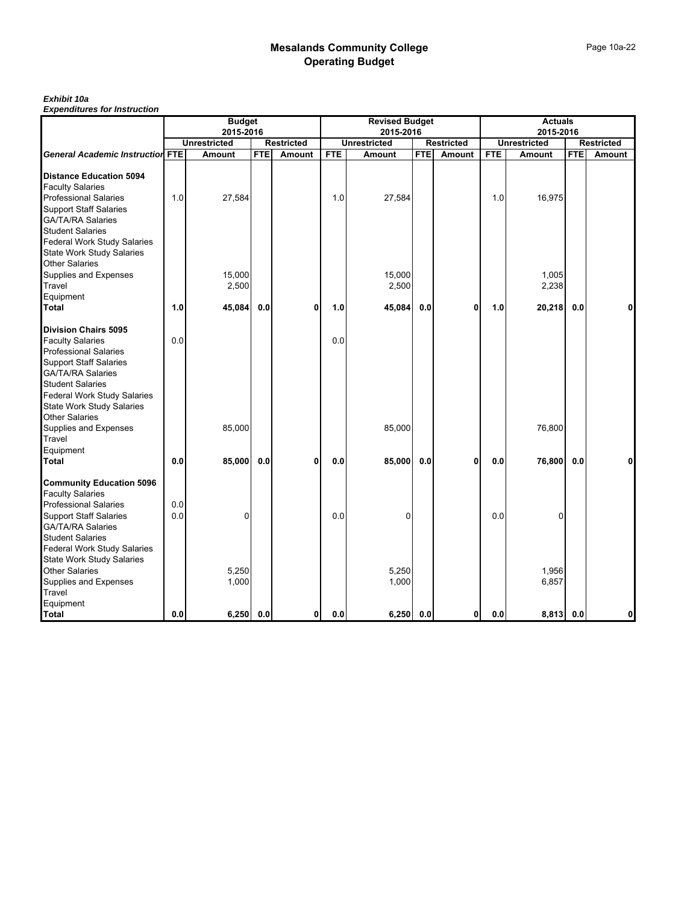# Mesalands Community College
## Operating Budget

***Exhibit 10a***
***Expenditures for Instruction***

| | Budget 2015-2016 | | | | Revised Budget 2015-2016 | | | | Actuals 2015-2016 | | | |
|---|---|---|---|---|---|---|---|---|---|---|---|---|
| | Unrestricted | | Restricted | | Unrestricted | | Restricted | | Unrestricted | | Restricted | |
| ***General Academic Instruction*** | **FTE** | **Amount** | **FTE** | **Amount** | **FTE** | **Amount** | **FTE** | **Amount** | **FTE** | **Amount** | **FTE** | **Amount** |
| **Distance Education 5094** | | | | | | | | | | | | |
| Faculty Salaries | | | | | | | | | | | | |
| Professional Salaries | 1.0 | 27,584 | | | 1.0 | 27,584 | | | 1.0 | 16,975 | | |
| Support Staff Salaries | | | | | | | | | | | | |
| GA/TA/RA Salaries | | | | | | | | | | | | |
| Student Salaries | | | | | | | | | | | | |
| Federal Work Study Salaries | | | | | | | | | | | | |
| State Work Study Salaries | | | | | | | | | | | | |
| Other Salaries | | | | | | | | | | | | |
| Supplies and Expenses | | 15,000 | | | | 15,000 | | | | 1,005 | | |
| Travel | | 2,500 | | | | 2,500 | | | | 2,238 | | |
| Equipment | | | | | | | | | | | | |
| **Total** | **1.0** | **45,084** | **0.0** | **0** | **1.0** | **45,084** | **0.0** | **0** | **1.0** | **20,218** | **0.0** | **0** |
| **Division Chairs 5095** | | | | | | | | | | | | |
| Faculty Salaries | 0.0 | | | | 0.0 | | | | | | | |
| Professional Salaries | | | | | | | | | | | | |
| Support Staff Salaries | | | | | | | | | | | | |
| GA/TA/RA Salaries | | | | | | | | | | | | |
| Student Salaries | | | | | | | | | | | | |
| Federal Work Study Salaries | | | | | | | | | | | | |
| State Work Study Salaries | | | | | | | | | | | | |
| Other Salaries | | | | | | | | | | | | |
| Supplies and Expenses | | 85,000 | | | | 85,000 | | | | 76,800 | | |
| Travel | | | | | | | | | | | | |
| Equipment | | | | | | | | | | | | |
| **Total** | **0.0** | **85,000** | **0.0** | **0** | **0.0** | **85,000** | **0.0** | **0** | **0.0** | **76,800** | **0.0** | **0** |
| **Community Education 5096** | | | | | | | | | | | | |
| Faculty Salaries | | | | | | | | | | | | |
| Professional Salaries | 0.0 | | | | | | | | | | | |
| Support Staff Salaries | 0.0 | 0 | | | 0.0 | 0 | | | 0.0 | 0 | | |
| GA/TA/RA Salaries | | | | | | | | | | | | |
| Student Salaries | | | | | | | | | | | | |
| Federal Work Study Salaries | | | | | | | | | | | | |
| State Work Study Salaries | | | | | | | | | | | | |
| Other Salaries | | 5,250 | | | | 5,250 | | | | 1,956 | | |
| Supplies and Expenses | | 1,000 | | | | 1,000 | | | | 6,857 | | |
| Travel | | | | | | | | | | | | |
| Equipment | | | | | | | | | | | | |
| **Total** | **0.0** | **6,250** | **0.0** | **0** | **0.0** | **6,250** | **0.0** | **0** | **0.0** | **8,813** | **0.0** | **0** |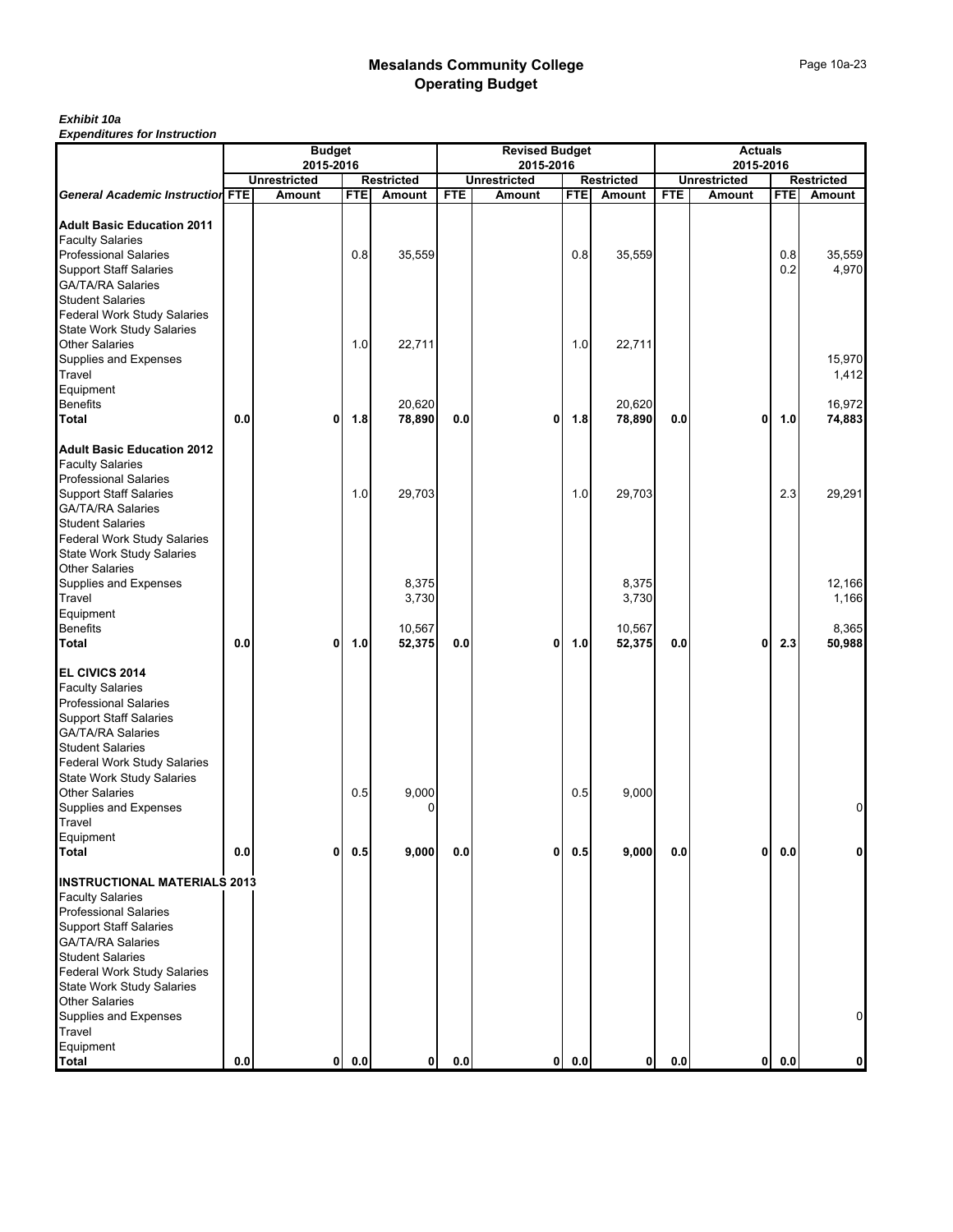# Mesalands Community College
## Operating Budget

***Exhibit 10a***
***Expenditures for Instruction***

| | Budget 2015-2016 | | | | Revised Budget 2015-2016 | | | | Actuals 2015-2016 | | | |
|---|---|---|---|---|---|---|---|---|---|---|---|---|
| | Unrestricted | | Restricted | | Unrestricted | | Restricted | | Unrestricted | | Restricted | |
| **General Academic Instruction** | **FTE** | **Amount** | **FTE** | **Amount** | **FTE** | **Amount** | **FTE** | **Amount** | **FTE** | **Amount** | **FTE** | **Amount** |
| **Adult Basic Education 2011** | | | | | | | | | | | | |
| Faculty Salaries | | | | | | | | | | | | |
| Professional Salaries | | | 0.8 | 35,559 | | | 0.8 | 35,559 | | | 0.8 | 35,559 |
| Support Staff Salaries | | | | | | | | | | | 0.2 | 4,970 |
| GA/TA/RA Salaries | | | | | | | | | | | | |
| Student Salaries | | | | | | | | | | | | |
| Federal Work Study Salaries | | | | | | | | | | | | |
| State Work Study Salaries | | | | | | | | | | | | |
| Other Salaries | | | 1.0 | 22,711 | | | 1.0 | 22,711 | | | | |
| Supplies and Expenses | | | | | | | | | | | | 15,970 |
| Travel | | | | | | | | | | | | 1,412 |
| Equipment | | | | | | | | | | | | |
| Benefits | | | | 20,620 | | | | 20,620 | | | | 16,972 |
| **Total** | **0.0** | **0** | **1.8** | **78,890** | **0.0** | **0** | **1.8** | **78,890** | **0.0** | **0** | **1.0** | **74,883** |
| **Adult Basic Education 2012** | | | | | | | | | | | | |
| Faculty Salaries | | | | | | | | | | | | |
| Professional Salaries | | | | | | | | | | | | |
| Support Staff Salaries | | | 1.0 | 29,703 | | | 1.0 | 29,703 | | | 2.3 | 29,291 |
| GA/TA/RA Salaries | | | | | | | | | | | | |
| Student Salaries | | | | | | | | | | | | |
| Federal Work Study Salaries | | | | | | | | | | | | |
| State Work Study Salaries | | | | | | | | | | | | |
| Other Salaries | | | | | | | | | | | | |
| Supplies and Expenses | | | | 8,375 | | | | 8,375 | | | | 12,166 |
| Travel | | | | 3,730 | | | | 3,730 | | | | 1,166 |
| Equipment | | | | | | | | | | | | |
| Benefits | | | | 10,567 | | | | 10,567 | | | | 8,365 |
| **Total** | **0.0** | **0** | **1.0** | **52,375** | **0.0** | **0** | **1.0** | **52,375** | **0.0** | **0** | **2.3** | **50,988** |
| **EL CIVICS 2014** | | | | | | | | | | | | |
| Faculty Salaries | | | | | | | | | | | | |
| Professional Salaries | | | | | | | | | | | | |
| Support Staff Salaries | | | | | | | | | | | | |
| GA/TA/RA Salaries | | | | | | | | | | | | |
| Student Salaries | | | | | | | | | | | | |
| Federal Work Study Salaries | | | | | | | | | | | | |
| State Work Study Salaries | | | | | | | | | | | | |
| Other Salaries | | | 0.5 | 9,000 | | | 0.5 | 9,000 | | | | |
| Supplies and Expenses | | | | 0 | | | | | | | | 0 |
| Travel | | | | | | | | | | | | |
| Equipment | | | | | | | | | | | | |
| **Total** | **0.0** | **0** | **0.5** | **9,000** | **0.0** | **0** | **0.5** | **9,000** | **0.0** | **0** | **0.0** | **0** |
| **INSTRUCTIONAL MATERIALS 2013** | | | | | | | | | | | | |
| Faculty Salaries | | | | | | | | | | | | |
| Professional Salaries | | | | | | | | | | | | |
| Support Staff Salaries | | | | | | | | | | | | |
| GA/TA/RA Salaries | | | | | | | | | | | | |
| Student Salaries | | | | | | | | | | | | |
| Federal Work Study Salaries | | | | | | | | | | | | |
| State Work Study Salaries | | | | | | | | | | | | |
| Other Salaries | | | | | | | | | | | | |
| Supplies and Expenses | | | | | | | | | | | | 0 |
| Travel | | | | | | | | | | | | |
| Equipment | | | | | | | | | | | | |
| **Total** | **0.0** | **0** | **0.0** | **0** | **0.0** | **0** | **0.0** | **0** | **0.0** | **0** | **0.0** | **0** |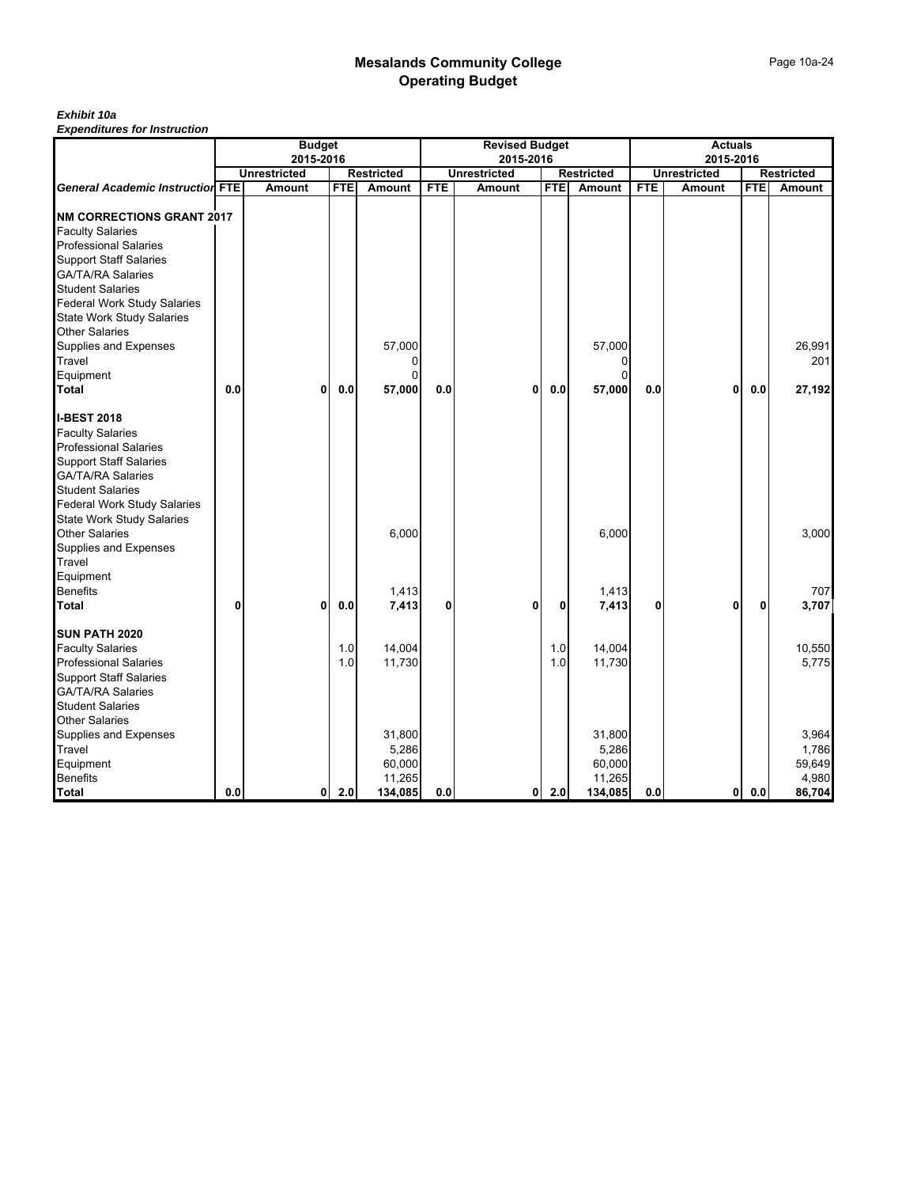# Mesalands Community College
## Operating Budget

***Exhibit 10a***
***Expenditures for Instruction***

| | Budget 2015-2016 | | | | Revised Budget 2015-2016 | | | | Actuals 2015-2016 | | | |
|---|---|---|---|---|---|---|---|---|---|---|---|---|
| | Unrestricted | | Restricted | | Unrestricted | | Restricted | | Unrestricted | | Restricted | |
| ***General Academic Instruction*** | **FTE** | **Amount** | **FTE** | **Amount** | **FTE** | **Amount** | **FTE** | **Amount** | **FTE** | **Amount** | **FTE** | **Amount** |
| **NM CORRECTIONS GRANT 2017** | | | | | | | | | | | | |
| Faculty Salaries | | | | | | | | | | | | |
| Professional Salaries | | | | | | | | | | | | |
| Support Staff Salaries | | | | | | | | | | | | |
| GA/TA/RA Salaries | | | | | | | | | | | | |
| Student Salaries | | | | | | | | | | | | |
| Federal Work Study Salaries | | | | | | | | | | | | |
| State Work Study Salaries | | | | | | | | | | | | |
| Other Salaries | | | | | | | | | | | | |
| Supplies and Expenses | | | | 57,000 | | | | 57,000 | | | | 26,991 |
| Travel | | | | 0 | | | | 0 | | | | 201 |
| Equipment | | | | 0 | | | | 0 | | | | |
| **Total** | **0.0** | **0** | **0.0** | **57,000** | **0.0** | **0** | **0.0** | **57,000** | **0.0** | **0** | **0.0** | **27,192** |
| **I-BEST 2018** | | | | | | | | | | | | |
| Faculty Salaries | | | | | | | | | | | | |
| Professional Salaries | | | | | | | | | | | | |
| Support Staff Salaries | | | | | | | | | | | | |
| GA/TA/RA Salaries | | | | | | | | | | | | |
| Student Salaries | | | | | | | | | | | | |
| Federal Work Study Salaries | | | | | | | | | | | | |
| State Work Study Salaries | | | | | | | | | | | | |
| Other Salaries | | | | 6,000 | | | | 6,000 | | | | 3,000 |
| Supplies and Expenses | | | | | | | | | | | | |
| Travel | | | | | | | | | | | | |
| Equipment | | | | | | | | | | | | |
| Benefits | | | | 1,413 | | | | 1,413 | | | | 707 |
| **Total** | **0** | **0** | **0.0** | **7,413** | **0** | **0** | **0** | **7,413** | **0** | **0** | **0** | **3,707** |
| **SUN PATH 2020** | | | | | | | | | | | | |
| Faculty Salaries | | | 1.0 | 14,004 | | | 1.0 | 14,004 | | | | 10,550 |
| Professional Salaries | | | 1.0 | 11,730 | | | 1.0 | 11,730 | | | | 5,775 |
| Support Staff Salaries | | | | | | | | | | | | |
| GA/TA/RA Salaries | | | | | | | | | | | | |
| Student Salaries | | | | | | | | | | | | |
| Other Salaries | | | | | | | | | | | | |
| Supplies and Expenses | | | | 31,800 | | | | 31,800 | | | | 3,964 |
| Travel | | | | 5,286 | | | | 5,286 | | | | 1,786 |
| Equipment | | | | 60,000 | | | | 60,000 | | | | 59,649 |
| Benefits | | | | 11,265 | | | | 11,265 | | | | 4,980 |
| **Total** | **0.0** | **0** | **2.0** | **134,085** | **0.0** | **0** | **2.0** | **134,085** | **0.0** | **0** | **0.0** | **86,704** |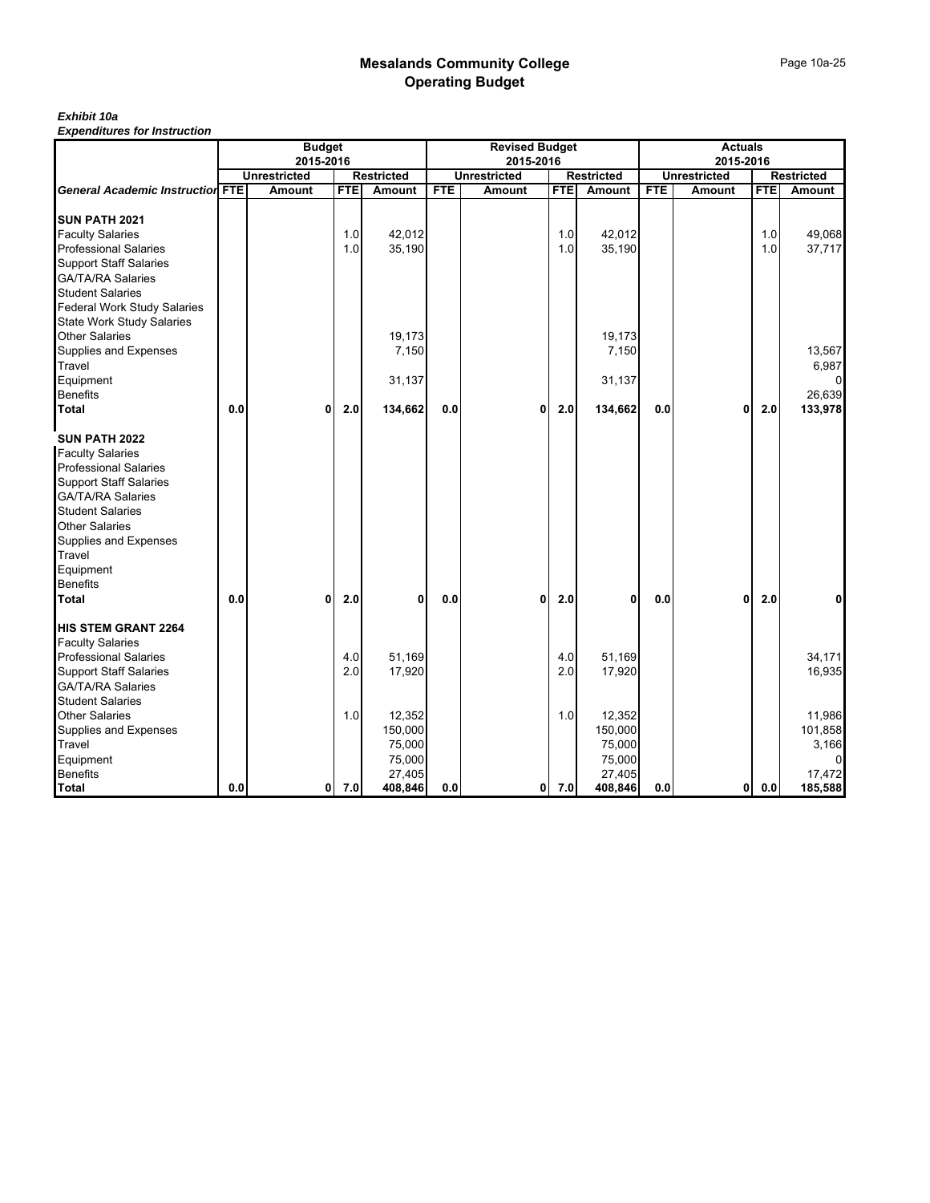# Mesalands Community College
## Operating Budget

***Exhibit 10a***
***Expenditures for Instruction***

| | Budget 2015-2016 | | | | Revised Budget 2015-2016 | | | | Actuals 2015-2016 | | | |
|---|---|---|---|---|---|---|---|---|---|---|---|---|
| | Unrestricted | | Restricted | | Unrestricted | | Restricted | | Unrestricted | | Restricted | |
| ***General Academic Instruction*** | **FTE** | **Amount** | **FTE** | **Amount** | **FTE** | **Amount** | **FTE** | **Amount** | **FTE** | **Amount** | **FTE** | **Amount** |
| **SUN PATH 2021** | | | | | | | | | | | | |
| Faculty Salaries | | | 1.0 | 42,012 | | | 1.0 | 42,012 | | | 1.0 | 49,068 |
| Professional Salaries | | | 1.0 | 35,190 | | | 1.0 | 35,190 | | | 1.0 | 37,717 |
| Support Staff Salaries | | | | | | | | | | | | |
| GA/TA/RA Salaries | | | | | | | | | | | | |
| Student Salaries | | | | | | | | | | | | |
| Federal Work Study Salaries | | | | | | | | | | | | |
| State Work Study Salaries | | | | | | | | | | | | |
| Other Salaries | | | | 19,173 | | | | 19,173 | | | | |
| Supplies and Expenses | | | | 7,150 | | | | 7,150 | | | | 13,567 |
| Travel | | | | | | | | | | | | 6,987 |
| Equipment | | | | 31,137 | | | | 31,137 | | | | 0 |
| Benefits | | | | | | | | | | | | 26,639 |
| **Total** | **0.0** | **0** | **2.0** | **134,662** | **0.0** | **0** | **2.0** | **134,662** | **0.0** | **0** | **2.0** | **133,978** |
| **SUN PATH 2022** | | | | | | | | | | | | |
| Faculty Salaries | | | | | | | | | | | | |
| Professional Salaries | | | | | | | | | | | | |
| Support Staff Salaries | | | | | | | | | | | | |
| GA/TA/RA Salaries | | | | | | | | | | | | |
| Student Salaries | | | | | | | | | | | | |
| Other Salaries | | | | | | | | | | | | |
| Supplies and Expenses | | | | | | | | | | | | |
| Travel | | | | | | | | | | | | |
| Equipment | | | | | | | | | | | | |
| Benefits | | | | | | | | | | | | |
| **Total** | **0.0** | **0** | **2.0** | **0** | **0.0** | **0** | **2.0** | **0** | **0.0** | **0** | **2.0** | **0** |
| **HIS STEM GRANT 2264** | | | | | | | | | | | | |
| Faculty Salaries | | | | | | | | | | | | |
| Professional Salaries | | | 4.0 | 51,169 | | | 4.0 | 51,169 | | | | 34,171 |
| Support Staff Salaries | | | 2.0 | 17,920 | | | 2.0 | 17,920 | | | | 16,935 |
| GA/TA/RA Salaries | | | | | | | | | | | | |
| Student Salaries | | | | | | | | | | | | |
| Other Salaries | | | 1.0 | 12,352 | | | 1.0 | 12,352 | | | | 11,986 |
| Supplies and Expenses | | | | 150,000 | | | | 150,000 | | | | 101,858 |
| Travel | | | | 75,000 | | | | 75,000 | | | | 3,166 |
| Equipment | | | | 75,000 | | | | 75,000 | | | | 0 |
| Benefits | | | | 27,405 | | | | 27,405 | | | | 17,472 |
| **Total** | **0.0** | **0** | **7.0** | **408,846** | **0.0** | **0** | **7.0** | **408,846** | **0.0** | **0** | **0.0** | **185,588** |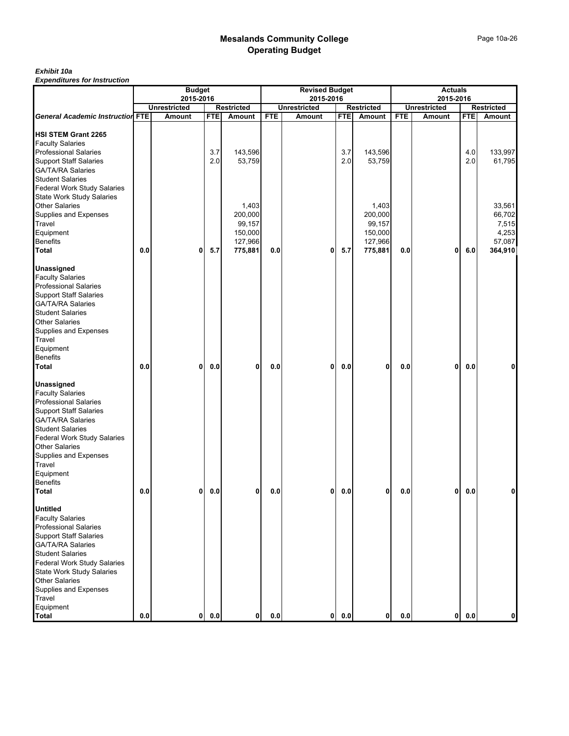# Mesalands Community College
## Operating Budget

***Exhibit 10a***
***Expenditures for Instruction***

| | Budget 2015-2016 | | | | Revised Budget 2015-2016 | | | | Actuals 2015-2016 | | | |
|---|---|---|---|---|---|---|---|---|---|---|---|---|
| | Unrestricted | | Restricted | | Unrestricted | | Restricted | | Unrestricted | | Restricted | |
| **General Academic Instruction** | **FTE** | **Amount** | **FTE** | **Amount** | **FTE** | **Amount** | **FTE** | **Amount** | **FTE** | **Amount** | **FTE** | **Amount** |
| **HSI STEM Grant 2265** | | | | | | | | | | | | |
| Faculty Salaries | | | | | | | | | | | | |
| Professional Salaries | | | 3.7 | 143,596 | | | 3.7 | 143,596 | | | 4.0 | 133,997 |
| Support Staff Salaries | | | 2.0 | 53,759 | | | 2.0 | 53,759 | | | 2.0 | 61,795 |
| GA/TA/RA Salaries | | | | | | | | | | | | |
| Student Salaries | | | | | | | | | | | | |
| Federal Work Study Salaries | | | | | | | | | | | | |
| State Work Study Salaries | | | | | | | | | | | | |
| Other Salaries | | | | 1,403 | | | | 1,403 | | | | 33,561 |
| Supplies and Expenses | | | | 200,000 | | | | 200,000 | | | | 66,702 |
| Travel | | | | 99,157 | | | | 99,157 | | | | 7,515 |
| Equipment | | | | 150,000 | | | | 150,000 | | | | 4,253 |
| Benefits | | | | 127,966 | | | | 127,966 | | | | 57,087 |
| **Total** | **0.0** | **0** | **5.7** | **775,881** | **0.0** | **0** | **5.7** | **775,881** | **0.0** | **0** | **6.0** | **364,910** |
| **Unassigned** | | | | | | | | | | | | |
| Faculty Salaries | | | | | | | | | | | | |
| Professional Salaries | | | | | | | | | | | | |
| Support Staff Salaries | | | | | | | | | | | | |
| GA/TA/RA Salaries | | | | | | | | | | | | |
| Student Salaries | | | | | | | | | | | | |
| Other Salaries | | | | | | | | | | | | |
| Supplies and Expenses | | | | | | | | | | | | |
| Travel | | | | | | | | | | | | |
| Equipment | | | | | | | | | | | | |
| Benefits | | | | | | | | | | | | |
| **Total** | **0.0** | **0** | **0.0** | **0** | **0.0** | **0** | **0.0** | **0** | **0.0** | **0** | **0.0** | **0** |
| **Unassigned** | | | | | | | | | | | | |
| Faculty Salaries | | | | | | | | | | | | |
| Professional Salaries | | | | | | | | | | | | |
| Support Staff Salaries | | | | | | | | | | | | |
| GA/TA/RA Salaries | | | | | | | | | | | | |
| Student Salaries | | | | | | | | | | | | |
| Federal Work Study Salaries | | | | | | | | | | | | |
| Other Salaries | | | | | | | | | | | | |
| Supplies and Expenses | | | | | | | | | | | | |
| Travel | | | | | | | | | | | | |
| Equipment | | | | | | | | | | | | |
| Benefits | | | | | | | | | | | | |
| **Total** | **0.0** | **0** | **0.0** | **0** | **0.0** | **0** | **0.0** | **0** | **0.0** | **0** | **0.0** | **0** |
| **Untitled** | | | | | | | | | | | | |
| Faculty Salaries | | | | | | | | | | | | |
| Professional Salaries | | | | | | | | | | | | |
| Support Staff Salaries | | | | | | | | | | | | |
| GA/TA/RA Salaries | | | | | | | | | | | | |
| Student Salaries | | | | | | | | | | | | |
| Federal Work Study Salaries | | | | | | | | | | | | |
| State Work Study Salaries | | | | | | | | | | | | |
| Other Salaries | | | | | | | | | | | | |
| Supplies and Expenses | | | | | | | | | | | | |
| Travel | | | | | | | | | | | | |
| Equipment | | | | | | | | | | | | |
| **Total** | **0.0** | **0** | **0.0** | **0** | **0.0** | **0** | **0.0** | **0** | **0.0** | **0** | **0.0** | **0** |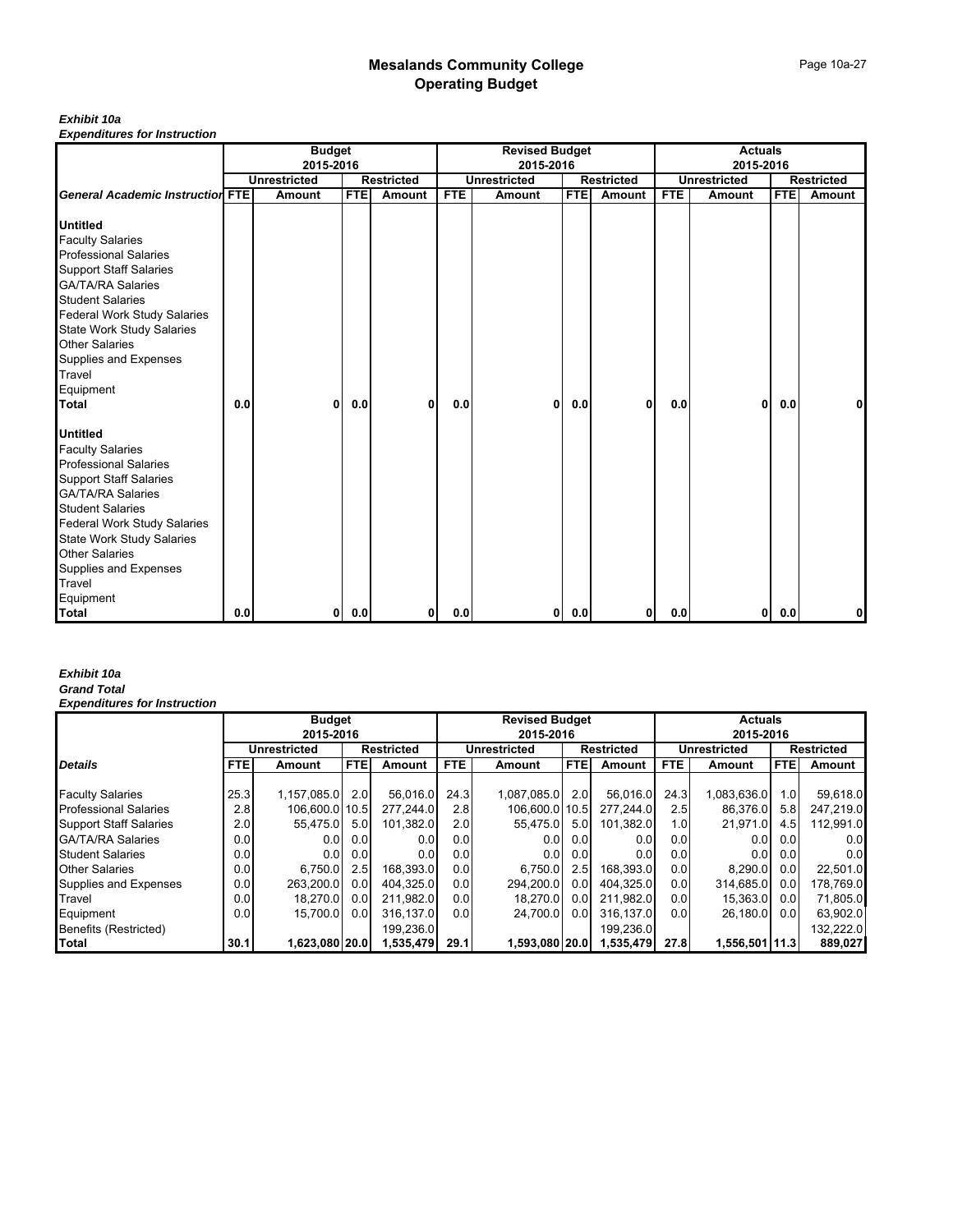# Mesalands Community College
## Operating Budget

***Exhibit 10a***
***Expenditures for Instruction***

| | Budget 2015-2016 | | | | Revised Budget 2015-2016 | | | | Actuals 2015-2016 | | | |
|---|---|---|---|---|---|---|---|---|---|---|---|---|
| | Unrestricted | | Restricted | | Unrestricted | | Restricted | | Unrestricted | | Restricted | |
| ***General Academic Instruction*** | **FTE** | **Amount** | **FTE** | **Amount** | **FTE** | **Amount** | **FTE** | **Amount** | **FTE** | **Amount** | **FTE** | **Amount** |
| **Untitled** | | | | | | | | | | | | |
| Faculty Salaries | | | | | | | | | | | | |
| Professional Salaries | | | | | | | | | | | | |
| Support Staff Salaries | | | | | | | | | | | | |
| GA/TA/RA Salaries | | | | | | | | | | | | |
| Student Salaries | | | | | | | | | | | | |
| Federal Work Study Salaries | | | | | | | | | | | | |
| State Work Study Salaries | | | | | | | | | | | | |
| Other Salaries | | | | | | | | | | | | |
| Supplies and Expenses | | | | | | | | | | | | |
| Travel | | | | | | | | | | | | |
| Equipment | | | | | | | | | | | | |
| **Total** | **0.0** | **0** | **0.0** | **0** | **0.0** | **0** | **0.0** | **0** | **0.0** | **0** | **0.0** | **0** |
| **Untitled** | | | | | | | | | | | | |
| Faculty Salaries | | | | | | | | | | | | |
| Professional Salaries | | | | | | | | | | | | |
| Support Staff Salaries | | | | | | | | | | | | |
| GA/TA/RA Salaries | | | | | | | | | | | | |
| Student Salaries | | | | | | | | | | | | |
| Federal Work Study Salaries | | | | | | | | | | | | |
| State Work Study Salaries | | | | | | | | | | | | |
| Other Salaries | | | | | | | | | | | | |
| Supplies and Expenses | | | | | | | | | | | | |
| Travel | | | | | | | | | | | | |
| Equipment | | | | | | | | | | | | |
| **Total** | **0.0** | **0** | **0.0** | **0** | **0.0** | **0** | **0.0** | **0** | **0.0** | **0** | **0.0** | **0** |

***Exhibit 10a***
***Grand Total***
***Expenditures for Instruction***

| | Budget 2015-2016 | | | | Revised Budget 2015-2016 | | | | Actuals 2015-2016 | | | |
|---|---|---|---|---|---|---|---|---|---|---|---|---|
| | Unrestricted | | Restricted | | Unrestricted | | Restricted | | Unrestricted | | Restricted | |
| ***Details*** | **FTE** | **Amount** | **FTE** | **Amount** | **FTE** | **Amount** | **FTE** | **Amount** | **FTE** | **Amount** | **FTE** | **Amount** |
| Faculty Salaries | 25.3 | 1,157,085.0 | 2.0 | 56,016.0 | 24.3 | 1,087,085.0 | 2.0 | 56,016.0 | 24.3 | 1,083,636.0 | 1.0 | 59,618.0 |
| Professional Salaries | 2.8 | 106,600.0 | 10.5 | 277,244.0 | 2.8 | 106,600.0 | 10.5 | 277,244.0 | 2.5 | 86,376.0 | 5.8 | 247,219.0 |
| Support Staff Salaries | 2.0 | 55,475.0 | 5.0 | 101,382.0 | 2.0 | 55,475.0 | 5.0 | 101,382.0 | 1.0 | 21,971.0 | 4.5 | 112,991.0 |
| GA/TA/RA Salaries | 0.0 | 0.0 | 0.0 | 0.0 | 0.0 | 0.0 | 0.0 | 0.0 | 0.0 | 0.0 | 0.0 | 0.0 |
| Student Salaries | 0.0 | 0.0 | 0.0 | 0.0 | 0.0 | 0.0 | 0.0 | 0.0 | 0.0 | 0.0 | 0.0 | 0.0 |
| Other Salaries | 0.0 | 6,750.0 | 2.5 | 168,393.0 | 0.0 | 6,750.0 | 2.5 | 168,393.0 | 0.0 | 8,290.0 | 0.0 | 22,501.0 |
| Supplies and Expenses | 0.0 | 263,200.0 | 0.0 | 404,325.0 | 0.0 | 294,200.0 | 0.0 | 404,325.0 | 0.0 | 314,685.0 | 0.0 | 178,769.0 |
| Travel | 0.0 | 18,270.0 | 0.0 | 211,982.0 | 0.0 | 18,270.0 | 0.0 | 211,982.0 | 0.0 | 15,363.0 | 0.0 | 71,805.0 |
| Equipment | 0.0 | 15,700.0 | 0.0 | 316,137.0 | 0.0 | 24,700.0 | 0.0 | 316,137.0 | 0.0 | 26,180.0 | 0.0 | 63,902.0 |
| Benefits (Restricted) | | | | 199,236.0 | | | | 199,236.0 | | | | 132,222.0 |
| **Total** | **30.1** | **1,623,080** | **20.0** | **1,535,479** | **29.1** | **1,593,080** | **20.0** | **1,535,479** | **27.8** | **1,556,501** | **11.3** | **889,027** |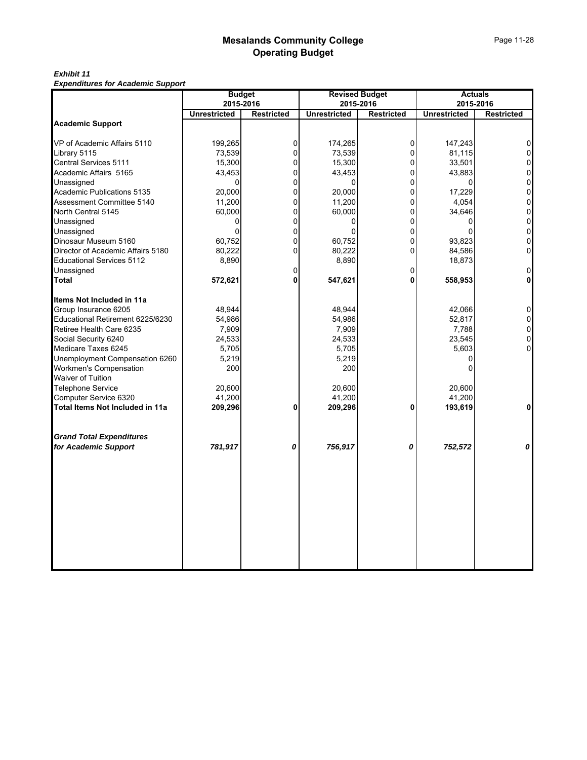# Mesalands Community College
## Operating Budget

***Exhibit 11***
***Expenditures for Academic Support***

| | Budget 2015-2016 | | Revised Budget 2015-2016 | | Actuals 2015-2016 | |
|---|---|---|---|---|---|---|
| | Unrestricted | Restricted | Unrestricted | Restricted | Unrestricted | Restricted |
| **Academic Support** | | | | | | |
| VP of Academic Affairs 5110 | 199,265 | 0 | 174,265 | 0 | 147,243 | 0 |
| Library 5115 | 73,539 | 0 | 73,539 | 0 | 81,115 | 0 |
| Central Services 5111 | 15,300 | 0 | 15,300 | 0 | 33,501 | 0 |
| Academic Affairs 5165 | 43,453 | 0 | 43,453 | 0 | 43,883 | 0 |
| Unassigned | 0 | 0 | 0 | 0 | 0 | 0 |
| Academic Publications 5135 | 20,000 | 0 | 20,000 | 0 | 17,229 | 0 |
| Assessment Committee 5140 | 11,200 | 0 | 11,200 | 0 | 4,054 | 0 |
| North Central 5145 | 60,000 | 0 | 60,000 | 0 | 34,646 | 0 |
| Unassigned | 0 | 0 | 0 | 0 | 0 | 0 |
| Unassigned | 0 | 0 | 0 | 0 | 0 | 0 |
| Dinosaur Museum 5160 | 60,752 | 0 | 60,752 | 0 | 93,823 | 0 |
| Director of Academic Affairs 5180 | 80,222 | 0 | 80,222 | 0 | 84,586 | 0 |
| Educational Services 5112 | 8,890 | | 8,890 | | 18,873 | |
| Unassigned | | 0 | | 0 | | 0 |
| **Total** | **572,621** | **0** | **547,621** | **0** | **558,953** | **0** |
| **Items Not Included in 11a** | | | | | | |
| Group Insurance 6205 | 48,944 | | 48,944 | | 42,066 | 0 |
| Educational Retirement 6225/6230 | 54,986 | | 54,986 | | 52,817 | 0 |
| Retiree Health Care 6235 | 7,909 | | 7,909 | | 7,788 | 0 |
| Social Security 6240 | 24,533 | | 24,533 | | 23,545 | 0 |
| Medicare Taxes 6245 | 5,705 | | 5,705 | | 5,603 | 0 |
| Unemployment Compensation 6260 | 5,219 | | 5,219 | | 0 | |
| Workmen's Compensation | 200 | | 200 | | 0 | |
| Waiver of Tuition | | | | | | |
| Telephone Service | 20,600 | | 20,600 | | 20,600 | |
| Computer Service 6320 | 41,200 | | 41,200 | | 41,200 | |
| **Total Items Not Included in 11a** | **209,296** | **0** | **209,296** | **0** | **193,619** | **0** |
| ***Grand Total Expenditures for Academic Support*** | ***781,917*** | ***0*** | ***756,917*** | ***0*** | ***752,572*** | ***0*** |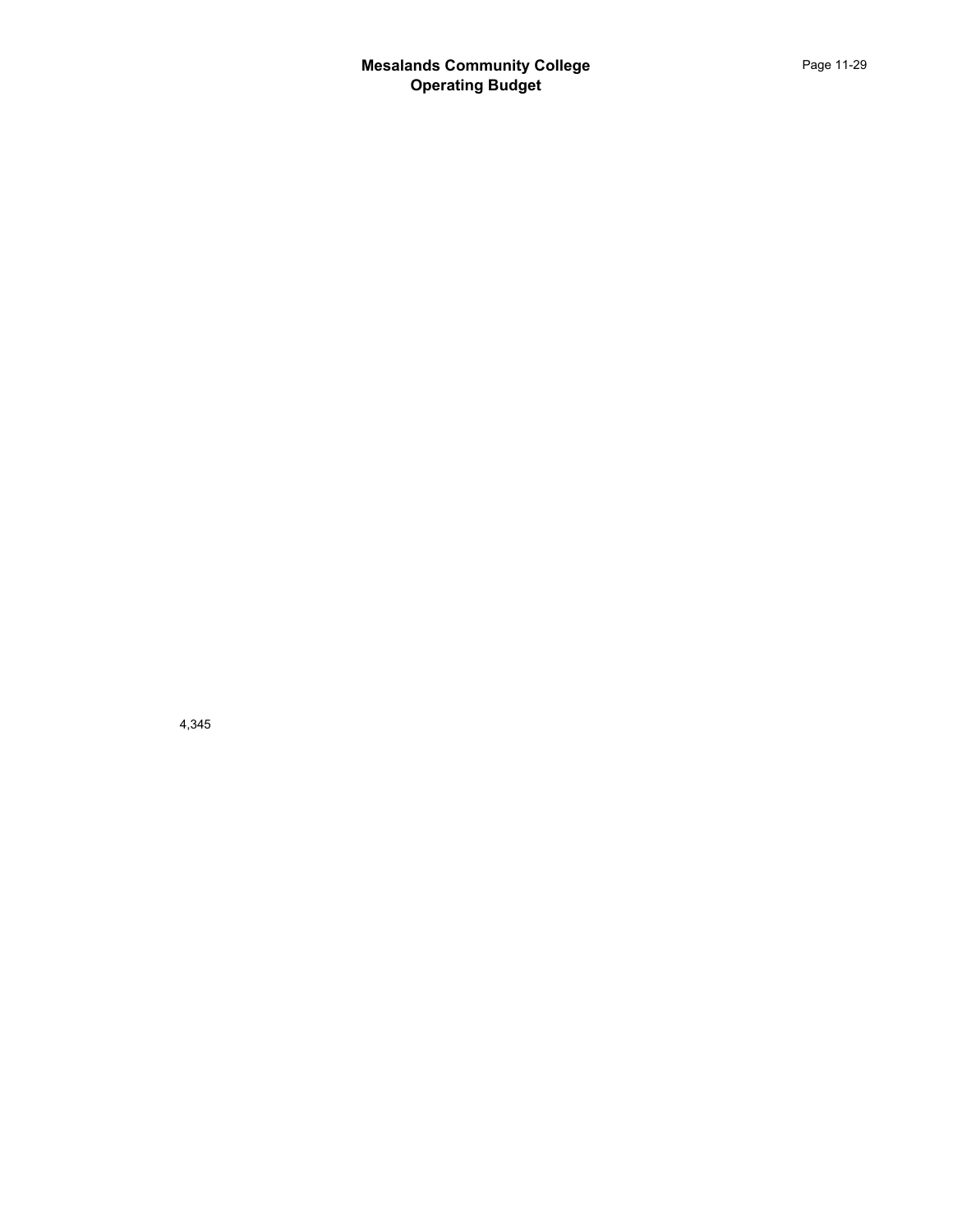# Mesalands Community College
## Operating Budget

4,345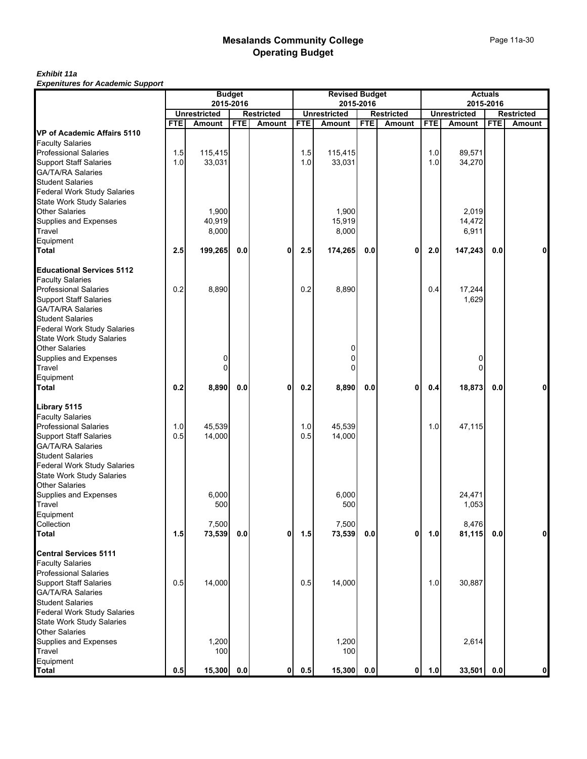# Mesalands Community College
# Operating Budget

***Exhibit 11a***
***Expenitures for Academic Support***

| | Budget 2015-2016 | | | | Revised Budget 2015-2016 | | | | Actuals 2015-2016 | | | |
|---|---|---|---|---|---|---|---|---|---|---|---|---|
| | Unrestricted | | Restricted | | Unrestricted | | Restricted | | Unrestricted | | Restricted | |
| | FTE | Amount | FTE | Amount | FTE | Amount | FTE | Amount | FTE | Amount | FTE | Amount |
| **VP of Academic Affairs 5110** | | | | | | | | | | | | |
| Faculty Salaries | | | | | | | | | | | | |
| Professional Salaries | 1.5 | 115,415 | | | 1.5 | 115,415 | | | 1.0 | 89,571 | | |
| Support Staff Salaries | 1.0 | 33,031 | | | 1.0 | 33,031 | | | 1.0 | 34,270 | | |
| GA/TA/RA Salaries | | | | | | | | | | | | |
| Student Salaries | | | | | | | | | | | | |
| Federal Work Study Salaries | | | | | | | | | | | | |
| State Work Study Salaries | | | | | | | | | | | | |
| Other Salaries | | 1,900 | | | | 1,900 | | | | 2,019 | | |
| Supplies and Expenses | | 40,919 | | | | 15,919 | | | | 14,472 | | |
| Travel | | 8,000 | | | | 8,000 | | | | 6,911 | | |
| Equipment | | | | | | | | | | | | |
| **Total** | **2.5** | **199,265** | **0.0** | **0** | **2.5** | **174,265** | **0.0** | **0** | **2.0** | **147,243** | **0.0** | **0** |
| **Educational Services 5112** | | | | | | | | | | | | |
| Faculty Salaries | | | | | | | | | | | | |
| Professional Salaries | 0.2 | 8,890 | | | 0.2 | 8,890 | | | 0.4 | 17,244 | | |
| Support Staff Salaries | | | | | | | | | | 1,629 | | |
| GA/TA/RA Salaries | | | | | | | | | | | | |
| Student Salaries | | | | | | | | | | | | |
| Federal Work Study Salaries | | | | | | | | | | | | |
| State Work Study Salaries | | | | | | | | | | | | |
| Other Salaries | | | | | | 0 | | | | | | |
| Supplies and Expenses | | 0 | | | | 0 | | | | 0 | | |
| Travel | | 0 | | | | 0 | | | | 0 | | |
| Equipment | | | | | | | | | | | | |
| **Total** | **0.2** | **8,890** | **0.0** | **0** | **0.2** | **8,890** | **0.0** | **0** | **0.4** | **18,873** | **0.0** | **0** |
| **Library 5115** | | | | | | | | | | | | |
| Faculty Salaries | | | | | | | | | | | | |
| Professional Salaries | 1.0 | 45,539 | | | 1.0 | 45,539 | | | 1.0 | 47,115 | | |
| Support Staff Salaries | 0.5 | 14,000 | | | 0.5 | 14,000 | | | | | | |
| GA/TA/RA Salaries | | | | | | | | | | | | |
| Student Salaries | | | | | | | | | | | | |
| Federal Work Study Salaries | | | | | | | | | | | | |
| State Work Study Salaries | | | | | | | | | | | | |
| Other Salaries | | | | | | | | | | | | |
| Supplies and Expenses | | 6,000 | | | | 6,000 | | | | 24,471 | | |
| Travel | | 500 | | | | 500 | | | | 1,053 | | |
| Equipment | | | | | | | | | | | | |
| Collection | | 7,500 | | | | 7,500 | | | | 8,476 | | |
| **Total** | **1.5** | **73,539** | **0.0** | **0** | **1.5** | **73,539** | **0.0** | **0** | **1.0** | **81,115** | **0.0** | **0** |
| **Central Services 5111** | | | | | | | | | | | | |
| Faculty Salaries | | | | | | | | | | | | |
| Professional Salaries | | | | | | | | | | | | |
| Support Staff Salaries | 0.5 | 14,000 | | | 0.5 | 14,000 | | | 1.0 | 30,887 | | |
| GA/TA/RA Salaries | | | | | | | | | | | | |
| Student Salaries | | | | | | | | | | | | |
| Federal Work Study Salaries | | | | | | | | | | | | |
| State Work Study Salaries | | | | | | | | | | | | |
| Other Salaries | | | | | | | | | | | | |
| Supplies and Expenses | | 1,200 | | | | 1,200 | | | | 2,614 | | |
| Travel | | 100 | | | | 100 | | | | | | |
| Equipment | | | | | | | | | | | | |
| **Total** | **0.5** | **15,300** | **0.0** | **0** | **0.5** | **15,300** | **0.0** | **0** | **1.0** | **33,501** | **0.0** | **0** |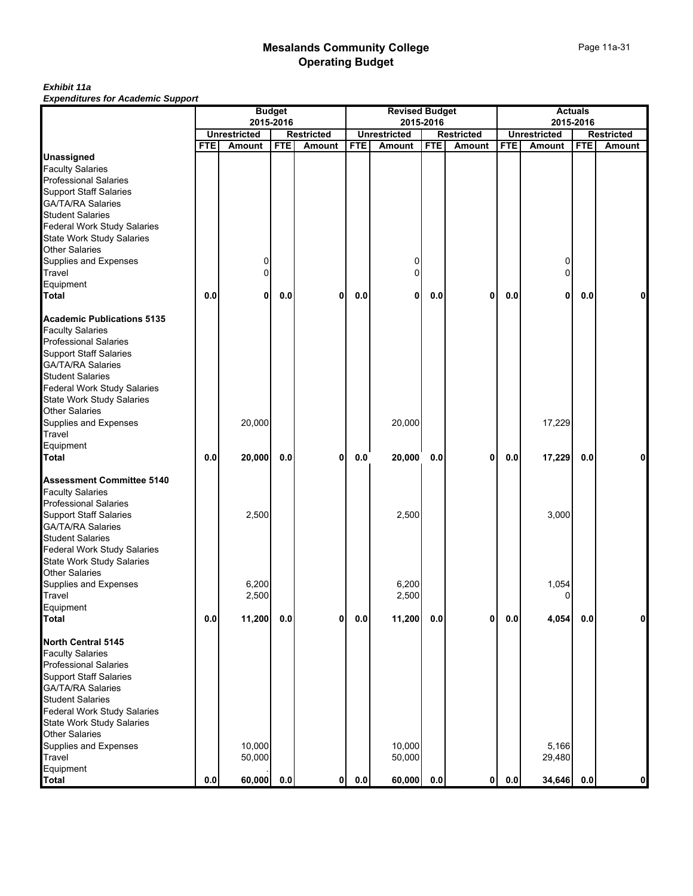# Mesalands Community College
# Operating Budget

***Exhibit 11a***
***Expenditures for Academic Support***

| | Budget 2015-2016 | | | | Revised Budget 2015-2016 | | | | Actuals 2015-2016 | | | |
|---|---|---|---|---|---|---|---|---|---|---|---|---|
| | Unrestricted | | Restricted | | Unrestricted | | Restricted | | Unrestricted | | Restricted | |
| | FTE | Amount | FTE | Amount | FTE | Amount | FTE | Amount | FTE | Amount | FTE | Amount |
| **Unassigned** | | | | | | | | | | | | |
| Faculty Salaries | | | | | | | | | | | | |
| Professional Salaries | | | | | | | | | | | | |
| Support Staff Salaries | | | | | | | | | | | | |
| GA/TA/RA Salaries | | | | | | | | | | | | |
| Student Salaries | | | | | | | | | | | | |
| Federal Work Study Salaries | | | | | | | | | | | | |
| State Work Study Salaries | | | | | | | | | | | | |
| Other Salaries | | | | | | | | | | | | |
| Supplies and Expenses | | 0 | | | | 0 | | | | 0 | | |
| Travel | | 0 | | | | 0 | | | | 0 | | |
| Equipment | | | | | | | | | | | | |
| **Total** | **0.0** | **0** | **0.0** | **0** | **0.0** | **0** | **0.0** | **0** | **0.0** | **0** | **0.0** | **0** |
| **Academic Publications 5135** | | | | | | | | | | | | |
| Faculty Salaries | | | | | | | | | | | | |
| Professional Salaries | | | | | | | | | | | | |
| Support Staff Salaries | | | | | | | | | | | | |
| GA/TA/RA Salaries | | | | | | | | | | | | |
| Student Salaries | | | | | | | | | | | | |
| Federal Work Study Salaries | | | | | | | | | | | | |
| State Work Study Salaries | | | | | | | | | | | | |
| Other Salaries | | | | | | | | | | | | |
| Supplies and Expenses | | 20,000 | | | | 20,000 | | | | 17,229 | | |
| Travel | | | | | | | | | | | | |
| Equipment | | | | | | | | | | | | |
| **Total** | **0.0** | **20,000** | **0.0** | **0** | **0.0** | **20,000** | **0.0** | **0** | **0.0** | **17,229** | **0.0** | **0** |
| **Assessment Committee 5140** | | | | | | | | | | | | |
| Faculty Salaries | | | | | | | | | | | | |
| Professional Salaries | | | | | | | | | | | | |
| Support Staff Salaries | | 2,500 | | | | 2,500 | | | | 3,000 | | |
| GA/TA/RA Salaries | | | | | | | | | | | | |
| Student Salaries | | | | | | | | | | | | |
| Federal Work Study Salaries | | | | | | | | | | | | |
| State Work Study Salaries | | | | | | | | | | | | |
| Other Salaries | | | | | | | | | | | | |
| Supplies and Expenses | | 6,200 | | | | 6,200 | | | | 1,054 | | |
| Travel | | 2,500 | | | | 2,500 | | | | 0 | | |
| Equipment | | | | | | | | | | | | |
| **Total** | **0.0** | **11,200** | **0.0** | **0** | **0.0** | **11,200** | **0.0** | **0** | **0.0** | **4,054** | **0.0** | **0** |
| **North Central 5145** | | | | | | | | | | | | |
| Faculty Salaries | | | | | | | | | | | | |
| Professional Salaries | | | | | | | | | | | | |
| Support Staff Salaries | | | | | | | | | | | | |
| GA/TA/RA Salaries | | | | | | | | | | | | |
| Student Salaries | | | | | | | | | | | | |
| Federal Work Study Salaries | | | | | | | | | | | | |
| State Work Study Salaries | | | | | | | | | | | | |
| Other Salaries | | | | | | | | | | | | |
| Supplies and Expenses | | 10,000 | | | | 10,000 | | | | 5,166 | | |
| Travel | | 50,000 | | | | 50,000 | | | | 29,480 | | |
| Equipment | | | | | | | | | | | | |
| **Total** | **0.0** | **60,000** | **0.0** | **0** | **0.0** | **60,000** | **0.0** | **0** | **0.0** | **34,646** | **0.0** | **0** |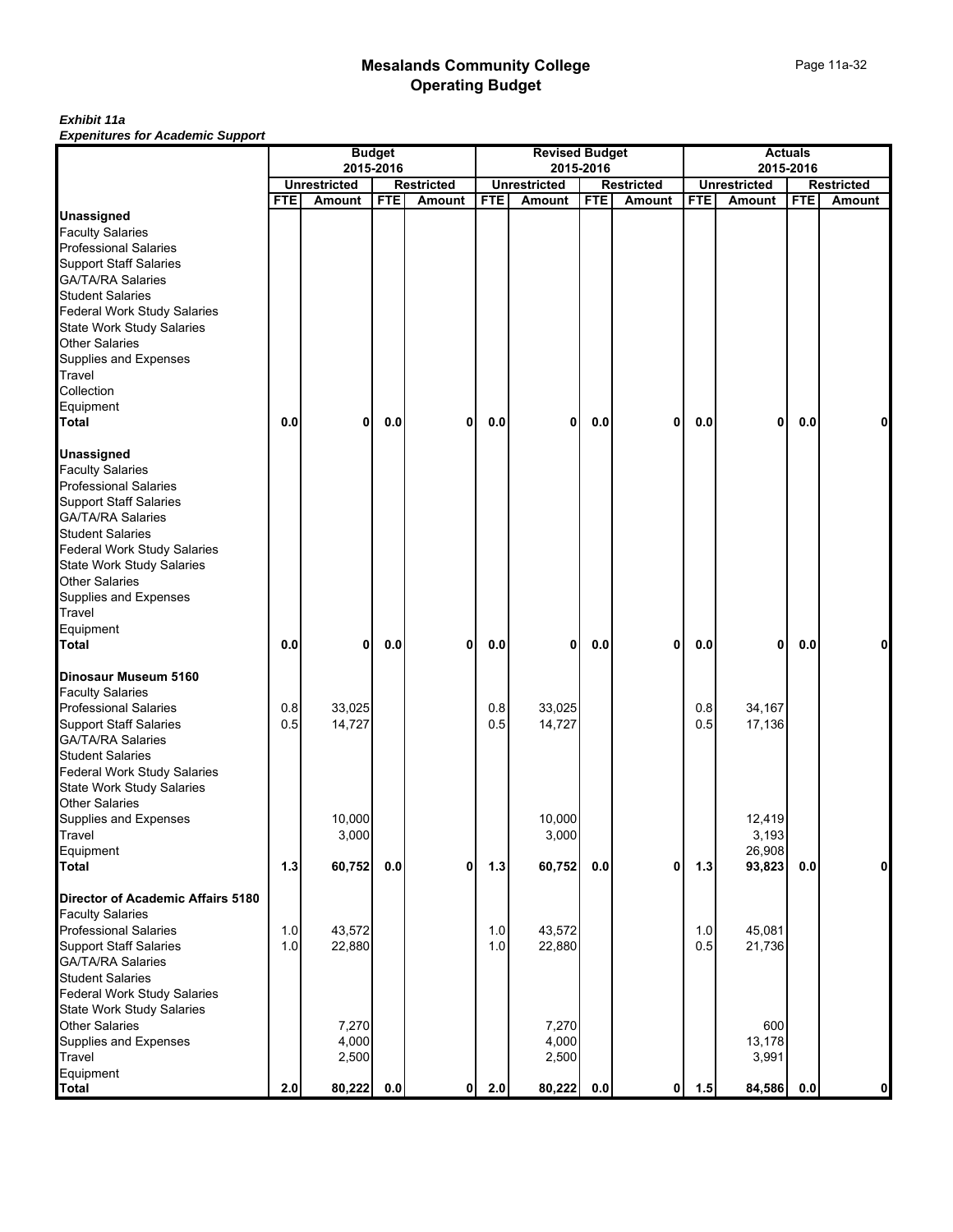# Mesalands Community College
## Operating Budget

***Exhibit 11a***
***Expenitures for Academic Support***

| | Budget 2015-2016 | | | | Revised Budget 2015-2016 | | | | Actuals 2015-2016 | | | |
|---|---|---|---|---|---|---|---|---|---|---|---|---|
| | Unrestricted | | Restricted | | Unrestricted | | Restricted | | Unrestricted | | Restricted | |
| | FTE | Amount | FTE | Amount | FTE | Amount | FTE | Amount | FTE | Amount | FTE | Amount |
| **Unassigned** | | | | | | | | | | | | |
| Faculty Salaries | | | | | | | | | | | | |
| Professional Salaries | | | | | | | | | | | | |
| Support Staff Salaries | | | | | | | | | | | | |
| GA/TA/RA Salaries | | | | | | | | | | | | |
| Student Salaries | | | | | | | | | | | | |
| Federal Work Study Salaries | | | | | | | | | | | | |
| State Work Study Salaries | | | | | | | | | | | | |
| Other Salaries | | | | | | | | | | | | |
| Supplies and Expenses | | | | | | | | | | | | |
| Travel | | | | | | | | | | | | |
| Collection | | | | | | | | | | | | |
| Equipment | | | | | | | | | | | | |
| **Total** | **0.0** | **0** | **0.0** | **0** | **0.0** | **0** | **0.0** | **0** | **0.0** | **0** | **0.0** | **0** |
| **Unassigned** | | | | | | | | | | | | |
| Faculty Salaries | | | | | | | | | | | | |
| Professional Salaries | | | | | | | | | | | | |
| Support Staff Salaries | | | | | | | | | | | | |
| GA/TA/RA Salaries | | | | | | | | | | | | |
| Student Salaries | | | | | | | | | | | | |
| Federal Work Study Salaries | | | | | | | | | | | | |
| State Work Study Salaries | | | | | | | | | | | | |
| Other Salaries | | | | | | | | | | | | |
| Supplies and Expenses | | | | | | | | | | | | |
| Travel | | | | | | | | | | | | |
| Equipment | | | | | | | | | | | | |
| **Total** | **0.0** | **0** | **0.0** | **0** | **0.0** | **0** | **0.0** | **0** | **0.0** | **0** | **0.0** | **0** |
| **Dinosaur Museum 5160** | | | | | | | | | | | | |
| Faculty Salaries | | | | | | | | | | | | |
| Professional Salaries | 0.8 | 33,025 | | | 0.8 | 33,025 | | | 0.8 | 34,167 | | |
| Support Staff Salaries | 0.5 | 14,727 | | | 0.5 | 14,727 | | | 0.5 | 17,136 | | |
| GA/TA/RA Salaries | | | | | | | | | | | | |
| Student Salaries | | | | | | | | | | | | |
| Federal Work Study Salaries | | | | | | | | | | | | |
| State Work Study Salaries | | | | | | | | | | | | |
| Other Salaries | | | | | | | | | | | | |
| Supplies and Expenses | | 10,000 | | | | 10,000 | | | | 12,419 | | |
| Travel | | 3,000 | | | | 3,000 | | | | 3,193 | | |
| Equipment | | | | | | | | | | 26,908 | | |
| **Total** | **1.3** | **60,752** | **0.0** | **0** | **1.3** | **60,752** | **0.0** | **0** | **1.3** | **93,823** | **0.0** | **0** |
| **Director of Academic Affairs 5180** | | | | | | | | | | | | |
| Faculty Salaries | | | | | | | | | | | | |
| Professional Salaries | 1.0 | 43,572 | | | 1.0 | 43,572 | | | 1.0 | 45,081 | | |
| Support Staff Salaries | 1.0 | 22,880 | | | 1.0 | 22,880 | | | 0.5 | 21,736 | | |
| GA/TA/RA Salaries | | | | | | | | | | | | |
| Student Salaries | | | | | | | | | | | | |
| Federal Work Study Salaries | | | | | | | | | | | | |
| State Work Study Salaries | | | | | | | | | | | | |
| Other Salaries | | 7,270 | | | | 7,270 | | | | 600 | | |
| Supplies and Expenses | | 4,000 | | | | 4,000 | | | | 13,178 | | |
| Travel | | 2,500 | | | | 2,500 | | | | 3,991 | | |
| Equipment | | | | | | | | | | | | |
| **Total** | **2.0** | **80,222** | **0.0** | **0** | **2.0** | **80,222** | **0.0** | **0** | **1.5** | **84,586** | **0.0** | **0** |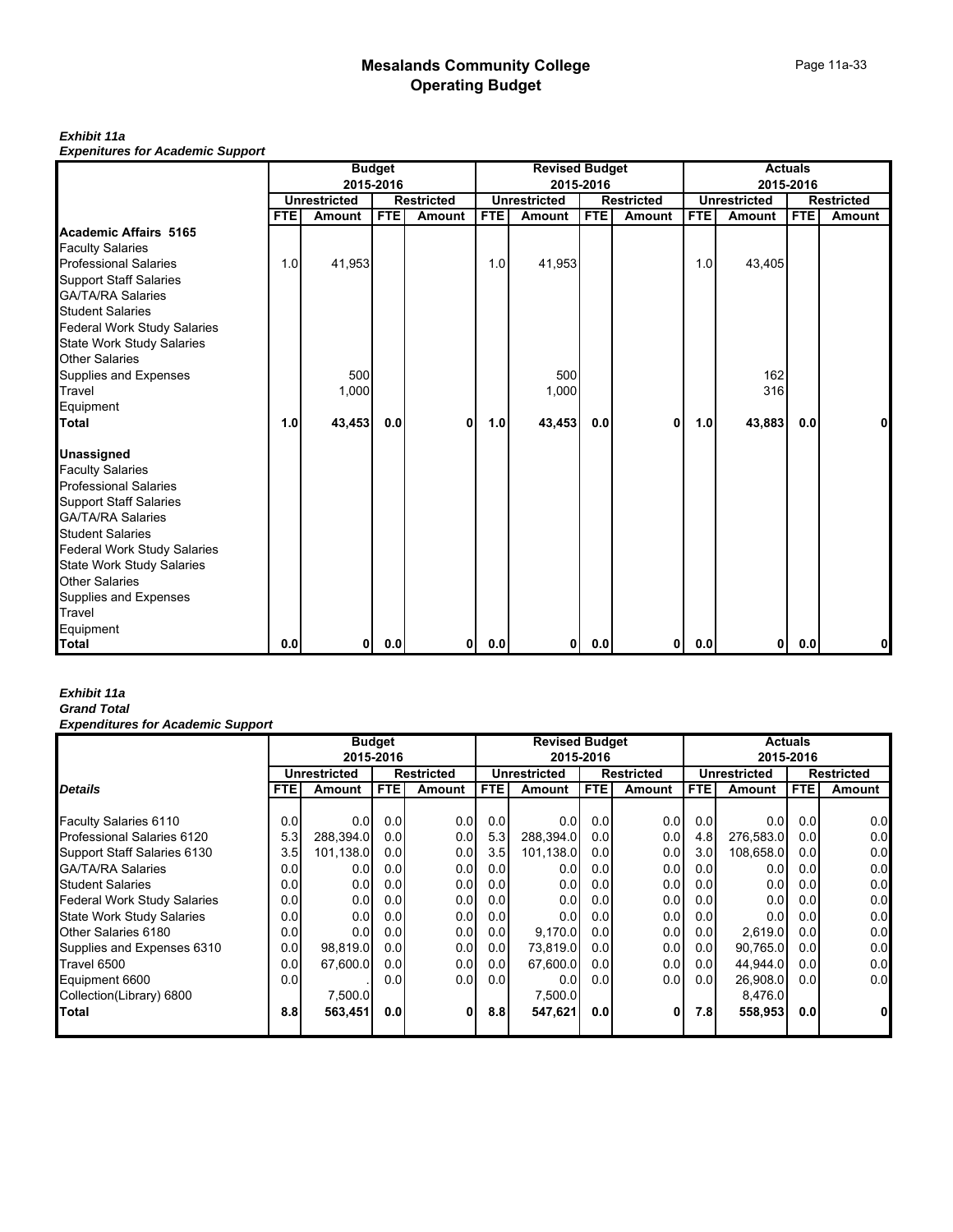# Mesalands Community College
## Operating Budget

***Exhibit 11a***
***Expenitures for Academic Support***

| | Budget 2015-2016 | | | | Revised Budget 2015-2016 | | | | Actuals 2015-2016 | | | |
|---|---|---|---|---|---|---|---|---|---|---|---|---|
| | Unrestricted | | Restricted | | Unrestricted | | Restricted | | Unrestricted | | Restricted | |
| | FTE | Amount | FTE | Amount | FTE | Amount | FTE | Amount | FTE | Amount | FTE | Amount |
| **Academic Affairs 5165** | | | | | | | | | | | | |
| Faculty Salaries | | | | | | | | | | | | |
| Professional Salaries | 1.0 | 41,953 | | | 1.0 | 41,953 | | | 1.0 | 43,405 | | |
| Support Staff Salaries | | | | | | | | | | | | |
| GA/TA/RA Salaries | | | | | | | | | | | | |
| Student Salaries | | | | | | | | | | | | |
| Federal Work Study Salaries | | | | | | | | | | | | |
| State Work Study Salaries | | | | | | | | | | | | |
| Other Salaries | | | | | | | | | | | | |
| Supplies and Expenses | | 500 | | | | 500 | | | | 162 | | |
| Travel | | 1,000 | | | | 1,000 | | | | 316 | | |
| Equipment | | | | | | | | | | | | |
| **Total** | **1.0** | **43,453** | **0.0** | **0** | **1.0** | **43,453** | **0.0** | **0** | **1.0** | **43,883** | **0.0** | **0** |
| **Unassigned** | | | | | | | | | | | | |
| Faculty Salaries | | | | | | | | | | | | |
| Professional Salaries | | | | | | | | | | | | |
| Support Staff Salaries | | | | | | | | | | | | |
| GA/TA/RA Salaries | | | | | | | | | | | | |
| Student Salaries | | | | | | | | | | | | |
| Federal Work Study Salaries | | | | | | | | | | | | |
| State Work Study Salaries | | | | | | | | | | | | |
| Other Salaries | | | | | | | | | | | | |
| Supplies and Expenses | | | | | | | | | | | | |
| Travel | | | | | | | | | | | | |
| Equipment | | | | | | | | | | | | |
| **Total** | **0.0** | **0** | **0.0** | **0** | **0.0** | **0** | **0.0** | **0** | **0.0** | **0** | **0.0** | **0** |

***Exhibit 11a***
***Grand Total***
***Expenditures for Academic Support***

| | Budget 2015-2016 | | | | Revised Budget 2015-2016 | | | | Actuals 2015-2016 | | | |
|---|---|---|---|---|---|---|---|---|---|---|---|---|
| | Unrestricted | | Restricted | | Unrestricted | | Restricted | | Unrestricted | | Restricted | |
| ***Details*** | FTE | Amount | FTE | Amount | FTE | Amount | FTE | Amount | FTE | Amount | FTE | Amount |
| Faculty Salaries 6110 | 0.0 | 0.0 | 0.0 | 0.0 | 0.0 | 0.0 | 0.0 | 0.0 | 0.0 | 0.0 | 0.0 | 0.0 |
| Professional Salaries 6120 | 5.3 | 288,394.0 | 0.0 | 0.0 | 5.3 | 288,394.0 | 0.0 | 0.0 | 4.8 | 276,583.0 | 0.0 | 0.0 |
| Support Staff Salaries 6130 | 3.5 | 101,138.0 | 0.0 | 0.0 | 3.5 | 101,138.0 | 0.0 | 0.0 | 3.0 | 108,658.0 | 0.0 | 0.0 |
| GA/TA/RA Salaries | 0.0 | 0.0 | 0.0 | 0.0 | 0.0 | 0.0 | 0.0 | 0.0 | 0.0 | 0.0 | 0.0 | 0.0 |
| Student Salaries | 0.0 | 0.0 | 0.0 | 0.0 | 0.0 | 0.0 | 0.0 | 0.0 | 0.0 | 0.0 | 0.0 | 0.0 |
| Federal Work Study Salaries | 0.0 | 0.0 | 0.0 | 0.0 | 0.0 | 0.0 | 0.0 | 0.0 | 0.0 | 0.0 | 0.0 | 0.0 |
| State Work Study Salaries | 0.0 | 0.0 | 0.0 | 0.0 | 0.0 | 0.0 | 0.0 | 0.0 | 0.0 | 0.0 | 0.0 | 0.0 |
| Other Salaries 6180 | 0.0 | 0.0 | 0.0 | 0.0 | 0.0 | 9,170.0 | 0.0 | 0.0 | 0.0 | 2,619.0 | 0.0 | 0.0 |
| Supplies and Expenses 6310 | 0.0 | 98,819.0 | 0.0 | 0.0 | 0.0 | 73,819.0 | 0.0 | 0.0 | 0.0 | 90,765.0 | 0.0 | 0.0 |
| Travel 6500 | 0.0 | 67,600.0 | 0.0 | 0.0 | 0.0 | 67,600.0 | 0.0 | 0.0 | 0.0 | 44,944.0 | 0.0 | 0.0 |
| Equipment 6600 | 0.0 | . | 0.0 | 0.0 | 0.0 | 0.0 | 0.0 | 0.0 | 0.0 | 26,908.0 | 0.0 | 0.0 |
| Collection(Library) 6800 | | 7,500.0 | | | | 7,500.0 | | | | 8,476.0 | | |
| **Total** | **8.8** | **563,451** | **0.0** | **0** | **8.8** | **547,621** | **0.0** | **0** | **7.8** | **558,953** | **0.0** | **0** |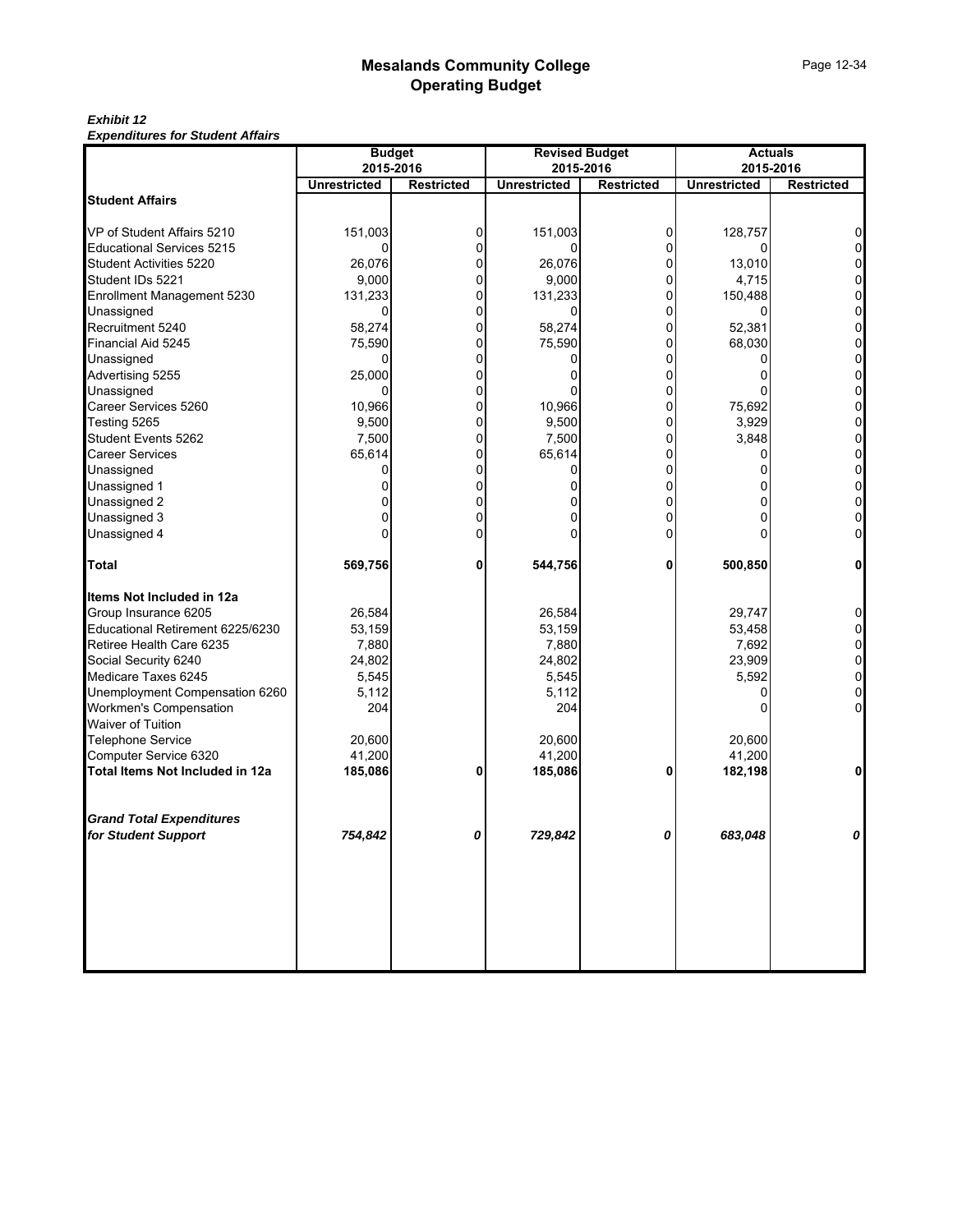# Mesalands Community College
# Operating Budget

***Exhibit 12***
***Expenditures for Student Affairs***

| | Budget 2015-2016 | | Revised Budget 2015-2016 | | Actuals 2015-2016 | |
|---|---|---|---|---|---|---|
| | Unrestricted | Restricted | Unrestricted | Restricted | Unrestricted | Restricted |
| **Student Affairs** | | | | | | |
| VP of Student Affairs 5210 | 151,003 | 0 | 151,003 | 0 | 128,757 | 0 |
| Educational Services 5215 | 0 | 0 | 0 | 0 | 0 | 0 |
| Student Activities 5220 | 26,076 | 0 | 26,076 | 0 | 13,010 | 0 |
| Student IDs 5221 | 9,000 | 0 | 9,000 | 0 | 4,715 | 0 |
| Enrollment Management 5230 | 131,233 | 0 | 131,233 | 0 | 150,488 | 0 |
| Unassigned | 0 | 0 | 0 | 0 | 0 | 0 |
| Recruitment 5240 | 58,274 | 0 | 58,274 | 0 | 52,381 | 0 |
| Financial Aid 5245 | 75,590 | 0 | 75,590 | 0 | 68,030 | 0 |
| Unassigned | 0 | 0 | 0 | 0 | 0 | 0 |
| Advertising 5255 | 25,000 | 0 | 0 | 0 | 0 | 0 |
| Unassigned | 0 | 0 | 0 | 0 | 0 | 0 |
| Career Services 5260 | 10,966 | 0 | 10,966 | 0 | 75,692 | 0 |
| Testing 5265 | 9,500 | 0 | 9,500 | 0 | 3,929 | 0 |
| Student Events 5262 | 7,500 | 0 | 7,500 | 0 | 3,848 | 0 |
| Career Services | 65,614 | 0 | 65,614 | 0 | 0 | 0 |
| Unassigned | 0 | 0 | 0 | 0 | 0 | 0 |
| Unassigned 1 | 0 | 0 | 0 | 0 | 0 | 0 |
| Unassigned 2 | 0 | 0 | 0 | 0 | 0 | 0 |
| Unassigned 3 | 0 | 0 | 0 | 0 | 0 | 0 |
| Unassigned 4 | 0 | 0 | 0 | 0 | 0 | 0 |
| **Total** | **569,756** | **0** | **544,756** | **0** | **500,850** | **0** |
| **Items Not Included in 12a** | | | | | | |
| Group Insurance 6205 | 26,584 | | 26,584 | | 29,747 | 0 |
| Educational Retirement 6225/6230 | 53,159 | | 53,159 | | 53,458 | 0 |
| Retiree Health Care 6235 | 7,880 | | 7,880 | | 7,692 | 0 |
| Social Security 6240 | 24,802 | | 24,802 | | 23,909 | 0 |
| Medicare Taxes 6245 | 5,545 | | 5,545 | | 5,592 | 0 |
| Unemployment Compensation 6260 | 5,112 | | 5,112 | | 0 | 0 |
| Workmen's Compensation | 204 | | 204 | | 0 | 0 |
| Waiver of Tuition | | | | | | |
| Telephone Service | 20,600 | | 20,600 | | 20,600 | |
| Computer Service 6320 | 41,200 | | 41,200 | | 41,200 | |
| **Total Items Not Included in 12a** | **185,086** | **0** | **185,086** | **0** | **182,198** | **0** |
| ***Grand Total Expenditures for Student Support*** | ***754,842*** | ***0*** | ***729,842*** | ***0*** | ***683,048*** | ***0*** |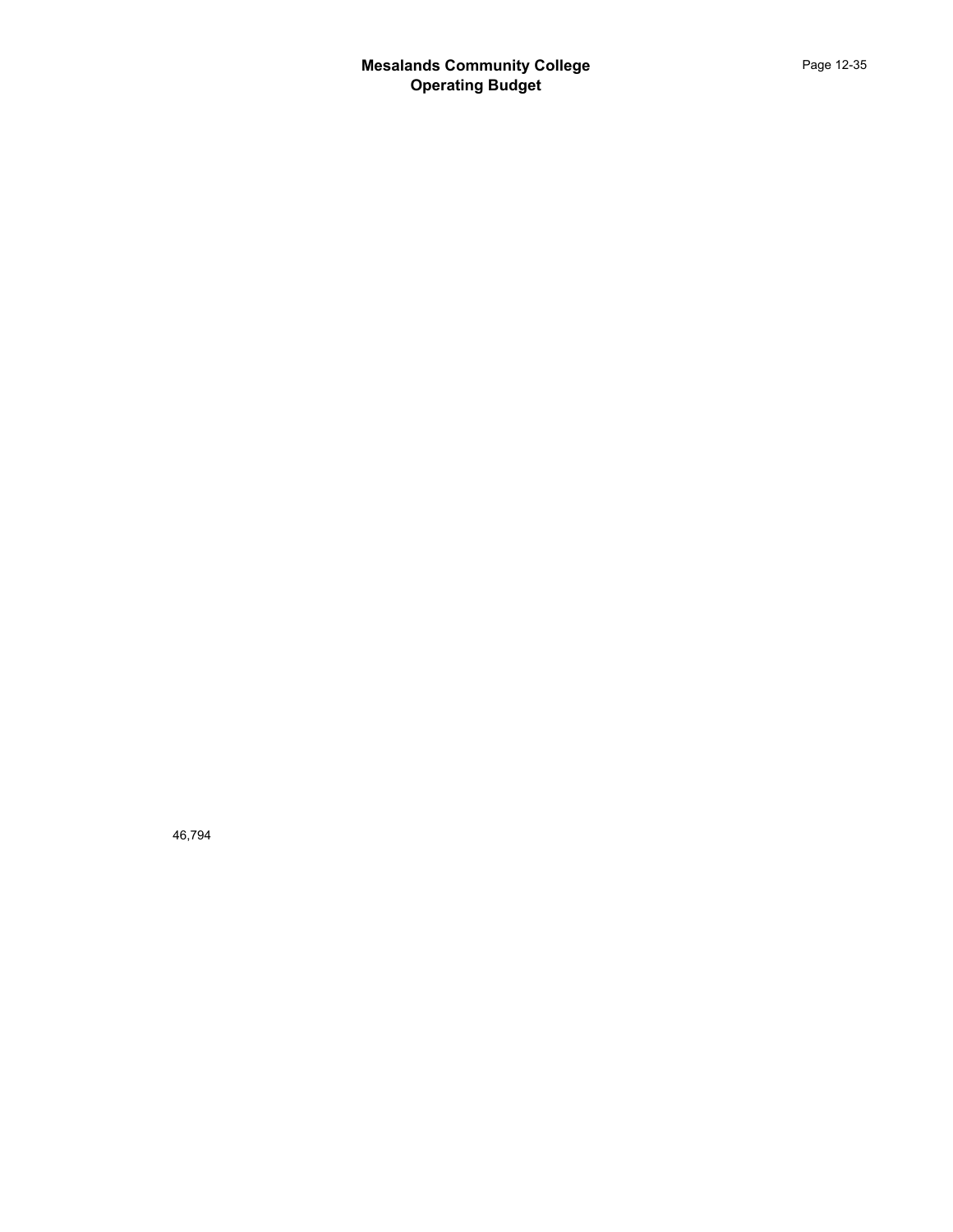46,794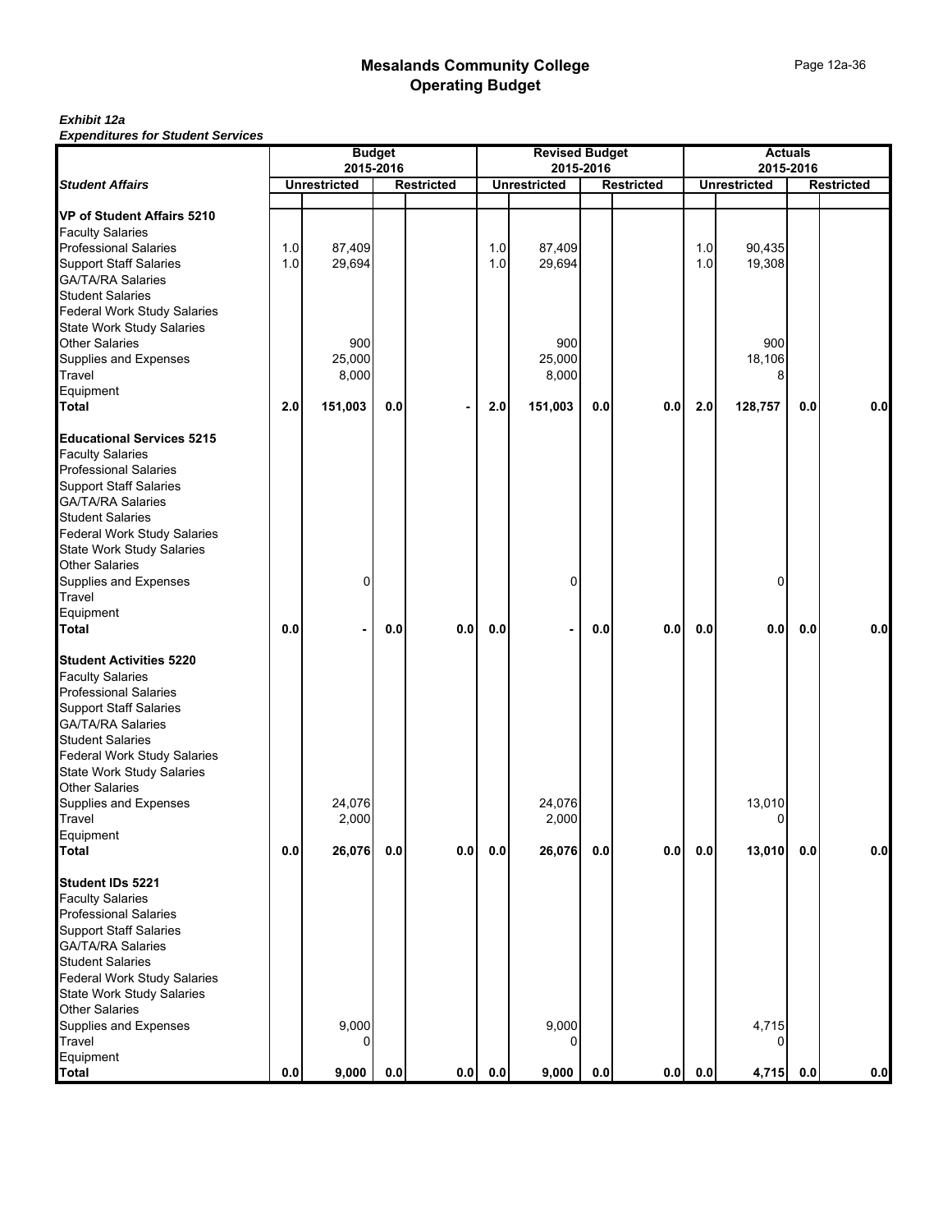# Mesalands Community College
## Operating Budget

***Exhibit 12a***
***Expenditures for Student Services***

| Student Affairs | Budget 2015-2016 | | | | Revised Budget 2015-2016 | | | | Actuals 2015-2016 | | | |
|---|---|---|---|---|---|---|---|---|---|---|---|---|
| | Unrestricted | | Restricted | | Unrestricted | | Restricted | | Unrestricted | | Restricted | |
| **VP of Student Affairs 5210** | | | | | | | | | | | | |
| Faculty Salaries | | | | | | | | | | | | |
| Professional Salaries | 1.0 | 87,409 | | | 1.0 | 87,409 | | | 1.0 | 90,435 | | |
| Support Staff Salaries | 1.0 | 29,694 | | | 1.0 | 29,694 | | | 1.0 | 19,308 | | |
| GA/TA/RA Salaries | | | | | | | | | | | | |
| Student Salaries | | | | | | | | | | | | |
| Federal Work Study Salaries | | | | | | | | | | | | |
| State Work Study Salaries | | | | | | | | | | | | |
| Other Salaries | | 900 | | | | 900 | | | | 900 | | |
| Supplies and Expenses | | 25,000 | | | | 25,000 | | | | 18,106 | | |
| Travel | | 8,000 | | | | 8,000 | | | | 8 | | |
| Equipment | | | | | | | | | | | | |
| **Total** | **2.0** | **151,003** | **0.0** | **-** | **2.0** | **151,003** | **0.0** | **0.0** | **2.0** | **128,757** | **0.0** | **0.0** |
| **Educational Services 5215** | | | | | | | | | | | | |
| Faculty Salaries | | | | | | | | | | | | |
| Professional Salaries | | | | | | | | | | | | |
| Support Staff Salaries | | | | | | | | | | | | |
| GA/TA/RA Salaries | | | | | | | | | | | | |
| Student Salaries | | | | | | | | | | | | |
| Federal Work Study Salaries | | | | | | | | | | | | |
| State Work Study Salaries | | | | | | | | | | | | |
| Other Salaries | | | | | | | | | | | | |
| Supplies and Expenses | | 0 | | | | 0 | | | | 0 | | |
| Travel | | | | | | | | | | | | |
| Equipment | | | | | | | | | | | | |
| **Total** | **0.0** | **-** | **0.0** | **0.0** | **0.0** | **-** | **0.0** | **0.0** | **0.0** | **0.0** | **0.0** | **0.0** |
| **Student Activities 5220** | | | | | | | | | | | | |
| Faculty Salaries | | | | | | | | | | | | |
| Professional Salaries | | | | | | | | | | | | |
| Support Staff Salaries | | | | | | | | | | | | |
| GA/TA/RA Salaries | | | | | | | | | | | | |
| Student Salaries | | | | | | | | | | | | |
| Federal Work Study Salaries | | | | | | | | | | | | |
| State Work Study Salaries | | | | | | | | | | | | |
| Other Salaries | | | | | | | | | | | | |
| Supplies and Expenses | | 24,076 | | | | 24,076 | | | | 13,010 | | |
| Travel | | 2,000 | | | | 2,000 | | | | 0 | | |
| Equipment | | | | | | | | | | | | |
| **Total** | **0.0** | **26,076** | **0.0** | **0.0** | **0.0** | **26,076** | **0.0** | **0.0** | **0.0** | **13,010** | **0.0** | **0.0** |
| **Student IDs 5221** | | | | | | | | | | | | |
| Faculty Salaries | | | | | | | | | | | | |
| Professional Salaries | | | | | | | | | | | | |
| Support Staff Salaries | | | | | | | | | | | | |
| GA/TA/RA Salaries | | | | | | | | | | | | |
| Student Salaries | | | | | | | | | | | | |
| Federal Work Study Salaries | | | | | | | | | | | | |
| State Work Study Salaries | | | | | | | | | | | | |
| Other Salaries | | | | | | | | | | | | |
| Supplies and Expenses | | 9,000 | | | | 9,000 | | | | 4,715 | | |
| Travel | | 0 | | | | 0 | | | | 0 | | |
| Equipment | | | | | | | | | | | | |
| **Total** | **0.0** | **9,000** | **0.0** | **0.0** | **0.0** | **9,000** | **0.0** | **0.0** | **0.0** | **4,715** | **0.0** | **0.0** |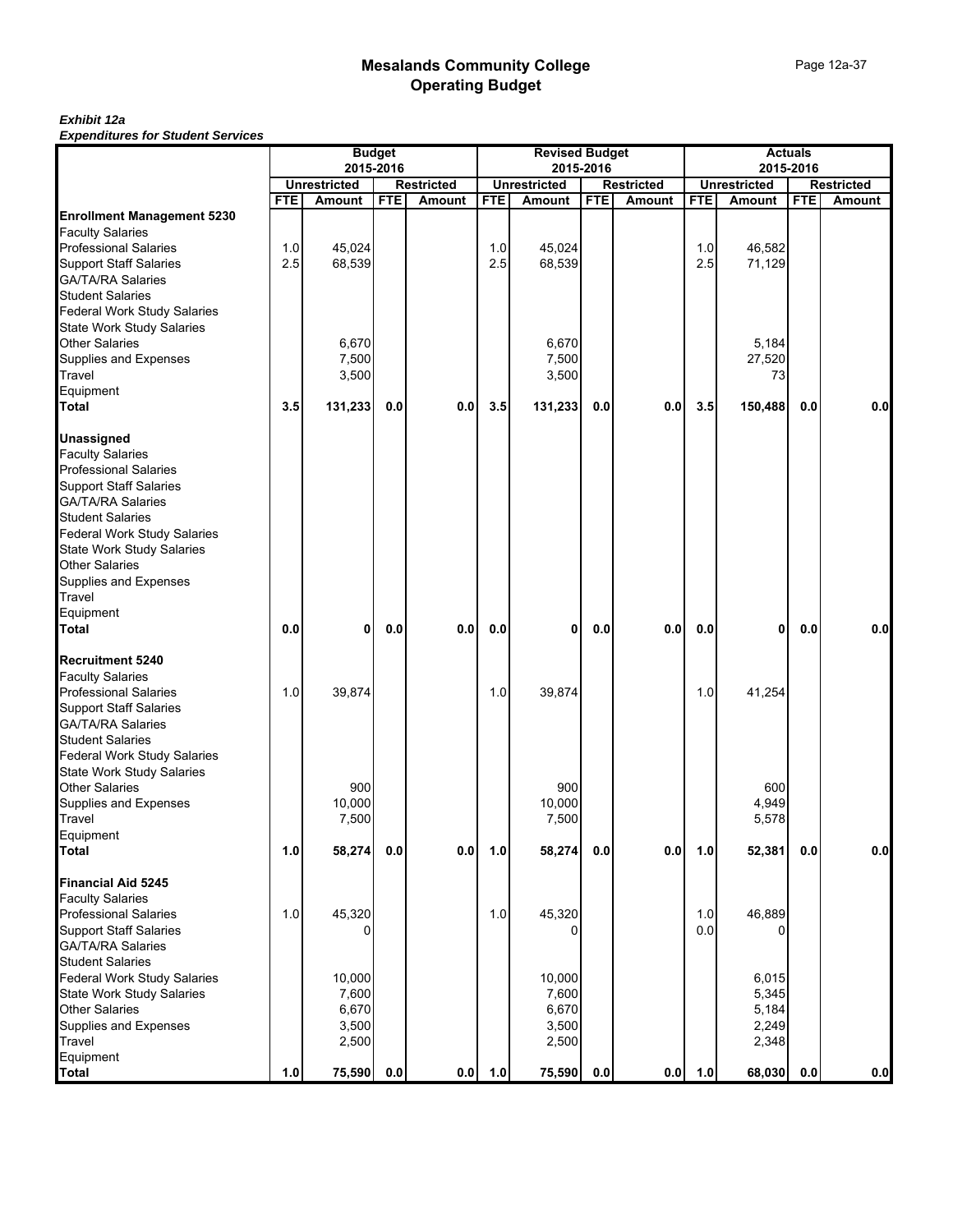# Mesalands Community College
## Operating Budget

***Exhibit 12a***
***Expenditures for Student Services***

| | Budget 2015-2016 | | | | Revised Budget 2015-2016 | | | | Actuals 2015-2016 | | | |
|---|---|---|---|---|---|---|---|---|---|---|---|---|
| | Unrestricted | | Restricted | | Unrestricted | | Restricted | | Unrestricted | | Restricted | |
| | FTE | Amount | FTE | Amount | FTE | Amount | FTE | Amount | FTE | Amount | FTE | Amount |
| **Enrollment Management 5230** | | | | | | | | | | | | |
| Faculty Salaries | | | | | | | | | | | | |
| Professional Salaries | 1.0 | 45,024 | | | 1.0 | 45,024 | | | 1.0 | 46,582 | | |
| Support Staff Salaries | 2.5 | 68,539 | | | 2.5 | 68,539 | | | 2.5 | 71,129 | | |
| GA/TA/RA Salaries | | | | | | | | | | | | |
| Student Salaries | | | | | | | | | | | | |
| Federal Work Study Salaries | | | | | | | | | | | | |
| State Work Study Salaries | | | | | | | | | | | | |
| Other Salaries | | 6,670 | | | | 6,670 | | | | 5,184 | | |
| Supplies and Expenses | | 7,500 | | | | 7,500 | | | | 27,520 | | |
| Travel | | 3,500 | | | | 3,500 | | | | 73 | | |
| Equipment | | | | | | | | | | | | |
| **Total** | **3.5** | **131,233** | **0.0** | **0.0** | **3.5** | **131,233** | **0.0** | **0.0** | **3.5** | **150,488** | **0.0** | **0.0** |
| | | | | | | | | | | | | |
| **Unassigned** | | | | | | | | | | | | |
| Faculty Salaries | | | | | | | | | | | | |
| Professional Salaries | | | | | | | | | | | | |
| Support Staff Salaries | | | | | | | | | | | | |
| GA/TA/RA Salaries | | | | | | | | | | | | |
| Student Salaries | | | | | | | | | | | | |
| Federal Work Study Salaries | | | | | | | | | | | | |
| State Work Study Salaries | | | | | | | | | | | | |
| Other Salaries | | | | | | | | | | | | |
| Supplies and Expenses | | | | | | | | | | | | |
| Travel | | | | | | | | | | | | |
| Equipment | | | | | | | | | | | | |
| **Total** | **0.0** | **0** | **0.0** | **0.0** | **0.0** | **0** | **0.0** | **0.0** | **0.0** | **0** | **0.0** | **0.0** |
| | | | | | | | | | | | | |
| **Recruitment 5240** | | | | | | | | | | | | |
| Faculty Salaries | | | | | | | | | | | | |
| Professional Salaries | 1.0 | 39,874 | | | 1.0 | 39,874 | | | 1.0 | 41,254 | | |
| Support Staff Salaries | | | | | | | | | | | | |
| GA/TA/RA Salaries | | | | | | | | | | | | |
| Student Salaries | | | | | | | | | | | | |
| Federal Work Study Salaries | | | | | | | | | | | | |
| State Work Study Salaries | | | | | | | | | | | | |
| Other Salaries | | 900 | | | | 900 | | | | 600 | | |
| Supplies and Expenses | | 10,000 | | | | 10,000 | | | | 4,949 | | |
| Travel | | 7,500 | | | | 7,500 | | | | 5,578 | | |
| Equipment | | | | | | | | | | | | |
| **Total** | **1.0** | **58,274** | **0.0** | **0.0** | **1.0** | **58,274** | **0.0** | **0.0** | **1.0** | **52,381** | **0.0** | **0.0** |
| | | | | | | | | | | | | |
| **Financial Aid 5245** | | | | | | | | | | | | |
| Faculty Salaries | | | | | | | | | | | | |
| Professional Salaries | 1.0 | 45,320 | | | 1.0 | 45,320 | | | 1.0 | 46,889 | | |
| Support Staff Salaries | | 0 | | | | 0 | | | 0.0 | 0 | | |
| GA/TA/RA Salaries | | | | | | | | | | | | |
| Student Salaries | | | | | | | | | | | | |
| Federal Work Study Salaries | | 10,000 | | | | 10,000 | | | | 6,015 | | |
| State Work Study Salaries | | 7,600 | | | | 7,600 | | | | 5,345 | | |
| Other Salaries | | 6,670 | | | | 6,670 | | | | 5,184 | | |
| Supplies and Expenses | | 3,500 | | | | 3,500 | | | | 2,249 | | |
| Travel | | 2,500 | | | | 2,500 | | | | 2,348 | | |
| Equipment | | | | | | | | | | | | |
| **Total** | **1.0** | **75,590** | **0.0** | **0.0** | **1.0** | **75,590** | **0.0** | **0.0** | **1.0** | **68,030** | **0.0** | **0.0** |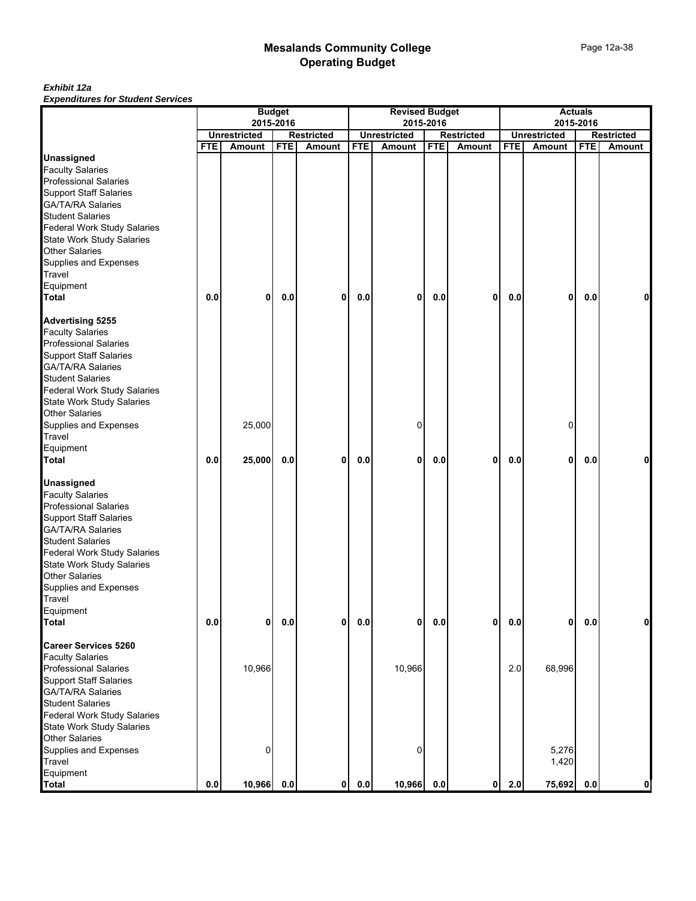# Mesalands Community College
## Operating Budget

***Exhibit 12a***
***Expenditures for Student Services***

| | Budget 2015-2016 | | | | Revised Budget 2015-2016 | | | | Actuals 2015-2016 | | | |
|---|---|---|---|---|---|---|---|---|---|---|---|---|
| | Unrestricted | | Restricted | | Unrestricted | | Restricted | | Unrestricted | | Restricted | |
| | FTE | Amount | FTE | Amount | FTE | Amount | FTE | Amount | FTE | Amount | FTE | Amount |
| **Unassigned** | | | | | | | | | | | | |
| Faculty Salaries | | | | | | | | | | | | |
| Professional Salaries | | | | | | | | | | | | |
| Support Staff Salaries | | | | | | | | | | | | |
| GA/TA/RA Salaries | | | | | | | | | | | | |
| Student Salaries | | | | | | | | | | | | |
| Federal Work Study Salaries | | | | | | | | | | | | |
| State Work Study Salaries | | | | | | | | | | | | |
| Other Salaries | | | | | | | | | | | | |
| Supplies and Expenses | | | | | | | | | | | | |
| Travel | | | | | | | | | | | | |
| Equipment | | | | | | | | | | | | |
| **Total** | **0.0** | **0** | **0.0** | **0** | **0.0** | **0** | **0.0** | **0** | **0.0** | **0** | **0.0** | **0** |
| **Advertising 5255** | | | | | | | | | | | | |
| Faculty Salaries | | | | | | | | | | | | |
| Professional Salaries | | | | | | | | | | | | |
| Support Staff Salaries | | | | | | | | | | | | |
| GA/TA/RA Salaries | | | | | | | | | | | | |
| Student Salaries | | | | | | | | | | | | |
| Federal Work Study Salaries | | | | | | | | | | | | |
| State Work Study Salaries | | | | | | | | | | | | |
| Other Salaries | | | | | | | | | | | | |
| Supplies and Expenses | | 25,000 | | | | 0 | | | | 0 | | |
| Travel | | | | | | | | | | | | |
| Equipment | | | | | | | | | | | | |
| **Total** | **0.0** | **25,000** | **0.0** | **0** | **0.0** | **0** | **0.0** | **0** | **0.0** | **0** | **0.0** | **0** |
| **Unassigned** | | | | | | | | | | | | |
| Faculty Salaries | | | | | | | | | | | | |
| Professional Salaries | | | | | | | | | | | | |
| Support Staff Salaries | | | | | | | | | | | | |
| GA/TA/RA Salaries | | | | | | | | | | | | |
| Student Salaries | | | | | | | | | | | | |
| Federal Work Study Salaries | | | | | | | | | | | | |
| State Work Study Salaries | | | | | | | | | | | | |
| Other Salaries | | | | | | | | | | | | |
| Supplies and Expenses | | | | | | | | | | | | |
| Travel | | | | | | | | | | | | |
| Equipment | | | | | | | | | | | | |
| **Total** | **0.0** | **0** | **0.0** | **0** | **0.0** | **0** | **0.0** | **0** | **0.0** | **0** | **0.0** | **0** |
| **Career Services 5260** | | | | | | | | | | | | |
| Faculty Salaries | | | | | | | | | | | | |
| Professional Salaries | | 10,966 | | | | 10,966 | | | 2.0 | 68,996 | | |
| Support Staff Salaries | | | | | | | | | | | | |
| GA/TA/RA Salaries | | | | | | | | | | | | |
| Student Salaries | | | | | | | | | | | | |
| Federal Work Study Salaries | | | | | | | | | | | | |
| State Work Study Salaries | | | | | | | | | | | | |
| Other Salaries | | | | | | | | | | | | |
| Supplies and Expenses | | 0 | | | | 0 | | | | 5,276 | | |
| Travel | | | | | | | | | | 1,420 | | |
| Equipment | | | | | | | | | | | | |
| **Total** | **0.0** | **10,966** | **0.0** | **0** | **0.0** | **10,966** | **0.0** | **0** | **2.0** | **75,692** | **0.0** | **0** |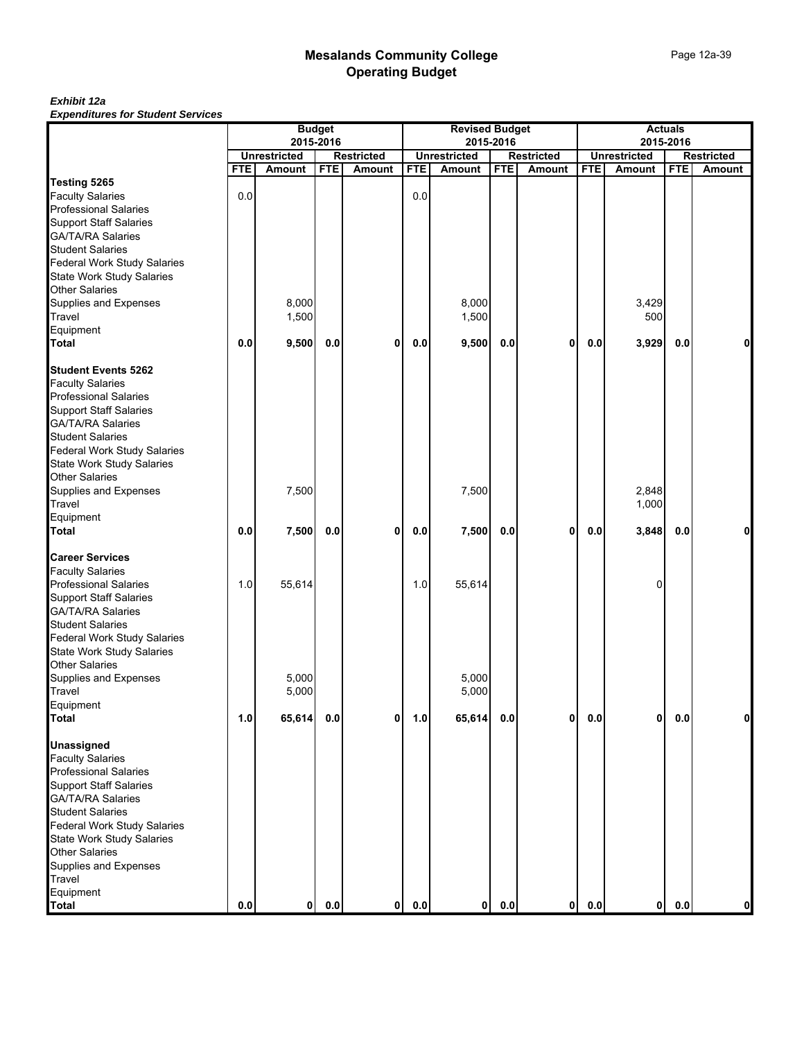# Mesalands Community College
## Operating Budget

***Exhibit 12a***
***Expenditures for Student Services***

| | Budget 2015-2016 | | | | Revised Budget 2015-2016 | | | | Actuals 2015-2016 | | | |
|---|---|---|---|---|---|---|---|---|---|---|---|---|
| | Unrestricted | | Restricted | | Unrestricted | | Restricted | | Unrestricted | | Restricted | |
| | FTE | Amount | FTE | Amount | FTE | Amount | FTE | Amount | FTE | Amount | FTE | Amount |
| **Testing 5265** | | | | | | | | | | | | |
| Faculty Salaries | 0.0 | | | | 0.0 | | | | | | | |
| Professional Salaries | | | | | | | | | | | | |
| Support Staff Salaries | | | | | | | | | | | | |
| GA/TA/RA Salaries | | | | | | | | | | | | |
| Student Salaries | | | | | | | | | | | | |
| Federal Work Study Salaries | | | | | | | | | | | | |
| State Work Study Salaries | | | | | | | | | | | | |
| Other Salaries | | | | | | | | | | | | |
| Supplies and Expenses | | 8,000 | | | | 8,000 | | | | 3,429 | | |
| Travel | | 1,500 | | | | 1,500 | | | | 500 | | |
| Equipment | | | | | | | | | | | | |
| **Total** | **0.0** | **9,500** | **0.0** | **0** | **0.0** | **9,500** | **0.0** | **0** | **0.0** | **3,929** | **0.0** | **0** |
| **Student Events 5262** | | | | | | | | | | | | |
| Faculty Salaries | | | | | | | | | | | | |
| Professional Salaries | | | | | | | | | | | | |
| Support Staff Salaries | | | | | | | | | | | | |
| GA/TA/RA Salaries | | | | | | | | | | | | |
| Student Salaries | | | | | | | | | | | | |
| Federal Work Study Salaries | | | | | | | | | | | | |
| State Work Study Salaries | | | | | | | | | | | | |
| Other Salaries | | | | | | | | | | | | |
| Supplies and Expenses | | 7,500 | | | | 7,500 | | | | 2,848 | | |
| Travel | | | | | | | | | | 1,000 | | |
| Equipment | | | | | | | | | | | | |
| **Total** | **0.0** | **7,500** | **0.0** | **0** | **0.0** | **7,500** | **0.0** | **0** | **0.0** | **3,848** | **0.0** | **0** |
| **Career Services** | | | | | | | | | | | | |
| Faculty Salaries | | | | | | | | | | | | |
| Professional Salaries | 1.0 | 55,614 | | | 1.0 | 55,614 | | | | 0 | | |
| Support Staff Salaries | | | | | | | | | | | | |
| GA/TA/RA Salaries | | | | | | | | | | | | |
| Student Salaries | | | | | | | | | | | | |
| Federal Work Study Salaries | | | | | | | | | | | | |
| State Work Study Salaries | | | | | | | | | | | | |
| Other Salaries | | | | | | | | | | | | |
| Supplies and Expenses | | 5,000 | | | | 5,000 | | | | | | |
| Travel | | 5,000 | | | | 5,000 | | | | | | |
| Equipment | | | | | | | | | | | | |
| **Total** | **1.0** | **65,614** | **0.0** | **0** | **1.0** | **65,614** | **0.0** | **0** | **0.0** | **0** | **0.0** | **0** |
| **Unassigned** | | | | | | | | | | | | |
| Faculty Salaries | | | | | | | | | | | | |
| Professional Salaries | | | | | | | | | | | | |
| Support Staff Salaries | | | | | | | | | | | | |
| GA/TA/RA Salaries | | | | | | | | | | | | |
| Student Salaries | | | | | | | | | | | | |
| Federal Work Study Salaries | | | | | | | | | | | | |
| State Work Study Salaries | | | | | | | | | | | | |
| Other Salaries | | | | | | | | | | | | |
| Supplies and Expenses | | | | | | | | | | | | |
| Travel | | | | | | | | | | | | |
| Equipment | | | | | | | | | | | | |
| **Total** | **0.0** | **0** | **0.0** | **0** | **0.0** | **0** | **0.0** | **0** | **0.0** | **0** | **0.0** | **0** |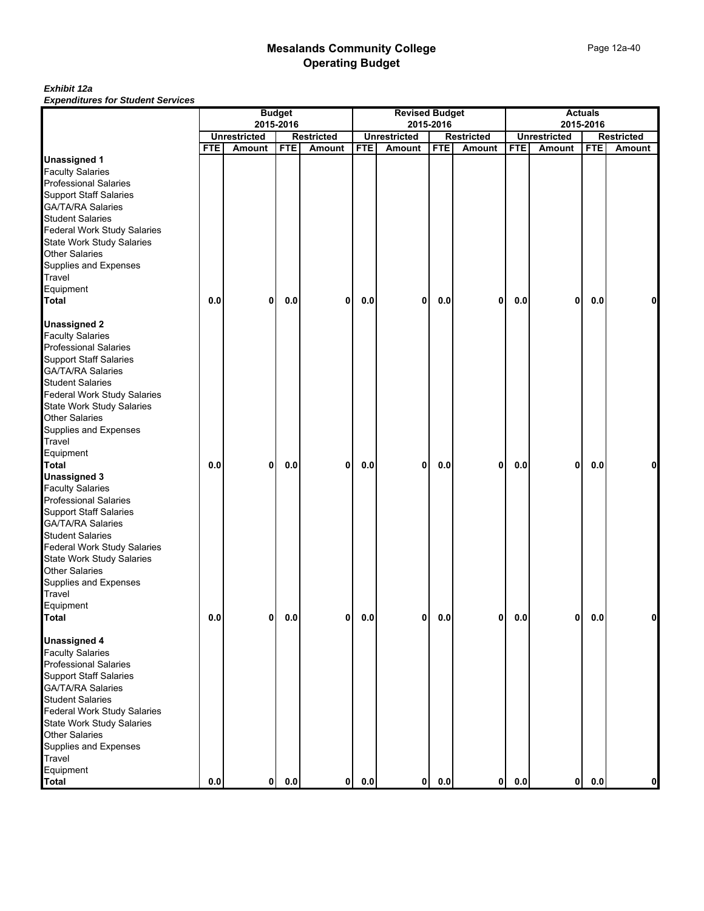# Mesalands Community College
## Operating Budget

***Exhibit 12a***
***Expenditures for Student Services***

| | Budget 2015-2016 | | | | Revised Budget 2015-2016 | | | | Actuals 2015-2016 | | | |
|---|---|---|---|---|---|---|---|---|---|---|---|---|
| | Unrestricted | | Restricted | | Unrestricted | | Restricted | | Unrestricted | | Restricted | |
| | FTE | Amount | FTE | Amount | FTE | Amount | FTE | Amount | FTE | Amount | FTE | Amount |
| **Unassigned 1** | | | | | | | | | | | | |
| Faculty Salaries | | | | | | | | | | | | |
| Professional Salaries | | | | | | | | | | | | |
| Support Staff Salaries | | | | | | | | | | | | |
| GA/TA/RA Salaries | | | | | | | | | | | | |
| Student Salaries | | | | | | | | | | | | |
| Federal Work Study Salaries | | | | | | | | | | | | |
| State Work Study Salaries | | | | | | | | | | | | |
| Other Salaries | | | | | | | | | | | | |
| Supplies and Expenses | | | | | | | | | | | | |
| Travel | | | | | | | | | | | | |
| Equipment | | | | | | | | | | | | |
| **Total** | 0.0 | 0 | 0.0 | 0 | 0.0 | 0 | 0.0 | 0 | 0.0 | 0 | 0.0 | 0 |
| **Unassigned 2** | | | | | | | | | | | | |
| Faculty Salaries | | | | | | | | | | | | |
| Professional Salaries | | | | | | | | | | | | |
| Support Staff Salaries | | | | | | | | | | | | |
| GA/TA/RA Salaries | | | | | | | | | | | | |
| Student Salaries | | | | | | | | | | | | |
| Federal Work Study Salaries | | | | | | | | | | | | |
| State Work Study Salaries | | | | | | | | | | | | |
| Other Salaries | | | | | | | | | | | | |
| Supplies and Expenses | | | | | | | | | | | | |
| Travel | | | | | | | | | | | | |
| Equipment | | | | | | | | | | | | |
| **Total** | 0.0 | 0 | 0.0 | 0 | 0.0 | 0 | 0.0 | 0 | 0.0 | 0 | 0.0 | 0 |
| **Unassigned 3** | | | | | | | | | | | | |
| Faculty Salaries | | | | | | | | | | | | |
| Professional Salaries | | | | | | | | | | | | |
| Support Staff Salaries | | | | | | | | | | | | |
| GA/TA/RA Salaries | | | | | | | | | | | | |
| Student Salaries | | | | | | | | | | | | |
| Federal Work Study Salaries | | | | | | | | | | | | |
| State Work Study Salaries | | | | | | | | | | | | |
| Other Salaries | | | | | | | | | | | | |
| Supplies and Expenses | | | | | | | | | | | | |
| Travel | | | | | | | | | | | | |
| Equipment | | | | | | | | | | | | |
| **Total** | 0.0 | 0 | 0.0 | 0 | 0.0 | 0 | 0.0 | 0 | 0.0 | 0 | 0.0 | 0 |
| **Unassigned 4** | | | | | | | | | | | | |
| Faculty Salaries | | | | | | | | | | | | |
| Professional Salaries | | | | | | | | | | | | |
| Support Staff Salaries | | | | | | | | | | | | |
| GA/TA/RA Salaries | | | | | | | | | | | | |
| Student Salaries | | | | | | | | | | | | |
| Federal Work Study Salaries | | | | | | | | | | | | |
| State Work Study Salaries | | | | | | | | | | | | |
| Other Salaries | | | | | | | | | | | | |
| Supplies and Expenses | | | | | | | | | | | | |
| Travel | | | | | | | | | | | | |
| Equipment | | | | | | | | | | | | |
| **Total** | 0.0 | 0 | 0.0 | 0 | 0.0 | 0 | 0.0 | 0 | 0.0 | 0 | 0.0 | 0 |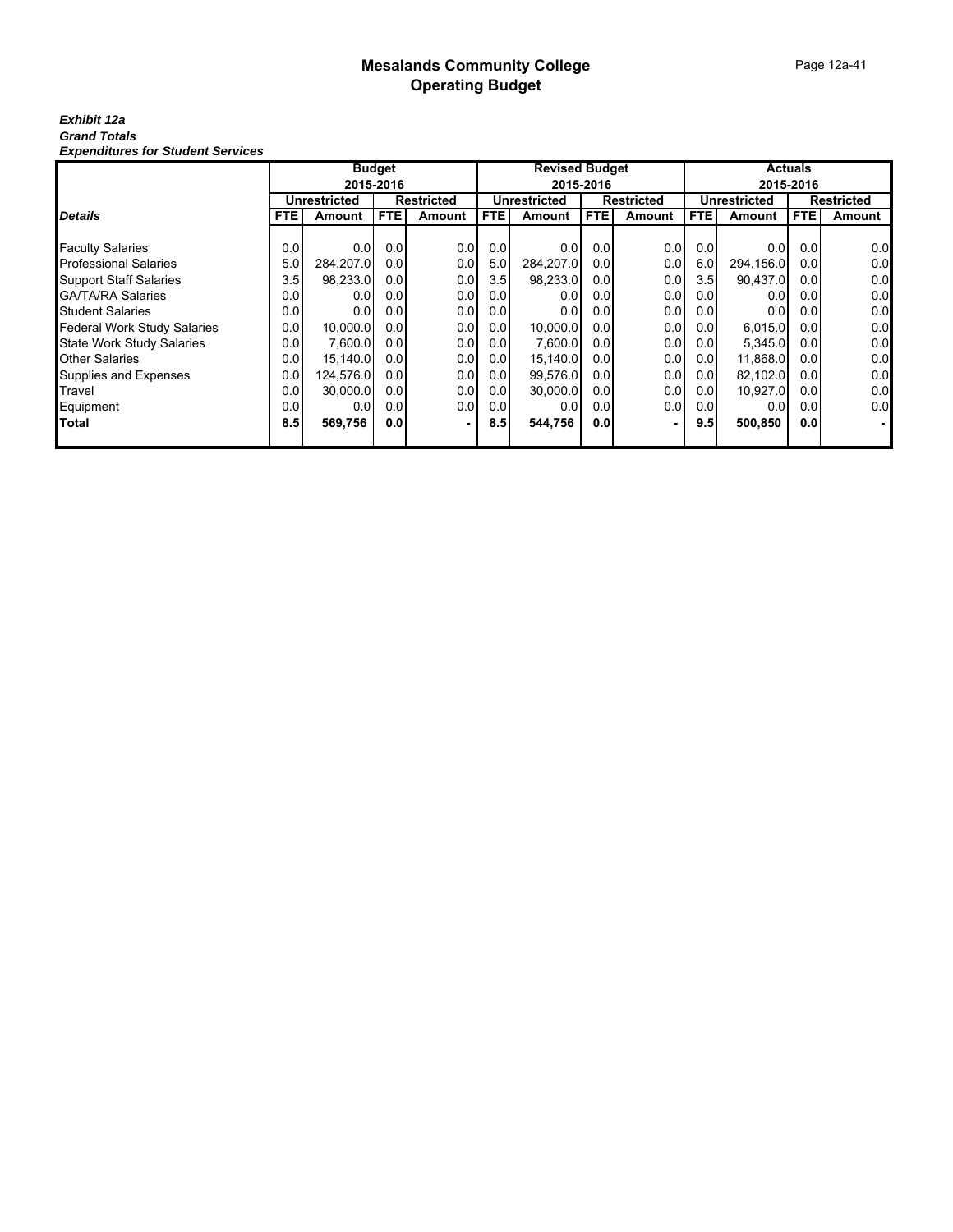# Mesalands Community College
## Operating Budget

***Exhibit 12a***
***Grand Totals***
***Expenditures for Student Services***

| | Budget 2015-2016 | | | | Revised Budget 2015-2016 | | | | Actuals 2015-2016 | | | |
|---|---|---|---|---|---|---|---|---|---|---|---|---|
| | Unrestricted | | Restricted | | Unrestricted | | Restricted | | Unrestricted | | Restricted | |
| ***Details*** | FTE | Amount | FTE | Amount | FTE | Amount | FTE | Amount | FTE | Amount | FTE | Amount |
| Faculty Salaries | 0.0 | 0.0 | 0.0 | 0.0 | 0.0 | 0.0 | 0.0 | 0.0 | 0.0 | 0.0 | 0.0 | 0.0 |
| Professional Salaries | 5.0 | 284,207.0 | 0.0 | 0.0 | 5.0 | 284,207.0 | 0.0 | 0.0 | 6.0 | 294,156.0 | 0.0 | 0.0 |
| Support Staff Salaries | 3.5 | 98,233.0 | 0.0 | 0.0 | 3.5 | 98,233.0 | 0.0 | 0.0 | 3.5 | 90,437.0 | 0.0 | 0.0 |
| GA/TA/RA Salaries | 0.0 | 0.0 | 0.0 | 0.0 | 0.0 | 0.0 | 0.0 | 0.0 | 0.0 | 0.0 | 0.0 | 0.0 |
| Student Salaries | 0.0 | 0.0 | 0.0 | 0.0 | 0.0 | 0.0 | 0.0 | 0.0 | 0.0 | 0.0 | 0.0 | 0.0 |
| Federal Work Study Salaries | 0.0 | 10,000.0 | 0.0 | 0.0 | 0.0 | 10,000.0 | 0.0 | 0.0 | 0.0 | 6,015.0 | 0.0 | 0.0 |
| State Work Study Salaries | 0.0 | 7,600.0 | 0.0 | 0.0 | 0.0 | 7,600.0 | 0.0 | 0.0 | 0.0 | 5,345.0 | 0.0 | 0.0 |
| Other Salaries | 0.0 | 15,140.0 | 0.0 | 0.0 | 0.0 | 15,140.0 | 0.0 | 0.0 | 0.0 | 11,868.0 | 0.0 | 0.0 |
| Supplies and Expenses | 0.0 | 124,576.0 | 0.0 | 0.0 | 0.0 | 99,576.0 | 0.0 | 0.0 | 0.0 | 82,102.0 | 0.0 | 0.0 |
| Travel | 0.0 | 30,000.0 | 0.0 | 0.0 | 0.0 | 30,000.0 | 0.0 | 0.0 | 0.0 | 10,927.0 | 0.0 | 0.0 |
| Equipment | 0.0 | 0.0 | 0.0 | 0.0 | 0.0 | 0.0 | 0.0 | 0.0 | 0.0 | 0.0 | 0.0 | 0.0 |
| **Total** | **8.5** | **569,756** | **0.0** | **-** | **8.5** | **544,756** | **0.0** | **-** | **9.5** | **500,850** | **0.0** | **-** |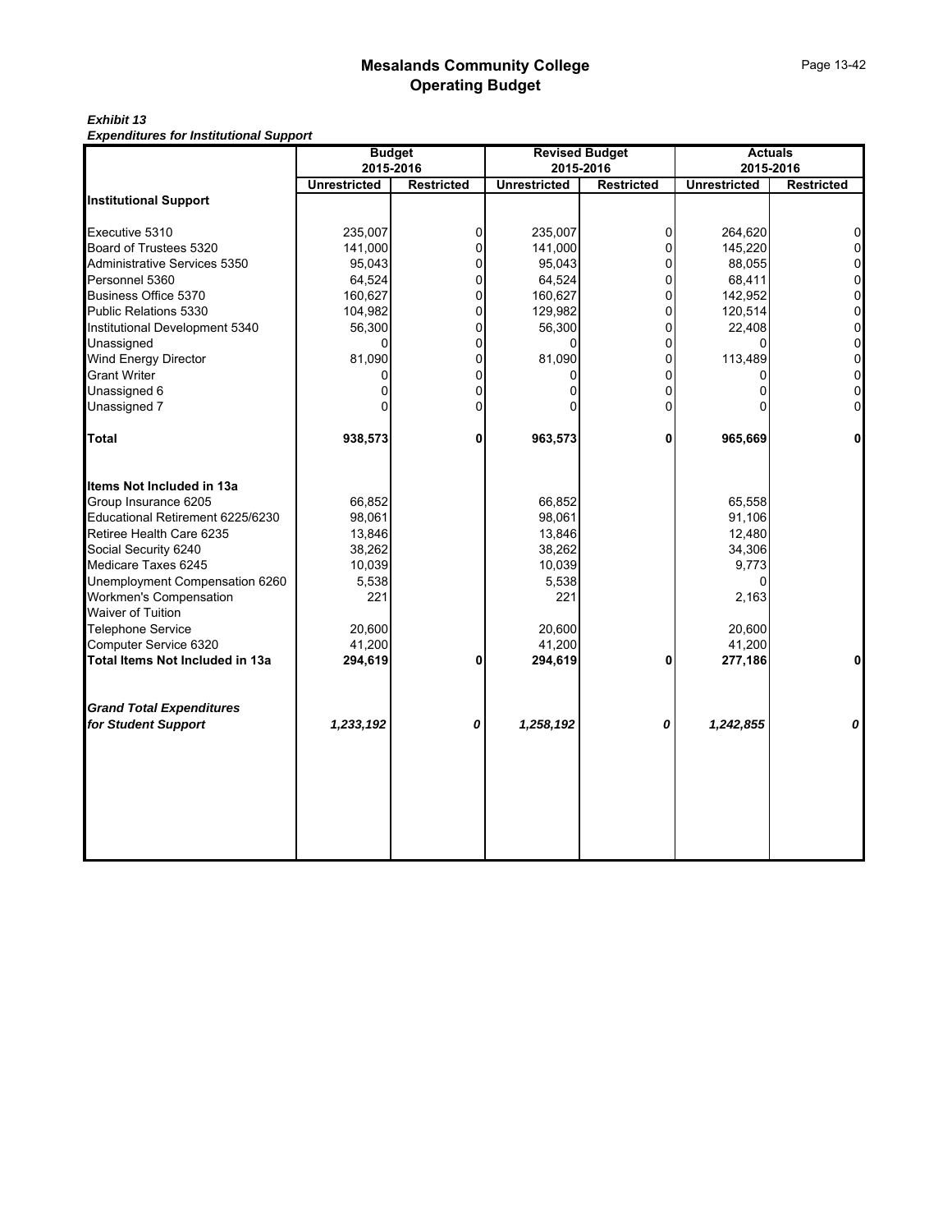# Mesalands Community College
## Operating Budget

***Exhibit 13***
***Expenditures for Institutional Support***

| | Budget 2015-2016 | | Revised Budget 2015-2016 | | Actuals 2015-2016 | |
|---|---|---|---|---|---|---|
| | **Unrestricted** | **Restricted** | **Unrestricted** | **Restricted** | **Unrestricted** | **Restricted** |
| **Institutional Support** | | | | | | |
| Executive 5310 | 235,007 | 0 | 235,007 | 0 | 264,620 | 0 |
| Board of Trustees 5320 | 141,000 | 0 | 141,000 | 0 | 145,220 | 0 |
| Administrative Services 5350 | 95,043 | 0 | 95,043 | 0 | 88,055 | 0 |
| Personnel 5360 | 64,524 | 0 | 64,524 | 0 | 68,411 | 0 |
| Business Office 5370 | 160,627 | 0 | 160,627 | 0 | 142,952 | 0 |
| Public Relations 5330 | 104,982 | 0 | 129,982 | 0 | 120,514 | 0 |
| Institutional Development 5340 | 56,300 | 0 | 56,300 | 0 | 22,408 | 0 |
| Unassigned | 0 | 0 | 0 | 0 | 0 | 0 |
| Wind Energy Director | 81,090 | 0 | 81,090 | 0 | 113,489 | 0 |
| Grant Writer | 0 | 0 | 0 | 0 | 0 | 0 |
| Unassigned 6 | 0 | 0 | 0 | 0 | 0 | 0 |
| Unassigned 7 | 0 | 0 | 0 | 0 | 0 | 0 |
| **Total** | **938,573** | **0** | **963,573** | **0** | **965,669** | **0** |
| **Items Not Included in 13a** | | | | | | |
| Group Insurance 6205 | 66,852 | | 66,852 | | 65,558 | |
| Educational Retirement 6225/6230 | 98,061 | | 98,061 | | 91,106 | |
| Retiree Health Care 6235 | 13,846 | | 13,846 | | 12,480 | |
| Social Security 6240 | 38,262 | | 38,262 | | 34,306 | |
| Medicare Taxes 6245 | 10,039 | | 10,039 | | 9,773 | |
| Unemployment Compensation 6260 | 5,538 | | 5,538 | | 0 | |
| Workmen's Compensation | 221 | | 221 | | 2,163 | |
| Waiver of Tuition | | | | | | |
| Telephone Service | 20,600 | | 20,600 | | 20,600 | |
| Computer Service 6320 | 41,200 | | 41,200 | | 41,200 | |
| **Total Items Not Included in 13a** | **294,619** | **0** | **294,619** | **0** | **277,186** | **0** |
| ***Grand Total Expenditures for Student Support*** | ***1,233,192*** | ***0*** | ***1,258,192*** | ***0*** | ***1,242,855*** | ***0*** |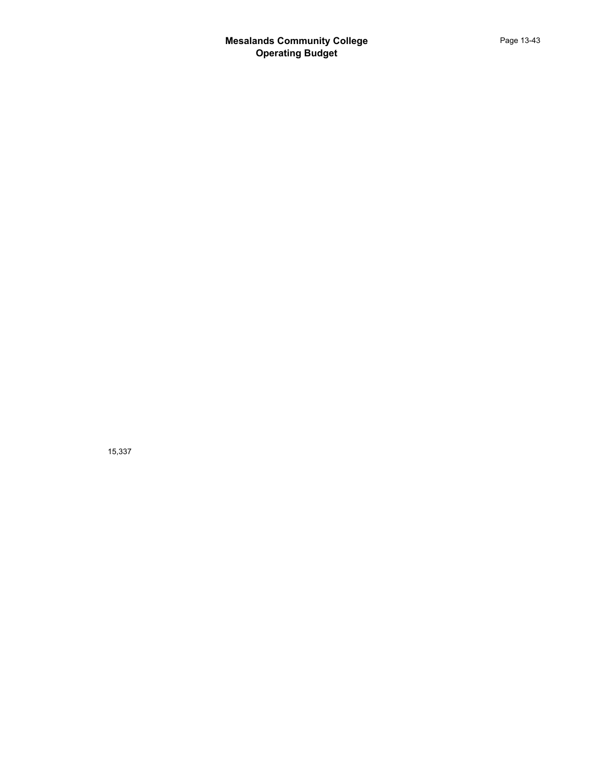# Mesalands Community College
# Operating Budget

15,337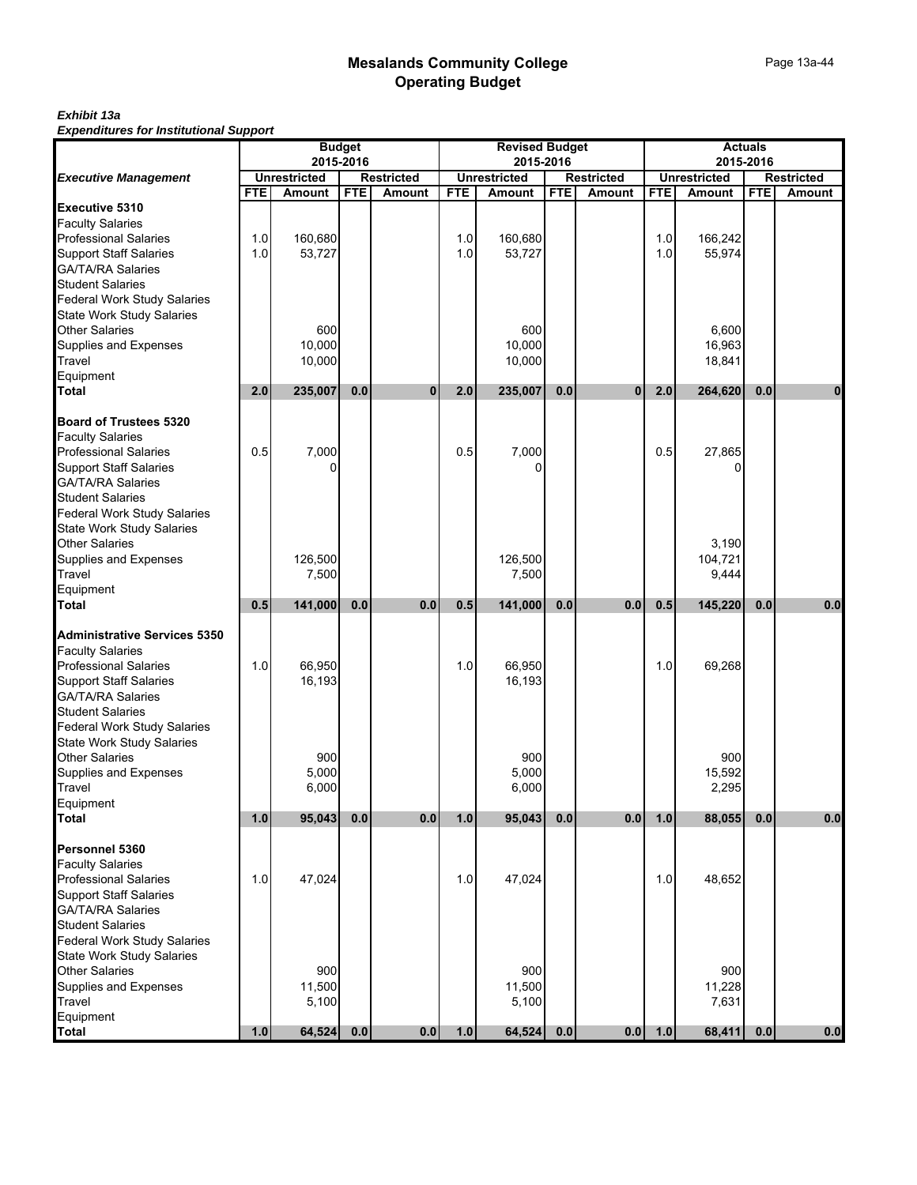# Mesalands Community College
## Operating Budget

***Exhibit 13a***
***Expenditures for Institutional Support***

| | Budget 2015-2016 | | | | Revised Budget 2015-2016 | | | | Actuals 2015-2016 | | | |
|---|---|---|---|---|---|---|---|---|---|---|---|---|
| | Unrestricted | | Restricted | | Unrestricted | | Restricted | | Unrestricted | | Restricted | |
| ***Executive Management*** | **FTE** | **Amount** | **FTE** | **Amount** | **FTE** | **Amount** | **FTE** | **Amount** | **FTE** | **Amount** | **FTE** | **Amount** |
| **Executive 5310** | | | | | | | | | | | | |
| Faculty Salaries | | | | | | | | | | | | |
| Professional Salaries | 1.0 | 160,680 | | | 1.0 | 160,680 | | | 1.0 | 166,242 | | |
| Support Staff Salaries | 1.0 | 53,727 | | | 1.0 | 53,727 | | | 1.0 | 55,974 | | |
| GA/TA/RA Salaries | | | | | | | | | | | | |
| Student Salaries | | | | | | | | | | | | |
| Federal Work Study Salaries | | | | | | | | | | | | |
| State Work Study Salaries | | | | | | | | | | | | |
| Other Salaries | | 600 | | | | 600 | | | | 6,600 | | |
| Supplies and Expenses | | 10,000 | | | | 10,000 | | | | 16,963 | | |
| Travel | | 10,000 | | | | 10,000 | | | | 18,841 | | |
| Equipment | | | | | | | | | | | | |
| **Total** | **2.0** | **235,007** | **0.0** | **0** | **2.0** | **235,007** | **0.0** | **0** | **2.0** | **264,620** | **0.0** | **0** |
| | | | | | | | | | | | | |
| **Board of Trustees 5320** | | | | | | | | | | | | |
| Faculty Salaries | | | | | | | | | | | | |
| Professional Salaries | 0.5 | 7,000 | | | 0.5 | 7,000 | | | 0.5 | 27,865 | | |
| Support Staff Salaries | | 0 | | | | 0 | | | | 0 | | |
| GA/TA/RA Salaries | | | | | | | | | | | | |
| Student Salaries | | | | | | | | | | | | |
| Federal Work Study Salaries | | | | | | | | | | | | |
| State Work Study Salaries | | | | | | | | | | | | |
| Other Salaries | | | | | | | | | | 3,190 | | |
| Supplies and Expenses | | 126,500 | | | | 126,500 | | | | 104,721 | | |
| Travel | | 7,500 | | | | 7,500 | | | | 9,444 | | |
| Equipment | | | | | | | | | | | | |
| **Total** | **0.5** | **141,000** | **0.0** | **0.0** | **0.5** | **141,000** | **0.0** | **0.0** | **0.5** | **145,220** | **0.0** | **0.0** |
| | | | | | | | | | | | | |
| **Administrative Services 5350** | | | | | | | | | | | | |
| Faculty Salaries | | | | | | | | | | | | |
| Professional Salaries | 1.0 | 66,950 | | | 1.0 | 66,950 | | | 1.0 | 69,268 | | |
| Support Staff Salaries | | 16,193 | | | | 16,193 | | | | | | |
| GA/TA/RA Salaries | | | | | | | | | | | | |
| Student Salaries | | | | | | | | | | | | |
| Federal Work Study Salaries | | | | | | | | | | | | |
| State Work Study Salaries | | | | | | | | | | | | |
| Other Salaries | | 900 | | | | 900 | | | | 900 | | |
| Supplies and Expenses | | 5,000 | | | | 5,000 | | | | 15,592 | | |
| Travel | | 6,000 | | | | 6,000 | | | | 2,295 | | |
| Equipment | | | | | | | | | | | | |
| **Total** | **1.0** | **95,043** | **0.0** | **0.0** | **1.0** | **95,043** | **0.0** | **0.0** | **1.0** | **88,055** | **0.0** | **0.0** |
| | | | | | | | | | | | | |
| **Personnel 5360** | | | | | | | | | | | | |
| Faculty Salaries | | | | | | | | | | | | |
| Professional Salaries | 1.0 | 47,024 | | | 1.0 | 47,024 | | | 1.0 | 48,652 | | |
| Support Staff Salaries | | | | | | | | | | | | |
| GA/TA/RA Salaries | | | | | | | | | | | | |
| Student Salaries | | | | | | | | | | | | |
| Federal Work Study Salaries | | | | | | | | | | | | |
| State Work Study Salaries | | | | | | | | | | | | |
| Other Salaries | | 900 | | | | 900 | | | | 900 | | |
| Supplies and Expenses | | 11,500 | | | | 11,500 | | | | 11,228 | | |
| Travel | | 5,100 | | | | 5,100 | | | | 7,631 | | |
| Equipment | | | | | | | | | | | | |
| **Total** | **1.0** | **64,524** | **0.0** | **0.0** | **1.0** | **64,524** | **0.0** | **0.0** | **1.0** | **68,411** | **0.0** | **0.0** |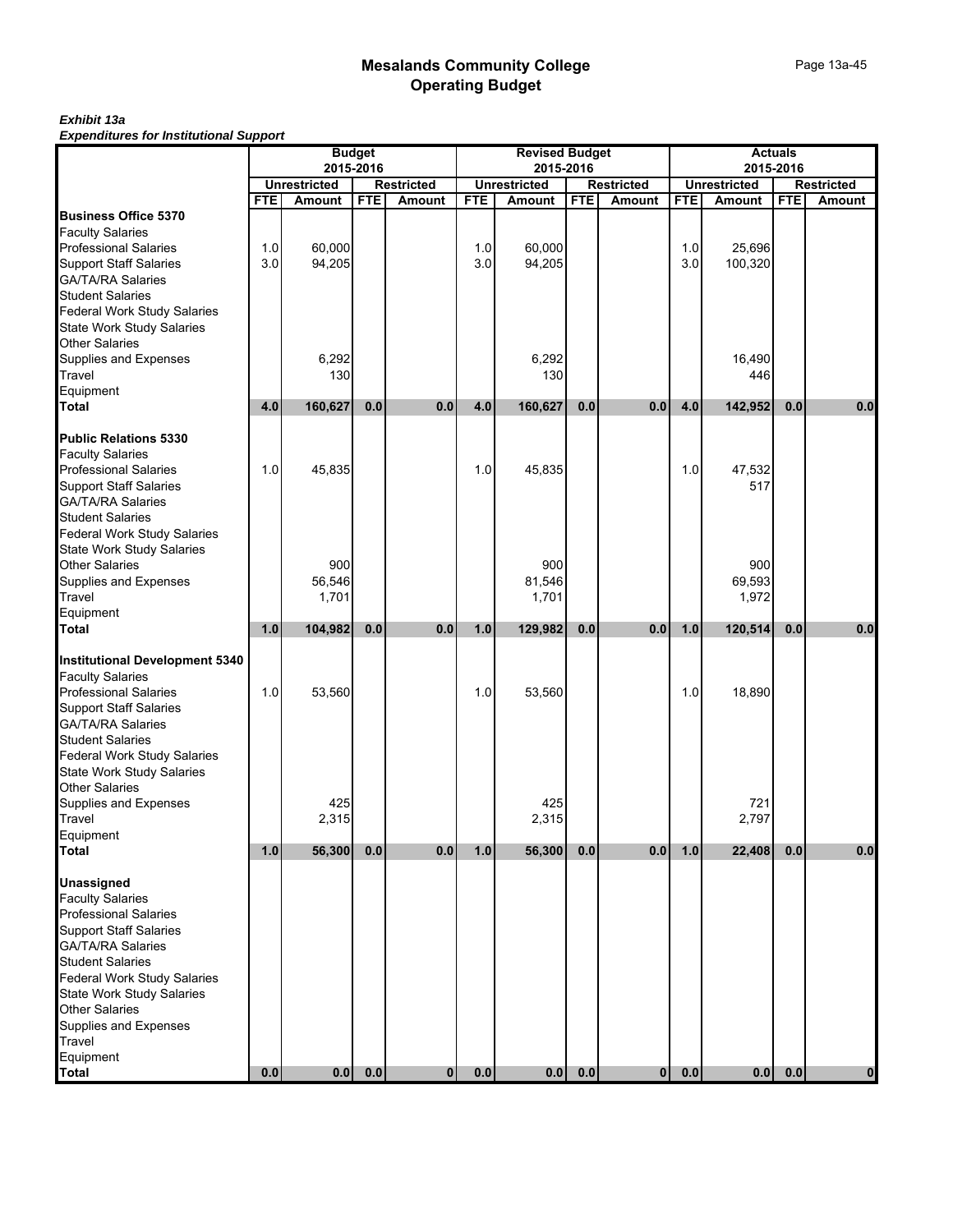# Mesalands Community College
## Operating Budget

***Exhibit 13a***
***Expenditures for Institutional Support***

| | Budget 2015-2016 | | | | Revised Budget 2015-2016 | | | | Actuals 2015-2016 | | | |
|---|---|---|---|---|---|---|---|---|---|---|---|---|
| | Unrestricted | | Restricted | | Unrestricted | | Restricted | | Unrestricted | | Restricted | |
| | FTE | Amount | FTE | Amount | FTE | Amount | FTE | Amount | FTE | Amount | FTE | Amount |
| **Business Office 5370** | | | | | | | | | | | | |
| Faculty Salaries | | | | | | | | | | | | |
| Professional Salaries | 1.0 | 60,000 | | | 1.0 | 60,000 | | | 1.0 | 25,696 | | |
| Support Staff Salaries | 3.0 | 94,205 | | | 3.0 | 94,205 | | | 3.0 | 100,320 | | |
| GA/TA/RA Salaries | | | | | | | | | | | | |
| Student Salaries | | | | | | | | | | | | |
| Federal Work Study Salaries | | | | | | | | | | | | |
| State Work Study Salaries | | | | | | | | | | | | |
| Other Salaries | | | | | | | | | | | | |
| Supplies and Expenses | | 6,292 | | | | 6,292 | | | | 16,490 | | |
| Travel | | 130 | | | | 130 | | | | 446 | | |
| Equipment | | | | | | | | | | | | |
| **Total** | **4.0** | **160,627** | **0.0** | **0.0** | **4.0** | **160,627** | **0.0** | **0.0** | **4.0** | **142,952** | **0.0** | **0.0** |
| **Public Relations 5330** | | | | | | | | | | | | |
| Faculty Salaries | | | | | | | | | | | | |
| Professional Salaries | 1.0 | 45,835 | | | 1.0 | 45,835 | | | 1.0 | 47,532 | | |
| Support Staff Salaries | | | | | | | | | | 517 | | |
| GA/TA/RA Salaries | | | | | | | | | | | | |
| Student Salaries | | | | | | | | | | | | |
| Federal Work Study Salaries | | | | | | | | | | | | |
| State Work Study Salaries | | | | | | | | | | | | |
| Other Salaries | | 900 | | | | 900 | | | | 900 | | |
| Supplies and Expenses | | 56,546 | | | | 81,546 | | | | 69,593 | | |
| Travel | | 1,701 | | | | 1,701 | | | | 1,972 | | |
| Equipment | | | | | | | | | | | | |
| **Total** | **1.0** | **104,982** | **0.0** | **0.0** | **1.0** | **129,982** | **0.0** | **0.0** | **1.0** | **120,514** | **0.0** | **0.0** |
| **Institutional Development 5340** | | | | | | | | | | | | |
| Faculty Salaries | | | | | | | | | | | | |
| Professional Salaries | 1.0 | 53,560 | | | 1.0 | 53,560 | | | 1.0 | 18,890 | | |
| Support Staff Salaries | | | | | | | | | | | | |
| GA/TA/RA Salaries | | | | | | | | | | | | |
| Student Salaries | | | | | | | | | | | | |
| Federal Work Study Salaries | | | | | | | | | | | | |
| State Work Study Salaries | | | | | | | | | | | | |
| Other Salaries | | | | | | | | | | | | |
| Supplies and Expenses | | 425 | | | | 425 | | | | 721 | | |
| Travel | | 2,315 | | | | 2,315 | | | | 2,797 | | |
| Equipment | | | | | | | | | | | | |
| **Total** | **1.0** | **56,300** | **0.0** | **0.0** | **1.0** | **56,300** | **0.0** | **0.0** | **1.0** | **22,408** | **0.0** | **0.0** |
| **Unassigned** | | | | | | | | | | | | |
| Faculty Salaries | | | | | | | | | | | | |
| Professional Salaries | | | | | | | | | | | | |
| Support Staff Salaries | | | | | | | | | | | | |
| GA/TA/RA Salaries | | | | | | | | | | | | |
| Student Salaries | | | | | | | | | | | | |
| Federal Work Study Salaries | | | | | | | | | | | | |
| State Work Study Salaries | | | | | | | | | | | | |
| Other Salaries | | | | | | | | | | | | |
| Supplies and Expenses | | | | | | | | | | | | |
| Travel | | | | | | | | | | | | |
| Equipment | | | | | | | | | | | | |
| **Total** | **0.0** | **0.0** | **0.0** | **0** | **0.0** | **0.0** | **0.0** | **0** | **0.0** | **0.0** | **0.0** | **0** |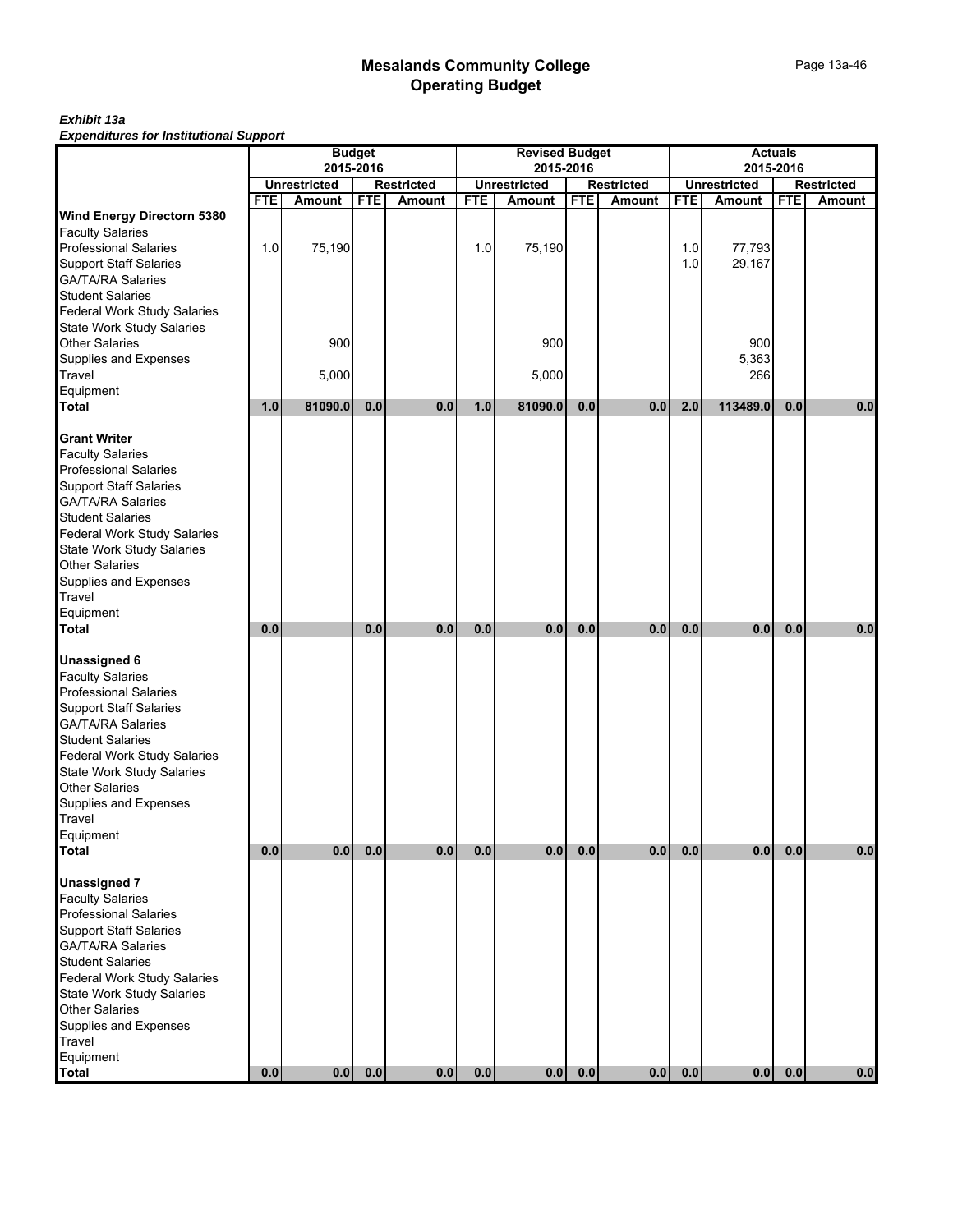# Mesalands Community College
# Operating Budget

***Exhibit 13a***
***Expenditures for Institutional Support***

| | Budget 2015-2016 | | | | Revised Budget 2015-2016 | | | | Actuals 2015-2016 | | | |
|---|---|---|---|---|---|---|---|---|---|---|---|---|
| | Unrestricted | | Restricted | | Unrestricted | | Restricted | | Unrestricted | | Restricted | |
| | FTE | Amount | FTE | Amount | FTE | Amount | FTE | Amount | FTE | Amount | FTE | Amount |
| **Wind Energy Directorn 5380** | | | | | | | | | | | | |
| Faculty Salaries | | | | | | | | | | | | |
| Professional Salaries | 1.0 | 75,190 | | | 1.0 | 75,190 | | | 1.0 | 77,793 | | |
| Support Staff Salaries | | | | | | | | | 1.0 | 29,167 | | |
| GA/TA/RA Salaries | | | | | | | | | | | | |
| Student Salaries | | | | | | | | | | | | |
| Federal Work Study Salaries | | | | | | | | | | | | |
| State Work Study Salaries | | | | | | | | | | | | |
| Other Salaries | | 900 | | | | 900 | | | | 900 | | |
| Supplies and Expenses | | | | | | | | | | 5,363 | | |
| Travel | | 5,000 | | | | 5,000 | | | | 266 | | |
| Equipment | | | | | | | | | | | | |
| **Total** | **1.0** | **81090.0** | **0.0** | **0.0** | **1.0** | **81090.0** | **0.0** | **0.0** | **2.0** | **113489.0** | **0.0** | **0.0** |
| **Grant Writer** | | | | | | | | | | | | |
| Faculty Salaries | | | | | | | | | | | | |
| Professional Salaries | | | | | | | | | | | | |
| Support Staff Salaries | | | | | | | | | | | | |
| GA/TA/RA Salaries | | | | | | | | | | | | |
| Student Salaries | | | | | | | | | | | | |
| Federal Work Study Salaries | | | | | | | | | | | | |
| State Work Study Salaries | | | | | | | | | | | | |
| Other Salaries | | | | | | | | | | | | |
| Supplies and Expenses | | | | | | | | | | | | |
| Travel | | | | | | | | | | | | |
| Equipment | | | | | | | | | | | | |
| **Total** | **0.0** | | **0.0** | **0.0** | **0.0** | **0.0** | **0.0** | **0.0** | **0.0** | **0.0** | **0.0** | **0.0** |
| **Unassigned 6** | | | | | | | | | | | | |
| Faculty Salaries | | | | | | | | | | | | |
| Professional Salaries | | | | | | | | | | | | |
| Support Staff Salaries | | | | | | | | | | | | |
| GA/TA/RA Salaries | | | | | | | | | | | | |
| Student Salaries | | | | | | | | | | | | |
| Federal Work Study Salaries | | | | | | | | | | | | |
| State Work Study Salaries | | | | | | | | | | | | |
| Other Salaries | | | | | | | | | | | | |
| Supplies and Expenses | | | | | | | | | | | | |
| Travel | | | | | | | | | | | | |
| Equipment | | | | | | | | | | | | |
| **Total** | **0.0** | **0.0** | **0.0** | **0.0** | **0.0** | **0.0** | **0.0** | **0.0** | **0.0** | **0.0** | **0.0** | **0.0** |
| **Unassigned 7** | | | | | | | | | | | | |
| Faculty Salaries | | | | | | | | | | | | |
| Professional Salaries | | | | | | | | | | | | |
| Support Staff Salaries | | | | | | | | | | | | |
| GA/TA/RA Salaries | | | | | | | | | | | | |
| Student Salaries | | | | | | | | | | | | |
| Federal Work Study Salaries | | | | | | | | | | | | |
| State Work Study Salaries | | | | | | | | | | | | |
| Other Salaries | | | | | | | | | | | | |
| Supplies and Expenses | | | | | | | | | | | | |
| Travel | | | | | | | | | | | | |
| Equipment | | | | | | | | | | | | |
| **Total** | **0.0** | **0.0** | **0.0** | **0.0** | **0.0** | **0.0** | **0.0** | **0.0** | **0.0** | **0.0** | **0.0** | **0.0** |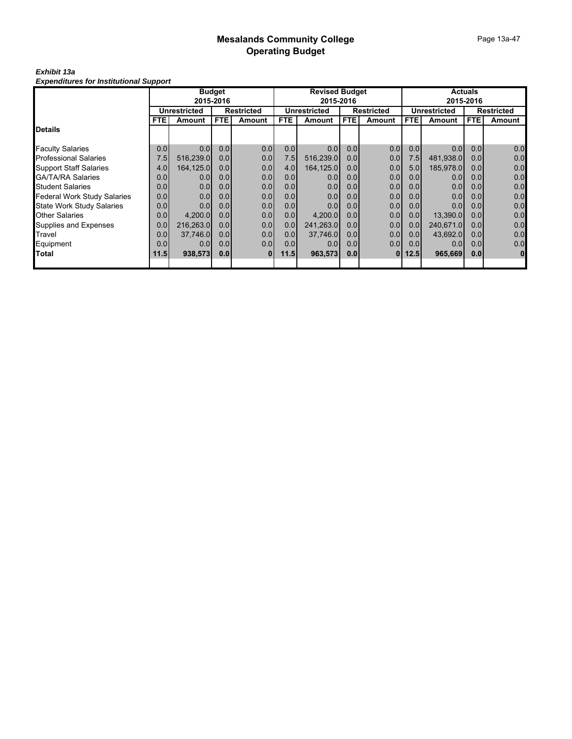# Mesalands Community College
## Operating Budget

***Exhibit 13a***
***Expenditures for Institutional Support***

| | Budget 2015-2016 | | | | Revised Budget 2015-2016 | | | | Actuals 2015-2016 | | | |
|---|---|---|---|---|---|---|---|---|---|---|---|---|
| | Unrestricted | | Restricted | | Unrestricted | | Restricted | | Unrestricted | | Restricted | |
| | FTE | Amount | FTE | Amount | FTE | Amount | FTE | Amount | FTE | Amount | FTE | Amount |
| **Details** | | | | | | | | | | | | |
| Faculty Salaries | 0.0 | 0.0 | 0.0 | 0.0 | 0.0 | 0.0 | 0.0 | 0.0 | 0.0 | 0.0 | 0.0 | 0.0 |
| Professional Salaries | 7.5 | 516,239.0 | 0.0 | 0.0 | 7.5 | 516,239.0 | 0.0 | 0.0 | 7.5 | 481,938.0 | 0.0 | 0.0 |
| Support Staff Salaries | 4.0 | 164,125.0 | 0.0 | 0.0 | 4.0 | 164,125.0 | 0.0 | 0.0 | 5.0 | 185,978.0 | 0.0 | 0.0 |
| GA/TA/RA Salaries | 0.0 | 0.0 | 0.0 | 0.0 | 0.0 | 0.0 | 0.0 | 0.0 | 0.0 | 0.0 | 0.0 | 0.0 |
| Student Salaries | 0.0 | 0.0 | 0.0 | 0.0 | 0.0 | 0.0 | 0.0 | 0.0 | 0.0 | 0.0 | 0.0 | 0.0 |
| Federal Work Study Salaries | 0.0 | 0.0 | 0.0 | 0.0 | 0.0 | 0.0 | 0.0 | 0.0 | 0.0 | 0.0 | 0.0 | 0.0 |
| State Work Study Salaries | 0.0 | 0.0 | 0.0 | 0.0 | 0.0 | 0.0 | 0.0 | 0.0 | 0.0 | 0.0 | 0.0 | 0.0 |
| Other Salaries | 0.0 | 4,200.0 | 0.0 | 0.0 | 0.0 | 4,200.0 | 0.0 | 0.0 | 0.0 | 13,390.0 | 0.0 | 0.0 |
| Supplies and Expenses | 0.0 | 216,263.0 | 0.0 | 0.0 | 0.0 | 241,263.0 | 0.0 | 0.0 | 0.0 | 240,671.0 | 0.0 | 0.0 |
| Travel | 0.0 | 37,746.0 | 0.0 | 0.0 | 0.0 | 37,746.0 | 0.0 | 0.0 | 0.0 | 43,692.0 | 0.0 | 0.0 |
| Equipment | 0.0 | 0.0 | 0.0 | 0.0 | 0.0 | 0.0 | 0.0 | 0.0 | 0.0 | 0.0 | 0.0 | 0.0 |
| **Total** | **11.5** | **938,573** | **0.0** | **0** | **11.5** | **963,573** | **0.0** | **0** | **12.5** | **965,669** | **0.0** | **0** |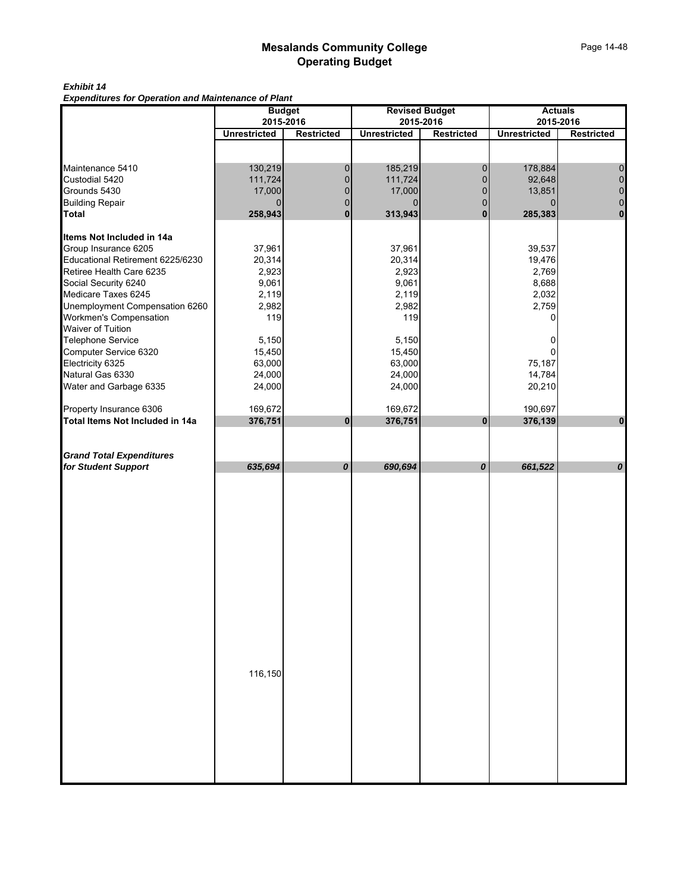# Mesalands Community College
## Operating Budget

***Exhibit 14***
***Expenditures for Operation and Maintenance of Plant***

| | Budget 2015-2016 | | Revised Budget 2015-2016 | | Actuals 2015-2016 | |
|---|---|---|---|---|---|---|
| | Unrestricted | Restricted | Unrestricted | Restricted | Unrestricted | Restricted |
| Maintenance 5410 | 130,219 | 0 | 185,219 | 0 | 178,884 | 0 |
| Custodial 5420 | 111,724 | 0 | 111,724 | 0 | 92,648 | 0 |
| Grounds 5430 | 17,000 | 0 | 17,000 | 0 | 13,851 | 0 |
| Building Repair | 0 | 0 | 0 | 0 | 0 | 0 |
| **Total** | **258,943** | **0** | **313,943** | **0** | **285,383** | **0** |
| **Items Not Included in 14a** | | | | | | |
| Group Insurance 6205 | 37,961 | | 37,961 | | 39,537 | |
| Educational Retirement 6225/6230 | 20,314 | | 20,314 | | 19,476 | |
| Retiree Health Care 6235 | 2,923 | | 2,923 | | 2,769 | |
| Social Security 6240 | 9,061 | | 9,061 | | 8,688 | |
| Medicare Taxes 6245 | 2,119 | | 2,119 | | 2,032 | |
| Unemployment Compensation 6260 | 2,982 | | 2,982 | | 2,759 | |
| Workmen's Compensation | 119 | | 119 | | 0 | |
| Waiver of Tuition | | | | | | |
| Telephone Service | 5,150 | | 5,150 | | 0 | |
| Computer Service 6320 | 15,450 | | 15,450 | | 0 | |
| Electricity 6325 | 63,000 | | 63,000 | | 75,187 | |
| Natural Gas 6330 | 24,000 | | 24,000 | | 14,784 | |
| Water and Garbage 6335 | 24,000 | | 24,000 | | 20,210 | |
| Property Insurance 6306 | 169,672 | | 169,672 | | 190,697 | |
| **Total Items Not Included in 14a** | **376,751** | **0** | **376,751** | **0** | **376,139** | **0** |
| ***Grand Total Expenditures for Student Support*** | ***635,694*** | ***0*** | ***690,694*** | ***0*** | ***661,522*** | ***0*** |
| | 116,150 | | | | | |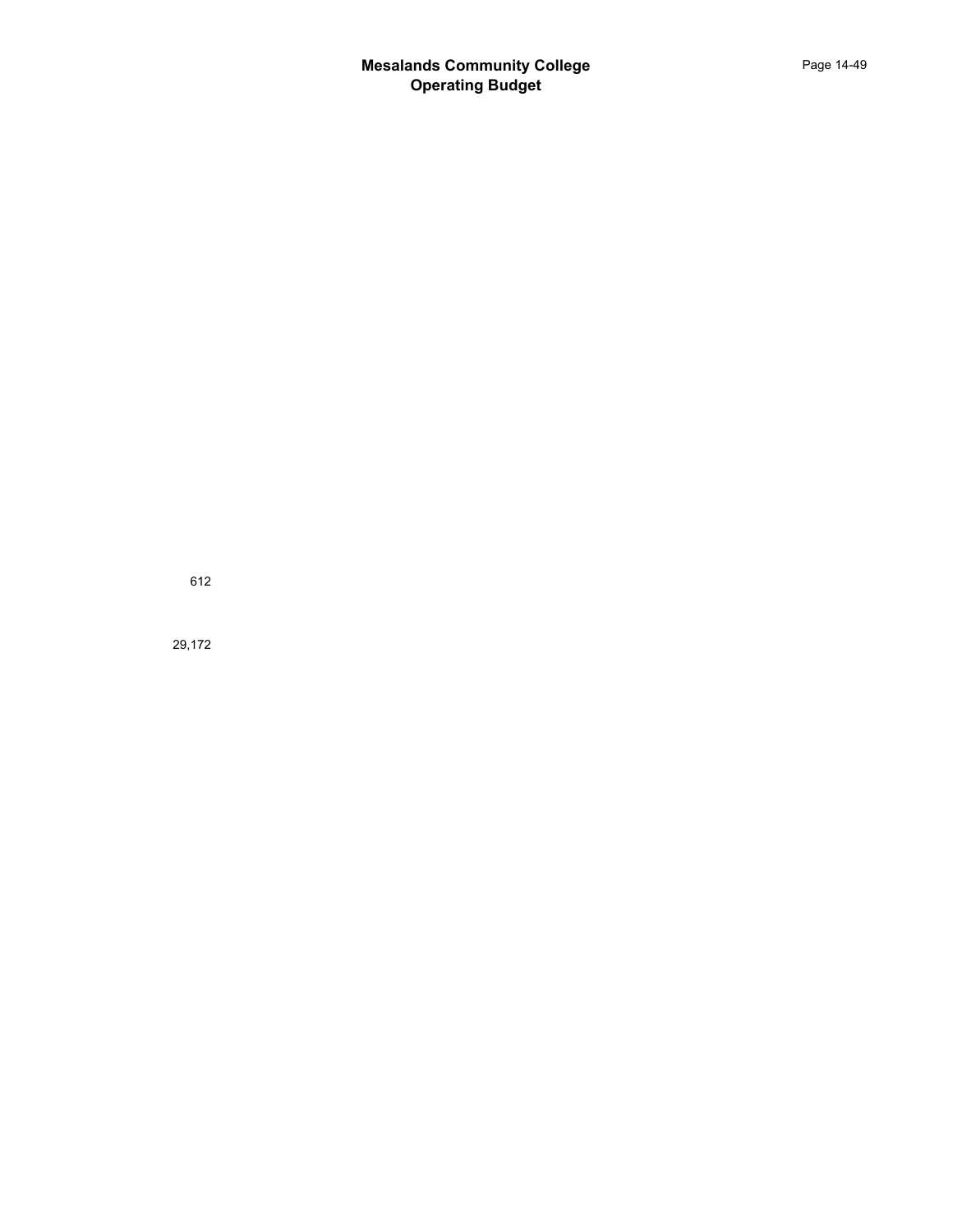612

29,172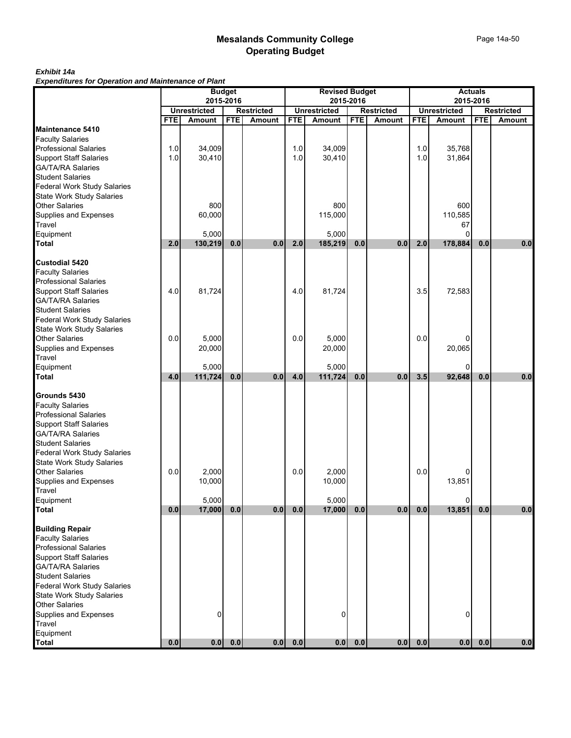# Mesalands Community College
## Operating Budget

***Exhibit 14a***
***Expenditures for Operation and Maintenance of Plant***

| | Budget 2015-2016 | | | | Revised Budget 2015-2016 | | | | Actuals 2015-2016 | | | |
|---|---|---|---|---|---|---|---|---|---|---|---|---|
| | Unrestricted | | Restricted | | Unrestricted | | Restricted | | Unrestricted | | Restricted | |
| | FTE | Amount | FTE | Amount | FTE | Amount | FTE | Amount | FTE | Amount | FTE | Amount |
| **Maintenance 5410** | | | | | | | | | | | | |
| Faculty Salaries | | | | | | | | | | | | |
| Professional Salaries | 1.0 | 34,009 | | | 1.0 | 34,009 | | | 1.0 | 35,768 | | |
| Support Staff Salaries | 1.0 | 30,410 | | | 1.0 | 30,410 | | | 1.0 | 31,864 | | |
| GA/TA/RA Salaries | | | | | | | | | | | | |
| Student Salaries | | | | | | | | | | | | |
| Federal Work Study Salaries | | | | | | | | | | | | |
| State Work Study Salaries | | | | | | | | | | | | |
| Other Salaries | | 800 | | | | 800 | | | | 600 | | |
| Supplies and Expenses | | 60,000 | | | | 115,000 | | | | 110,585 | | |
| Travel | | | | | | | | | | 67 | | |
| Equipment | | 5,000 | | | | 5,000 | | | | 0 | | |
| **Total** | **2.0** | **130,219** | **0.0** | **0.0** | **2.0** | **185,219** | **0.0** | **0.0** | **2.0** | **178,884** | **0.0** | **0.0** |
| **Custodial 5420** | | | | | | | | | | | | |
| Faculty Salaries | | | | | | | | | | | | |
| Professional Salaries | | | | | | | | | | | | |
| Support Staff Salaries | 4.0 | 81,724 | | | 4.0 | 81,724 | | | 3.5 | 72,583 | | |
| GA/TA/RA Salaries | | | | | | | | | | | | |
| Student Salaries | | | | | | | | | | | | |
| Federal Work Study Salaries | | | | | | | | | | | | |
| State Work Study Salaries | | | | | | | | | | | | |
| Other Salaries | 0.0 | 5,000 | | | 0.0 | 5,000 | | | 0.0 | 0 | | |
| Supplies and Expenses | | 20,000 | | | | 20,000 | | | | 20,065 | | |
| Travel | | | | | | | | | | | | |
| Equipment | | 5,000 | | | | 5,000 | | | | 0 | | |
| **Total** | **4.0** | **111,724** | **0.0** | **0.0** | **4.0** | **111,724** | **0.0** | **0.0** | **3.5** | **92,648** | **0.0** | **0.0** |
| **Grounds 5430** | | | | | | | | | | | | |
| Faculty Salaries | | | | | | | | | | | | |
| Professional Salaries | | | | | | | | | | | | |
| Support Staff Salaries | | | | | | | | | | | | |
| GA/TA/RA Salaries | | | | | | | | | | | | |
| Student Salaries | | | | | | | | | | | | |
| Federal Work Study Salaries | | | | | | | | | | | | |
| State Work Study Salaries | | | | | | | | | | | | |
| Other Salaries | 0.0 | 2,000 | | | 0.0 | 2,000 | | | 0.0 | 0 | | |
| Supplies and Expenses | | 10,000 | | | | 10,000 | | | | 13,851 | | |
| Travel | | | | | | | | | | | | |
| Equipment | | 5,000 | | | | 5,000 | | | | 0 | | |
| **Total** | **0.0** | **17,000** | **0.0** | **0.0** | **0.0** | **17,000** | **0.0** | **0.0** | **0.0** | **13,851** | **0.0** | **0.0** |
| **Building Repair** | | | | | | | | | | | | |
| Faculty Salaries | | | | | | | | | | | | |
| Professional Salaries | | | | | | | | | | | | |
| Support Staff Salaries | | | | | | | | | | | | |
| GA/TA/RA Salaries | | | | | | | | | | | | |
| Student Salaries | | | | | | | | | | | | |
| Federal Work Study Salaries | | | | | | | | | | | | |
| State Work Study Salaries | | | | | | | | | | | | |
| Other Salaries | | | | | | | | | | | | |
| Supplies and Expenses | | 0 | | | | 0 | | | | 0 | | |
| Travel | | | | | | | | | | | | |
| Equipment | | | | | | | | | | | | |
| **Total** | **0.0** | **0.0** | **0.0** | **0.0** | **0.0** | **0.0** | **0.0** | **0.0** | **0.0** | **0.0** | **0.0** | **0.0** |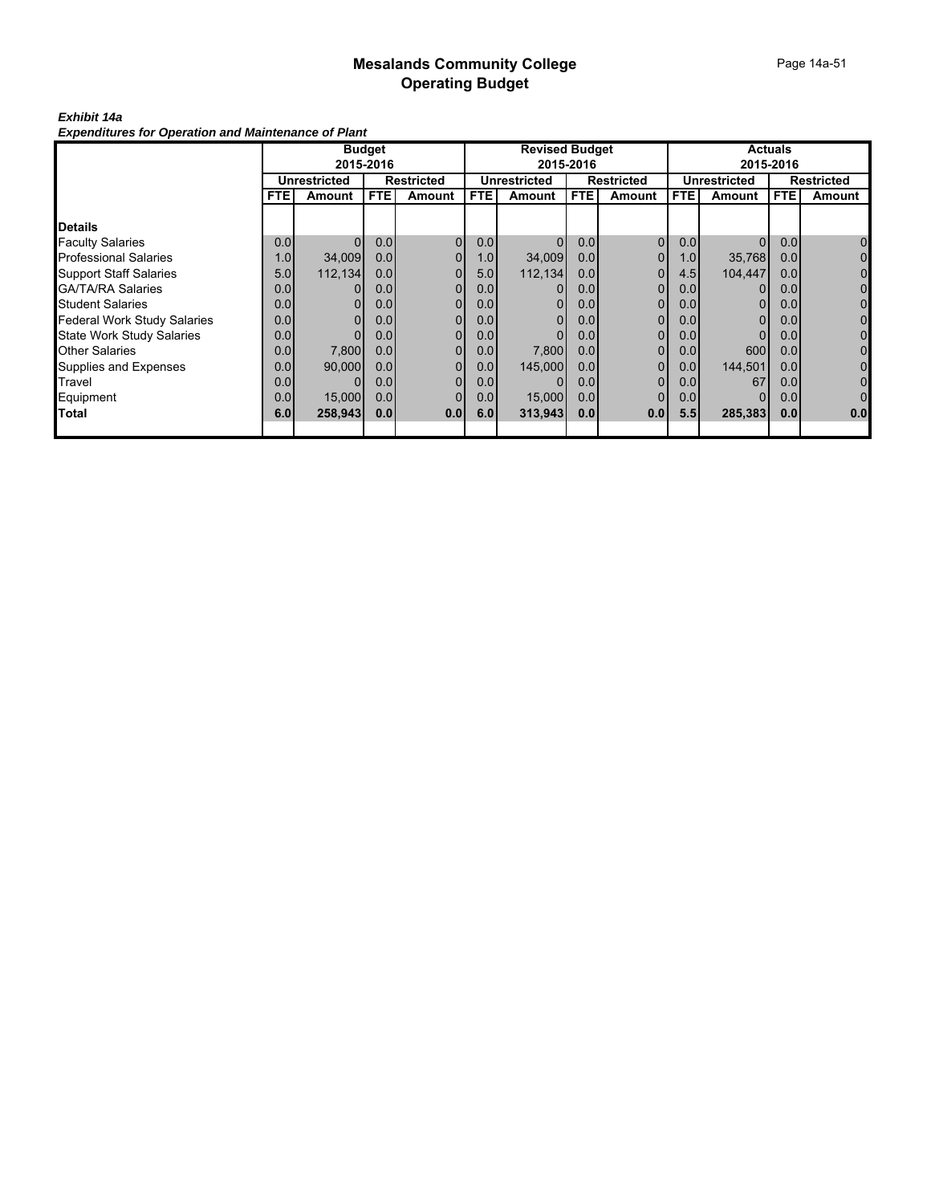# Mesalands Community College
## Operating Budget

***Exhibit 14a***
***Expenditures for Operation and Maintenance of Plant***

| | Budget 2015-2016 | | | | Revised Budget 2015-2016 | | | | Actuals 2015-2016 | | | |
|---|---|---|---|---|---|---|---|---|---|---|---|---|
| | Unrestricted | | Restricted | | Unrestricted | | Restricted | | Unrestricted | | Restricted | |
| | FTE | Amount | FTE | Amount | FTE | Amount | FTE | Amount | FTE | Amount | FTE | Amount |
| **Details** | | | | | | | | | | | | |
| Faculty Salaries | 0.0 | 0 | 0.0 | 0 | 0.0 | 0 | 0.0 | 0 | 0.0 | 0 | 0.0 | 0 |
| Professional Salaries | 1.0 | 34,009 | 0.0 | 0 | 1.0 | 34,009 | 0.0 | 0 | 1.0 | 35,768 | 0.0 | 0 |
| Support Staff Salaries | 5.0 | 112,134 | 0.0 | 0 | 5.0 | 112,134 | 0.0 | 0 | 4.5 | 104,447 | 0.0 | 0 |
| GA/TA/RA Salaries | 0.0 | 0 | 0.0 | 0 | 0.0 | 0 | 0.0 | 0 | 0.0 | 0 | 0.0 | 0 |
| Student Salaries | 0.0 | 0 | 0.0 | 0 | 0.0 | 0 | 0.0 | 0 | 0.0 | 0 | 0.0 | 0 |
| Federal Work Study Salaries | 0.0 | 0 | 0.0 | 0 | 0.0 | 0 | 0.0 | 0 | 0.0 | 0 | 0.0 | 0 |
| State Work Study Salaries | 0.0 | 0 | 0.0 | 0 | 0.0 | 0 | 0.0 | 0 | 0.0 | 0 | 0.0 | 0 |
| Other Salaries | 0.0 | 7,800 | 0.0 | 0 | 0.0 | 7,800 | 0.0 | 0 | 0.0 | 600 | 0.0 | 0 |
| Supplies and Expenses | 0.0 | 90,000 | 0.0 | 0 | 0.0 | 145,000 | 0.0 | 0 | 0.0 | 144,501 | 0.0 | 0 |
| Travel | 0.0 | 0 | 0.0 | 0 | 0.0 | 0 | 0.0 | 0 | 0.0 | 67 | 0.0 | 0 |
| Equipment | 0.0 | 15,000 | 0.0 | 0 | 0.0 | 15,000 | 0.0 | 0 | 0.0 | 0 | 0.0 | 0 |
| **Total** | **6.0** | **258,943** | **0.0** | **0.0** | **6.0** | **313,943** | **0.0** | **0.0** | **5.5** | **285,383** | **0.0** | **0.0** |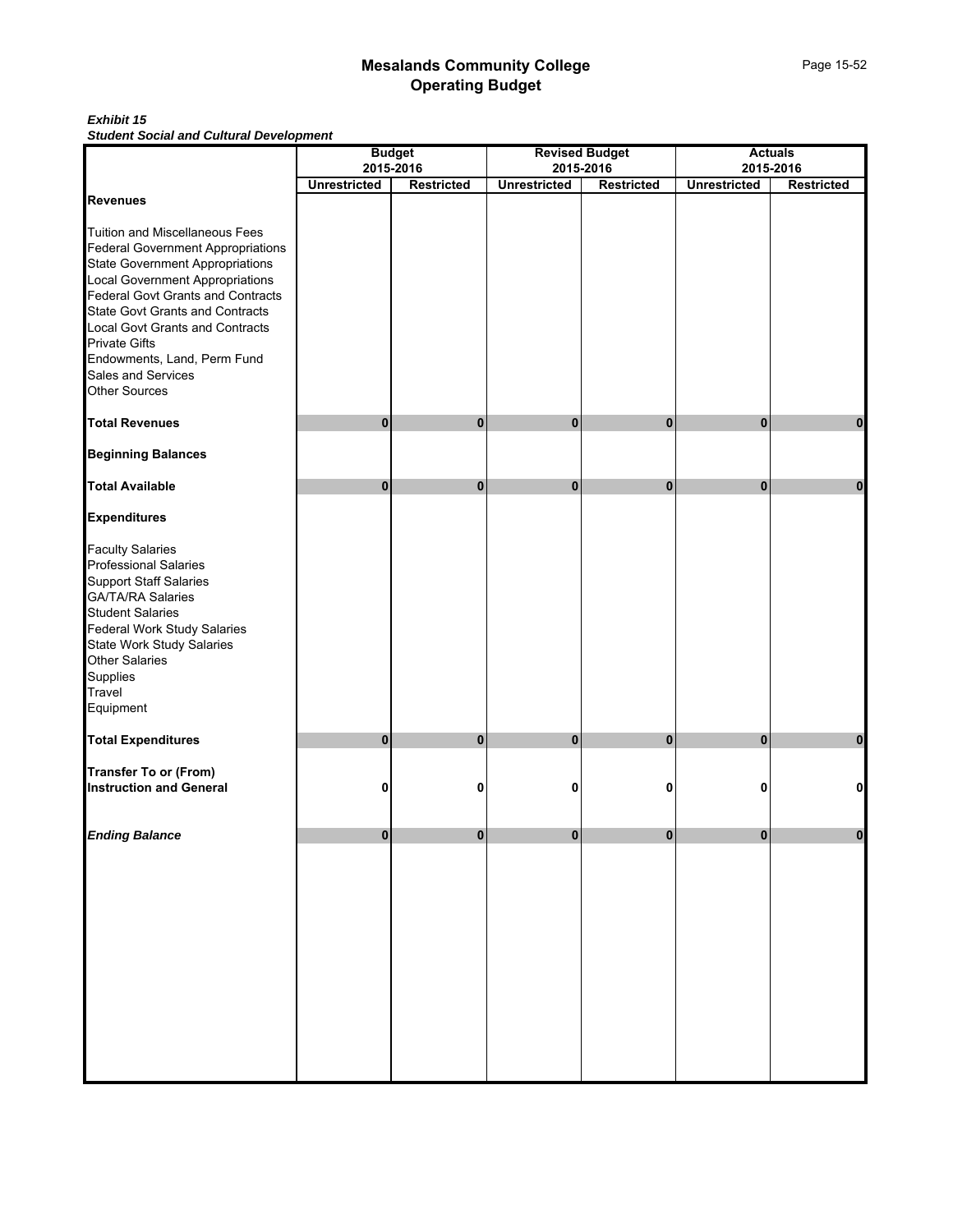# Mesalands Community College
## Operating Budget

***Exhibit 15***
***Student Social and Cultural Development***

| | Budget 2015-2016 | | Revised Budget 2015-2016 | | Actuals 2015-2016 | |
|---|---|---|---|---|---|---|
| | **Unrestricted** | **Restricted** | **Unrestricted** | **Restricted** | **Unrestricted** | **Restricted** |
| **Revenues** | | | | | | |
| Tuition and Miscellaneous Fees | | | | | | |
| Federal Government Appropriations | | | | | | |
| State Government Appropriations | | | | | | |
| Local Government Appropriations | | | | | | |
| Federal Govt Grants and Contracts | | | | | | |
| State Govt Grants and Contracts | | | | | | |
| Local Govt Grants and Contracts | | | | | | |
| Private Gifts | | | | | | |
| Endowments, Land, Perm Fund | | | | | | |
| Sales and Services | | | | | | |
| Other Sources | | | | | | |
| **Total Revenues** | **0** | **0** | **0** | **0** | **0** | **0** |
| **Beginning Balances** | | | | | | |
| **Total Available** | **0** | **0** | **0** | **0** | **0** | **0** |
| **Expenditures** | | | | | | |
| Faculty Salaries | | | | | | |
| Professional Salaries | | | | | | |
| Support Staff Salaries | | | | | | |
| GA/TA/RA Salaries | | | | | | |
| Student Salaries | | | | | | |
| Federal Work Study Salaries | | | | | | |
| State Work Study Salaries | | | | | | |
| Other Salaries | | | | | | |
| Supplies | | | | | | |
| Travel | | | | | | |
| Equipment | | | | | | |
| **Total Expenditures** | **0** | **0** | **0** | **0** | **0** | **0** |
| **Transfer To or (From) Instruction and General** | **0** | **0** | **0** | **0** | **0** | **0** |
| ***Ending Balance*** | **0** | **0** | **0** | **0** | **0** | **0** |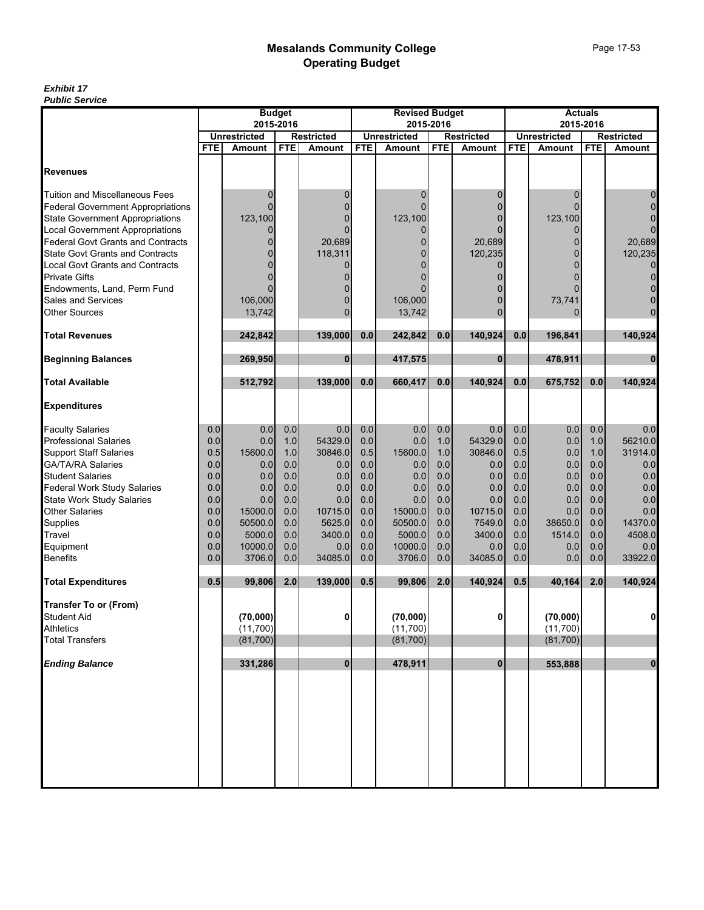# Mesalands Community College
## Operating Budget

***Exhibit 17***
***Public Service***

| | Budget 2015-2016 | | | | Revised Budget 2015-2016 | | | | Actuals 2015-2016 | | | |
|---|---|---|---|---|---|---|---|---|---|---|---|---|
| | Unrestricted | | Restricted | | Unrestricted | | Restricted | | Unrestricted | | Restricted | |
| | FTE | Amount | FTE | Amount | FTE | Amount | FTE | Amount | FTE | Amount | FTE | Amount |
| **Revenues** | | | | | | | | | | | | |
| Tuition and Miscellaneous Fees | | 0 | | 0 | | 0 | | 0 | | 0 | | 0 |
| Federal Government Appropriations | | 0 | | 0 | | 0 | | 0 | | 0 | | 0 |
| State Government Appropriations | | 123,100 | | 0 | | 123,100 | | 0 | | 123,100 | | 0 |
| Local Government Appropriations | | 0 | | 0 | | 0 | | 0 | | 0 | | 0 |
| Federal Govt Grants and Contracts | | 0 | | 20,689 | | 0 | | 20,689 | | 0 | | 20,689 |
| State Govt Grants and Contracts | | 0 | | 118,311 | | 0 | | 120,235 | | 0 | | 120,235 |
| Local Govt Grants and Contracts | | 0 | | 0 | | 0 | | 0 | | 0 | | 0 |
| Private Gifts | | 0 | | 0 | | 0 | | 0 | | 0 | | 0 |
| Endowments, Land, Perm Fund | | 0 | | 0 | | 0 | | 0 | | 0 | | 0 |
| Sales and Services | | 106,000 | | 0 | | 106,000 | | 0 | | 73,741 | | 0 |
| Other Sources | | 13,742 | | 0 | | 13,742 | | 0 | | 0 | | 0 |
| **Total Revenues** | | **242,842** | | **139,000** | **0.0** | **242,842** | **0.0** | **140,924** | **0.0** | **196,841** | | **140,924** |
| **Beginning Balances** | | **269,950** | | **0** | | **417,575** | | **0** | | **478,911** | | **0** |
| **Total Available** | | **512,792** | | **139,000** | **0.0** | **660,417** | **0.0** | **140,924** | **0.0** | **675,752** | **0.0** | **140,924** |
| **Expenditures** | | | | | | | | | | | | |
| Faculty Salaries | 0.0 | 0.0 | 0.0 | 0.0 | 0.0 | 0.0 | 0.0 | 0.0 | 0.0 | 0.0 | 0.0 | 0.0 |
| Professional Salaries | 0.0 | 0.0 | 1.0 | 54329.0 | 0.0 | 0.0 | 1.0 | 54329.0 | 0.0 | 0.0 | 1.0 | 56210.0 |
| Support Staff Salaries | 0.5 | 15600.0 | 1.0 | 30846.0 | 0.5 | 15600.0 | 1.0 | 30846.0 | 0.5 | 0.0 | 1.0 | 31914.0 |
| GA/TA/RA Salaries | 0.0 | 0.0 | 0.0 | 0.0 | 0.0 | 0.0 | 0.0 | 0.0 | 0.0 | 0.0 | 0.0 | 0.0 |
| Student Salaries | 0.0 | 0.0 | 0.0 | 0.0 | 0.0 | 0.0 | 0.0 | 0.0 | 0.0 | 0.0 | 0.0 | 0.0 |
| Federal Work Study Salaries | 0.0 | 0.0 | 0.0 | 0.0 | 0.0 | 0.0 | 0.0 | 0.0 | 0.0 | 0.0 | 0.0 | 0.0 |
| State Work Study Salaries | 0.0 | 0.0 | 0.0 | 0.0 | 0.0 | 0.0 | 0.0 | 0.0 | 0.0 | 0.0 | 0.0 | 0.0 |
| Other Salaries | 0.0 | 15000.0 | 0.0 | 10715.0 | 0.0 | 15000.0 | 0.0 | 10715.0 | 0.0 | 0.0 | 0.0 | 0.0 |
| Supplies | 0.0 | 50500.0 | 0.0 | 5625.0 | 0.0 | 50500.0 | 0.0 | 7549.0 | 0.0 | 38650.0 | 0.0 | 14370.0 |
| Travel | 0.0 | 5000.0 | 0.0 | 3400.0 | 0.0 | 5000.0 | 0.0 | 3400.0 | 0.0 | 1514.0 | 0.0 | 4508.0 |
| Equipment | 0.0 | 10000.0 | 0.0 | 0.0 | 0.0 | 10000.0 | 0.0 | 0.0 | 0.0 | 0.0 | 0.0 | 0.0 |
| Benefits | 0.0 | 3706.0 | 0.0 | 34085.0 | 0.0 | 3706.0 | 0.0 | 34085.0 | 0.0 | 0.0 | 0.0 | 33922.0 |
| **Total Expenditures** | **0.5** | **99,806** | **2.0** | **139,000** | **0.5** | **99,806** | **2.0** | **140,924** | **0.5** | **40,164** | **2.0** | **140,924** |
| **Transfer To or (From)** | | | | | | | | | | | | |
| Student Aid | | **(70,000)** | | **0** | | **(70,000)** | | **0** | | **(70,000)** | | **0** |
| Athletics | | (11,700) | | | | (11,700) | | | | (11,700) | | |
| Total Transfers | | (81,700) | | | | (81,700) | | | | (81,700) | | |
| ***Ending Balance*** | | **331,286** | | **0** | | **478,911** | | **0** | | **553,888** | | **0** |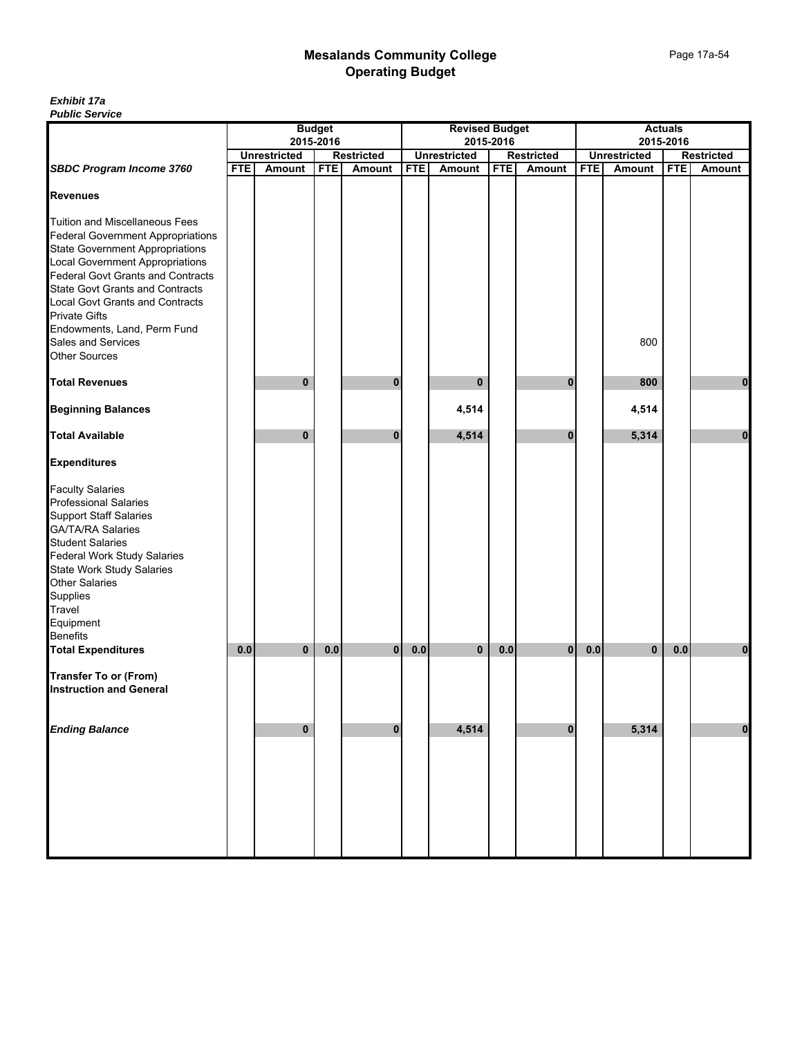# Mesalands Community College
## Operating Budget

***Exhibit 17a***
***Public Service***

| | Budget 2015-2016 | | | | Revised Budget 2015-2016 | | | | Actuals 2015-2016 | | | |
|---|---|---|---|---|---|---|---|---|---|---|---|---|
| | Unrestricted | | Restricted | | Unrestricted | | Restricted | | Unrestricted | | Restricted | |
| ***SBDC Program Income 3760*** | **FTE** | **Amount** | **FTE** | **Amount** | **FTE** | **Amount** | **FTE** | **Amount** | **FTE** | **Amount** | **FTE** | **Amount** |
| **Revenues** | | | | | | | | | | | | |
| Tuition and Miscellaneous Fees | | | | | | | | | | | | |
| Federal Government Appropriations | | | | | | | | | | | | |
| State Government Appropriations | | | | | | | | | | | | |
| Local Government Appropriations | | | | | | | | | | | | |
| Federal Govt Grants and Contracts | | | | | | | | | | | | |
| State Govt Grants and Contracts | | | | | | | | | | | | |
| Local Govt Grants and Contracts | | | | | | | | | | | | |
| Private Gifts | | | | | | | | | | | | |
| Endowments, Land, Perm Fund | | | | | | | | | | | | |
| Sales and Services | | | | | | | | | | 800 | | |
| Other Sources | | | | | | | | | | | | |
| **Total Revenues** | | **0** | | **0** | | **0** | | **0** | | **800** | | **0** |
| **Beginning Balances** | | | | | | **4,514** | | | | **4,514** | | |
| **Total Available** | | **0** | | **0** | | **4,514** | | **0** | | **5,314** | | **0** |
| **Expenditures** | | | | | | | | | | | | |
| Faculty Salaries | | | | | | | | | | | | |
| Professional Salaries | | | | | | | | | | | | |
| Support Staff Salaries | | | | | | | | | | | | |
| GA/TA/RA Salaries | | | | | | | | | | | | |
| Student Salaries | | | | | | | | | | | | |
| Federal Work Study Salaries | | | | | | | | | | | | |
| State Work Study Salaries | | | | | | | | | | | | |
| Other Salaries | | | | | | | | | | | | |
| Supplies | | | | | | | | | | | | |
| Travel | | | | | | | | | | | | |
| Equipment | | | | | | | | | | | | |
| Benefits | | | | | | | | | | | | |
| **Total Expenditures** | **0.0** | **0** | **0.0** | **0** | **0.0** | **0** | **0.0** | **0** | **0.0** | **0** | **0.0** | **0** |
| **Transfer To or (From) Instruction and General** | | | | | | | | | | | | |
| ***Ending Balance*** | | **0** | | **0** | | **4,514** | | **0** | | **5,314** | | **0** |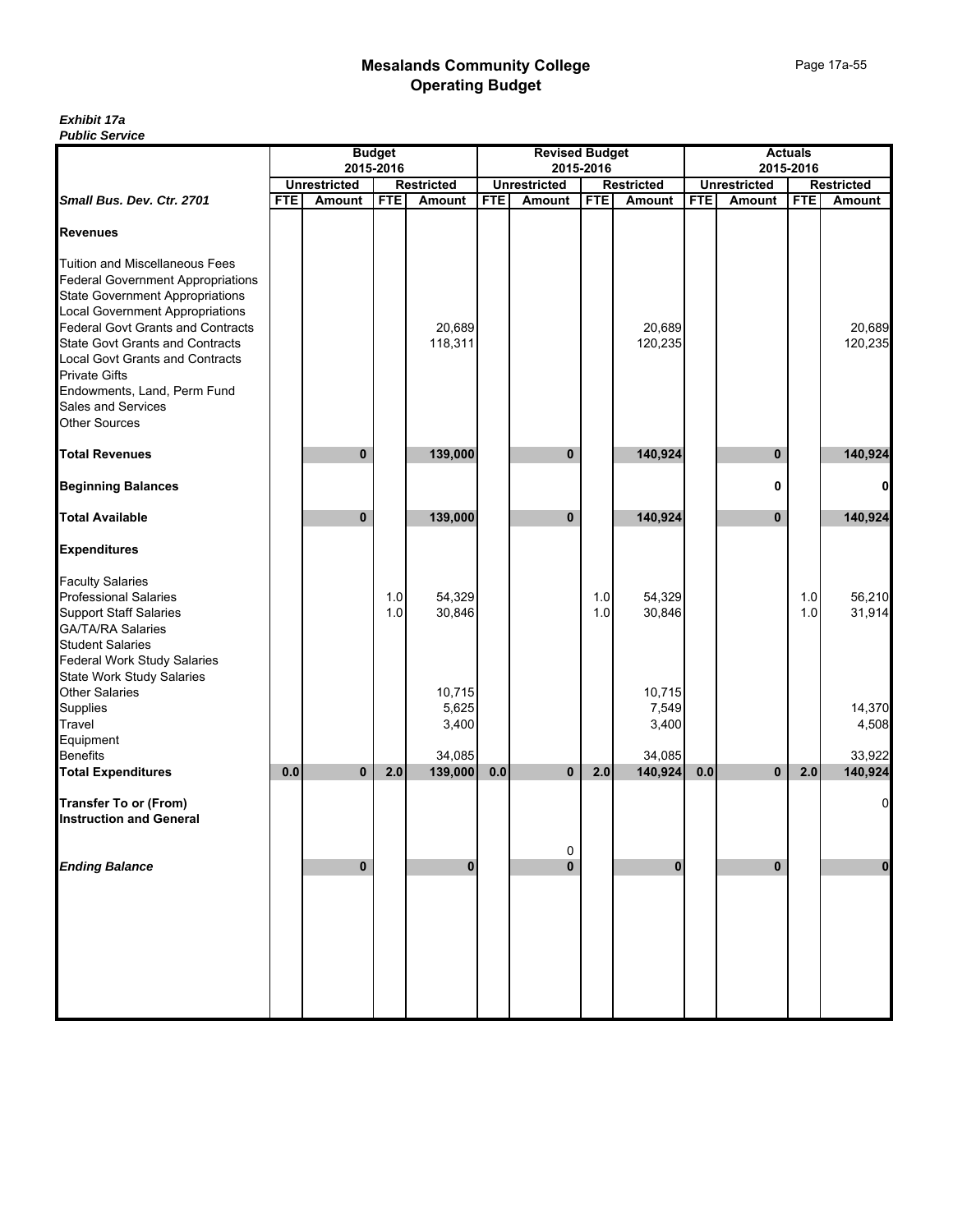# Mesalands Community College
## Operating Budget

***Exhibit 17a***
***Public Service***

| | Budget 2015-2016 | | | | Revised Budget 2015-2016 | | | | Actuals 2015-2016 | | | |
|---|---|---|---|---|---|---|---|---|---|---|---|---|
| | Unrestricted | | Restricted | | Unrestricted | | Restricted | | Unrestricted | | Restricted | |
| ***Small Bus. Dev. Ctr. 2701*** | FTE | Amount | FTE | Amount | FTE | Amount | FTE | Amount | FTE | Amount | FTE | Amount |
| **Revenues** | | | | | | | | | | | | |
| Tuition and Miscellaneous Fees | | | | | | | | | | | | |
| Federal Government Appropriations | | | | | | | | | | | | |
| State Government Appropriations | | | | | | | | | | | | |
| Local Government Appropriations | | | | | | | | | | | | |
| Federal Govt Grants and Contracts | | | | 20,689 | | | | 20,689 | | | | 20,689 |
| State Govt Grants and Contracts | | | | 118,311 | | | | 120,235 | | | | 120,235 |
| Local Govt Grants and Contracts | | | | | | | | | | | | |
| Private Gifts | | | | | | | | | | | | |
| Endowments, Land, Perm Fund | | | | | | | | | | | | |
| Sales and Services | | | | | | | | | | | | |
| Other Sources | | | | | | | | | | | | |
| **Total Revenues** | | **0** | | **139,000** | | **0** | | **140,924** | | **0** | | **140,924** |
| **Beginning Balances** | | | | | | | | | | **0** | | **0** |
| **Total Available** | | **0** | | **139,000** | | **0** | | **140,924** | | **0** | | **140,924** |
| **Expenditures** | | | | | | | | | | | | |
| Faculty Salaries | | | | | | | | | | | | |
| Professional Salaries | | | 1.0 | 54,329 | | | 1.0 | 54,329 | | | 1.0 | 56,210 |
| Support Staff Salaries | | | 1.0 | 30,846 | | | 1.0 | 30,846 | | | 1.0 | 31,914 |
| GA/TA/RA Salaries | | | | | | | | | | | | |
| Student Salaries | | | | | | | | | | | | |
| Federal Work Study Salaries | | | | | | | | | | | | |
| State Work Study Salaries | | | | | | | | | | | | |
| Other Salaries | | | | 10,715 | | | | 10,715 | | | | |
| Supplies | | | | 5,625 | | | | 7,549 | | | | 14,370 |
| Travel | | | | 3,400 | | | | 3,400 | | | | 4,508 |
| Equipment | | | | | | | | | | | | |
| Benefits | | | | 34,085 | | | | 34,085 | | | | 33,922 |
| **Total Expenditures** | **0.0** | **0** | **2.0** | **139,000** | **0.0** | **0** | **2.0** | **140,924** | **0.0** | **0** | **2.0** | **140,924** |
| **Transfer To or (From) Instruction and General** | | | | | | 0 | | | | | | 0 |
| ***Ending Balance*** | | **0** | | **0** | | **0** | | **0** | | **0** | | **0** |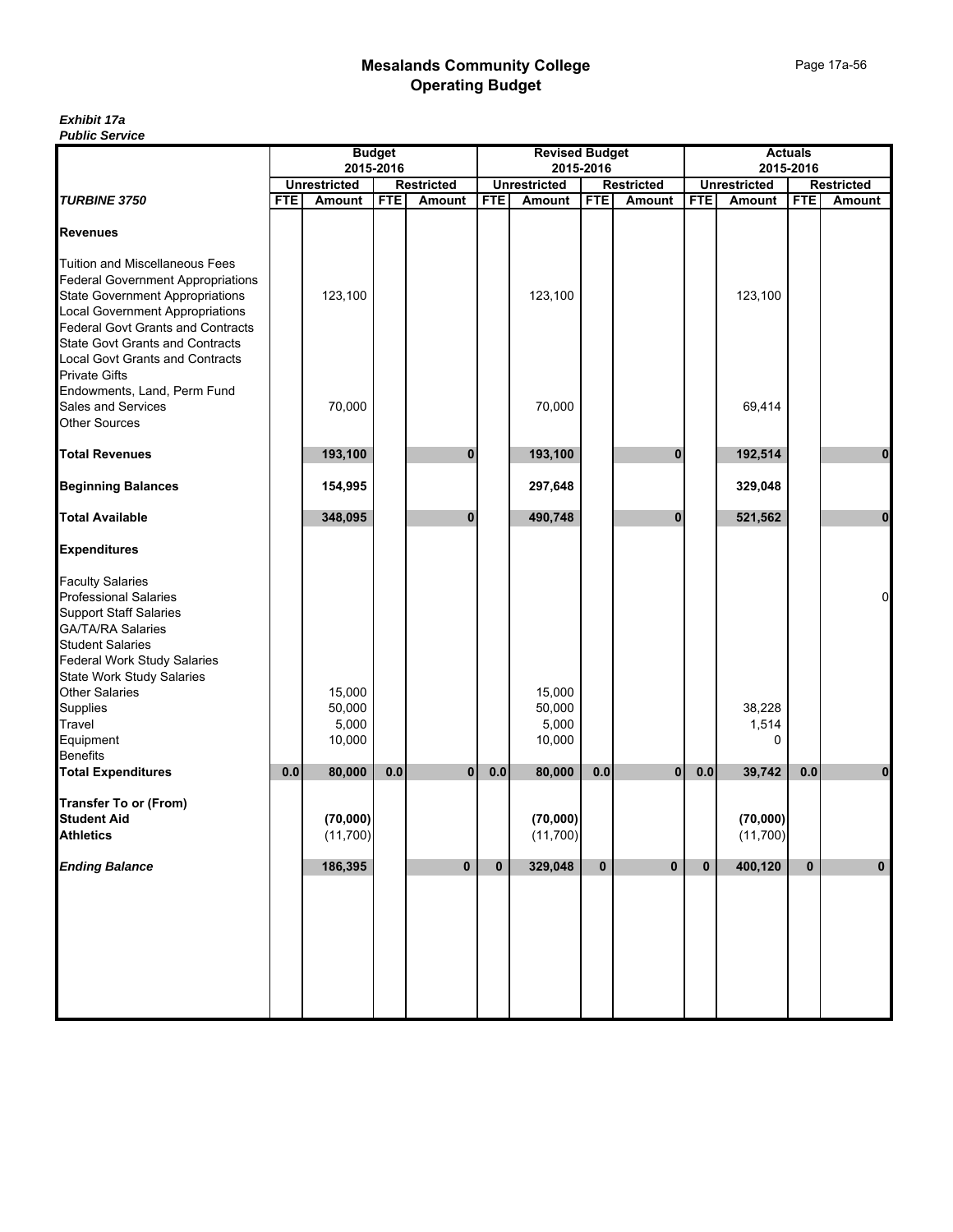# Mesalands Community College
## Operating Budget

***Exhibit 17a***
***Public Service***

| | Budget 2015-2016 | | | | Revised Budget 2015-2016 | | | | Actuals 2015-2016 | | | |
|---|---|---|---|---|---|---|---|---|---|---|---|---|
| | Unrestricted | | Restricted | | Unrestricted | | Restricted | | Unrestricted | | Restricted | |
| ***TURBINE 3750*** | FTE | Amount | FTE | Amount | FTE | Amount | FTE | Amount | FTE | Amount | FTE | Amount |
| **Revenues** | | | | | | | | | | | | |
| Tuition and Miscellaneous Fees | | | | | | | | | | | | |
| Federal Government Appropriations | | | | | | | | | | | | |
| State Government Appropriations | | 123,100 | | | | 123,100 | | | | 123,100 | | |
| Local Government Appropriations | | | | | | | | | | | | |
| Federal Govt Grants and Contracts | | | | | | | | | | | | |
| State Govt Grants and Contracts | | | | | | | | | | | | |
| Local Govt Grants and Contracts | | | | | | | | | | | | |
| Private Gifts | | | | | | | | | | | | |
| Endowments, Land, Perm Fund | | | | | | | | | | | | |
| Sales and Services | | 70,000 | | | | 70,000 | | | | 69,414 | | |
| Other Sources | | | | | | | | | | | | |
| **Total Revenues** | | **193,100** | | **0** | | **193,100** | | **0** | | **192,514** | | **0** |
| **Beginning Balances** | | **154,995** | | | | **297,648** | | | | **329,048** | | |
| **Total Available** | | **348,095** | | **0** | | **490,748** | | **0** | | **521,562** | | **0** |
| **Expenditures** | | | | | | | | | | | | |
| Faculty Salaries | | | | | | | | | | | | |
| Professional Salaries | | | | | | | | | | | | 0 |
| Support Staff Salaries | | | | | | | | | | | | |
| GA/TA/RA Salaries | | | | | | | | | | | | |
| Student Salaries | | | | | | | | | | | | |
| Federal Work Study Salaries | | | | | | | | | | | | |
| State Work Study Salaries | | | | | | | | | | | | |
| Other Salaries | | 15,000 | | | | 15,000 | | | | | | |
| Supplies | | 50,000 | | | | 50,000 | | | | 38,228 | | |
| Travel | | 5,000 | | | | 5,000 | | | | 1,514 | | |
| Equipment | | 10,000 | | | | 10,000 | | | | 0 | | |
| Benefits | | | | | | | | | | | | |
| **Total Expenditures** | **0.0** | **80,000** | **0.0** | **0** | **0.0** | **80,000** | **0.0** | **0** | **0.0** | **39,742** | **0.0** | **0** |
| **Transfer To or (From)** | | | | | | | | | | | | |
| **Student Aid** | | **(70,000)** | | | | **(70,000)** | | | | **(70,000)** | | |
| **Athletics** | | (11,700) | | | | (11,700) | | | | (11,700) | | |
| ***Ending Balance*** | | **186,395** | | **0** | **0** | **329,048** | **0** | **0** | **0** | **400,120** | **0** | **0** |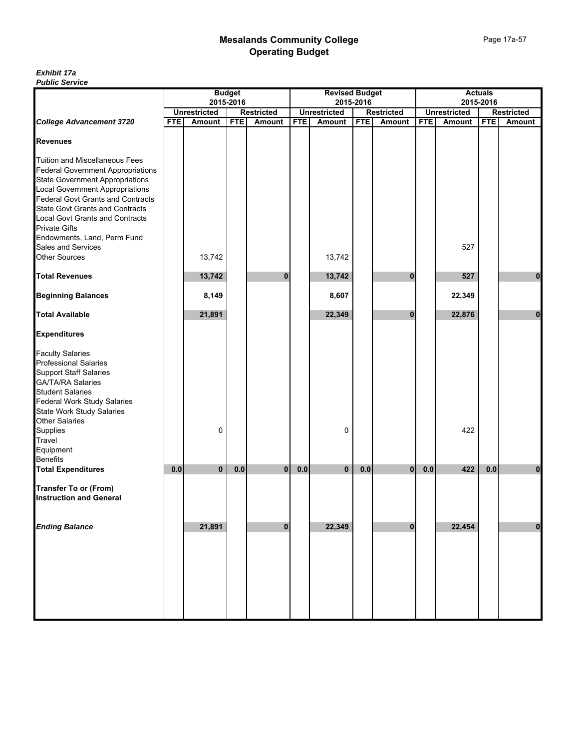# Mesalands Community College
## Operating Budget

***Exhibit 17a***
***Public Service***

| | Budget 2015-2016 | | | | Revised Budget 2015-2016 | | | | Actuals 2015-2016 | | | |
|---|---|---|---|---|---|---|---|---|---|---|---|---|
| | Unrestricted | | Restricted | | Unrestricted | | Restricted | | Unrestricted | | Restricted | |
| ***College Advancement 3720*** | **FTE** | **Amount** | **FTE** | **Amount** | **FTE** | **Amount** | **FTE** | **Amount** | **FTE** | **Amount** | **FTE** | **Amount** |
| **Revenues** | | | | | | | | | | | | |
| Tuition and Miscellaneous Fees | | | | | | | | | | | | |
| Federal Government Appropriations | | | | | | | | | | | | |
| State Government Appropriations | | | | | | | | | | | | |
| Local Government Appropriations | | | | | | | | | | | | |
| Federal Govt Grants and Contracts | | | | | | | | | | | | |
| State Govt Grants and Contracts | | | | | | | | | | | | |
| Local Govt Grants and Contracts | | | | | | | | | | | | |
| Private Gifts | | | | | | | | | | | | |
| Endowments, Land, Perm Fund | | | | | | | | | | | | |
| Sales and Services | | | | | | | | | | 527 | | |
| Other Sources | | 13,742 | | | | 13,742 | | | | | | |
| **Total Revenues** | | **13,742** | | **0** | | **13,742** | | **0** | | **527** | | **0** |
| **Beginning Balances** | | **8,149** | | | | **8,607** | | | | **22,349** | | |
| **Total Available** | | **21,891** | | | | **22,349** | | **0** | | **22,876** | | **0** |
| **Expenditures** | | | | | | | | | | | | |
| Faculty Salaries | | | | | | | | | | | | |
| Professional Salaries | | | | | | | | | | | | |
| Support Staff Salaries | | | | | | | | | | | | |
| GA/TA/RA Salaries | | | | | | | | | | | | |
| Student Salaries | | | | | | | | | | | | |
| Federal Work Study Salaries | | | | | | | | | | | | |
| State Work Study Salaries | | | | | | | | | | | | |
| Other Salaries | | | | | | | | | | | | |
| Supplies | | 0 | | | | 0 | | | | 422 | | |
| Travel | | | | | | | | | | | | |
| Equipment | | | | | | | | | | | | |
| Benefits | | | | | | | | | | | | |
| **Total Expenditures** | **0.0** | **0** | **0.0** | **0** | **0.0** | **0** | **0.0** | **0** | **0.0** | **422** | **0.0** | **0** |
| **Transfer To or (From) Instruction and General** | | | | | | | | | | | | |
| ***Ending Balance*** | | **21,891** | | **0** | | **22,349** | | **0** | | **22,454** | | **0** |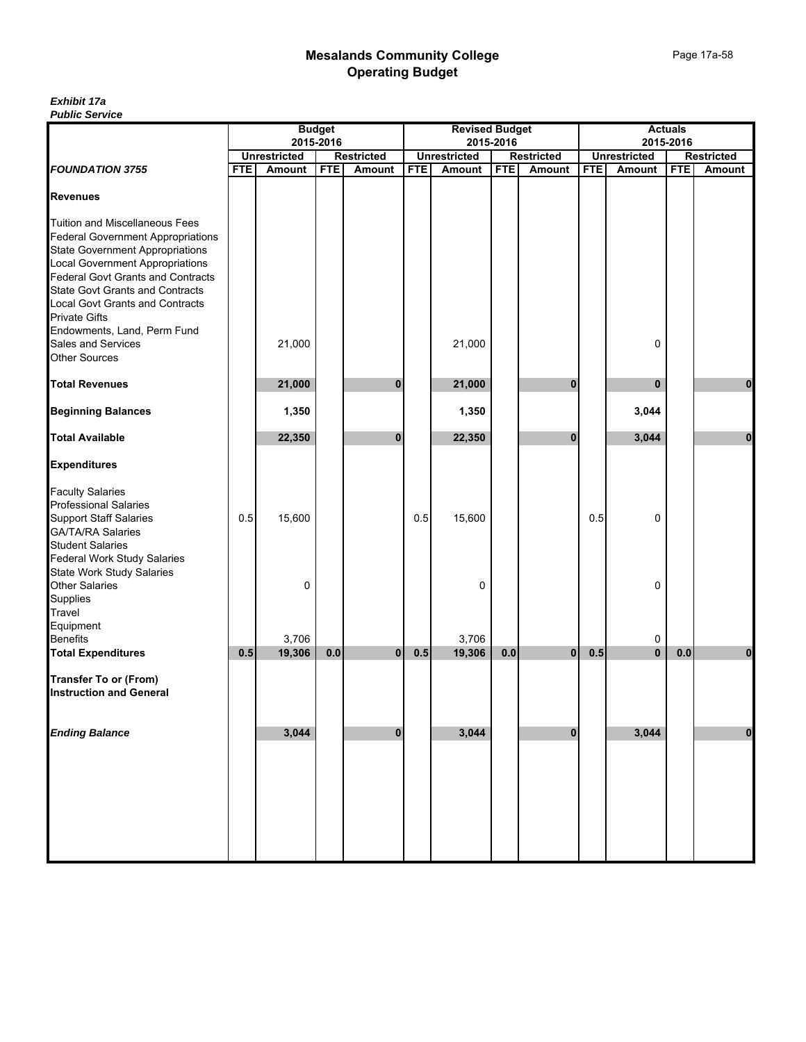# Mesalands Community College
## Operating Budget

***Exhibit 17a***
***Public Service***

| | Budget 2015-2016 | | | | Revised Budget 2015-2016 | | | | Actuals 2015-2016 | | | |
|---|---|---|---|---|---|---|---|---|---|---|---|---|
| | Unrestricted | | Restricted | | Unrestricted | | Restricted | | Unrestricted | | Restricted | |
| ***FOUNDATION 3755*** | FTE | Amount | FTE | Amount | FTE | Amount | FTE | Amount | FTE | Amount | FTE | Amount |
| **Revenues** | | | | | | | | | | | | |
| Tuition and Miscellaneous Fees | | | | | | | | | | | | |
| Federal Government Appropriations | | | | | | | | | | | | |
| State Government Appropriations | | | | | | | | | | | | |
| Local Government Appropriations | | | | | | | | | | | | |
| Federal Govt Grants and Contracts | | | | | | | | | | | | |
| State Govt Grants and Contracts | | | | | | | | | | | | |
| Local Govt Grants and Contracts | | | | | | | | | | | | |
| Private Gifts | | | | | | | | | | | | |
| Endowments, Land, Perm Fund | | | | | | | | | | | | |
| Sales and Services | | 21,000 | | | | 21,000 | | | | 0 | | |
| Other Sources | | | | | | | | | | | | |
| **Total Revenues** | | **21,000** | | **0** | | **21,000** | | **0** | | **0** | | **0** |
| **Beginning Balances** | | **1,350** | | | | **1,350** | | | | **3,044** | | |
| **Total Available** | | **22,350** | | **0** | | **22,350** | | **0** | | **3,044** | | **0** |
| **Expenditures** | | | | | | | | | | | | |
| Faculty Salaries | | | | | | | | | | | | |
| Professional Salaries | | | | | | | | | | | | |
| Support Staff Salaries | 0.5 | 15,600 | | | 0.5 | 15,600 | | | 0.5 | 0 | | |
| GA/TA/RA Salaries | | | | | | | | | | | | |
| Student Salaries | | | | | | | | | | | | |
| Federal Work Study Salaries | | | | | | | | | | | | |
| State Work Study Salaries | | | | | | | | | | | | |
| Other Salaries | | 0 | | | | 0 | | | | 0 | | |
| Supplies | | | | | | | | | | | | |
| Travel | | | | | | | | | | | | |
| Equipment | | | | | | | | | | | | |
| Benefits | | 3,706 | | | | 3,706 | | | | 0 | | |
| **Total Expenditures** | **0.5** | **19,306** | **0.0** | **0** | **0.5** | **19,306** | **0.0** | **0** | **0.5** | **0** | **0.0** | **0** |
| **Transfer To or (From) Instruction and General** | | | | | | | | | | | | |
| ***Ending Balance*** | | **3,044** | | **0** | | **3,044** | | **0** | | **3,044** | | **0** |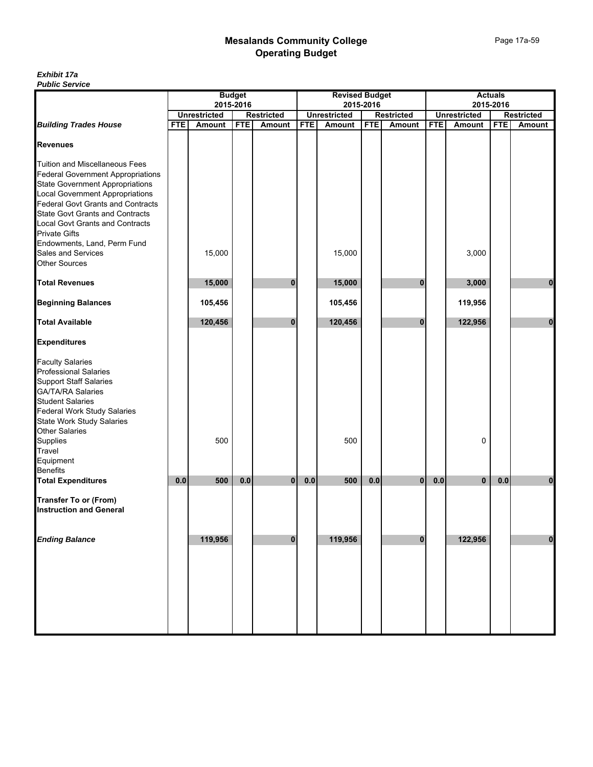# Mesalands Community College
## Operating Budget

***Exhibit 17a***
***Public Service***

| | Budget 2015-2016 | | | | Revised Budget 2015-2016 | | | | Actuals 2015-2016 | | | |
|---|---|---|---|---|---|---|---|---|---|---|---|---|
| | Unrestricted | | Restricted | | Unrestricted | | Restricted | | Unrestricted | | Restricted | |
| ***Building Trades House*** | **FTE** | **Amount** | **FTE** | **Amount** | **FTE** | **Amount** | **FTE** | **Amount** | **FTE** | **Amount** | **FTE** | **Amount** |
| **Revenues** | | | | | | | | | | | | |
| Tuition and Miscellaneous Fees | | | | | | | | | | | | |
| Federal Government Appropriations | | | | | | | | | | | | |
| State Government Appropriations | | | | | | | | | | | | |
| Local Government Appropriations | | | | | | | | | | | | |
| Federal Govt Grants and Contracts | | | | | | | | | | | | |
| State Govt Grants and Contracts | | | | | | | | | | | | |
| Local Govt Grants and Contracts | | | | | | | | | | | | |
| Private Gifts | | | | | | | | | | | | |
| Endowments, Land, Perm Fund | | | | | | | | | | | | |
| Sales and Services | | 15,000 | | | | 15,000 | | | | 3,000 | | |
| Other Sources | | | | | | | | | | | | |
| **Total Revenues** | | **15,000** | | **0** | | **15,000** | | **0** | | **3,000** | | **0** |
| **Beginning Balances** | | **105,456** | | | | **105,456** | | | | **119,956** | | |
| **Total Available** | | **120,456** | | **0** | | **120,456** | | **0** | | **122,956** | | **0** |
| **Expenditures** | | | | | | | | | | | | |
| Faculty Salaries | | | | | | | | | | | | |
| Professional Salaries | | | | | | | | | | | | |
| Support Staff Salaries | | | | | | | | | | | | |
| GA/TA/RA Salaries | | | | | | | | | | | | |
| Student Salaries | | | | | | | | | | | | |
| Federal Work Study Salaries | | | | | | | | | | | | |
| State Work Study Salaries | | | | | | | | | | | | |
| Other Salaries | | | | | | | | | | | | |
| Supplies | | 500 | | | | 500 | | | | 0 | | |
| Travel | | | | | | | | | | | | |
| Equipment | | | | | | | | | | | | |
| Benefits | | | | | | | | | | | | |
| **Total Expenditures** | **0.0** | **500** | **0.0** | **0** | **0.0** | **500** | **0.0** | **0** | **0.0** | **0** | **0.0** | **0** |
| **Transfer To or (From) Instruction and General** | | | | | | | | | | | | |
| ***Ending Balance*** | | **119,956** | | **0** | | **119,956** | | **0** | | **122,956** | | **0** |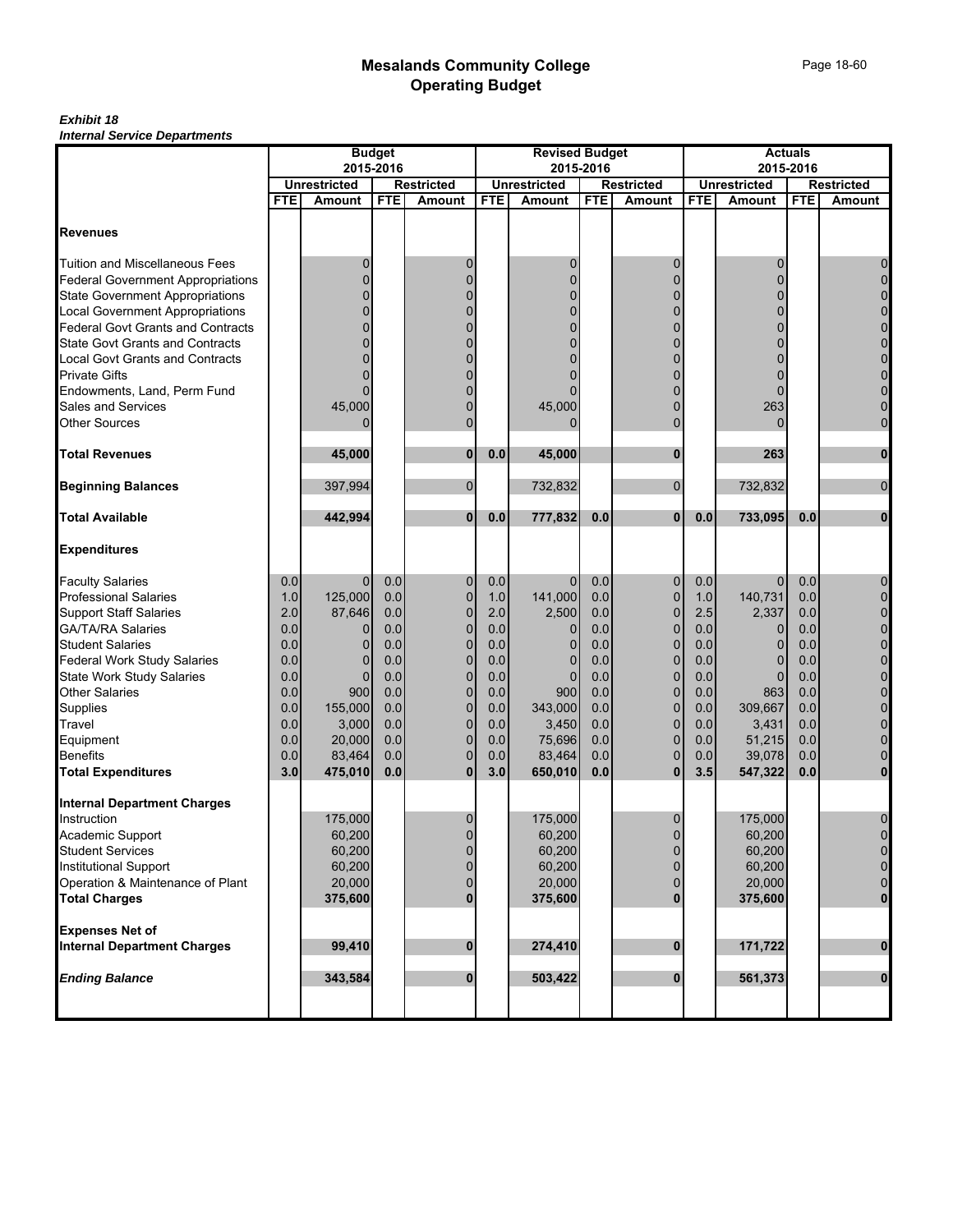# Mesalands Community College
## Operating Budget

***Exhibit 18***
***Internal Service Departments***

| | Budget 2015-2016 | | | | Revised Budget 2015-2016 | | | | Actuals 2015-2016 | | | |
|---|---|---|---|---|---|---|---|---|---|---|---|---|
| | Unrestricted | | Restricted | | Unrestricted | | Restricted | | Unrestricted | | Restricted | |
| | FTE | Amount | FTE | Amount | FTE | Amount | FTE | Amount | FTE | Amount | FTE | Amount |
| **Revenues** | | | | | | | | | | | | |
| Tuition and Miscellaneous Fees | | 0 | | 0 | | 0 | | 0 | | 0 | | 0 |
| Federal Government Appropriations | | 0 | | 0 | | 0 | | 0 | | 0 | | 0 |
| State Government Appropriations | | 0 | | 0 | | 0 | | 0 | | 0 | | 0 |
| Local Government Appropriations | | 0 | | 0 | | 0 | | 0 | | 0 | | 0 |
| Federal Govt Grants and Contracts | | 0 | | 0 | | 0 | | 0 | | 0 | | 0 |
| State Govt Grants and Contracts | | 0 | | 0 | | 0 | | 0 | | 0 | | 0 |
| Local Govt Grants and Contracts | | 0 | | 0 | | 0 | | 0 | | 0 | | 0 |
| Private Gifts | | 0 | | 0 | | 0 | | 0 | | 0 | | 0 |
| Endowments, Land, Perm Fund | | 0 | | 0 | | 0 | | 0 | | 0 | | 0 |
| Sales and Services | | 45,000 | | 0 | | 45,000 | | 0 | | 263 | | 0 |
| Other Sources | | 0 | | 0 | | 0 | | 0 | | 0 | | 0 |
| **Total Revenues** | | **45,000** | | **0** | **0.0** | **45,000** | | **0** | | **263** | | **0** |
| **Beginning Balances** | | 397,994 | | 0 | | 732,832 | | 0 | | 732,832 | | 0 |
| **Total Available** | | **442,994** | | **0** | **0.0** | **777,832** | **0.0** | **0** | **0.0** | **733,095** | **0.0** | **0** |
| **Expenditures** | | | | | | | | | | | | |
| Faculty Salaries | 0.0 | 0 | 0.0 | 0 | 0.0 | 0 | 0.0 | 0 | 0.0 | 0 | 0.0 | 0 |
| Professional Salaries | 1.0 | 125,000 | 0.0 | 0 | 1.0 | 141,000 | 0.0 | 0 | 1.0 | 140,731 | 0.0 | 0 |
| Support Staff Salaries | 2.0 | 87,646 | 0.0 | 0 | 2.0 | 2,500 | 0.0 | 0 | 2.5 | 2,337 | 0.0 | 0 |
| GA/TA/RA Salaries | 0.0 | 0 | 0.0 | 0 | 0.0 | 0 | 0.0 | 0 | 0.0 | 0 | 0.0 | 0 |
| Student Salaries | 0.0 | 0 | 0.0 | 0 | 0.0 | 0 | 0.0 | 0 | 0.0 | 0 | 0.0 | 0 |
| Federal Work Study Salaries | 0.0 | 0 | 0.0 | 0 | 0.0 | 0 | 0.0 | 0 | 0.0 | 0 | 0.0 | 0 |
| State Work Study Salaries | 0.0 | 0 | 0.0 | 0 | 0.0 | 0 | 0.0 | 0 | 0.0 | 0 | 0.0 | 0 |
| Other Salaries | 0.0 | 900 | 0.0 | 0 | 0.0 | 900 | 0.0 | 0 | 0.0 | 863 | 0.0 | 0 |
| Supplies | 0.0 | 155,000 | 0.0 | 0 | 0.0 | 343,000 | 0.0 | 0 | 0.0 | 309,667 | 0.0 | 0 |
| Travel | 0.0 | 3,000 | 0.0 | 0 | 0.0 | 3,450 | 0.0 | 0 | 0.0 | 3,431 | 0.0 | 0 |
| Equipment | 0.0 | 20,000 | 0.0 | 0 | 0.0 | 75,696 | 0.0 | 0 | 0.0 | 51,215 | 0.0 | 0 |
| Benefits | 0.0 | 83,464 | 0.0 | 0 | 0.0 | 83,464 | 0.0 | 0 | 0.0 | 39,078 | 0.0 | 0 |
| **Total Expenditures** | **3.0** | **475,010** | **0.0** | **0** | **3.0** | **650,010** | **0.0** | **0** | **3.5** | **547,322** | **0.0** | **0** |
| **Internal Department Charges** | | | | | | | | | | | | |
| Instruction | | 175,000 | | 0 | | 175,000 | | 0 | | 175,000 | | 0 |
| Academic Support | | 60,200 | | 0 | | 60,200 | | 0 | | 60,200 | | 0 |
| Student Services | | 60,200 | | 0 | | 60,200 | | 0 | | 60,200 | | 0 |
| Institutional Support | | 60,200 | | 0 | | 60,200 | | 0 | | 60,200 | | 0 |
| Operation & Maintenance of Plant | | 20,000 | | 0 | | 20,000 | | 0 | | 20,000 | | 0 |
| **Total Charges** | | **375,600** | | **0** | | **375,600** | | **0** | | **375,600** | | **0** |
| **Expenses Net of Internal Department Charges** | | **99,410** | | **0** | | **274,410** | | **0** | | **171,722** | | **0** |
| ***Ending Balance*** | | **343,584** | | **0** | | **503,422** | | **0** | | **561,373** | | **0** |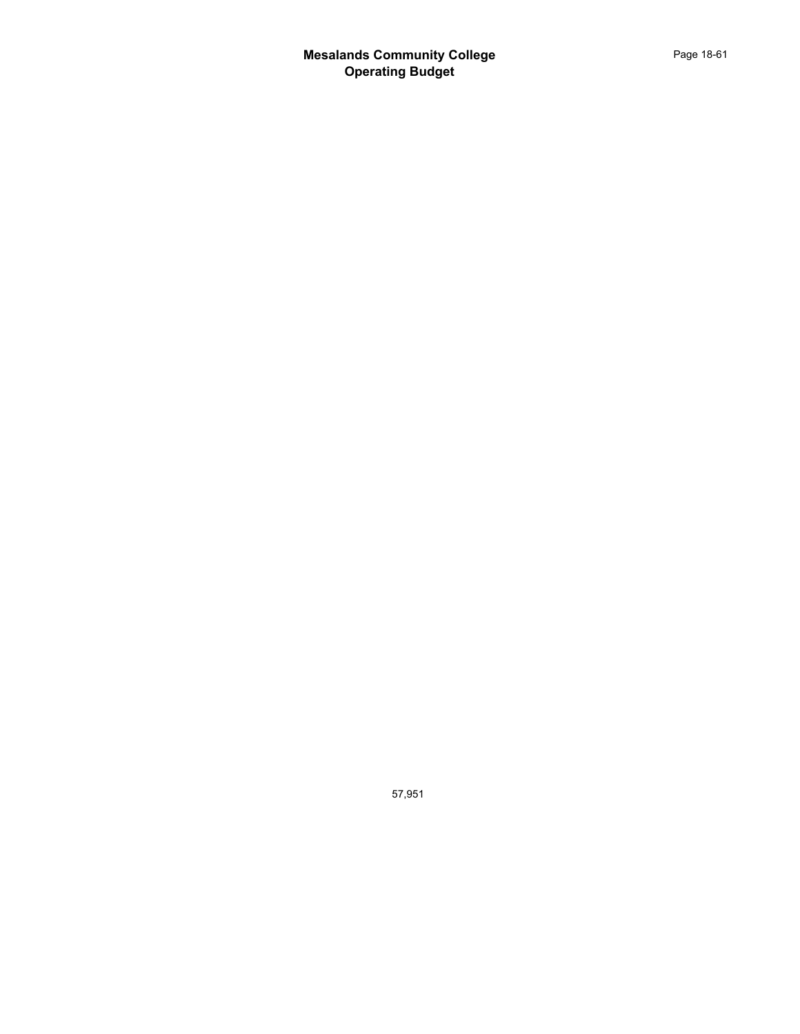# Mesalands Community College
## Operating Budget

57,951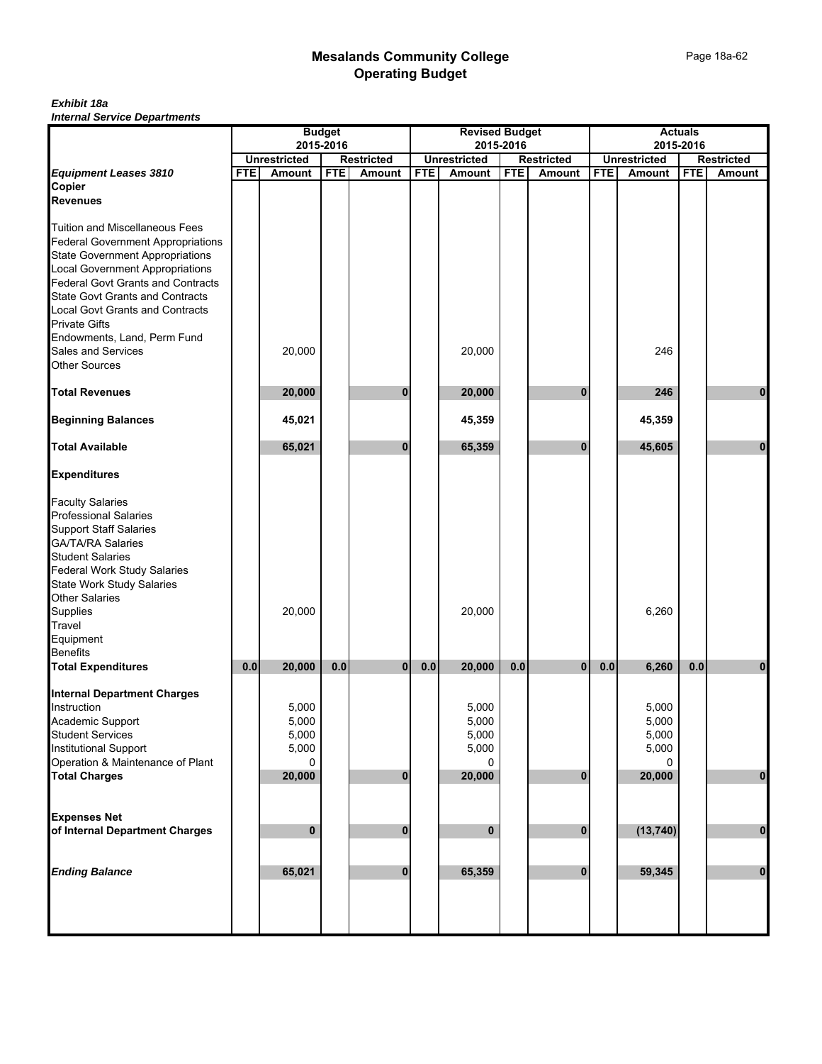# Mesalands Community College
## Operating Budget

***Exhibit 18a***
***Internal Service Departments***

| | Budget 2015-2016 | | | | Revised Budget 2015-2016 | | | | Actuals 2015-2016 | | | |
|---|---|---|---|---|---|---|---|---|---|---|---|---|
| | Unrestricted | | Restricted | | Unrestricted | | Restricted | | Unrestricted | | Restricted | |
| ***Equipment Leases 3810*** | FTE | Amount | FTE | Amount | FTE | Amount | FTE | Amount | FTE | Amount | FTE | Amount |
| **Copier** | | | | | | | | | | | | |
| **Revenues** | | | | | | | | | | | | |
| Tuition and Miscellaneous Fees | | | | | | | | | | | | |
| Federal Government Appropriations | | | | | | | | | | | | |
| State Government Appropriations | | | | | | | | | | | | |
| Local Government Appropriations | | | | | | | | | | | | |
| Federal Govt Grants and Contracts | | | | | | | | | | | | |
| State Govt Grants and Contracts | | | | | | | | | | | | |
| Local Govt Grants and Contracts | | | | | | | | | | | | |
| Private Gifts | | | | | | | | | | | | |
| Endowments, Land, Perm Fund | | | | | | | | | | | | |
| Sales and Services | | 20,000 | | | | 20,000 | | | | 246 | | |
| Other Sources | | | | | | | | | | | | |
| **Total Revenues** | | **20,000** | | **0** | | **20,000** | | **0** | | **246** | | **0** |
| **Beginning Balances** | | **45,021** | | | | **45,359** | | | | **45,359** | | |
| **Total Available** | | **65,021** | | **0** | | **65,359** | | **0** | | **45,605** | | **0** |
| **Expenditures** | | | | | | | | | | | | |
| Faculty Salaries | | | | | | | | | | | | |
| Professional Salaries | | | | | | | | | | | | |
| Support Staff Salaries | | | | | | | | | | | | |
| GA/TA/RA Salaries | | | | | | | | | | | | |
| Student Salaries | | | | | | | | | | | | |
| Federal Work Study Salaries | | | | | | | | | | | | |
| State Work Study Salaries | | | | | | | | | | | | |
| Other Salaries | | | | | | | | | | | | |
| Supplies | | 20,000 | | | | 20,000 | | | | 6,260 | | |
| Travel | | | | | | | | | | | | |
| Equipment | | | | | | | | | | | | |
| Benefits | | | | | | | | | | | | |
| **Total Expenditures** | **0.0** | **20,000** | **0.0** | **0** | **0.0** | **20,000** | **0.0** | **0** | **0.0** | **6,260** | **0.0** | **0** |
| **Internal Department Charges** | | | | | | | | | | | | |
| Instruction | | 5,000 | | | | 5,000 | | | | 5,000 | | |
| Academic Support | | 5,000 | | | | 5,000 | | | | 5,000 | | |
| Student Services | | 5,000 | | | | 5,000 | | | | 5,000 | | |
| Institutional Support | | 5,000 | | | | 5,000 | | | | 5,000 | | |
| Operation & Maintenance of Plant | | 0 | | | | 0 | | | | 0 | | |
| **Total Charges** | | **20,000** | | **0** | | **20,000** | | **0** | | **20,000** | | **0** |
| **Expenses Net of Internal Department Charges** | | **0** | | **0** | | **0** | | **0** | | **(13,740)** | | **0** |
| ***Ending Balance*** | | **65,021** | | **0** | | **65,359** | | **0** | | **59,345** | | **0** |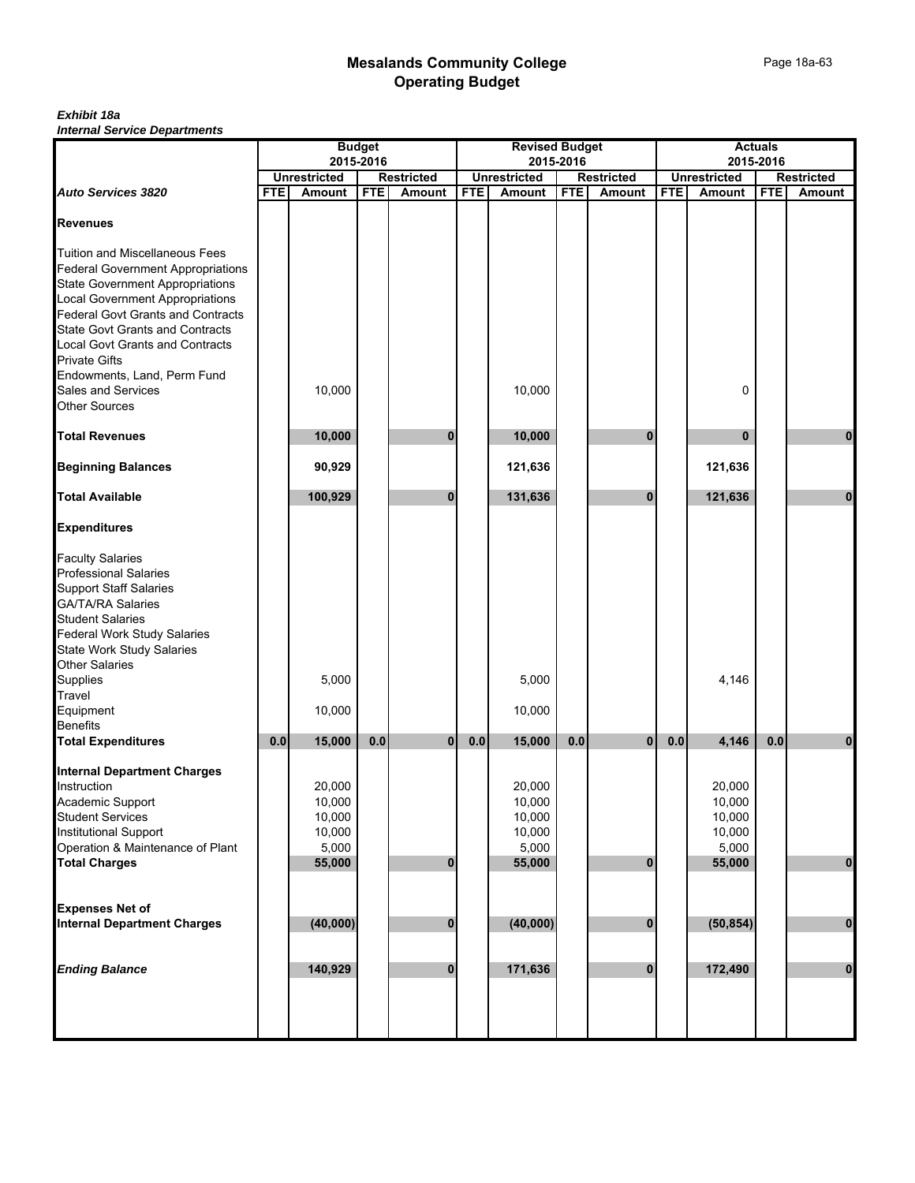# Mesalands Community College
## Operating Budget

***Exhibit 18a***
***Internal Service Departments***

| | Budget 2015-2016 | | | | Revised Budget 2015-2016 | | | | Actuals 2015-2016 | | | |
|---|---|---|---|---|---|---|---|---|---|---|---|---|
| | Unrestricted | | Restricted | | Unrestricted | | Restricted | | Unrestricted | | Restricted | |
| ***Auto Services 3820*** | FTE | Amount | FTE | Amount | FTE | Amount | FTE | Amount | FTE | Amount | FTE | Amount |
| **Revenues** | | | | | | | | | | | | |
| Tuition and Miscellaneous Fees | | | | | | | | | | | | |
| Federal Government Appropriations | | | | | | | | | | | | |
| State Government Appropriations | | | | | | | | | | | | |
| Local Government Appropriations | | | | | | | | | | | | |
| Federal Govt Grants and Contracts | | | | | | | | | | | | |
| State Govt Grants and Contracts | | | | | | | | | | | | |
| Local Govt Grants and Contracts | | | | | | | | | | | | |
| Private Gifts | | | | | | | | | | | | |
| Endowments, Land, Perm Fund | | | | | | | | | | | | |
| Sales and Services | | 10,000 | | | | 10,000 | | | | 0 | | |
| Other Sources | | | | | | | | | | | | |
| **Total Revenues** | | **10,000** | | **0** | | **10,000** | | **0** | | **0** | | **0** |
| **Beginning Balances** | | **90,929** | | | | **121,636** | | | | **121,636** | | |
| **Total Available** | | **100,929** | | **0** | | **131,636** | | **0** | | **121,636** | | **0** |
| **Expenditures** | | | | | | | | | | | | |
| Faculty Salaries | | | | | | | | | | | | |
| Professional Salaries | | | | | | | | | | | | |
| Support Staff Salaries | | | | | | | | | | | | |
| GA/TA/RA Salaries | | | | | | | | | | | | |
| Student Salaries | | | | | | | | | | | | |
| Federal Work Study Salaries | | | | | | | | | | | | |
| State Work Study Salaries | | | | | | | | | | | | |
| Other Salaries | | | | | | | | | | | | |
| Supplies | | 5,000 | | | | 5,000 | | | | 4,146 | | |
| Travel | | | | | | | | | | | | |
| Equipment | | 10,000 | | | | 10,000 | | | | | | |
| Benefits | | | | | | | | | | | | |
| **Total Expenditures** | **0.0** | **15,000** | **0.0** | **0** | **0.0** | **15,000** | **0.0** | **0** | **0.0** | **4,146** | **0.0** | **0** |
| **Internal Department Charges** | | | | | | | | | | | | |
| Instruction | | 20,000 | | | | 20,000 | | | | 20,000 | | |
| Academic Support | | 10,000 | | | | 10,000 | | | | 10,000 | | |
| Student Services | | 10,000 | | | | 10,000 | | | | 10,000 | | |
| Institutional Support | | 10,000 | | | | 10,000 | | | | 10,000 | | |
| Operation & Maintenance of Plant | | 5,000 | | | | 5,000 | | | | 5,000 | | |
| **Total Charges** | | **55,000** | | **0** | | **55,000** | | **0** | | **55,000** | | **0** |
| **Expenses Net of Internal Department Charges** | | **(40,000)** | | **0** | | **(40,000)** | | **0** | | **(50,854)** | | **0** |
| ***Ending Balance*** | | **140,929** | | **0** | | **171,636** | | **0** | | **172,490** | | **0** |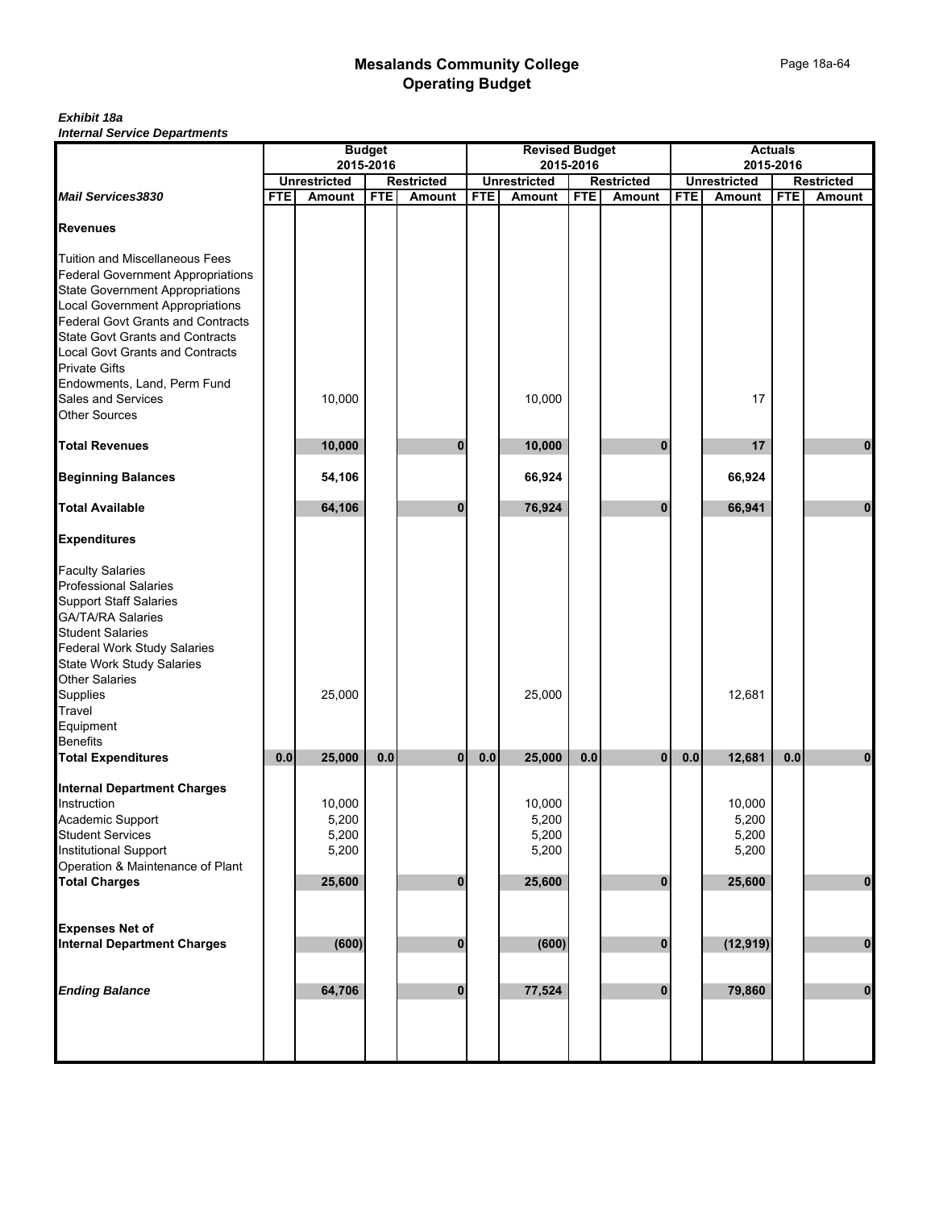# Mesalands Community College
## Operating Budget

***Exhibit 18a***
***Internal Service Departments***

| | Budget 2015-2016 | | | | Revised Budget 2015-2016 | | | | Actuals 2015-2016 | | | |
|---|---|---|---|---|---|---|---|---|---|---|---|---|
| | Unrestricted | | Restricted | | Unrestricted | | Restricted | | Unrestricted | | Restricted | |
| ***Mail Services3830*** | FTE | Amount | FTE | Amount | FTE | Amount | FTE | Amount | FTE | Amount | FTE | Amount |
| **Revenues** | | | | | | | | | | | | |
| Tuition and Miscellaneous Fees | | | | | | | | | | | | |
| Federal Government Appropriations | | | | | | | | | | | | |
| State Government Appropriations | | | | | | | | | | | | |
| Local Government Appropriations | | | | | | | | | | | | |
| Federal Govt Grants and Contracts | | | | | | | | | | | | |
| State Govt Grants and Contracts | | | | | | | | | | | | |
| Local Govt Grants and Contracts | | | | | | | | | | | | |
| Private Gifts | | | | | | | | | | | | |
| Endowments, Land, Perm Fund | | | | | | | | | | | | |
| Sales and Services | | 10,000 | | | | 10,000 | | | | 17 | | |
| Other Sources | | | | | | | | | | | | |
| **Total Revenues** | | **10,000** | | **0** | | **10,000** | | **0** | | **17** | | **0** |
| **Beginning Balances** | | **54,106** | | | | **66,924** | | | | **66,924** | | |
| **Total Available** | | **64,106** | | **0** | | **76,924** | | **0** | | **66,941** | | **0** |
| **Expenditures** | | | | | | | | | | | | |
| Faculty Salaries | | | | | | | | | | | | |
| Professional Salaries | | | | | | | | | | | | |
| Support Staff Salaries | | | | | | | | | | | | |
| GA/TA/RA Salaries | | | | | | | | | | | | |
| Student Salaries | | | | | | | | | | | | |
| Federal Work Study Salaries | | | | | | | | | | | | |
| State Work Study Salaries | | | | | | | | | | | | |
| Other Salaries | | | | | | | | | | | | |
| Supplies | | 25,000 | | | | 25,000 | | | | 12,681 | | |
| Travel | | | | | | | | | | | | |
| Equipment | | | | | | | | | | | | |
| Benefits | | | | | | | | | | | | |
| **Total Expenditures** | **0.0** | **25,000** | **0.0** | **0** | **0.0** | **25,000** | **0.0** | **0** | **0.0** | **12,681** | **0.0** | **0** |
| **Internal Department Charges** | | | | | | | | | | | | |
| Instruction | | 10,000 | | | | 10,000 | | | | 10,000 | | |
| Academic Support | | 5,200 | | | | 5,200 | | | | 5,200 | | |
| Student Services | | 5,200 | | | | 5,200 | | | | 5,200 | | |
| Institutional Support | | 5,200 | | | | 5,200 | | | | 5,200 | | |
| Operation & Maintenance of Plant | | | | | | | | | | | | |
| **Total Charges** | | **25,600** | | **0** | | **25,600** | | **0** | | **25,600** | | **0** |
| **Expenses Net of Internal Department Charges** | | **(600)** | | **0** | | **(600)** | | **0** | | **(12,919)** | | **0** |
| ***Ending Balance*** | | **64,706** | | **0** | | **77,524** | | **0** | | **79,860** | | **0** |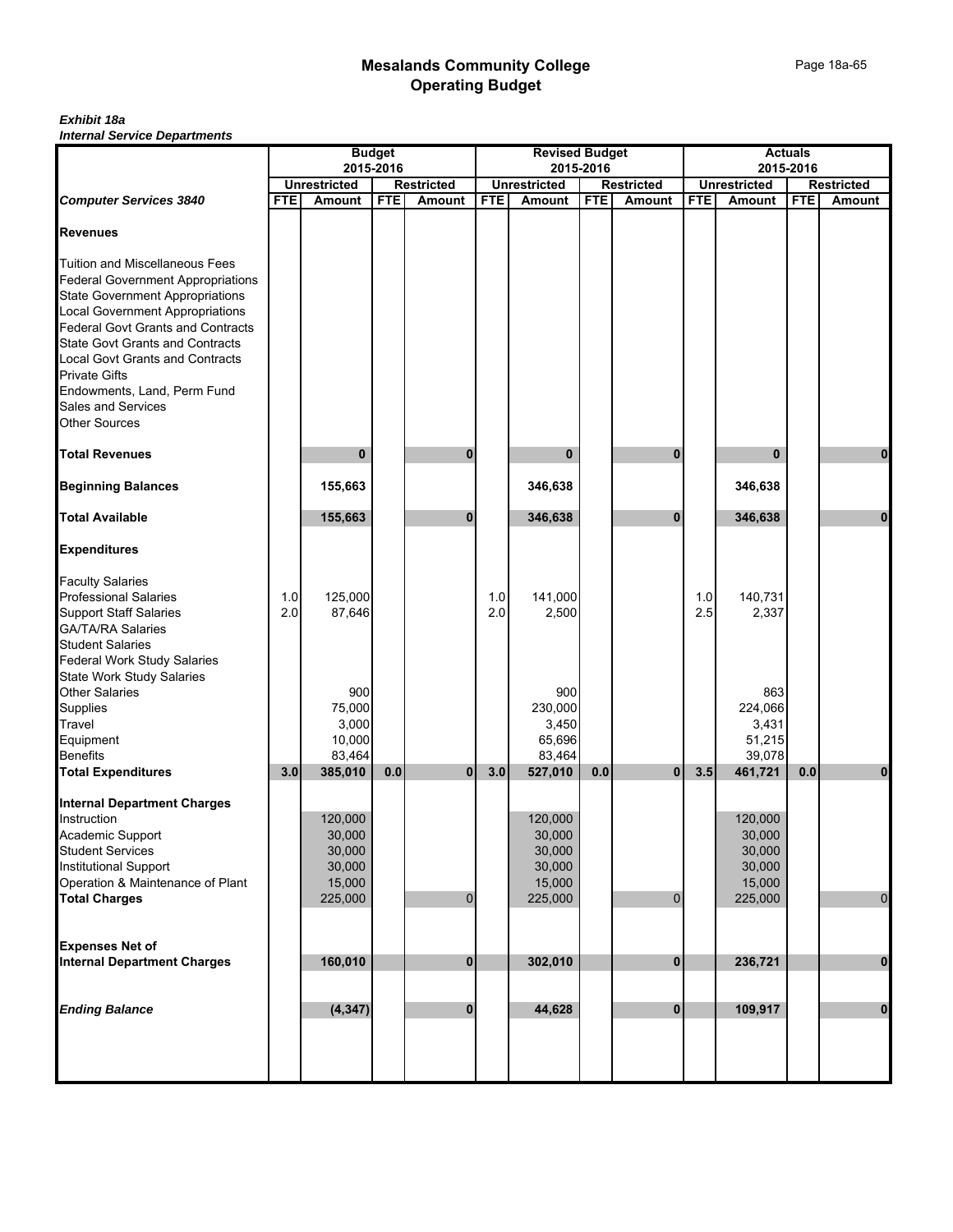# Mesalands Community College
## Operating Budget

***Exhibit 18a***
***Internal Service Departments***

| | Budget 2015-2016 | | | | Revised Budget 2015-2016 | | | | Actuals 2015-2016 | | | |
|---|---|---|---|---|---|---|---|---|---|---|---|---|
| | Unrestricted | | Restricted | | Unrestricted | | Restricted | | Unrestricted | | Restricted | |
| ***Computer Services 3840*** | **FTE** | **Amount** | **FTE** | **Amount** | **FTE** | **Amount** | **FTE** | **Amount** | **FTE** | **Amount** | **FTE** | **Amount** |
| **Revenues** | | | | | | | | | | | | |
| Tuition and Miscellaneous Fees | | | | | | | | | | | | |
| Federal Government Appropriations | | | | | | | | | | | | |
| State Government Appropriations | | | | | | | | | | | | |
| Local Government Appropriations | | | | | | | | | | | | |
| Federal Govt Grants and Contracts | | | | | | | | | | | | |
| State Govt Grants and Contracts | | | | | | | | | | | | |
| Local Govt Grants and Contracts | | | | | | | | | | | | |
| Private Gifts | | | | | | | | | | | | |
| Endowments, Land, Perm Fund | | | | | | | | | | | | |
| Sales and Services | | | | | | | | | | | | |
| Other Sources | | | | | | | | | | | | |
| **Total Revenues** | | **0** | | **0** | | **0** | | **0** | | **0** | | **0** |
| **Beginning Balances** | | **155,663** | | | | **346,638** | | | | **346,638** | | |
| **Total Available** | | **155,663** | | **0** | | **346,638** | | **0** | | **346,638** | | **0** |
| **Expenditures** | | | | | | | | | | | | |
| Faculty Salaries | | | | | | | | | | | | |
| Professional Salaries | 1.0 | 125,000 | | | 1.0 | 141,000 | | | 1.0 | 140,731 | | |
| Support Staff Salaries | 2.0 | 87,646 | | | 2.0 | 2,500 | | | 2.5 | 2,337 | | |
| GA/TA/RA Salaries | | | | | | | | | | | | |
| Student Salaries | | | | | | | | | | | | |
| Federal Work Study Salaries | | | | | | | | | | | | |
| State Work Study Salaries | | | | | | | | | | | | |
| Other Salaries | | 900 | | | | 900 | | | | 863 | | |
| Supplies | | 75,000 | | | | 230,000 | | | | 224,066 | | |
| Travel | | 3,000 | | | | 3,450 | | | | 3,431 | | |
| Equipment | | 10,000 | | | | 65,696 | | | | 51,215 | | |
| Benefits | | 83,464 | | | | 83,464 | | | | 39,078 | | |
| **Total Expenditures** | **3.0** | **385,010** | **0.0** | **0** | **3.0** | **527,010** | **0.0** | **0** | **3.5** | **461,721** | **0.0** | **0** |
| **Internal Department Charges** | | | | | | | | | | | | |
| Instruction | | 120,000 | | | | 120,000 | | | | 120,000 | | |
| Academic Support | | 30,000 | | | | 30,000 | | | | 30,000 | | |
| Student Services | | 30,000 | | | | 30,000 | | | | 30,000 | | |
| Institutional Support | | 30,000 | | | | 30,000 | | | | 30,000 | | |
| Operation & Maintenance of Plant | | 15,000 | | | | 15,000 | | | | 15,000 | | |
| **Total Charges** | | 225,000 | | 0 | | 225,000 | | 0 | | 225,000 | | 0 |
| **Expenses Net of Internal Department Charges** | | **160,010** | | **0** | | **302,010** | | **0** | | **236,721** | | **0** |
| ***Ending Balance*** | | **(4,347)** | | **0** | | **44,628** | | **0** | | **109,917** | | **0** |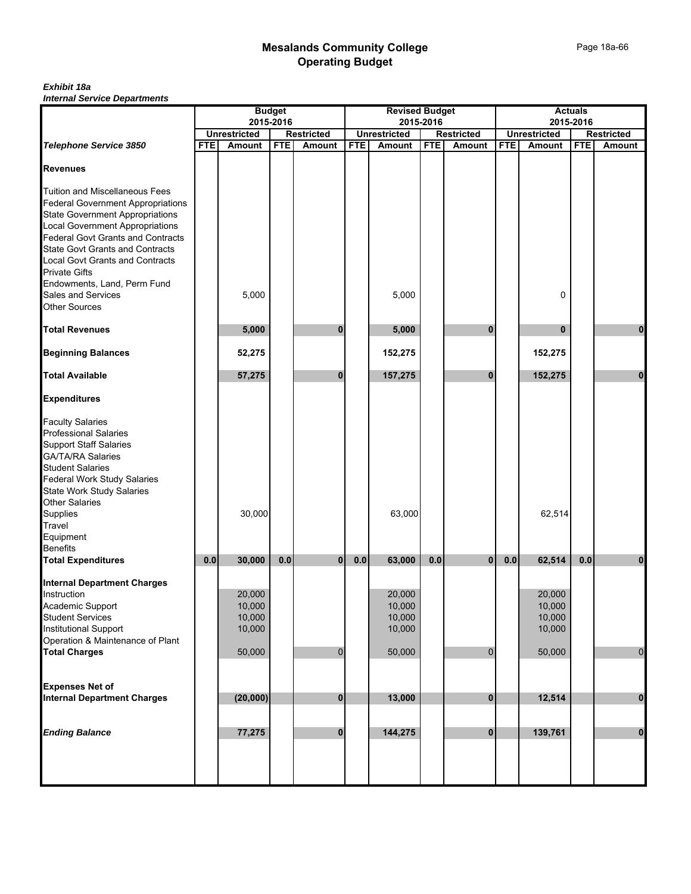# Mesalands Community College
## Operating Budget

***Exhibit 18a***
***Internal Service Departments***

| | Budget 2015-2016 | | | | Revised Budget 2015-2016 | | | | Actuals 2015-2016 | | | |
|---|---|---|---|---|---|---|---|---|---|---|---|---|
| | Unrestricted | | Restricted | | Unrestricted | | Restricted | | Unrestricted | | Restricted | |
| ***Telephone Service 3850*** | FTE | Amount | FTE | Amount | FTE | Amount | FTE | Amount | FTE | Amount | FTE | Amount |
| **Revenues** | | | | | | | | | | | | |
| Tuition and Miscellaneous Fees | | | | | | | | | | | | |
| Federal Government Appropriations | | | | | | | | | | | | |
| State Government Appropriations | | | | | | | | | | | | |
| Local Government Appropriations | | | | | | | | | | | | |
| Federal Govt Grants and Contracts | | | | | | | | | | | | |
| State Govt Grants and Contracts | | | | | | | | | | | | |
| Local Govt Grants and Contracts | | | | | | | | | | | | |
| Private Gifts | | | | | | | | | | | | |
| Endowments, Land, Perm Fund | | | | | | | | | | | | |
| Sales and Services | | 5,000 | | | | 5,000 | | | | 0 | | |
| Other Sources | | | | | | | | | | | | |
| **Total Revenues** | | **5,000** | | **0** | | **5,000** | | **0** | | **0** | | **0** |
| **Beginning Balances** | | **52,275** | | | | **152,275** | | | | **152,275** | | |
| **Total Available** | | **57,275** | | **0** | | **157,275** | | **0** | | **152,275** | | **0** |
| **Expenditures** | | | | | | | | | | | | |
| Faculty Salaries | | | | | | | | | | | | |
| Professional Salaries | | | | | | | | | | | | |
| Support Staff Salaries | | | | | | | | | | | | |
| GA/TA/RA Salaries | | | | | | | | | | | | |
| Student Salaries | | | | | | | | | | | | |
| Federal Work Study Salaries | | | | | | | | | | | | |
| State Work Study Salaries | | | | | | | | | | | | |
| Other Salaries | | | | | | | | | | | | |
| Supplies | | 30,000 | | | | 63,000 | | | | 62,514 | | |
| Travel | | | | | | | | | | | | |
| Equipment | | | | | | | | | | | | |
| Benefits | | | | | | | | | | | | |
| **Total Expenditures** | **0.0** | **30,000** | **0.0** | **0** | **0.0** | **63,000** | **0.0** | **0** | **0.0** | **62,514** | **0.0** | **0** |
| **Internal Department Charges** | | | | | | | | | | | | |
| Instruction | | 20,000 | | | | 20,000 | | | | 20,000 | | |
| Academic Support | | 10,000 | | | | 10,000 | | | | 10,000 | | |
| Student Services | | 10,000 | | | | 10,000 | | | | 10,000 | | |
| Institutional Support | | 10,000 | | | | 10,000 | | | | 10,000 | | |
| Operation & Maintenance of Plant | | | | | | | | | | | | |
| **Total Charges** | | 50,000 | | 0 | | 50,000 | | 0 | | 50,000 | | 0 |
| **Expenses Net of Internal Department Charges** | | **(20,000)** | | **0** | | **13,000** | | **0** | | **12,514** | | **0** |
| ***Ending Balance*** | | **77,275** | | **0** | | **144,275** | | **0** | | **139,761** | | **0** |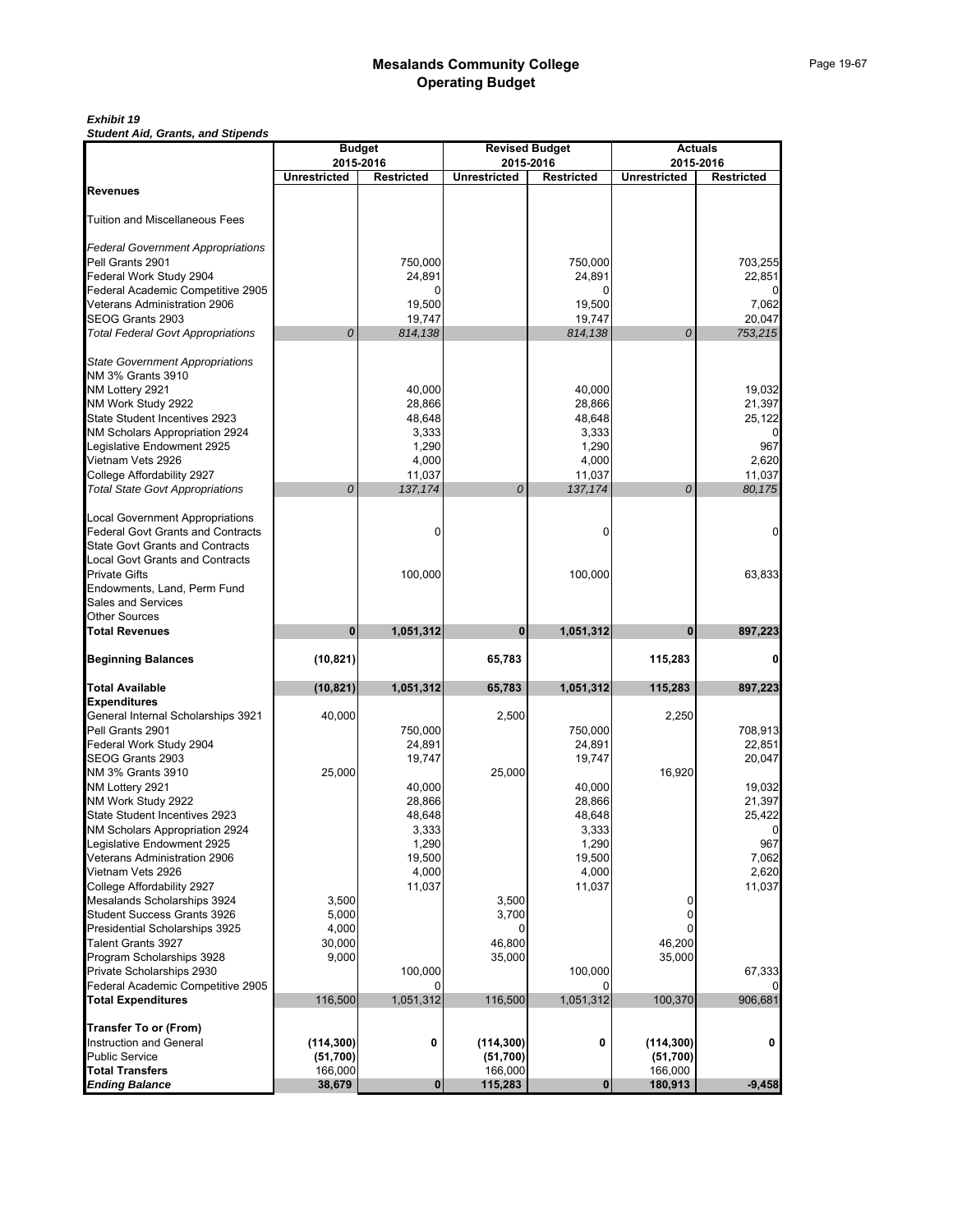# Mesalands Community College
## Operating Budget

***Exhibit 19***
***Student Aid, Grants, and Stipends***

| | Budget 2015-2016 | | Revised Budget 2015-2016 | | Actuals 2015-2016 | |
|---|---|---|---|---|---|---|
| | Unrestricted | Restricted | Unrestricted | Restricted | Unrestricted | Restricted |
| **Revenues** | | | | | | |
| Tuition and Miscellaneous Fees | | | | | | |
| *Federal Government Appropriations* | | | | | | |
| Pell Grants 2901 | | 750,000 | | 750,000 | | 703,255 |
| Federal Work Study 2904 | | 24,891 | | 24,891 | | 22,851 |
| Federal Academic Competitive 2905 | | 0 | | 0 | | 0 |
| Veterans Administration 2906 | | 19,500 | | 19,500 | | 7,062 |
| SEOG Grants 2903 | | 19,747 | | 19,747 | | 20,047 |
| *Total Federal Govt Appropriations* | *0* | *814,138* | | *814,138* | *0* | *753,215* |
| *State Government Appropriations* | | | | | | |
| NM 3% Grants 3910 | | | | | | |
| NM Lottery 2921 | | 40,000 | | 40,000 | | 19,032 |
| NM Work Study 2922 | | 28,866 | | 28,866 | | 21,397 |
| State Student Incentives 2923 | | 48,648 | | 48,648 | | 25,122 |
| NM Scholars Appropriation 2924 | | 3,333 | | 3,333 | | 0 |
| Legislative Endowment 2925 | | 1,290 | | 1,290 | | 967 |
| Vietnam Vets 2926 | | 4,000 | | 4,000 | | 2,620 |
| College Affordability 2927 | | 11,037 | | 11,037 | | 11,037 |
| *Total State Govt Appropriations* | *0* | *137,174* | *0* | *137,174* | *0* | *80,175* |
| Local Government Appropriations | | | | | | |
| Federal Govt Grants and Contracts | | 0 | | 0 | | 0 |
| State Govt Grants and Contracts | | | | | | |
| Local Govt Grants and Contracts | | | | | | |
| Private Gifts | | 100,000 | | 100,000 | | 63,833 |
| Endowments, Land, Perm Fund | | | | | | |
| Sales and Services | | | | | | |
| Other Sources | | | | | | |
| **Total Revenues** | **0** | **1,051,312** | **0** | **1,051,312** | **0** | **897,223** |
| **Beginning Balances** | **(10,821)** | | **65,783** | | **115,283** | **0** |
| **Total Available** | **(10,821)** | **1,051,312** | **65,783** | **1,051,312** | **115,283** | **897,223** |
| **Expenditures** | | | | | | |
| General Internal Scholarships 3921 | 40,000 | | 2,500 | | 2,250 | |
| Pell Grants 2901 | | 750,000 | | 750,000 | | 708,913 |
| Federal Work Study 2904 | | 24,891 | | 24,891 | | 22,851 |
| SEOG Grants 2903 | | 19,747 | | 19,747 | | 20,047 |
| NM 3% Grants 3910 | 25,000 | | 25,000 | | 16,920 | |
| NM Lottery 2921 | | 40,000 | | 40,000 | | 19,032 |
| NM Work Study 2922 | | 28,866 | | 28,866 | | 21,397 |
| State Student Incentives 2923 | | 48,648 | | 48,648 | | 25,422 |
| NM Scholars Appropriation 2924 | | 3,333 | | 3,333 | | 0 |
| Legislative Endowment 2925 | | 1,290 | | 1,290 | | 967 |
| Veterans Administration 2906 | | 19,500 | | 19,500 | | 7,062 |
| Vietnam Vets 2926 | | 4,000 | | 4,000 | | 2,620 |
| College Affordability 2927 | | 11,037 | | 11,037 | | 11,037 |
| Mesalands Scholarships 3924 | 3,500 | | 3,500 | | 0 | |
| Student Success Grants 3926 | 5,000 | | 3,700 | | 0 | |
| Presidential Scholarships 3925 | 4,000 | | 0 | | 0 | |
| Talent Grants 3927 | 30,000 | | 46,800 | | 46,200 | |
| Program Scholarships 3928 | 9,000 | | 35,000 | | 35,000 | |
| Private Scholarships 2930 | | 100,000 | | 100,000 | | 67,333 |
| Federal Academic Competitive 2905 | | 0 | | 0 | | 0 |
| **Total Expenditures** | 116,500 | 1,051,312 | 116,500 | 1,051,312 | 100,370 | 906,681 |
| **Transfer To or (From)** | | | | | | |
| Instruction and General | **(114,300)** | **0** | **(114,300)** | **0** | **(114,300)** | **0** |
| Public Service | **(51,700)** | | **(51,700)** | | **(51,700)** | |
| **Total Transfers** | 166,000 | | 166,000 | | 166,000 | |
| ***Ending Balance*** | **38,679** | **0** | **115,283** | **0** | **180,913** | **-9,458** |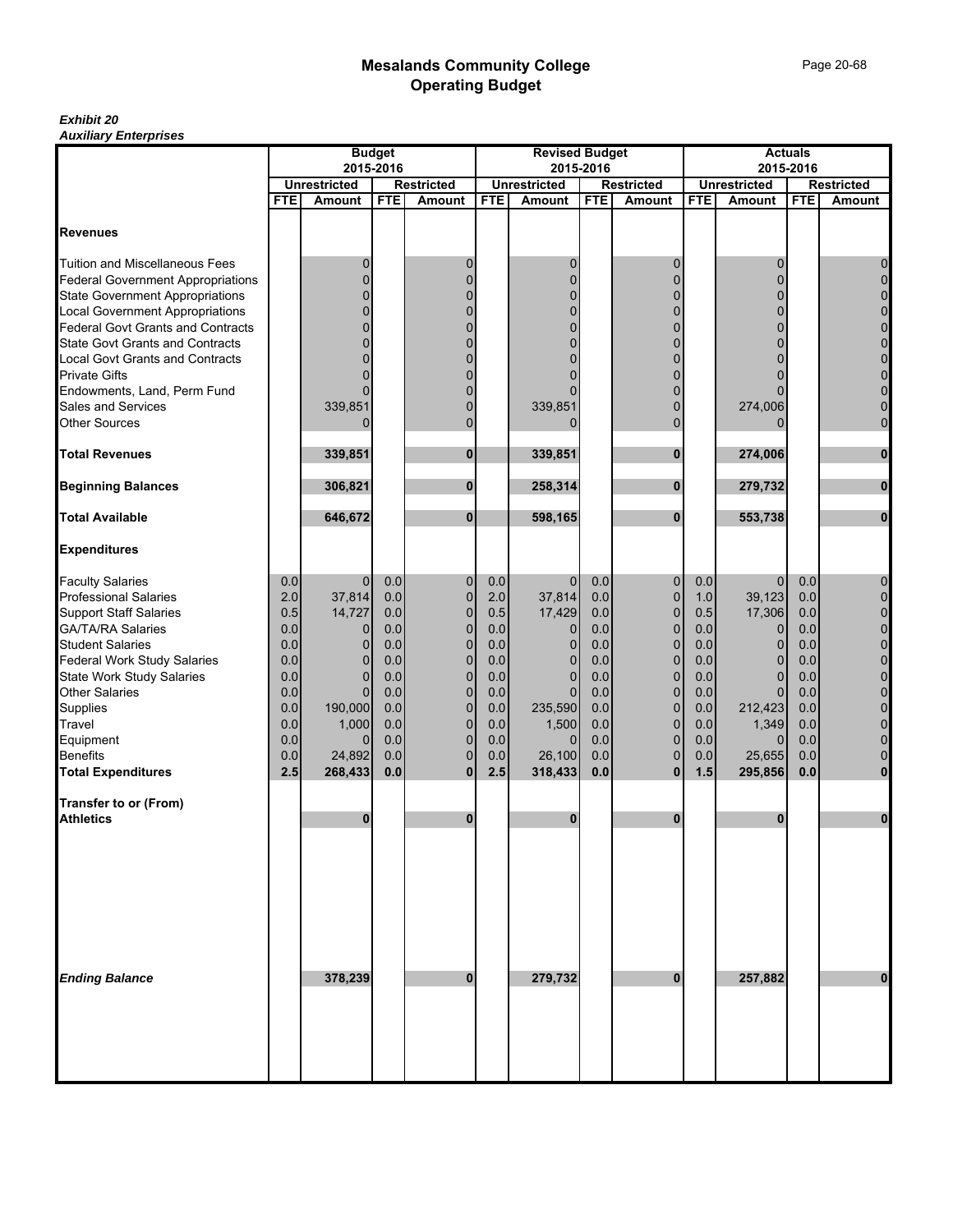# Mesalands Community College
## Operating Budget

***Exhibit 20***
***Auxiliary Enterprises***

| | Budget 2015-2016 | | | | Revised Budget 2015-2016 | | | | Actuals 2015-2016 | | | |
|---|---|---|---|---|---|---|---|---|---|---|---|---|
| | Unrestricted | | Restricted | | Unrestricted | | Restricted | | Unrestricted | | Restricted | |
| | FTE | Amount | FTE | Amount | FTE | Amount | FTE | Amount | FTE | Amount | FTE | Amount |
| **Revenues** | | | | | | | | | | | | |
| Tuition and Miscellaneous Fees | | 0 | | 0 | | 0 | | 0 | | 0 | | 0 |
| Federal Government Appropriations | | 0 | | 0 | | 0 | | 0 | | 0 | | 0 |
| State Government Appropriations | | 0 | | 0 | | 0 | | 0 | | 0 | | 0 |
| Local Government Appropriations | | 0 | | 0 | | 0 | | 0 | | 0 | | 0 |
| Federal Govt Grants and Contracts | | 0 | | 0 | | 0 | | 0 | | 0 | | 0 |
| State Govt Grants and Contracts | | 0 | | 0 | | 0 | | 0 | | 0 | | 0 |
| Local Govt Grants and Contracts | | 0 | | 0 | | 0 | | 0 | | 0 | | 0 |
| Private Gifts | | 0 | | 0 | | 0 | | 0 | | 0 | | 0 |
| Endowments, Land, Perm Fund | | 0 | | 0 | | 0 | | 0 | | 0 | | 0 |
| Sales and Services | | 339,851 | | 0 | | 339,851 | | 0 | | 274,006 | | 0 |
| Other Sources | | 0 | | 0 | | 0 | | 0 | | 0 | | 0 |
| **Total Revenues** | | **339,851** | | **0** | | **339,851** | | **0** | | **274,006** | | **0** |
| **Beginning Balances** | | **306,821** | | **0** | | **258,314** | | **0** | | **279,732** | | **0** |
| **Total Available** | | **646,672** | | **0** | | **598,165** | | **0** | | **553,738** | | **0** |
| **Expenditures** | | | | | | | | | | | | |
| Faculty Salaries | 0.0 | 0 | 0.0 | 0 | 0.0 | 0 | 0.0 | 0 | 0.0 | 0 | 0.0 | 0 |
| Professional Salaries | 2.0 | 37,814 | 0.0 | 0 | 2.0 | 37,814 | 0.0 | 0 | 1.0 | 39,123 | 0.0 | 0 |
| Support Staff Salaries | 0.5 | 14,727 | 0.0 | 0 | 0.5 | 17,429 | 0.0 | 0 | 0.5 | 17,306 | 0.0 | 0 |
| GA/TA/RA Salaries | 0.0 | 0 | 0.0 | 0 | 0.0 | 0 | 0.0 | 0 | 0.0 | 0 | 0.0 | 0 |
| Student Salaries | 0.0 | 0 | 0.0 | 0 | 0.0 | 0 | 0.0 | 0 | 0.0 | 0 | 0.0 | 0 |
| Federal Work Study Salaries | 0.0 | 0 | 0.0 | 0 | 0.0 | 0 | 0.0 | 0 | 0.0 | 0 | 0.0 | 0 |
| State Work Study Salaries | 0.0 | 0 | 0.0 | 0 | 0.0 | 0 | 0.0 | 0 | 0.0 | 0 | 0.0 | 0 |
| Other Salaries | 0.0 | 0 | 0.0 | 0 | 0.0 | 0 | 0.0 | 0 | 0.0 | 0 | 0.0 | 0 |
| Supplies | 0.0 | 190,000 | 0.0 | 0 | 0.0 | 235,590 | 0.0 | 0 | 0.0 | 212,423 | 0.0 | 0 |
| Travel | 0.0 | 1,000 | 0.0 | 0 | 0.0 | 1,500 | 0.0 | 0 | 0.0 | 1,349 | 0.0 | 0 |
| Equipment | 0.0 | 0 | 0.0 | 0 | 0.0 | 0 | 0.0 | 0 | 0.0 | 0 | 0.0 | 0 |
| Benefits | 0.0 | 24,892 | 0.0 | 0 | 0.0 | 26,100 | 0.0 | 0 | 0.0 | 25,655 | 0.0 | 0 |
| **Total Expenditures** | **2.5** | **268,433** | **0.0** | **0** | **2.5** | **318,433** | **0.0** | **0** | **1.5** | **295,856** | **0.0** | **0** |
| **Transfer to or (From)** | | | | | | | | | | | | |
| **Athletics** | | **0** | | **0** | | **0** | | **0** | | **0** | | **0** |
| ***Ending Balance*** | | **378,239** | | **0** | | **279,732** | | **0** | | **257,882** | | **0** |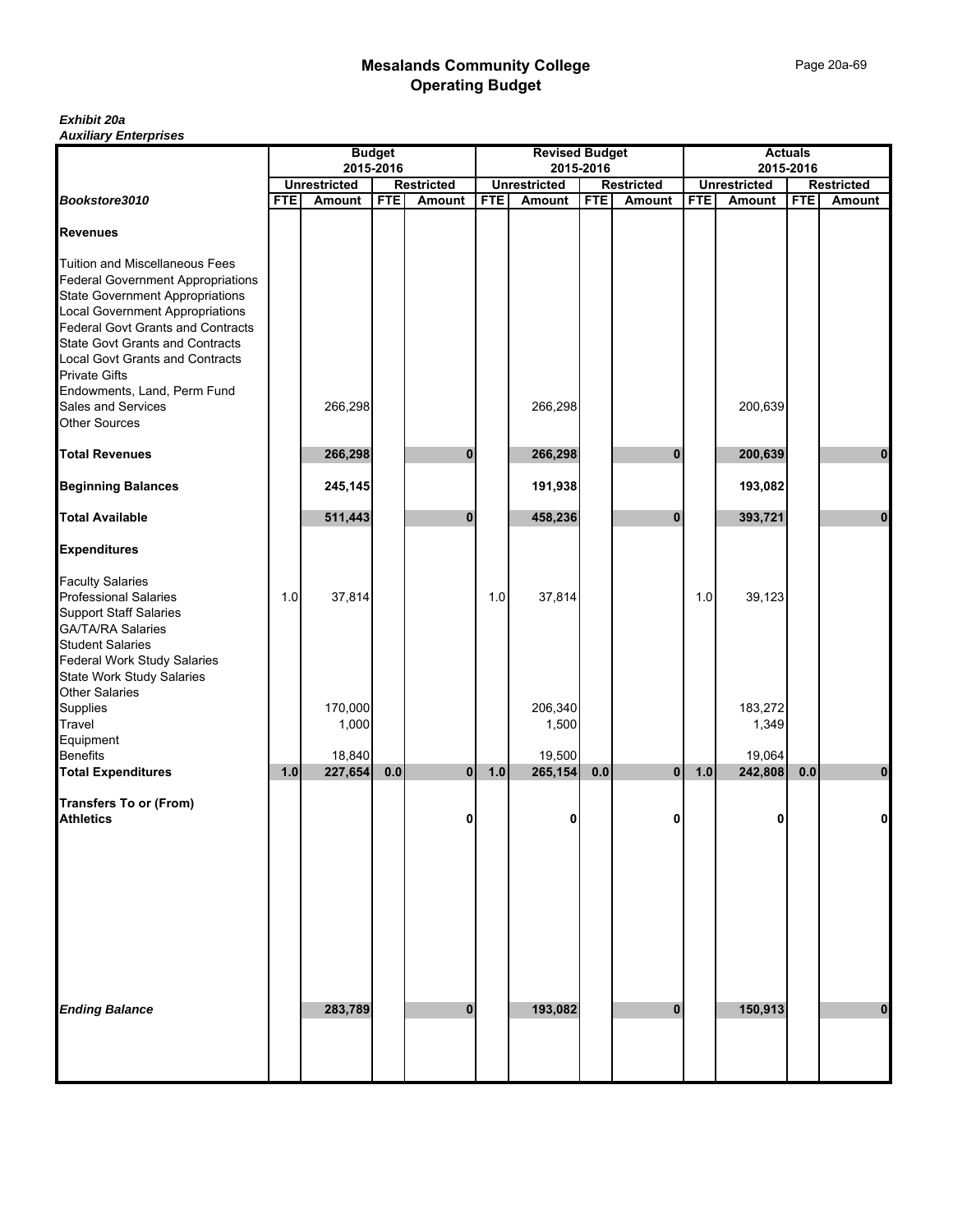# Mesalands Community College
## Operating Budget

***Exhibit 20a***
***Auxiliary Enterprises***

| | Budget 2015-2016 | | | | Revised Budget 2015-2016 | | | | Actuals 2015-2016 | | | |
|---|---|---|---|---|---|---|---|---|---|---|---|---|
| | Unrestricted | | Restricted | | Unrestricted | | Restricted | | Unrestricted | | Restricted | |
| ***Bookstore3010*** | **FTE** | **Amount** | **FTE** | **Amount** | **FTE** | **Amount** | **FTE** | **Amount** | **FTE** | **Amount** | **FTE** | **Amount** |
| **Revenues** | | | | | | | | | | | | |
| Tuition and Miscellaneous Fees | | | | | | | | | | | | |
| Federal Government Appropriations | | | | | | | | | | | | |
| State Government Appropriations | | | | | | | | | | | | |
| Local Government Appropriations | | | | | | | | | | | | |
| Federal Govt Grants and Contracts | | | | | | | | | | | | |
| State Govt Grants and Contracts | | | | | | | | | | | | |
| Local Govt Grants and Contracts | | | | | | | | | | | | |
| Private Gifts | | | | | | | | | | | | |
| Endowments, Land, Perm Fund | | | | | | | | | | | | |
| Sales and Services | | 266,298 | | | | 266,298 | | | | 200,639 | | |
| Other Sources | | | | | | | | | | | | |
| **Total Revenues** | | **266,298** | | **0** | | **266,298** | | **0** | | **200,639** | | **0** |
| **Beginning Balances** | | **245,145** | | | | **191,938** | | | | **193,082** | | |
| **Total Available** | | **511,443** | | **0** | | **458,236** | | **0** | | **393,721** | | **0** |
| **Expenditures** | | | | | | | | | | | | |
| Faculty Salaries | | | | | | | | | | | | |
| Professional Salaries | 1.0 | 37,814 | | | 1.0 | 37,814 | | | 1.0 | 39,123 | | |
| Support Staff Salaries | | | | | | | | | | | | |
| GA/TA/RA Salaries | | | | | | | | | | | | |
| Student Salaries | | | | | | | | | | | | |
| Federal Work Study Salaries | | | | | | | | | | | | |
| State Work Study Salaries | | | | | | | | | | | | |
| Other Salaries | | | | | | | | | | | | |
| Supplies | | 170,000 | | | | 206,340 | | | | 183,272 | | |
| Travel | | 1,000 | | | | 1,500 | | | | 1,349 | | |
| Equipment | | | | | | | | | | | | |
| Benefits | | 18,840 | | | | 19,500 | | | | 19,064 | | |
| **Total Expenditures** | **1.0** | **227,654** | **0.0** | **0** | **1.0** | **265,154** | **0.0** | **0** | **1.0** | **242,808** | **0.0** | **0** |
| **Transfers To or (From)** | | | | | | | | | | | | |
| **Athletics** | | | | **0** | | **0** | | **0** | | **0** | | **0** |
| ***Ending Balance*** | | **283,789** | | **0** | | **193,082** | | **0** | | **150,913** | | **0** |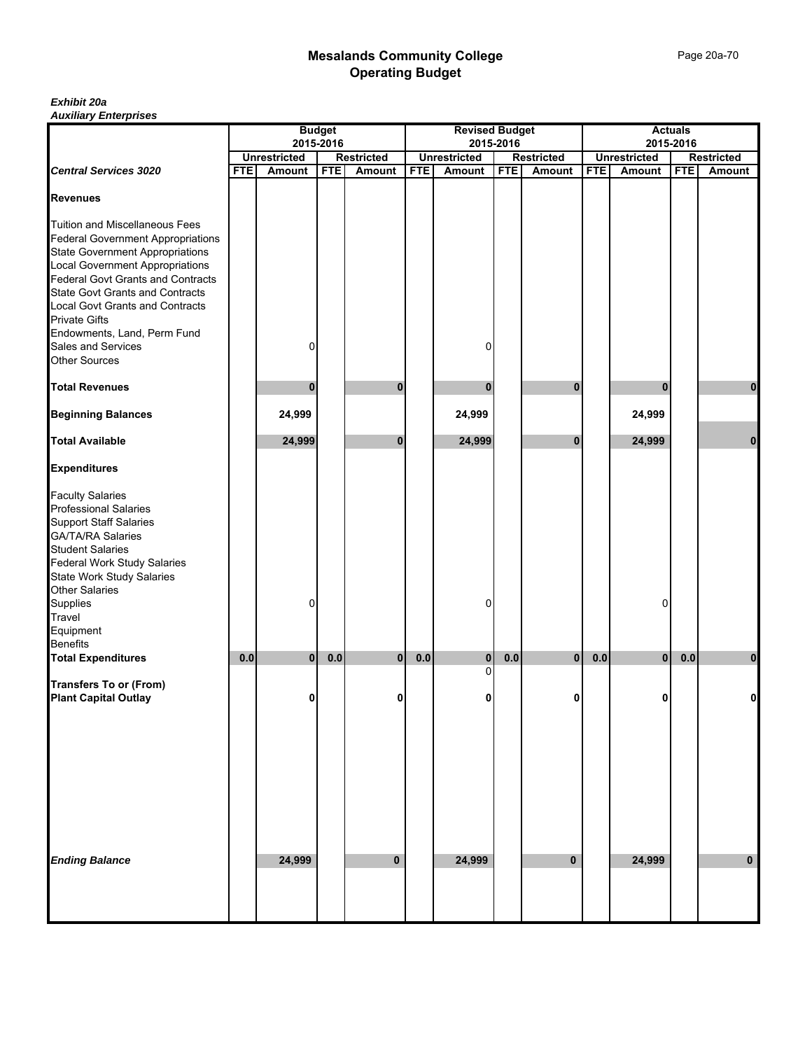# Mesalands Community College
## Operating Budget

***Exhibit 20a***
***Auxiliary Enterprises***

| | Budget 2015-2016 | | | | Revised Budget 2015-2016 | | | | Actuals 2015-2016 | | | |
|---|---|---|---|---|---|---|---|---|---|---|---|---|
| | Unrestricted | | Restricted | | Unrestricted | | Restricted | | Unrestricted | | Restricted | |
| ***Central Services 3020*** | **FTE** | **Amount** | **FTE** | **Amount** | **FTE** | **Amount** | **FTE** | **Amount** | **FTE** | **Amount** | **FTE** | **Amount** |
| **Revenues** | | | | | | | | | | | | |
| Tuition and Miscellaneous Fees | | | | | | | | | | | | |
| Federal Government Appropriations | | | | | | | | | | | | |
| State Government Appropriations | | | | | | | | | | | | |
| Local Government Appropriations | | | | | | | | | | | | |
| Federal Govt Grants and Contracts | | | | | | | | | | | | |
| State Govt Grants and Contracts | | | | | | | | | | | | |
| Local Govt Grants and Contracts | | | | | | | | | | | | |
| Private Gifts | | | | | | | | | | | | |
| Endowments, Land, Perm Fund | | | | | | | | | | | | |
| Sales and Services | | 0 | | | | 0 | | | | | | |
| Other Sources | | | | | | | | | | | | |
| **Total Revenues** | | **0** | | **0** | | **0** | | **0** | | **0** | | **0** |
| **Beginning Balances** | | **24,999** | | | | **24,999** | | | | **24,999** | | |
| **Total Available** | | **24,999** | | **0** | | **24,999** | | **0** | | **24,999** | | **0** |
| **Expenditures** | | | | | | | | | | | | |
| Faculty Salaries | | | | | | | | | | | | |
| Professional Salaries | | | | | | | | | | | | |
| Support Staff Salaries | | | | | | | | | | | | |
| GA/TA/RA Salaries | | | | | | | | | | | | |
| Student Salaries | | | | | | | | | | | | |
| Federal Work Study Salaries | | | | | | | | | | | | |
| State Work Study Salaries | | | | | | | | | | | | |
| Other Salaries | | | | | | | | | | | | |
| Supplies | | 0 | | | | 0 | | | | 0 | | |
| Travel | | | | | | | | | | | | |
| Equipment | | | | | | | | | | | | |
| Benefits | | | | | | | | | | | | |
| **Total Expenditures** | **0.0** | **0** | **0.0** | **0** | **0.0** | **0** | **0.0** | **0** | **0.0** | **0** | **0.0** | **0** |
| | | | | | | 0 | | | | | | |
| **Transfers To or (From)** | | | | | | | | | | | | |
| **Plant Capital Outlay** | | **0** | | **0** | | **0** | | **0** | | **0** | | **0** |
| ***Ending Balance*** | | **24,999** | | **0** | | **24,999** | | **0** | | **24,999** | | **0** |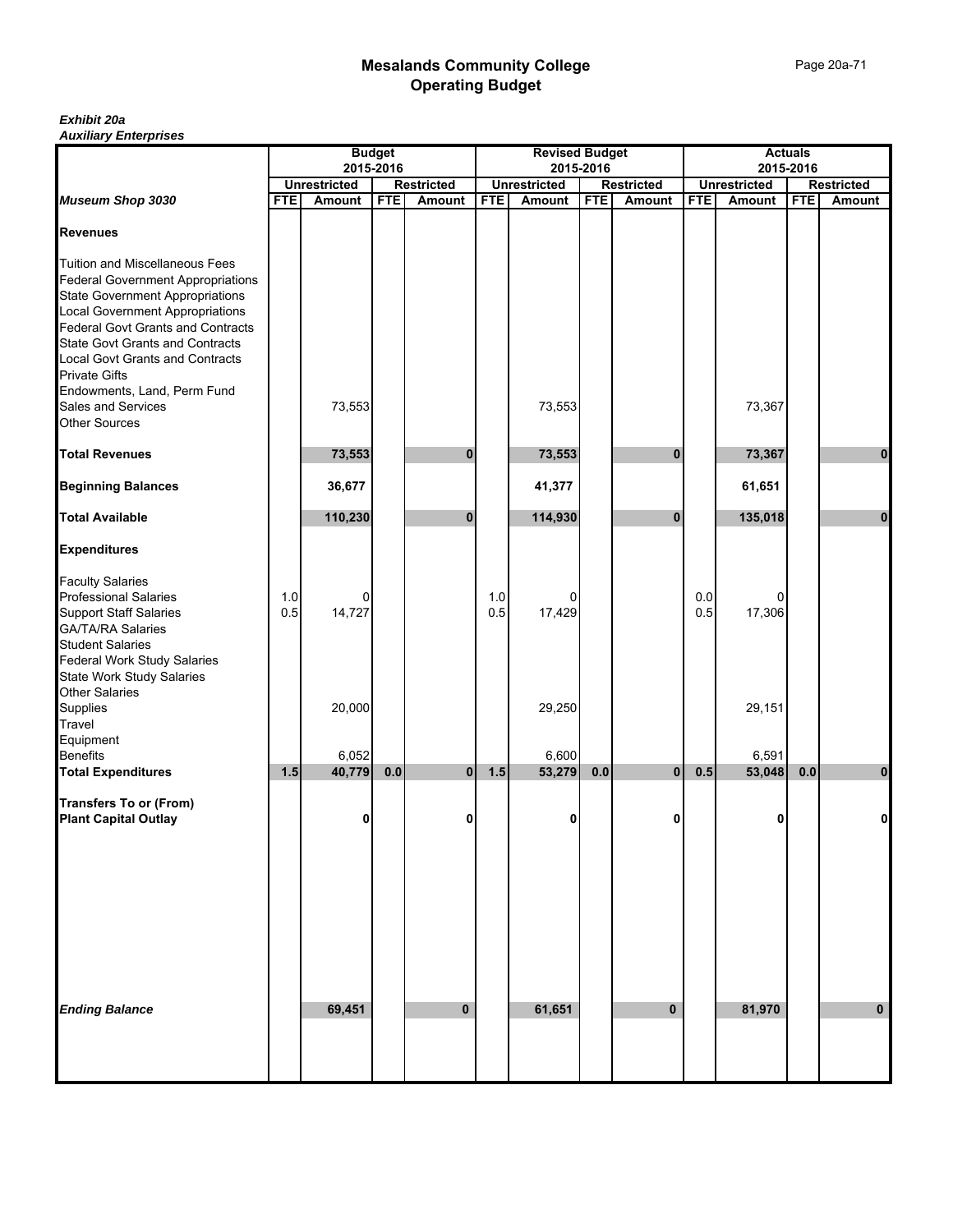# Mesalands Community College
## Operating Budget

***Exhibit 20a***
***Auxiliary Enterprises***

| | Budget 2015-2016 | | | | Revised Budget 2015-2016 | | | | Actuals 2015-2016 | | | |
|---|---|---|---|---|---|---|---|---|---|---|---|---|
| | Unrestricted | | Restricted | | Unrestricted | | Restricted | | Unrestricted | | Restricted | |
| ***Museum Shop 3030*** | **FTE** | **Amount** | **FTE** | **Amount** | **FTE** | **Amount** | **FTE** | **Amount** | **FTE** | **Amount** | **FTE** | **Amount** |
| **Revenues** | | | | | | | | | | | | |
| Tuition and Miscellaneous Fees | | | | | | | | | | | | |
| Federal Government Appropriations | | | | | | | | | | | | |
| State Government Appropriations | | | | | | | | | | | | |
| Local Government Appropriations | | | | | | | | | | | | |
| Federal Govt Grants and Contracts | | | | | | | | | | | | |
| State Govt Grants and Contracts | | | | | | | | | | | | |
| Local Govt Grants and Contracts | | | | | | | | | | | | |
| Private Gifts | | | | | | | | | | | | |
| Endowments, Land, Perm Fund | | | | | | | | | | | | |
| Sales and Services | | 73,553 | | | | 73,553 | | | | 73,367 | | |
| Other Sources | | | | | | | | | | | | |
| **Total Revenues** | | **73,553** | | **0** | | **73,553** | | **0** | | **73,367** | | **0** |
| **Beginning Balances** | | **36,677** | | | | **41,377** | | | | **61,651** | | |
| **Total Available** | | **110,230** | | **0** | | **114,930** | | **0** | | **135,018** | | **0** |
| **Expenditures** | | | | | | | | | | | | |
| Faculty Salaries | | | | | | | | | | | | |
| Professional Salaries | 1.0 | 0 | | | 1.0 | 0 | | | 0.0 | 0 | | |
| Support Staff Salaries | 0.5 | 14,727 | | | 0.5 | 17,429 | | | 0.5 | 17,306 | | |
| GA/TA/RA Salaries | | | | | | | | | | | | |
| Student Salaries | | | | | | | | | | | | |
| Federal Work Study Salaries | | | | | | | | | | | | |
| State Work Study Salaries | | | | | | | | | | | | |
| Other Salaries | | | | | | | | | | | | |
| Supplies | | 20,000 | | | | 29,250 | | | | 29,151 | | |
| Travel | | | | | | | | | | | | |
| Equipment | | | | | | | | | | | | |
| Benefits | | 6,052 | | | | 6,600 | | | | 6,591 | | |
| **Total Expenditures** | **1.5** | **40,779** | **0.0** | **0** | **1.5** | **53,279** | **0.0** | **0** | **0.5** | **53,048** | **0.0** | **0** |
| **Transfers To or (From)** | | | | | | | | | | | | |
| **Plant Capital Outlay** | | **0** | | **0** | | **0** | | **0** | | **0** | | **0** |
| ***Ending Balance*** | | **69,451** | | **0** | | **61,651** | | **0** | | **81,970** | | **0** |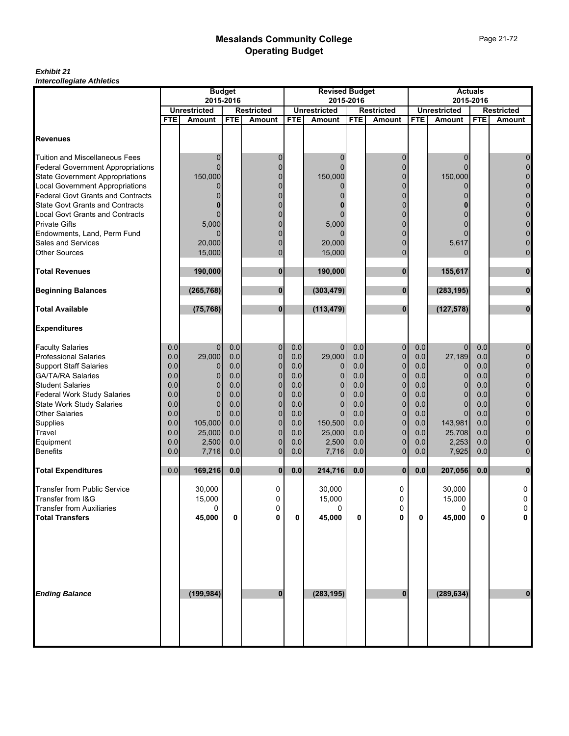# Mesalands Community College
## Operating Budget

***Exhibit 21***
***Intercollegiate Athletics***

| | Budget 2015-2016 | | | | Revised Budget 2015-2016 | | | | Actuals 2015-2016 | | | |
|---|---|---|---|---|---|---|---|---|---|---|---|---|
| | Unrestricted | | Restricted | | Unrestricted | | Restricted | | Unrestricted | | Restricted | |
| | FTE | Amount | FTE | Amount | FTE | Amount | FTE | Amount | FTE | Amount | FTE | Amount |
| **Revenues** | | | | | | | | | | | | |
| Tuition and Miscellaneous Fees | | 0 | | 0 | | 0 | | 0 | | 0 | | 0 |
| Federal Government Appropriations | | 0 | | 0 | | 0 | | 0 | | 0 | | 0 |
| State Government Appropriations | | 150,000 | | 0 | | 150,000 | | 0 | | 150,000 | | 0 |
| Local Government Appropriations | | 0 | | 0 | | 0 | | 0 | | 0 | | 0 |
| Federal Govt Grants and Contracts | | 0 | | 0 | | 0 | | 0 | | 0 | | 0 |
| State Govt Grants and Contracts | | **0** | | 0 | | **0** | | 0 | | **0** | | 0 |
| Local Govt Grants and Contracts | | 0 | | 0 | | 0 | | 0 | | 0 | | 0 |
| Private Gifts | | 5,000 | | 0 | | 5,000 | | 0 | | 0 | | 0 |
| Endowments, Land, Perm Fund | | 0 | | 0 | | 0 | | 0 | | 0 | | 0 |
| Sales and Services | | 20,000 | | 0 | | 20,000 | | 0 | | 5,617 | | 0 |
| Other Sources | | 15,000 | | 0 | | 15,000 | | 0 | | 0 | | 0 |
| **Total Revenues** | | **190,000** | | **0** | | **190,000** | | **0** | | **155,617** | | **0** |
| **Beginning Balances** | | **(265,768)** | | **0** | | **(303,479)** | | **0** | | **(283,195)** | | **0** |
| **Total Available** | | **(75,768)** | | **0** | | **(113,479)** | | **0** | | **(127,578)** | | **0** |
| **Expenditures** | | | | | | | | | | | | |
| Faculty Salaries | 0.0 | 0 | 0.0 | 0 | 0.0 | 0 | 0.0 | 0 | 0.0 | 0 | 0.0 | 0 |
| Professional Salaries | 0.0 | 29,000 | 0.0 | 0 | 0.0 | 29,000 | 0.0 | 0 | 0.0 | 27,189 | 0.0 | 0 |
| Support Staff Salaries | 0.0 | 0 | 0.0 | 0 | 0.0 | 0 | 0.0 | 0 | 0.0 | 0 | 0.0 | 0 |
| GA/TA/RA Salaries | 0.0 | 0 | 0.0 | 0 | 0.0 | 0 | 0.0 | 0 | 0.0 | 0 | 0.0 | 0 |
| Student Salaries | 0.0 | 0 | 0.0 | 0 | 0.0 | 0 | 0.0 | 0 | 0.0 | 0 | 0.0 | 0 |
| Federal Work Study Salaries | 0.0 | 0 | 0.0 | 0 | 0.0 | 0 | 0.0 | 0 | 0.0 | 0 | 0.0 | 0 |
| State Work Study Salaries | 0.0 | 0 | 0.0 | 0 | 0.0 | 0 | 0.0 | 0 | 0.0 | 0 | 0.0 | 0 |
| Other Salaries | 0.0 | 0 | 0.0 | 0 | 0.0 | 0 | 0.0 | 0 | 0.0 | 0 | 0.0 | 0 |
| Supplies | 0.0 | 105,000 | 0.0 | 0 | 0.0 | 150,500 | 0.0 | 0 | 0.0 | 143,981 | 0.0 | 0 |
| Travel | 0.0 | 25,000 | 0.0 | 0 | 0.0 | 25,000 | 0.0 | 0 | 0.0 | 25,708 | 0.0 | 0 |
| Equipment | 0.0 | 2,500 | 0.0 | 0 | 0.0 | 2,500 | 0.0 | 0 | 0.0 | 2,253 | 0.0 | 0 |
| Benefits | 0.0 | 7,716 | 0.0 | 0 | 0.0 | 7,716 | 0.0 | 0 | 0.0 | 7,925 | 0.0 | 0 |
| **Total Expenditures** | 0.0 | **169,216** | **0.0** | **0** | **0.0** | **214,716** | **0.0** | **0** | **0.0** | **207,056** | **0.0** | **0** |
| Transfer from Public Service | | 30,000 | | 0 | | 30,000 | | 0 | | 30,000 | | 0 |
| Transfer from I&G | | 15,000 | | 0 | | 15,000 | | 0 | | 15,000 | | 0 |
| Transfer from Auxiliaries | | 0 | | 0 | | 0 | | 0 | | 0 | | 0 |
| **Total Transfers** | | **45,000** | **0** | **0** | **0** | **45,000** | **0** | **0** | **0** | **45,000** | **0** | **0** |
| ***Ending Balance*** | | **(199,984)** | | **0** | | **(283,195)** | | **0** | | **(289,634)** | | **0** |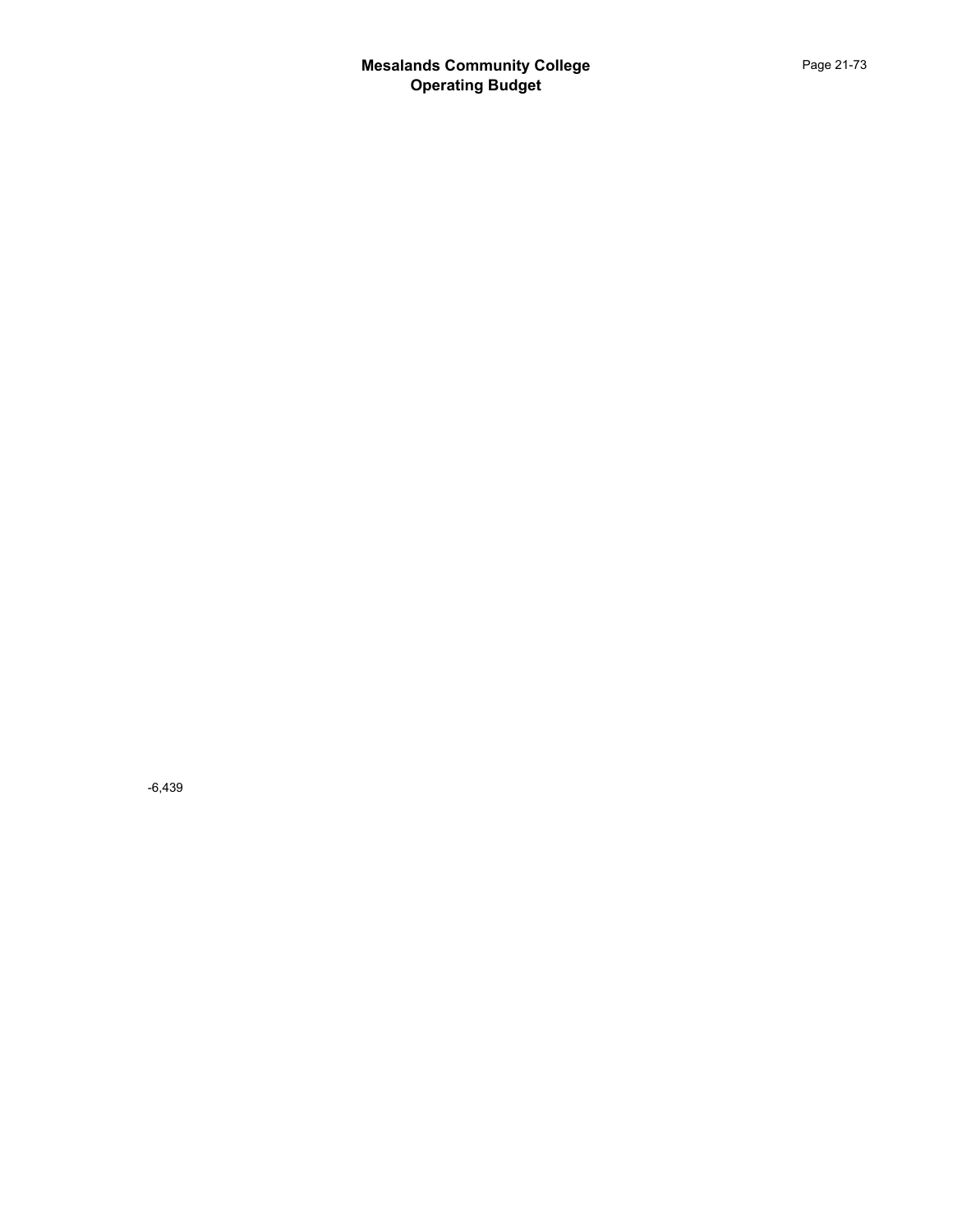-6,439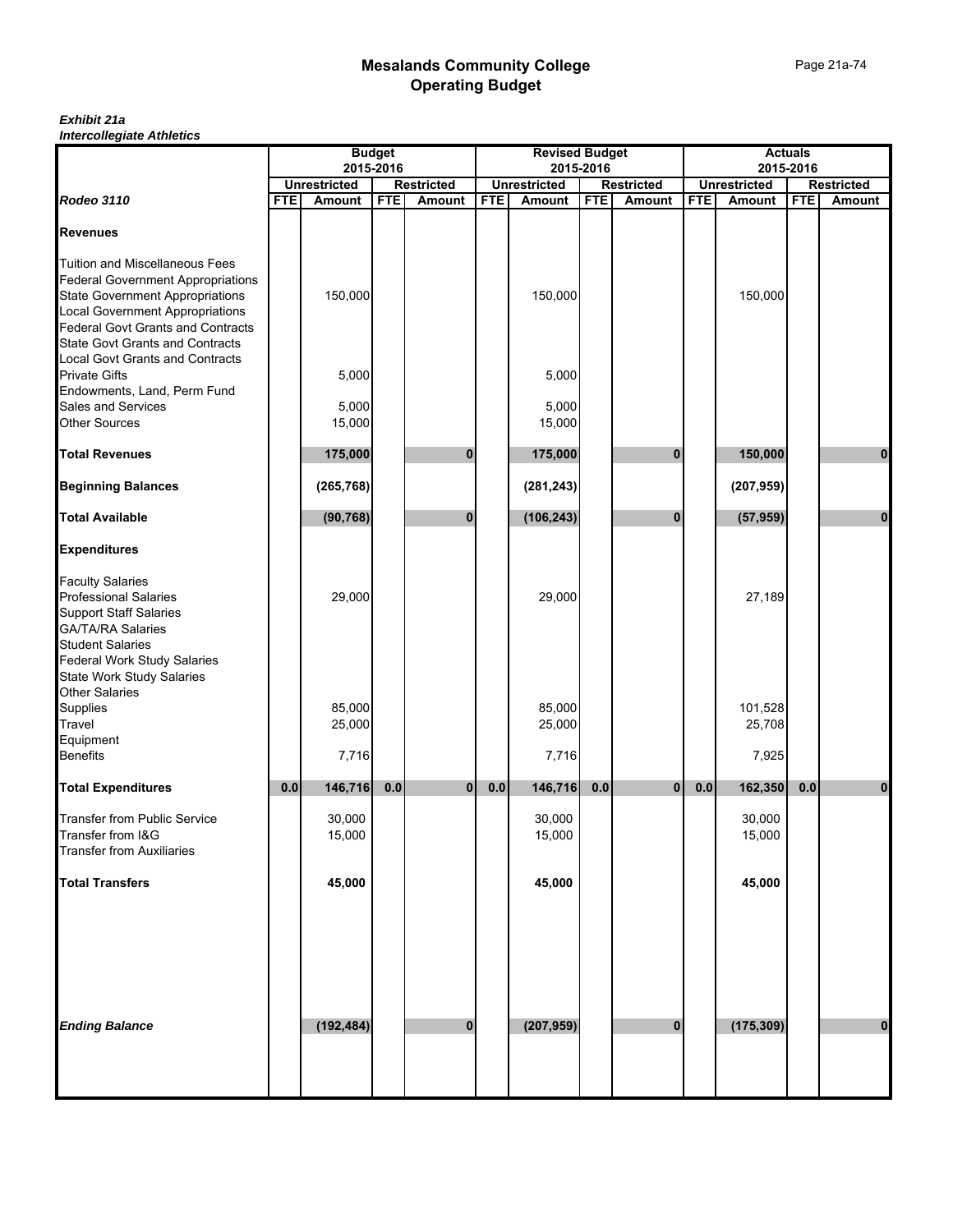# Mesalands Community College
# Operating Budget

***Exhibit 21a***
***Intercollegiate Athletics***

| | Budget 2015-2016 | | | | Revised Budget 2015-2016 | | | | Actuals 2015-2016 | | | |
|---|---|---|---|---|---|---|---|---|---|---|---|---|
| | Unrestricted | | Restricted | | Unrestricted | | Restricted | | Unrestricted | | Restricted | |
| ***Rodeo 3110*** | FTE | Amount | FTE | Amount | FTE | Amount | FTE | Amount | FTE | Amount | FTE | Amount |
| **Revenues** | | | | | | | | | | | | |
| Tuition and Miscellaneous Fees | | | | | | | | | | | | |
| Federal Government Appropriations | | | | | | | | | | | | |
| State Government Appropriations | | 150,000 | | | | 150,000 | | | | 150,000 | | |
| Local Government Appropriations | | | | | | | | | | | | |
| Federal Govt Grants and Contracts | | | | | | | | | | | | |
| State Govt Grants and Contracts | | | | | | | | | | | | |
| Local Govt Grants and Contracts | | | | | | | | | | | | |
| Private Gifts | | 5,000 | | | | 5,000 | | | | | | |
| Endowments, Land, Perm Fund | | | | | | | | | | | | |
| Sales and Services | | 5,000 | | | | 5,000 | | | | | | |
| Other Sources | | 15,000 | | | | 15,000 | | | | | | |
| **Total Revenues** | | **175,000** | | **0** | | **175,000** | | **0** | | **150,000** | | **0** |
| **Beginning Balances** | | **(265,768)** | | | | **(281,243)** | | | | **(207,959)** | | |
| **Total Available** | | **(90,768)** | | **0** | | **(106,243)** | | **0** | | **(57,959)** | | **0** |
| **Expenditures** | | | | | | | | | | | | |
| Faculty Salaries | | | | | | | | | | | | |
| Professional Salaries | | 29,000 | | | | 29,000 | | | | 27,189 | | |
| Support Staff Salaries | | | | | | | | | | | | |
| GA/TA/RA Salaries | | | | | | | | | | | | |
| Student Salaries | | | | | | | | | | | | |
| Federal Work Study Salaries | | | | | | | | | | | | |
| State Work Study Salaries | | | | | | | | | | | | |
| Other Salaries | | | | | | | | | | | | |
| Supplies | | 85,000 | | | | 85,000 | | | | 101,528 | | |
| Travel | | 25,000 | | | | 25,000 | | | | 25,708 | | |
| Equipment | | | | | | | | | | | | |
| Benefits | | 7,716 | | | | 7,716 | | | | 7,925 | | |
| **Total Expenditures** | **0.0** | **146,716** | **0.0** | **0** | **0.0** | **146,716** | **0.0** | **0** | **0.0** | **162,350** | **0.0** | **0** |
| Transfer from Public Service | | 30,000 | | | | 30,000 | | | | 30,000 | | |
| Transfer from I&G | | 15,000 | | | | 15,000 | | | | 15,000 | | |
| Transfer from Auxiliaries | | | | | | | | | | | | |
| **Total Transfers** | | **45,000** | | | | **45,000** | | | | **45,000** | | |
| ***Ending Balance*** | | **(192,484)** | | **0** | | **(207,959)** | | **0** | | **(175,309)** | | **0** |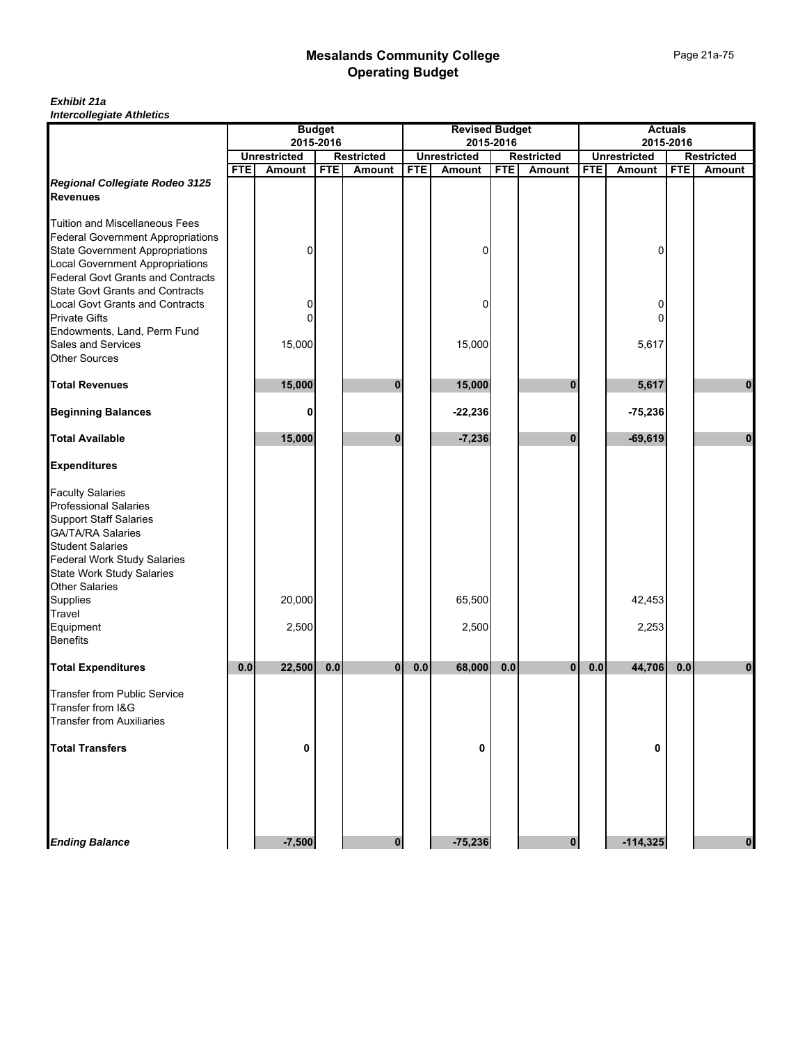# Mesalands Community College
# Operating Budget

***Exhibit 21a***
***Intercollegiate Athletics***

| | Budget 2015-2016 | | | | Revised Budget 2015-2016 | | | | Actuals 2015-2016 | | | |
|---|---|---|---|---|---|---|---|---|---|---|---|---|
| | Unrestricted | | Restricted | | Unrestricted | | Restricted | | Unrestricted | | Restricted | |
| | FTE | Amount | FTE | Amount | FTE | Amount | FTE | Amount | FTE | Amount | FTE | Amount |
| ***Regional Collegiate Rodeo 3125*** | | | | | | | | | | | | |
| **Revenues** | | | | | | | | | | | | |
| Tuition and Miscellaneous Fees | | | | | | | | | | | | |
| Federal Government Appropriations | | | | | | | | | | | | |
| State Government Appropriations | | 0 | | | | 0 | | | | 0 | | |
| Local Government Appropriations | | | | | | | | | | | | |
| Federal Govt Grants and Contracts | | | | | | | | | | | | |
| State Govt Grants and Contracts | | | | | | | | | | | | |
| Local Govt Grants and Contracts | | 0 | | | | 0 | | | | 0 | | |
| Private Gifts | | 0 | | | | | | | | 0 | | |
| Endowments, Land, Perm Fund | | | | | | | | | | | | |
| Sales and Services | | 15,000 | | | | 15,000 | | | | 5,617 | | |
| Other Sources | | | | | | | | | | | | |
| **Total Revenues** | | **15,000** | | **0** | | **15,000** | | **0** | | **5,617** | | **0** |
| **Beginning Balances** | | **0** | | | | **-22,236** | | | | **-75,236** | | |
| **Total Available** | | **15,000** | | **0** | | **-7,236** | | **0** | | **-69,619** | | **0** |
| **Expenditures** | | | | | | | | | | | | |
| Faculty Salaries | | | | | | | | | | | | |
| Professional Salaries | | | | | | | | | | | | |
| Support Staff Salaries | | | | | | | | | | | | |
| GA/TA/RA Salaries | | | | | | | | | | | | |
| Student Salaries | | | | | | | | | | | | |
| Federal Work Study Salaries | | | | | | | | | | | | |
| State Work Study Salaries | | | | | | | | | | | | |
| Other Salaries | | | | | | | | | | | | |
| Supplies | | 20,000 | | | | 65,500 | | | | 42,453 | | |
| Travel | | | | | | | | | | | | |
| Equipment | | 2,500 | | | | 2,500 | | | | 2,253 | | |
| Benefits | | | | | | | | | | | | |
| **Total Expenditures** | **0.0** | **22,500** | **0.0** | **0** | **0.0** | **68,000** | **0.0** | **0** | **0.0** | **44,706** | **0.0** | **0** |
| Transfer from Public Service | | | | | | | | | | | | |
| Transfer from I&G | | | | | | | | | | | | |
| Transfer from Auxiliaries | | | | | | | | | | | | |
| **Total Transfers** | | **0** | | | | **0** | | | | **0** | | |
| ***Ending Balance*** | | **-7,500** | | **0** | | **-75,236** | | **0** | | **-114,325** | | **0** |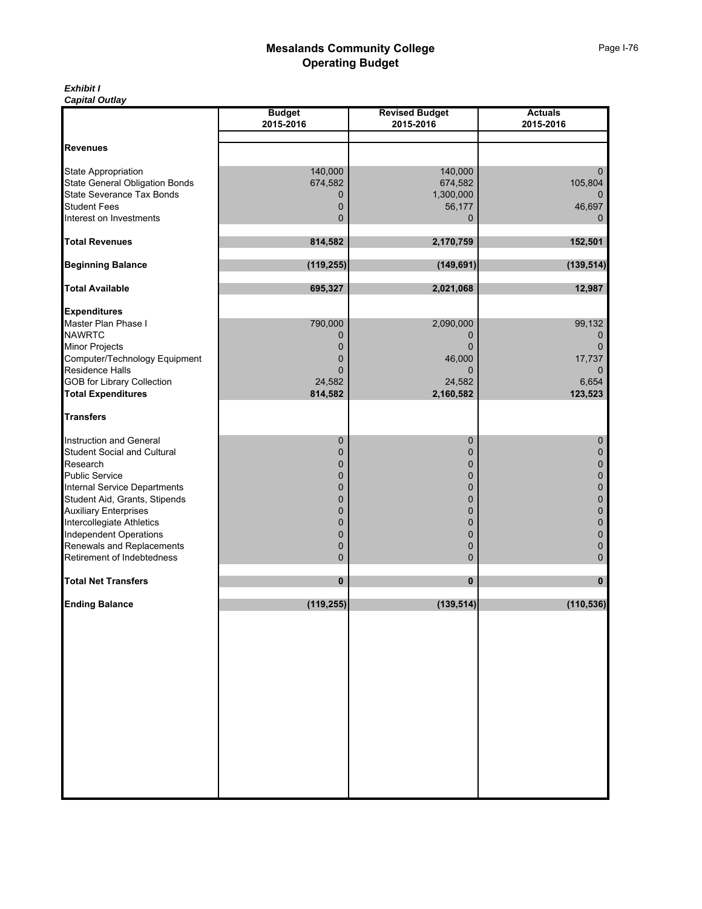# Mesalands Community College
## Operating Budget

***Exhibit I***
***Capital Outlay***

| | Budget 2015-2016 | Revised Budget 2015-2016 | Actuals 2015-2016 |
|---|---|---|---|
| **Revenues** | | | |
| State Appropriation | 140,000 | 140,000 | 0 |
| State General Obligation Bonds | 674,582 | 674,582 | 105,804 |
| State Severance Tax Bonds | 0 | 1,300,000 | 0 |
| Student Fees | 0 | 56,177 | 46,697 |
| Interest on Investments | 0 | 0 | 0 |
| **Total Revenues** | **814,582** | **2,170,759** | **152,501** |
| **Beginning Balance** | **(119,255)** | **(149,691)** | **(139,514)** |
| **Total Available** | **695,327** | **2,021,068** | **12,987** |
| **Expenditures** | | | |
| Master Plan Phase I | 790,000 | 2,090,000 | 99,132 |
| NAWRTC | 0 | 0 | 0 |
| Minor Projects | 0 | 0 | 0 |
| Computer/Technology Equipment | 0 | 46,000 | 17,737 |
| Residence Halls | 0 | 0 | 0 |
| GOB for Library Collection | 24,582 | 24,582 | 6,654 |
| **Total Expenditures** | **814,582** | **2,160,582** | **123,523** |
| **Transfers** | | | |
| Instruction and General | 0 | 0 | 0 |
| Student Social and Cultural | 0 | 0 | 0 |
| Research | 0 | 0 | 0 |
| Public Service | 0 | 0 | 0 |
| Internal Service Departments | 0 | 0 | 0 |
| Student Aid, Grants, Stipends | 0 | 0 | 0 |
| Auxiliary Enterprises | 0 | 0 | 0 |
| Intercollegiate Athletics | 0 | 0 | 0 |
| Independent Operations | 0 | 0 | 0 |
| Renewals and Replacements | 0 | 0 | 0 |
| Retirement of Indebtedness | 0 | 0 | 0 |
| **Total Net Transfers** | **0** | **0** | **0** |
| **Ending Balance** | **(119,255)** | **(139,514)** | **(110,536)** |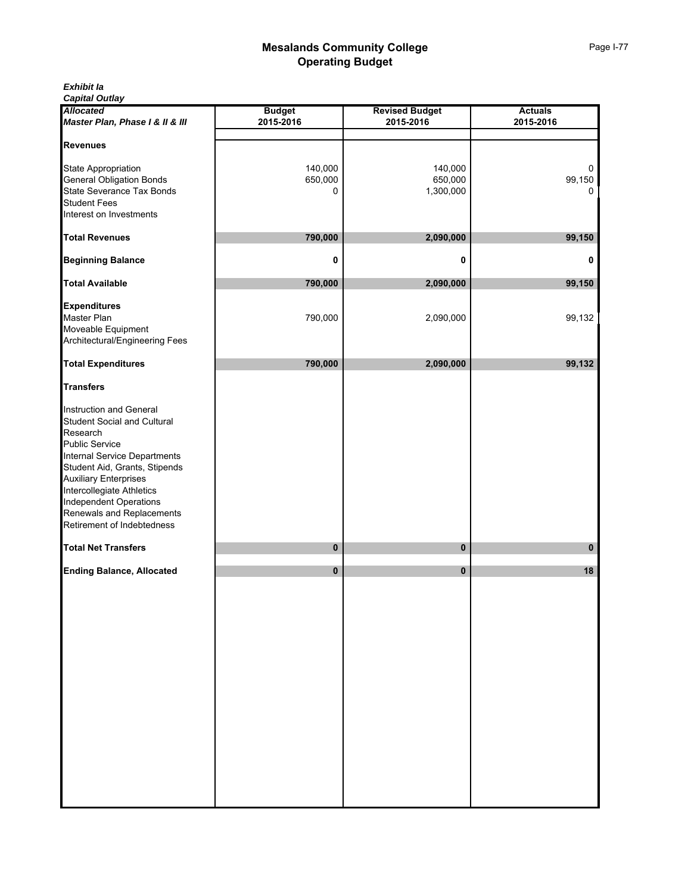# Mesalands Community College
## Operating Budget

***Exhibit Ia***
***Capital Outlay***

| ***Allocated*** ***Master Plan, Phase I & II & III*** | **Budget 2015-2016** | **Revised Budget 2015-2016** | **Actuals 2015-2016** |
|---|---|---|---|
| **Revenues** | | | |
| State Appropriation | 140,000 | 140,000 | 0 |
| General Obligation Bonds | 650,000 | 650,000 | 99,150 |
| State Severance Tax Bonds | 0 | 1,300,000 | 0 |
| Student Fees | | | |
| Interest on Investments | | | |
| **Total Revenues** | **790,000** | **2,090,000** | **99,150** |
| **Beginning Balance** | **0** | **0** | **0** |
| **Total Available** | **790,000** | **2,090,000** | **99,150** |
| **Expenditures** | | | |
| Master Plan | 790,000 | 2,090,000 | 99,132 |
| Moveable Equipment | | | |
| Architectural/Engineering Fees | | | |
| **Total Expenditures** | **790,000** | **2,090,000** | **99,132** |
| **Transfers** | | | |
| Instruction and General | | | |
| Student Social and Cultural | | | |
| Research | | | |
| Public Service | | | |
| Internal Service Departments | | | |
| Student Aid, Grants, Stipends | | | |
| Auxiliary Enterprises | | | |
| Intercollegiate Athletics | | | |
| Independent Operations | | | |
| Renewals and Replacements | | | |
| Retirement of Indebtedness | | | |
| **Total Net Transfers** | **0** | **0** | **0** |
| **Ending Balance, Allocated** | **0** | **0** | **18** |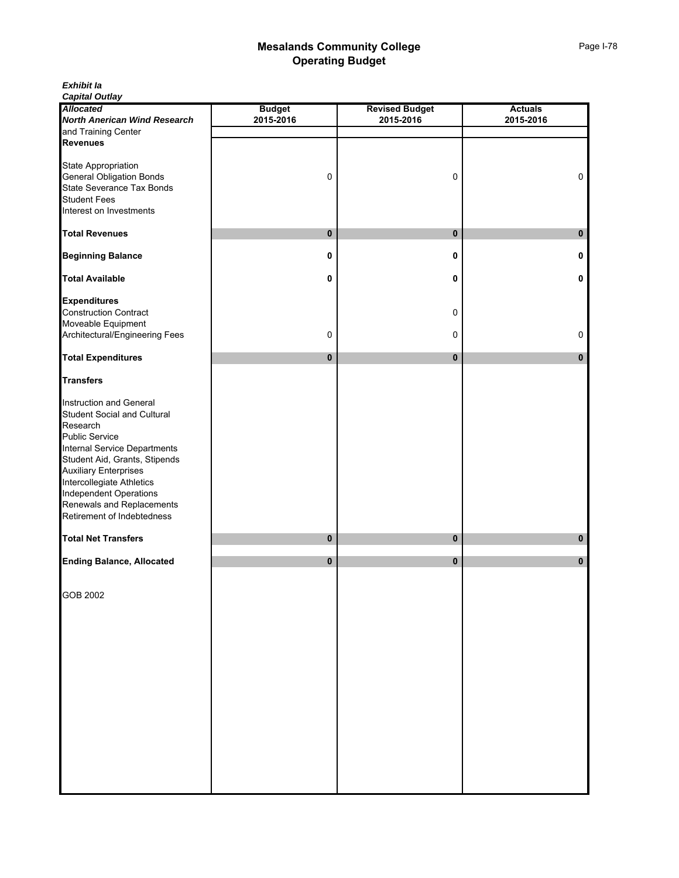# Mesalands Community College
## Operating Budget

***Exhibit Ia***
***Capital Outlay***

| ***Allocated*** ***North Anerican Wind Research*** and Training Center | **Budget 2015-2016** | **Revised Budget 2015-2016** | **Actuals 2015-2016** |
|---|---|---|---|
| **Revenues** | | | |
| State Appropriation | | | |
| General Obligation Bonds | 0 | 0 | 0 |
| State Severance Tax Bonds | | | |
| Student Fees | | | |
| Interest on Investments | | | |
| **Total Revenues** | **0** | **0** | **0** |
| **Beginning Balance** | **0** | **0** | **0** |
| **Total Available** | **0** | **0** | **0** |
| **Expenditures** | | | |
| Construction Contract | | 0 | |
| Moveable Equipment | | | |
| Architectural/Engineering Fees | 0 | 0 | 0 |
| **Total Expenditures** | **0** | **0** | **0** |
| **Transfers** | | | |
| Instruction and General | | | |
| Student Social and Cultural | | | |
| Research | | | |
| Public Service | | | |
| Internal Service Departments | | | |
| Student Aid, Grants, Stipends | | | |
| Auxiliary Enterprises | | | |
| Intercollegiate Athletics | | | |
| Independent Operations | | | |
| Renewals and Replacements | | | |
| Retirement of Indebtedness | | | |
| **Total Net Transfers** | **0** | **0** | **0** |
| **Ending Balance, Allocated** | **0** | **0** | **0** |
| GOB 2002 | | | |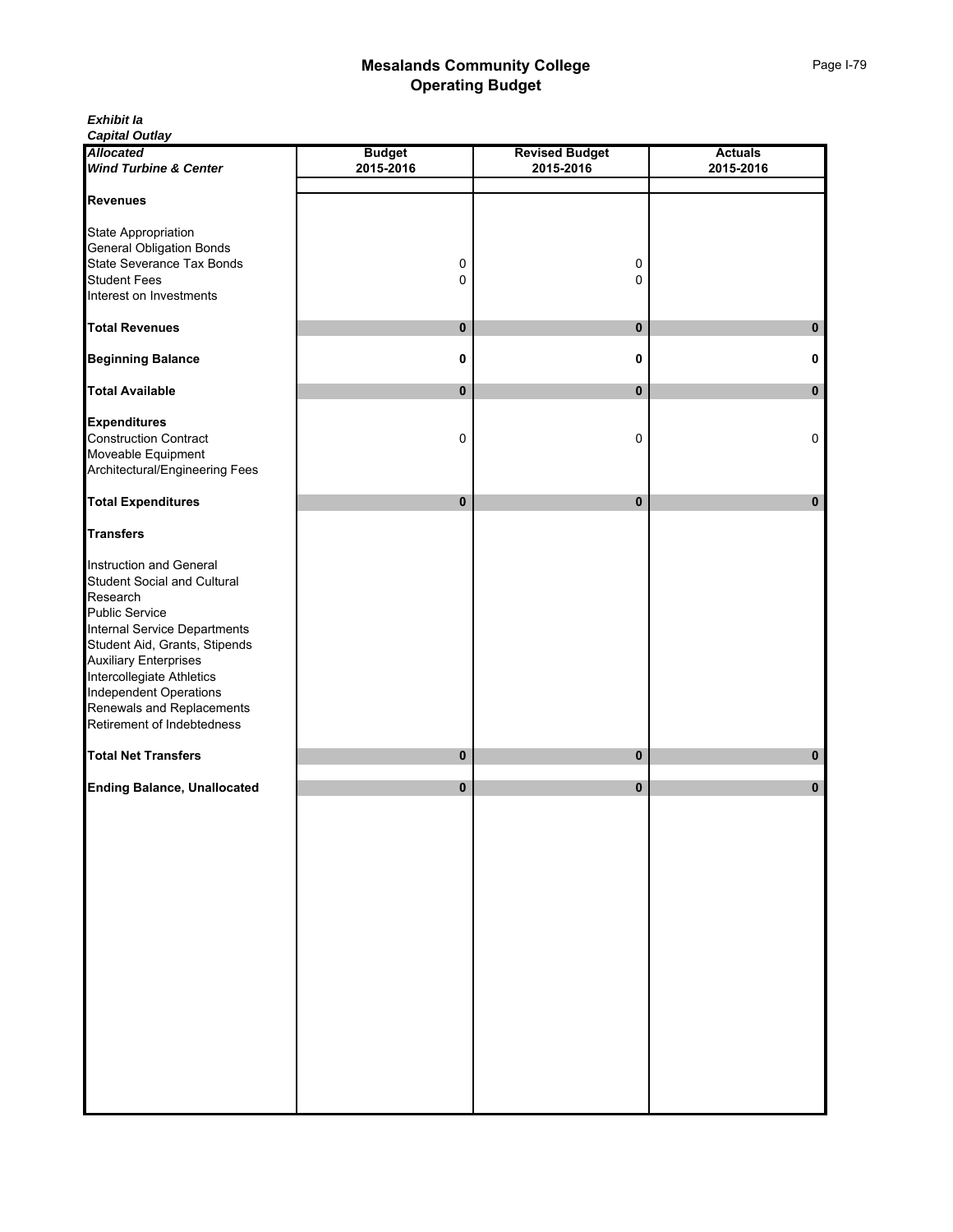# Mesalands Community College
## Operating Budget

***Exhibit Ia***
***Capital Outlay***

| ***Allocated*** ***Wind Turbine & Center*** | **Budget 2015-2016** | **Revised Budget 2015-2016** | **Actuals 2015-2016** |
|---|---|---|---|
| **Revenues** | | | |
| State Appropriation | | | |
| General Obligation Bonds | | | |
| State Severance Tax Bonds | 0 | 0 | |
| Student Fees | 0 | 0 | |
| Interest on Investments | | | |
| **Total Revenues** | **0** | **0** | **0** |
| **Beginning Balance** | **0** | **0** | **0** |
| **Total Available** | **0** | **0** | **0** |
| **Expenditures** | | | |
| Construction Contract | 0 | 0 | 0 |
| Moveable Equipment | | | |
| Architectural/Engineering Fees | | | |
| **Total Expenditures** | **0** | **0** | **0** |
| **Transfers** | | | |
| Instruction and General | | | |
| Student Social and Cultural | | | |
| Research | | | |
| Public Service | | | |
| Internal Service Departments | | | |
| Student Aid, Grants, Stipends | | | |
| Auxiliary Enterprises | | | |
| Intercollegiate Athletics | | | |
| Independent Operations | | | |
| Renewals and Replacements | | | |
| Retirement of Indebtedness | | | |
| **Total Net Transfers** | **0** | **0** | **0** |
| **Ending Balance, Unallocated** | **0** | **0** | **0** |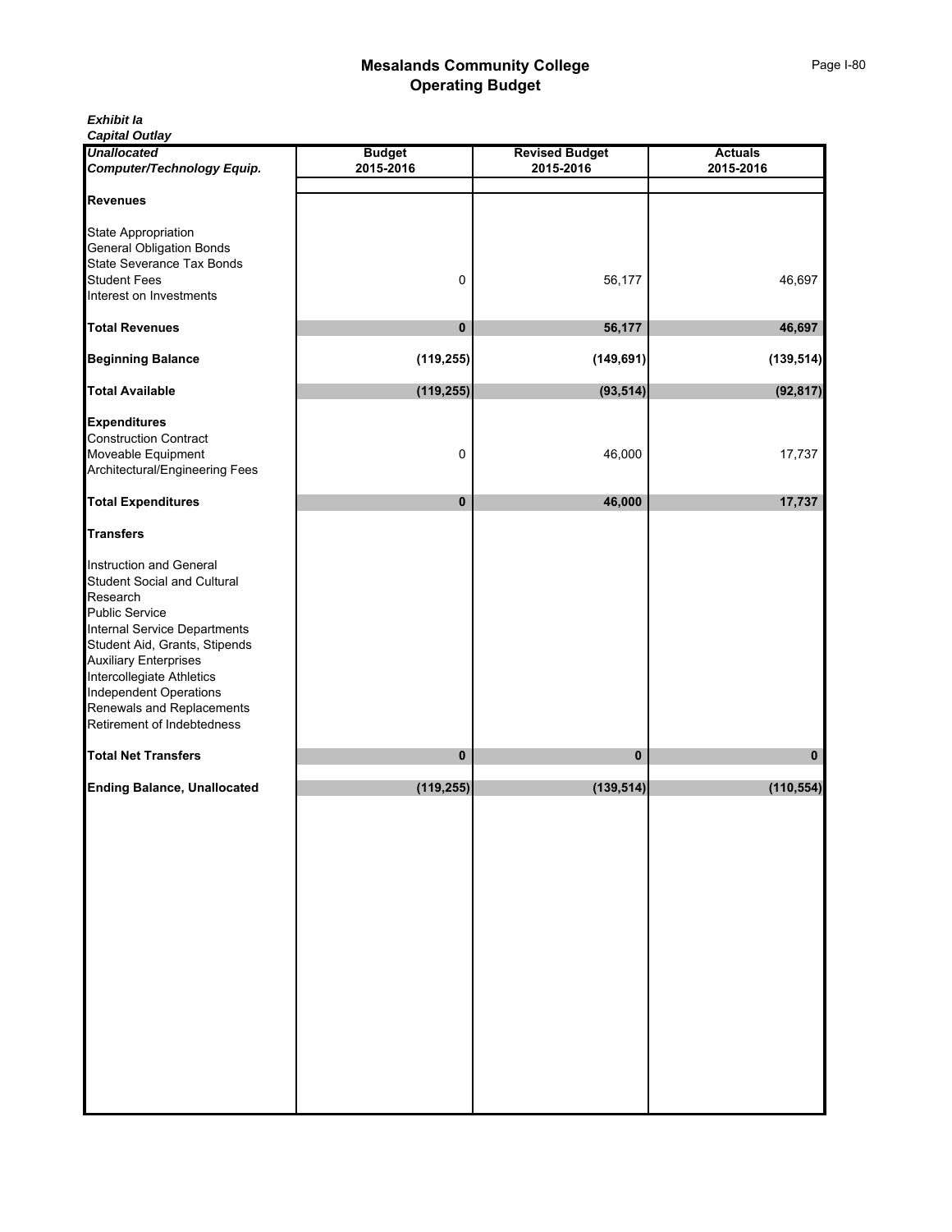# Mesalands Community College
## Operating Budget

***Exhibit Ia***
***Capital Outlay***

| *Unallocated* *Computer/Technology Equip.* | Budget 2015-2016 | Revised Budget 2015-2016 | Actuals 2015-2016 |
|---|---|---|---|
| **Revenues** | | | |
| State Appropriation | | | |
| General Obligation Bonds | | | |
| State Severance Tax Bonds | | | |
| Student Fees | 0 | 56,177 | 46,697 |
| Interest on Investments | | | |
| **Total Revenues** | **0** | **56,177** | **46,697** |
| **Beginning Balance** | **(119,255)** | **(149,691)** | **(139,514)** |
| **Total Available** | **(119,255)** | **(93,514)** | **(92,817)** |
| **Expenditures** | | | |
| Construction Contract | | | |
| Moveable Equipment | 0 | 46,000 | 17,737 |
| Architectural/Engineering Fees | | | |
| **Total Expenditures** | **0** | **46,000** | **17,737** |
| **Transfers** | | | |
| Instruction and General | | | |
| Student Social and Cultural | | | |
| Research | | | |
| Public Service | | | |
| Internal Service Departments | | | |
| Student Aid, Grants, Stipends | | | |
| Auxiliary Enterprises | | | |
| Intercollegiate Athletics | | | |
| Independent Operations | | | |
| Renewals and Replacements | | | |
| Retirement of Indebtedness | | | |
| **Total Net Transfers** | **0** | **0** | **0** |
| **Ending Balance, Unallocated** | **(119,255)** | **(139,514)** | **(110,554)** |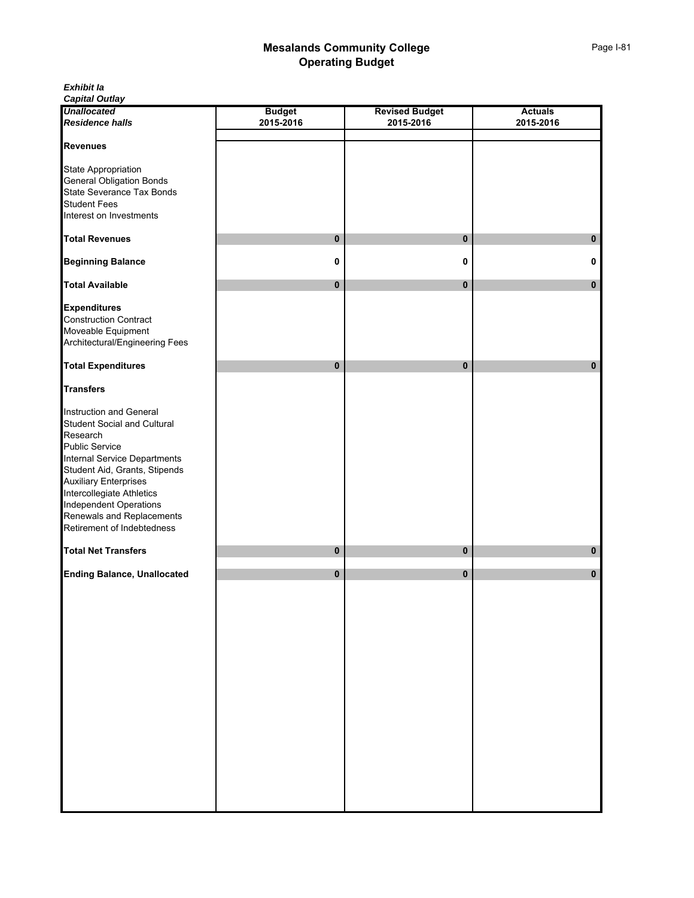# Mesalands Community College
## Operating Budget

***Exhibit Ia***
***Capital Outlay***

| ***Unallocated*** ***Residence halls*** | **Budget 2015-2016** | **Revised Budget 2015-2016** | **Actuals 2015-2016** |
|---|---|---|---|
| **Revenues** | | | |
| State Appropriation | | | |
| General Obligation Bonds | | | |
| State Severance Tax Bonds | | | |
| Student Fees | | | |
| Interest on Investments | | | |
| **Total Revenues** | **0** | **0** | **0** |
| **Beginning Balance** | **0** | **0** | **0** |
| **Total Available** | **0** | **0** | **0** |
| **Expenditures** | | | |
| Construction Contract | | | |
| Moveable Equipment | | | |
| Architectural/Engineering Fees | | | |
| **Total Expenditures** | **0** | **0** | **0** |
| **Transfers** | | | |
| Instruction and General | | | |
| Student Social and Cultural | | | |
| Research | | | |
| Public Service | | | |
| Internal Service Departments | | | |
| Student Aid, Grants, Stipends | | | |
| Auxiliary Enterprises | | | |
| Intercollegiate Athletics | | | |
| Independent Operations | | | |
| Renewals and Replacements | | | |
| Retirement of Indebtedness | | | |
| **Total Net Transfers** | **0** | **0** | **0** |
| **Ending Balance, Unallocated** | **0** | **0** | **0** |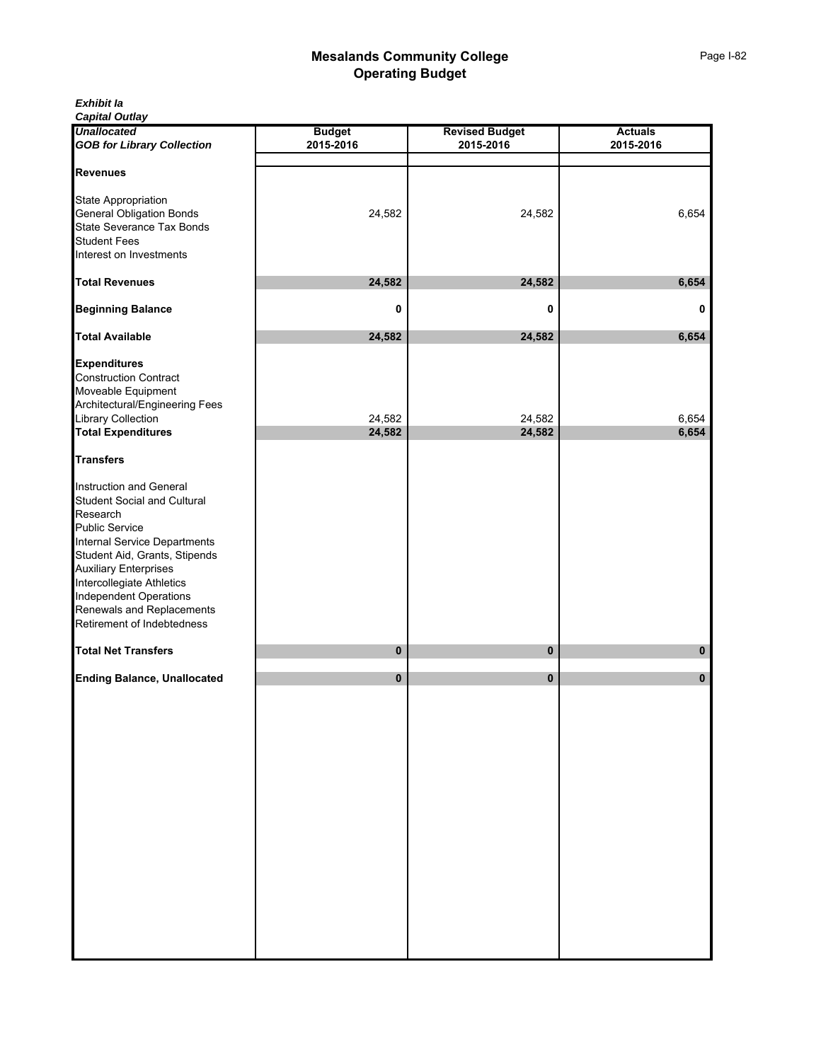# Mesalands Community College
## Operating Budget

***Exhibit Ia***
***Capital Outlay***

| ***Unallocated*** ***GOB for Library Collection*** | **Budget 2015-2016** | **Revised Budget 2015-2016** | **Actuals 2015-2016** |
|---|---|---|---|
| **Revenues** | | | |
| State Appropriation | | | |
| General Obligation Bonds | 24,582 | 24,582 | 6,654 |
| State Severance Tax Bonds | | | |
| Student Fees | | | |
| Interest on Investments | | | |
| **Total Revenues** | **24,582** | **24,582** | **6,654** |
| **Beginning Balance** | **0** | **0** | **0** |
| **Total Available** | **24,582** | **24,582** | **6,654** |
| **Expenditures** | | | |
| Construction Contract | | | |
| Moveable Equipment | | | |
| Architectural/Engineering Fees | | | |
| Library Collection | 24,582 | 24,582 | 6,654 |
| **Total Expenditures** | **24,582** | **24,582** | **6,654** |
| **Transfers** | | | |
| Instruction and General | | | |
| Student Social and Cultural | | | |
| Research | | | |
| Public Service | | | |
| Internal Service Departments | | | |
| Student Aid, Grants, Stipends | | | |
| Auxiliary Enterprises | | | |
| Intercollegiate Athletics | | | |
| Independent Operations | | | |
| Renewals and Replacements | | | |
| Retirement of Indebtedness | | | |
| **Total Net Transfers** | **0** | **0** | **0** |
| **Ending Balance, Unallocated** | **0** | **0** | **0** |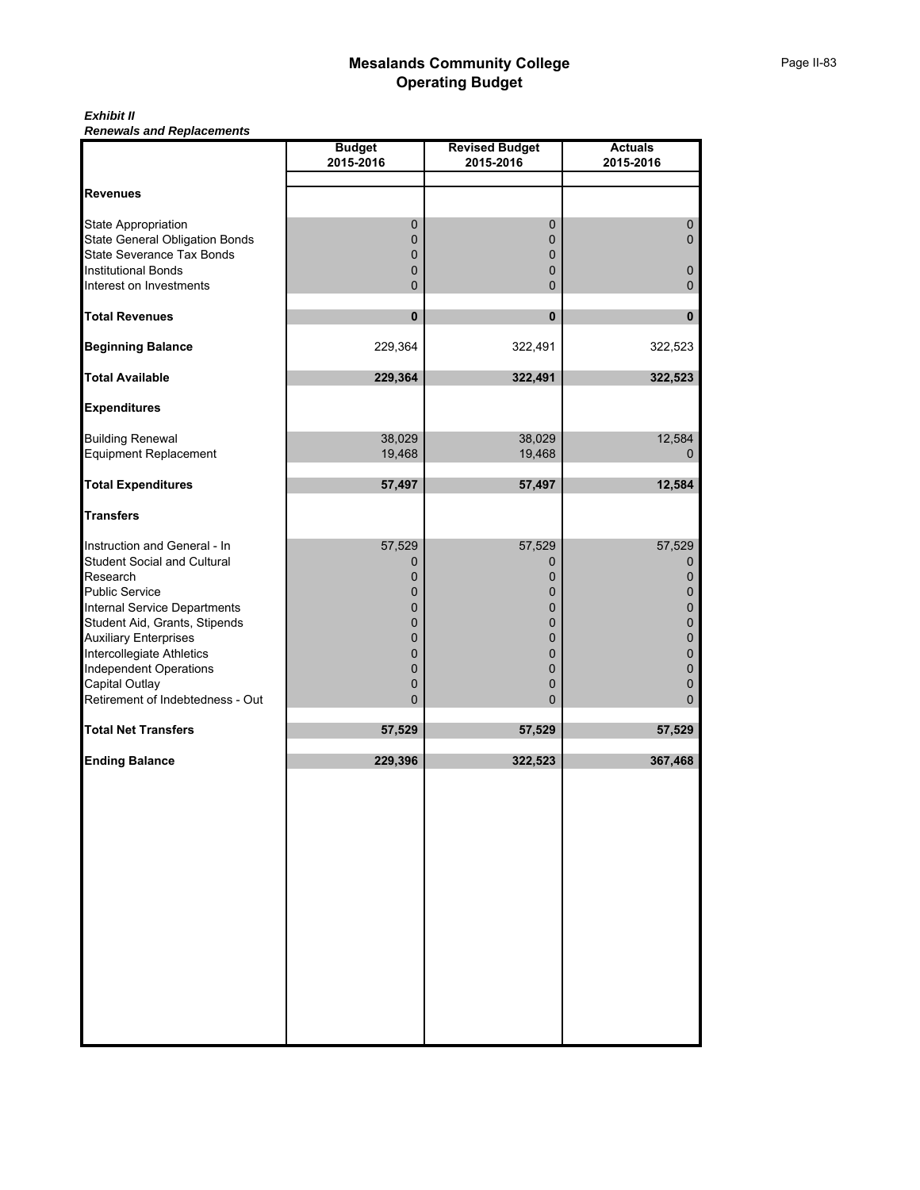# Mesalands Community College
## Operating Budget

***Exhibit II***
***Renewals and Replacements***

| | Budget 2015-2016 | Revised Budget 2015-2016 | Actuals 2015-2016 |
|---|---|---|---|
| **Revenues** | | | |
| State Appropriation | 0 | 0 | 0 |
| State General Obligation Bonds | 0 | 0 | 0 |
| State Severance Tax Bonds | 0 | 0 | |
| Institutional Bonds | 0 | 0 | 0 |
| Interest on Investments | 0 | 0 | 0 |
| **Total Revenues** | **0** | **0** | **0** |
| **Beginning Balance** | 229,364 | 322,491 | 322,523 |
| **Total Available** | **229,364** | **322,491** | **322,523** |
| **Expenditures** | | | |
| Building Renewal | 38,029 | 38,029 | 12,584 |
| Equipment Replacement | 19,468 | 19,468 | 0 |
| **Total Expenditures** | **57,497** | **57,497** | **12,584** |
| **Transfers** | | | |
| Instruction and General - In | 57,529 | 57,529 | 57,529 |
| Student Social and Cultural | 0 | 0 | 0 |
| Research | 0 | 0 | 0 |
| Public Service | 0 | 0 | 0 |
| Internal Service Departments | 0 | 0 | 0 |
| Student Aid, Grants, Stipends | 0 | 0 | 0 |
| Auxiliary Enterprises | 0 | 0 | 0 |
| Intercollegiate Athletics | 0 | 0 | 0 |
| Independent Operations | 0 | 0 | 0 |
| Capital Outlay | 0 | 0 | 0 |
| Retirement of Indebtedness - Out | 0 | 0 | 0 |
| **Total Net Transfers** | **57,529** | **57,529** | **57,529** |
| **Ending Balance** | **229,396** | **322,523** | **367,468** |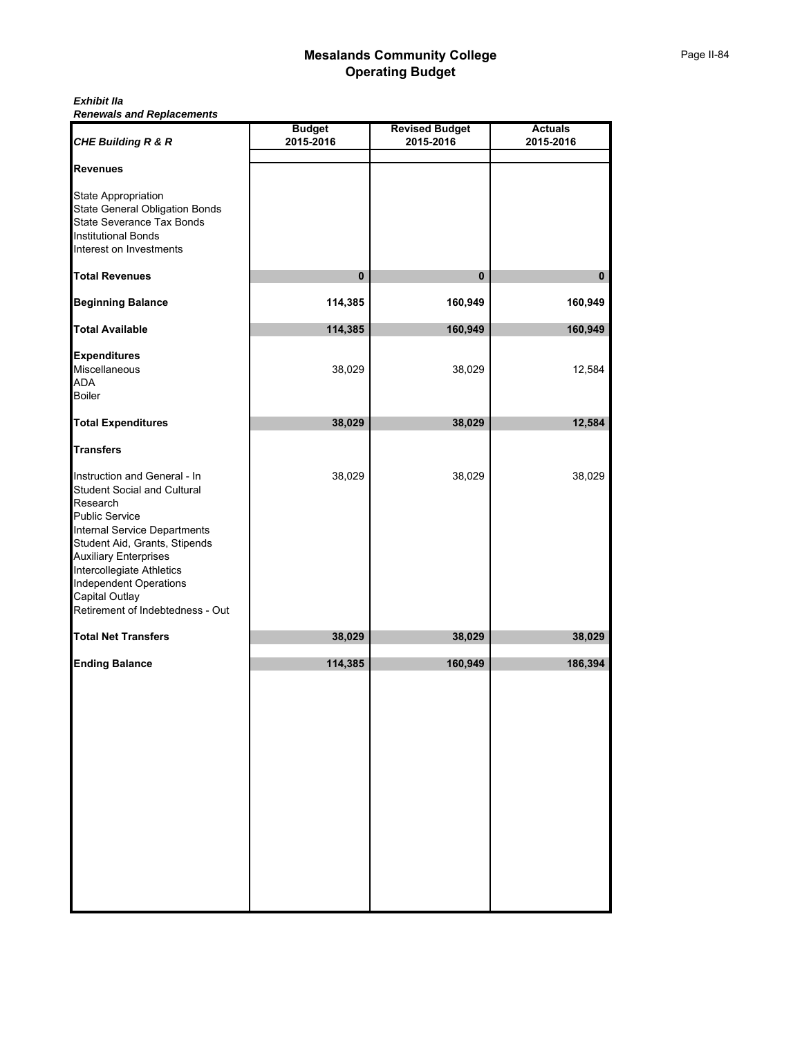# Mesalands Community College
## Operating Budget

***Exhibit IIa***
***Renewals and Replacements***

| *CHE Building R & R* | Budget 2015-2016 | Revised Budget 2015-2016 | Actuals 2015-2016 |
|---|---|---|---|
| **Revenues** | | | |
| State Appropriation | | | |
| State General Obligation Bonds | | | |
| State Severance Tax Bonds | | | |
| Institutional Bonds | | | |
| Interest on Investments | | | |
| **Total Revenues** | **0** | **0** | **0** |
| **Beginning Balance** | **114,385** | **160,949** | **160,949** |
| **Total Available** | **114,385** | **160,949** | **160,949** |
| **Expenditures** | | | |
| Miscellaneous | 38,029 | 38,029 | 12,584 |
| ADA | | | |
| Boiler | | | |
| **Total Expenditures** | **38,029** | **38,029** | **12,584** |
| **Transfers** | | | |
| Instruction and General - In | 38,029 | 38,029 | 38,029 |
| Student Social and Cultural | | | |
| Research | | | |
| Public Service | | | |
| Internal Service Departments | | | |
| Student Aid, Grants, Stipends | | | |
| Auxiliary Enterprises | | | |
| Intercollegiate Athletics | | | |
| Independent Operations | | | |
| Capital Outlay | | | |
| Retirement of Indebtedness - Out | | | |
| **Total Net Transfers** | **38,029** | **38,029** | **38,029** |
| **Ending Balance** | **114,385** | **160,949** | **186,394** |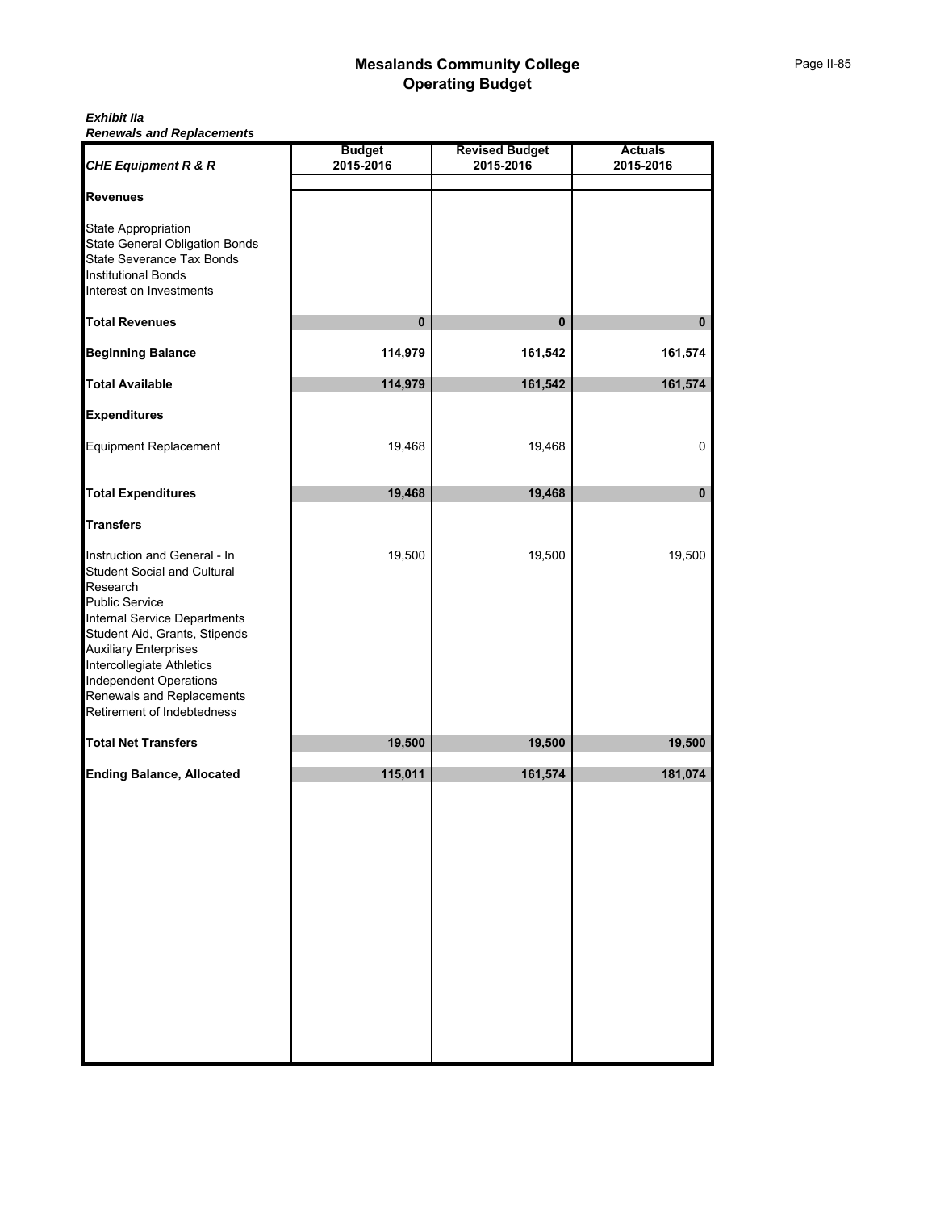# Mesalands Community College
## Operating Budget

***Exhibit IIa***
***Renewals and Replacements***

| ***CHE Equipment R & R*** | **Budget 2015-2016** | **Revised Budget 2015-2016** | **Actuals 2015-2016** |
|---|---|---|---|
| **Revenues** | | | |
| State Appropriation | | | |
| State General Obligation Bonds | | | |
| State Severance Tax Bonds | | | |
| Institutional Bonds | | | |
| Interest on Investments | | | |
| **Total Revenues** | **0** | **0** | **0** |
| **Beginning Balance** | **114,979** | **161,542** | **161,574** |
| **Total Available** | **114,979** | **161,542** | **161,574** |
| **Expenditures** | | | |
| Equipment Replacement | 19,468 | 19,468 | 0 |
| **Total Expenditures** | **19,468** | **19,468** | **0** |
| **Transfers** | | | |
| Instruction and General - In | 19,500 | 19,500 | 19,500 |
| Student Social and Cultural | | | |
| Research | | | |
| Public Service | | | |
| Internal Service Departments | | | |
| Student Aid, Grants, Stipends | | | |
| Auxiliary Enterprises | | | |
| Intercollegiate Athletics | | | |
| Independent Operations | | | |
| Renewals and Replacements | | | |
| Retirement of Indebtedness | | | |
| **Total Net Transfers** | **19,500** | **19,500** | **19,500** |
| **Ending Balance, Allocated** | **115,011** | **161,574** | **181,074** |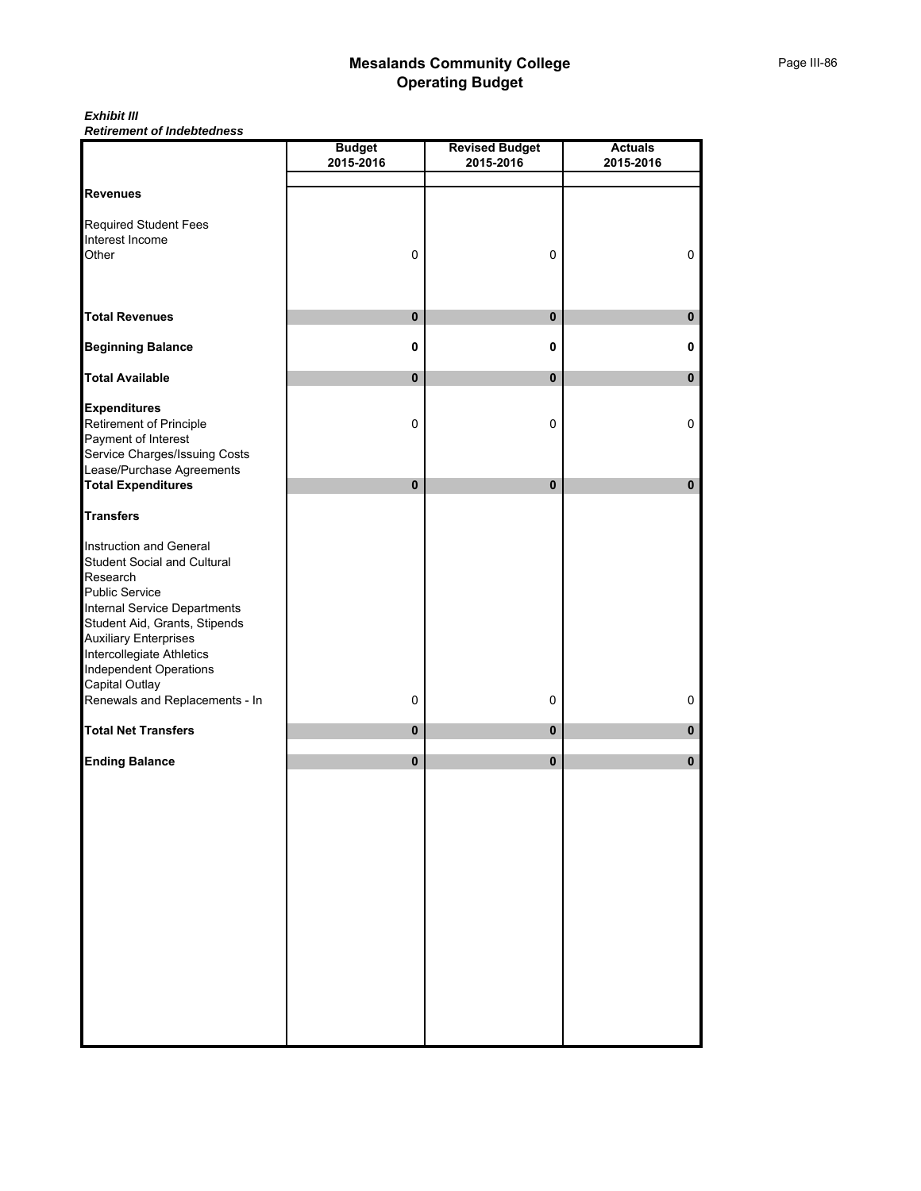# Mesalands Community College
## Operating Budget

***Exhibit III***
***Retirement of Indebtedness***

| | Budget 2015-2016 | Revised Budget 2015-2016 | Actuals 2015-2016 |
|---|---|---|---|
| **Revenues** | | | |
| Required Student Fees | | | |
| Interest Income | | | |
| Other | 0 | 0 | 0 |
| **Total Revenues** | **0** | **0** | **0** |
| **Beginning Balance** | **0** | **0** | **0** |
| **Total Available** | **0** | **0** | **0** |
| **Expenditures** | | | |
| Retirement of Principle | 0 | 0 | 0 |
| Payment of Interest | | | |
| Service Charges/Issuing Costs | | | |
| Lease/Purchase Agreements | | | |
| **Total Expenditures** | **0** | **0** | **0** |
| **Transfers** | | | |
| Instruction and General | | | |
| Student Social and Cultural | | | |
| Research | | | |
| Public Service | | | |
| Internal Service Departments | | | |
| Student Aid, Grants, Stipends | | | |
| Auxiliary Enterprises | | | |
| Intercollegiate Athletics | | | |
| Independent Operations | | | |
| Capital Outlay | | | |
| Renewals and Replacements - In | 0 | 0 | 0 |
| **Total Net Transfers** | **0** | **0** | **0** |
| **Ending Balance** | **0** | **0** | **0** |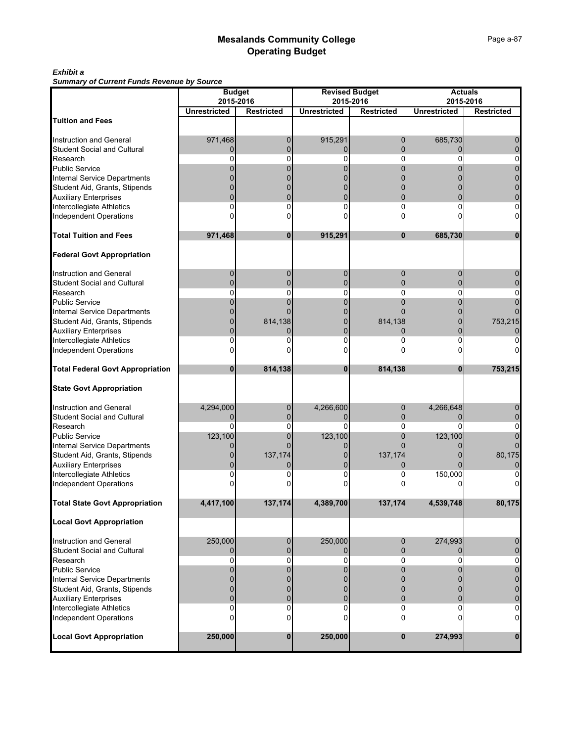# Mesalands Community College
## Operating Budget

***Exhibit a***
***Summary of Current Funds Revenue by Source***

| | Budget 2015-2016 | | Revised Budget 2015-2016 | | Actuals 2015-2016 | |
|---|---|---|---|---|---|---|
| | Unrestricted | Restricted | Unrestricted | Restricted | Unrestricted | Restricted |
| **Tuition and Fees** | | | | | | |
| Instruction and General | 971,468 | 0 | 915,291 | 0 | 685,730 | 0 |
| Student Social and Cultural | 0 | 0 | 0 | 0 | 0 | 0 |
| Research | 0 | 0 | 0 | 0 | 0 | 0 |
| Public Service | 0 | 0 | 0 | 0 | 0 | 0 |
| Internal Service Departments | 0 | 0 | 0 | 0 | 0 | 0 |
| Student Aid, Grants, Stipends | 0 | 0 | 0 | 0 | 0 | 0 |
| Auxiliary Enterprises | 0 | 0 | 0 | 0 | 0 | 0 |
| Intercollegiate Athletics | 0 | 0 | 0 | 0 | 0 | 0 |
| Independent Operations | 0 | 0 | 0 | 0 | 0 | 0 |
| **Total Tuition and Fees** | **971,468** | **0** | **915,291** | **0** | **685,730** | **0** |
| **Federal Govt Appropriation** | | | | | | |
| Instruction and General | 0 | 0 | 0 | 0 | 0 | 0 |
| Student Social and Cultural | 0 | 0 | 0 | 0 | 0 | 0 |
| Research | 0 | 0 | 0 | 0 | 0 | 0 |
| Public Service | 0 | 0 | 0 | 0 | 0 | 0 |
| Internal Service Departments | 0 | 0 | 0 | 0 | 0 | 0 |
| Student Aid, Grants, Stipends | 0 | 814,138 | 0 | 814,138 | 0 | 753,215 |
| Auxiliary Enterprises | 0 | 0 | 0 | 0 | 0 | 0 |
| Intercollegiate Athletics | 0 | 0 | 0 | 0 | 0 | 0 |
| Independent Operations | 0 | 0 | 0 | 0 | 0 | 0 |
| **Total Federal Govt Appropriation** | **0** | **814,138** | **0** | **814,138** | **0** | **753,215** |
| **State Govt Appropriation** | | | | | | |
| Instruction and General | 4,294,000 | 0 | 4,266,600 | 0 | 4,266,648 | 0 |
| Student Social and Cultural | 0 | 0 | 0 | 0 | 0 | 0 |
| Research | 0 | 0 | 0 | 0 | 0 | 0 |
| Public Service | 123,100 | 0 | 123,100 | 0 | 123,100 | 0 |
| Internal Service Departments | 0 | 0 | 0 | 0 | 0 | 0 |
| Student Aid, Grants, Stipends | 0 | 137,174 | 0 | 137,174 | 0 | 80,175 |
| Auxiliary Enterprises | 0 | 0 | 0 | 0 | 0 | 0 |
| Intercollegiate Athletics | 0 | 0 | 0 | 0 | 150,000 | 0 |
| Independent Operations | 0 | 0 | 0 | 0 | 0 | 0 |
| **Total State Govt Appropriation** | **4,417,100** | **137,174** | **4,389,700** | **137,174** | **4,539,748** | **80,175** |
| **Local Govt Appropriation** | | | | | | |
| Instruction and General | 250,000 | 0 | 250,000 | 0 | 274,993 | 0 |
| Student Social and Cultural | 0 | 0 | 0 | 0 | 0 | 0 |
| Research | 0 | 0 | 0 | 0 | 0 | 0 |
| Public Service | 0 | 0 | 0 | 0 | 0 | 0 |
| Internal Service Departments | 0 | 0 | 0 | 0 | 0 | 0 |
| Student Aid, Grants, Stipends | 0 | 0 | 0 | 0 | 0 | 0 |
| Auxiliary Enterprises | 0 | 0 | 0 | 0 | 0 | 0 |
| Intercollegiate Athletics | 0 | 0 | 0 | 0 | 0 | 0 |
| Independent Operations | 0 | 0 | 0 | 0 | 0 | 0 |
| **Local Govt Appropriation** | **250,000** | **0** | **250,000** | **0** | **274,993** | **0** |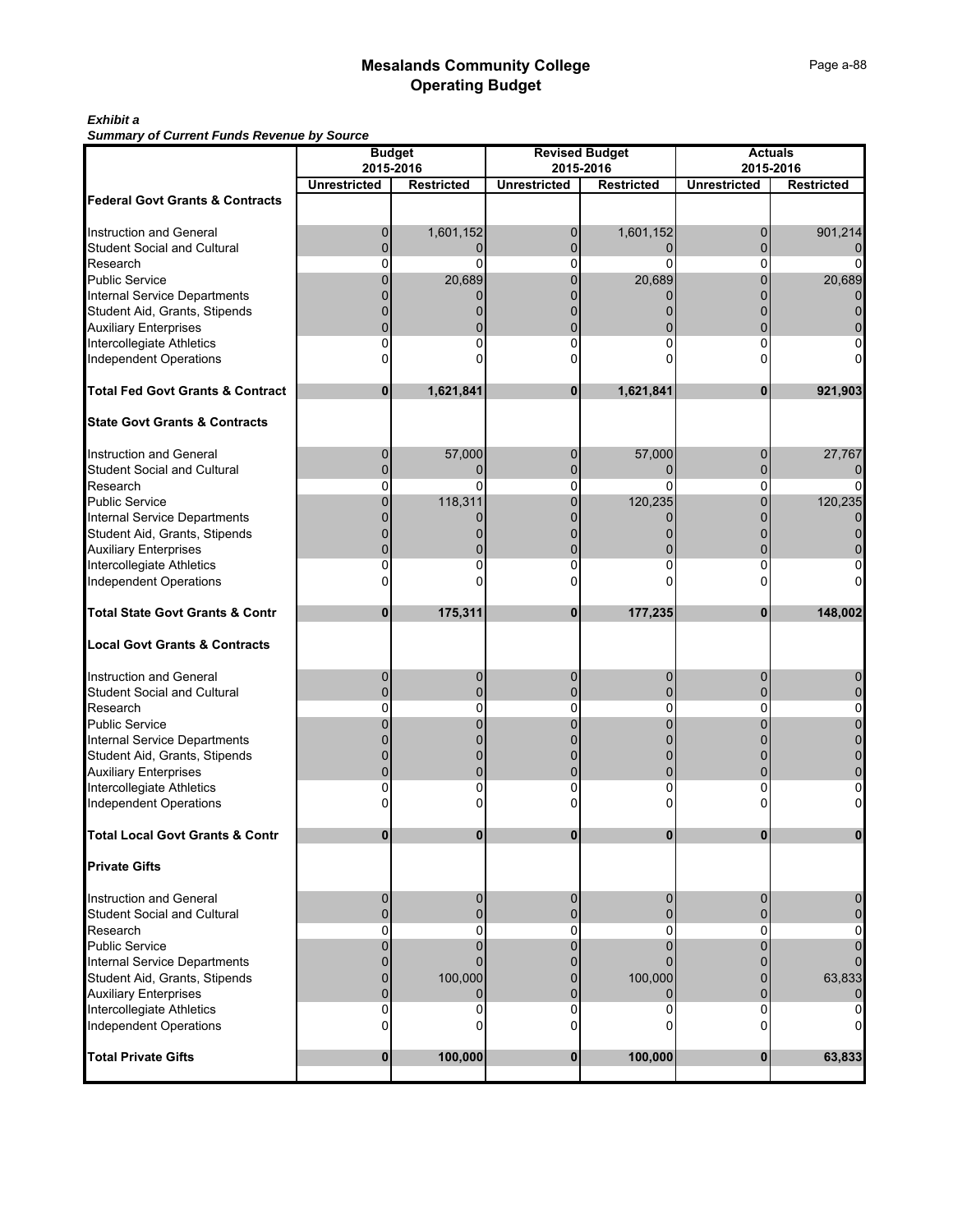# Mesalands Community College
## Operating Budget

***Exhibit a***
***Summary of Current Funds Revenue by Source***

| | Budget 2015-2016 | | Revised Budget 2015-2016 | | Actuals 2015-2016 | |
|---|---|---|---|---|---|---|
| | **Unrestricted** | **Restricted** | **Unrestricted** | **Restricted** | **Unrestricted** | **Restricted** |
| **Federal Govt Grants & Contracts** | | | | | | |
| Instruction and General | 0 | 1,601,152 | 0 | 1,601,152 | 0 | 901,214 |
| Student Social and Cultural | 0 | 0 | 0 | 0 | 0 | 0 |
| Research | 0 | 0 | 0 | 0 | 0 | 0 |
| Public Service | 0 | 20,689 | 0 | 20,689 | 0 | 20,689 |
| Internal Service Departments | 0 | 0 | 0 | 0 | 0 | 0 |
| Student Aid, Grants, Stipends | 0 | 0 | 0 | 0 | 0 | 0 |
| Auxiliary Enterprises | 0 | 0 | 0 | 0 | 0 | 0 |
| Intercollegiate Athletics | 0 | 0 | 0 | 0 | 0 | 0 |
| Independent Operations | 0 | 0 | 0 | 0 | 0 | 0 |
| **Total Fed Govt Grants & Contract** | **0** | **1,621,841** | **0** | **1,621,841** | **0** | **921,903** |
| **State Govt Grants & Contracts** | | | | | | |
| Instruction and General | 0 | 57,000 | 0 | 57,000 | 0 | 27,767 |
| Student Social and Cultural | 0 | 0 | 0 | 0 | 0 | 0 |
| Research | 0 | 0 | 0 | 0 | 0 | 0 |
| Public Service | 0 | 118,311 | 0 | 120,235 | 0 | 120,235 |
| Internal Service Departments | 0 | 0 | 0 | 0 | 0 | 0 |
| Student Aid, Grants, Stipends | 0 | 0 | 0 | 0 | 0 | 0 |
| Auxiliary Enterprises | 0 | 0 | 0 | 0 | 0 | 0 |
| Intercollegiate Athletics | 0 | 0 | 0 | 0 | 0 | 0 |
| Independent Operations | 0 | 0 | 0 | 0 | 0 | 0 |
| **Total State Govt Grants & Contr** | **0** | **175,311** | **0** | **177,235** | **0** | **148,002** |
| **Local Govt Grants & Contracts** | | | | | | |
| Instruction and General | 0 | 0 | 0 | 0 | 0 | 0 |
| Student Social and Cultural | 0 | 0 | 0 | 0 | 0 | 0 |
| Research | 0 | 0 | 0 | 0 | 0 | 0 |
| Public Service | 0 | 0 | 0 | 0 | 0 | 0 |
| Internal Service Departments | 0 | 0 | 0 | 0 | 0 | 0 |
| Student Aid, Grants, Stipends | 0 | 0 | 0 | 0 | 0 | 0 |
| Auxiliary Enterprises | 0 | 0 | 0 | 0 | 0 | 0 |
| Intercollegiate Athletics | 0 | 0 | 0 | 0 | 0 | 0 |
| Independent Operations | 0 | 0 | 0 | 0 | 0 | 0 |
| **Total Local Govt Grants & Contr** | **0** | **0** | **0** | **0** | **0** | **0** |
| **Private Gifts** | | | | | | |
| Instruction and General | 0 | 0 | 0 | 0 | 0 | 0 |
| Student Social and Cultural | 0 | 0 | 0 | 0 | 0 | 0 |
| Research | 0 | 0 | 0 | 0 | 0 | 0 |
| Public Service | 0 | 0 | 0 | 0 | 0 | 0 |
| Internal Service Departments | 0 | 0 | 0 | 0 | 0 | 0 |
| Student Aid, Grants, Stipends | 0 | 100,000 | 0 | 100,000 | 0 | 63,833 |
| Auxiliary Enterprises | 0 | 0 | 0 | 0 | 0 | 0 |
| Intercollegiate Athletics | 0 | 0 | 0 | 0 | 0 | 0 |
| Independent Operations | 0 | 0 | 0 | 0 | 0 | 0 |
| **Total Private Gifts** | **0** | **100,000** | **0** | **100,000** | **0** | **63,833** |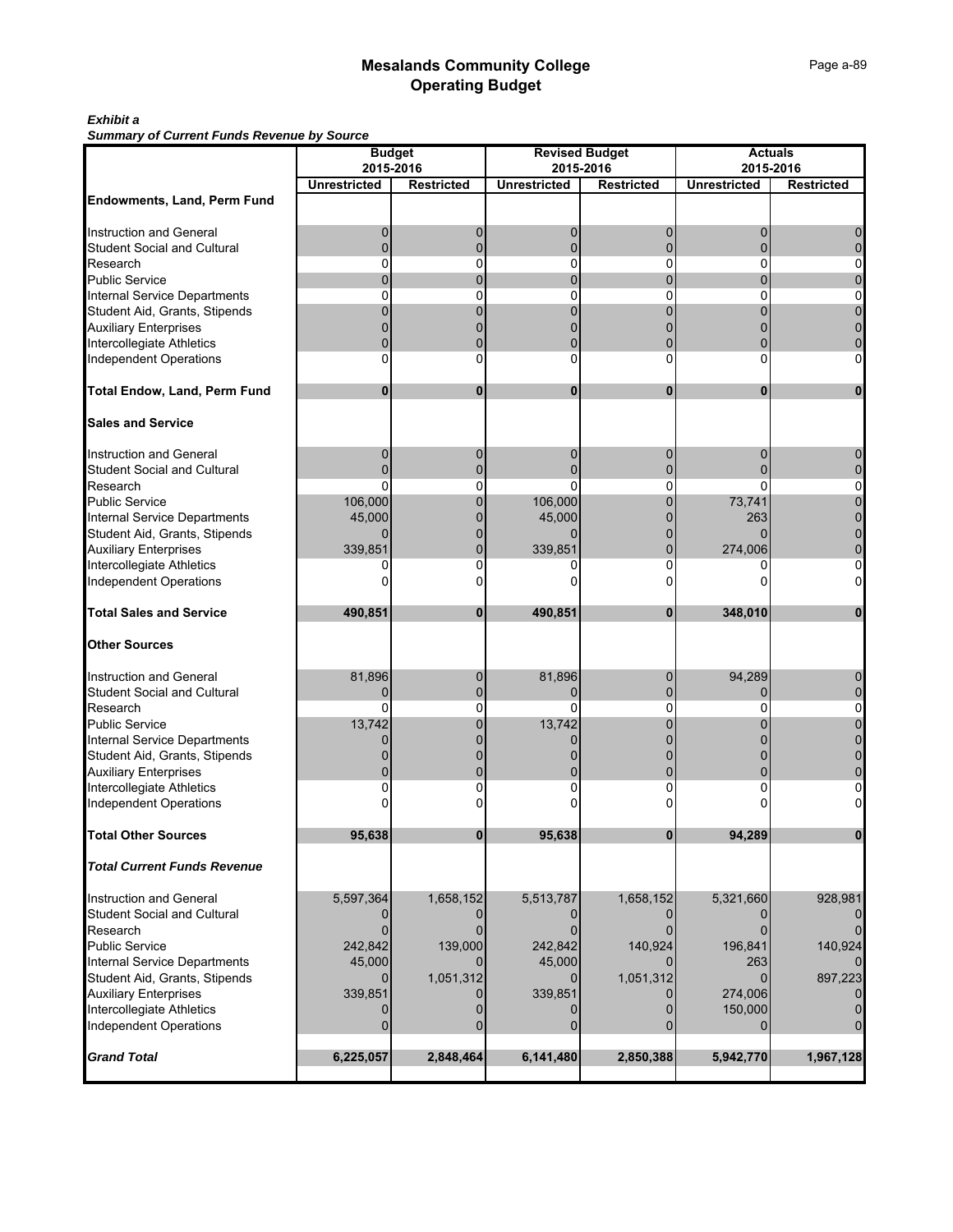# Mesalands Community College
## Operating Budget

***Exhibit a***
***Summary of Current Funds Revenue by Source***

| | Budget 2015-2016 | | Revised Budget 2015-2016 | | Actuals 2015-2016 | |
|---|---|---|---|---|---|---|
| | Unrestricted | Restricted | Unrestricted | Restricted | Unrestricted | Restricted |
| **Endowments, Land, Perm Fund** | | | | | | |
| Instruction and General | 0 | 0 | 0 | 0 | 0 | 0 |
| Student Social and Cultural | 0 | 0 | 0 | 0 | 0 | 0 |
| Research | 0 | 0 | 0 | 0 | 0 | 0 |
| Public Service | 0 | 0 | 0 | 0 | 0 | 0 |
| Internal Service Departments | 0 | 0 | 0 | 0 | 0 | 0 |
| Student Aid, Grants, Stipends | 0 | 0 | 0 | 0 | 0 | 0 |
| Auxiliary Enterprises | 0 | 0 | 0 | 0 | 0 | 0 |
| Intercollegiate Athletics | 0 | 0 | 0 | 0 | 0 | 0 |
| Independent Operations | 0 | 0 | 0 | 0 | 0 | 0 |
| **Total Endow, Land, Perm Fund** | **0** | **0** | **0** | **0** | **0** | **0** |
| **Sales and Service** | | | | | | |
| Instruction and General | 0 | 0 | 0 | 0 | 0 | 0 |
| Student Social and Cultural | 0 | 0 | 0 | 0 | 0 | 0 |
| Research | 0 | 0 | 0 | 0 | 0 | 0 |
| Public Service | 106,000 | 0 | 106,000 | 0 | 73,741 | 0 |
| Internal Service Departments | 45,000 | 0 | 45,000 | 0 | 263 | 0 |
| Student Aid, Grants, Stipends | 0 | 0 | 0 | 0 | 0 | 0 |
| Auxiliary Enterprises | 339,851 | 0 | 339,851 | 0 | 274,006 | 0 |
| Intercollegiate Athletics | 0 | 0 | 0 | 0 | 0 | 0 |
| Independent Operations | 0 | 0 | 0 | 0 | 0 | 0 |
| **Total Sales and Service** | **490,851** | **0** | **490,851** | **0** | **348,010** | **0** |
| **Other Sources** | | | | | | |
| Instruction and General | 81,896 | 0 | 81,896 | 0 | 94,289 | 0 |
| Student Social and Cultural | 0 | 0 | 0 | 0 | 0 | 0 |
| Research | 0 | 0 | 0 | 0 | 0 | 0 |
| Public Service | 13,742 | 0 | 13,742 | 0 | 0 | 0 |
| Internal Service Departments | 0 | 0 | 0 | 0 | 0 | 0 |
| Student Aid, Grants, Stipends | 0 | 0 | 0 | 0 | 0 | 0 |
| Auxiliary Enterprises | 0 | 0 | 0 | 0 | 0 | 0 |
| Intercollegiate Athletics | 0 | 0 | 0 | 0 | 0 | 0 |
| Independent Operations | 0 | 0 | 0 | 0 | 0 | 0 |
| **Total Other Sources** | **95,638** | **0** | **95,638** | **0** | **94,289** | **0** |
| ***Total Current Funds Revenue*** | | | | | | |
| Instruction and General | 5,597,364 | 1,658,152 | 5,513,787 | 1,658,152 | 5,321,660 | 928,981 |
| Student Social and Cultural | 0 | 0 | 0 | 0 | 0 | 0 |
| Research | 0 | 0 | 0 | 0 | 0 | 0 |
| Public Service | 242,842 | 139,000 | 242,842 | 140,924 | 196,841 | 140,924 |
| Internal Service Departments | 45,000 | 0 | 45,000 | 0 | 263 | 0 |
| Student Aid, Grants, Stipends | 0 | 1,051,312 | 0 | 1,051,312 | 0 | 897,223 |
| Auxiliary Enterprises | 339,851 | 0 | 339,851 | 0 | 274,006 | 0 |
| Intercollegiate Athletics | 0 | 0 | 0 | 0 | 150,000 | 0 |
| Independent Operations | 0 | 0 | 0 | 0 | 0 | 0 |
| ***Grand Total*** | **6,225,057** | **2,848,464** | **6,141,480** | **2,850,388** | **5,942,770** | **1,967,128** |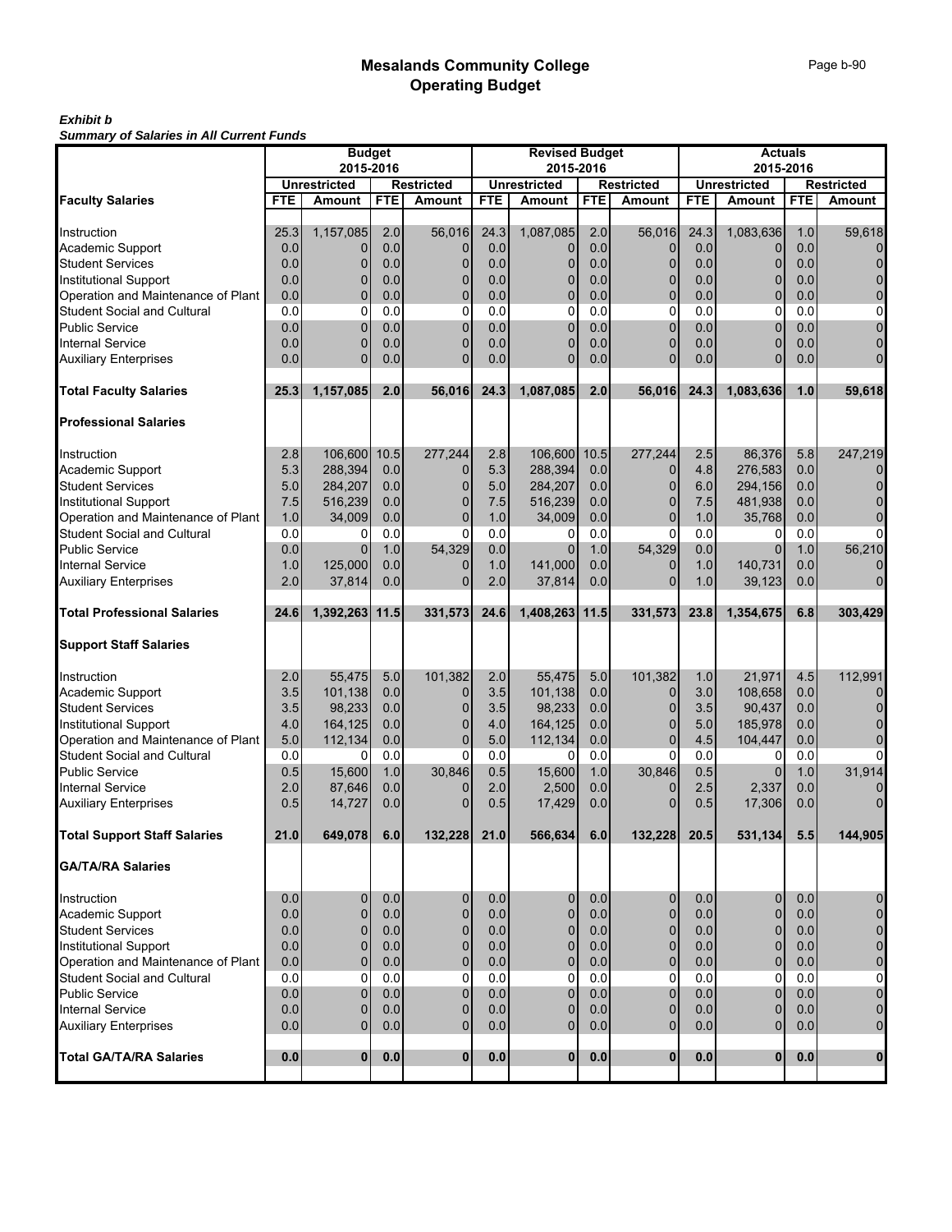# Mesalands Community College
## Operating Budget

***Exhibit b***
***Summary of Salaries in All Current Funds***

| | Budget 2015-2016 | | | | Revised Budget 2015-2016 | | | | Actuals 2015-2016 | | | |
|---|---|---|---|---|---|---|---|---|---|---|---|---|
| | Unrestricted | | Restricted | | Unrestricted | | Restricted | | Unrestricted | | Restricted | |
| **Faculty Salaries** | FTE | Amount | FTE | Amount | FTE | Amount | FTE | Amount | FTE | Amount | FTE | Amount |
| Instruction | 25.3 | 1,157,085 | 2.0 | 56,016 | 24.3 | 1,087,085 | 2.0 | 56,016 | 24.3 | 1,083,636 | 1.0 | 59,618 |
| Academic Support | 0.0 | 0 | 0.0 | 0 | 0.0 | 0 | 0.0 | 0 | 0.0 | 0 | 0.0 | 0 |
| Student Services | 0.0 | 0 | 0.0 | 0 | 0.0 | 0 | 0.0 | 0 | 0.0 | 0 | 0.0 | 0 |
| Institutional Support | 0.0 | 0 | 0.0 | 0 | 0.0 | 0 | 0.0 | 0 | 0.0 | 0 | 0.0 | 0 |
| Operation and Maintenance of Plant | 0.0 | 0 | 0.0 | 0 | 0.0 | 0 | 0.0 | 0 | 0.0 | 0 | 0.0 | 0 |
| Student Social and Cultural | 0.0 | 0 | 0.0 | 0 | 0.0 | 0 | 0.0 | 0 | 0.0 | 0 | 0.0 | 0 |
| Public Service | 0.0 | 0 | 0.0 | 0 | 0.0 | 0 | 0.0 | 0 | 0.0 | 0 | 0.0 | 0 |
| Internal Service | 0.0 | 0 | 0.0 | 0 | 0.0 | 0 | 0.0 | 0 | 0.0 | 0 | 0.0 | 0 |
| Auxiliary Enterprises | 0.0 | 0 | 0.0 | 0 | 0.0 | 0 | 0.0 | 0 | 0.0 | 0 | 0.0 | 0 |
| **Total Faculty Salaries** | **25.3** | **1,157,085** | **2.0** | **56,016** | **24.3** | **1,087,085** | **2.0** | **56,016** | **24.3** | **1,083,636** | **1.0** | **59,618** |
| **Professional Salaries** | | | | | | | | | | | | |
| Instruction | 2.8 | 106,600 | 10.5 | 277,244 | 2.8 | 106,600 | 10.5 | 277,244 | 2.5 | 86,376 | 5.8 | 247,219 |
| Academic Support | 5.3 | 288,394 | 0.0 | 0 | 5.3 | 288,394 | 0.0 | 0 | 4.8 | 276,583 | 0.0 | 0 |
| Student Services | 5.0 | 284,207 | 0.0 | 0 | 5.0 | 284,207 | 0.0 | 0 | 6.0 | 294,156 | 0.0 | 0 |
| Institutional Support | 7.5 | 516,239 | 0.0 | 0 | 7.5 | 516,239 | 0.0 | 0 | 7.5 | 481,938 | 0.0 | 0 |
| Operation and Maintenance of Plant | 1.0 | 34,009 | 0.0 | 0 | 1.0 | 34,009 | 0.0 | 0 | 1.0 | 35,768 | 0.0 | 0 |
| Student Social and Cultural | 0.0 | 0 | 0.0 | 0 | 0.0 | 0 | 0.0 | 0 | 0.0 | 0 | 0.0 | 0 |
| Public Service | 0.0 | 0 | 1.0 | 54,329 | 0.0 | 0 | 1.0 | 54,329 | 0.0 | 0 | 1.0 | 56,210 |
| Internal Service | 1.0 | 125,000 | 0.0 | 0 | 1.0 | 141,000 | 0.0 | 0 | 1.0 | 140,731 | 0.0 | 0 |
| Auxiliary Enterprises | 2.0 | 37,814 | 0.0 | 0 | 2.0 | 37,814 | 0.0 | 0 | 1.0 | 39,123 | 0.0 | 0 |
| **Total Professional Salaries** | **24.6** | **1,392,263** | **11.5** | **331,573** | **24.6** | **1,408,263** | **11.5** | **331,573** | **23.8** | **1,354,675** | **6.8** | **303,429** |
| **Support Staff Salaries** | | | | | | | | | | | | |
| Instruction | 2.0 | 55,475 | 5.0 | 101,382 | 2.0 | 55,475 | 5.0 | 101,382 | 1.0 | 21,971 | 4.5 | 112,991 |
| Academic Support | 3.5 | 101,138 | 0.0 | 0 | 3.5 | 101,138 | 0.0 | 0 | 3.0 | 108,658 | 0.0 | 0 |
| Student Services | 3.5 | 98,233 | 0.0 | 0 | 3.5 | 98,233 | 0.0 | 0 | 3.5 | 90,437 | 0.0 | 0 |
| Institutional Support | 4.0 | 164,125 | 0.0 | 0 | 4.0 | 164,125 | 0.0 | 0 | 5.0 | 185,978 | 0.0 | 0 |
| Operation and Maintenance of Plant | 5.0 | 112,134 | 0.0 | 0 | 5.0 | 112,134 | 0.0 | 0 | 4.5 | 104,447 | 0.0 | 0 |
| Student Social and Cultural | 0.0 | 0 | 0.0 | 0 | 0.0 | 0 | 0.0 | 0 | 0.0 | 0 | 0.0 | 0 |
| Public Service | 0.5 | 15,600 | 1.0 | 30,846 | 0.5 | 15,600 | 1.0 | 30,846 | 0.5 | 0 | 1.0 | 31,914 |
| Internal Service | 2.0 | 87,646 | 0.0 | 0 | 2.0 | 2,500 | 0.0 | 0 | 2.5 | 2,337 | 0.0 | 0 |
| Auxiliary Enterprises | 0.5 | 14,727 | 0.0 | 0 | 0.5 | 17,429 | 0.0 | 0 | 0.5 | 17,306 | 0.0 | 0 |
| **Total Support Staff Salaries** | **21.0** | **649,078** | **6.0** | **132,228** | **21.0** | **566,634** | **6.0** | **132,228** | **20.5** | **531,134** | **5.5** | **144,905** |
| **GA/TA/RA Salaries** | | | | | | | | | | | | |
| Instruction | 0.0 | 0 | 0.0 | 0 | 0.0 | 0 | 0.0 | 0 | 0.0 | 0 | 0.0 | 0 |
| Academic Support | 0.0 | 0 | 0.0 | 0 | 0.0 | 0 | 0.0 | 0 | 0.0 | 0 | 0.0 | 0 |
| Student Services | 0.0 | 0 | 0.0 | 0 | 0.0 | 0 | 0.0 | 0 | 0.0 | 0 | 0.0 | 0 |
| Institutional Support | 0.0 | 0 | 0.0 | 0 | 0.0 | 0 | 0.0 | 0 | 0.0 | 0 | 0.0 | 0 |
| Operation and Maintenance of Plant | 0.0 | 0 | 0.0 | 0 | 0.0 | 0 | 0.0 | 0 | 0.0 | 0 | 0.0 | 0 |
| Student Social and Cultural | 0.0 | 0 | 0.0 | 0 | 0.0 | 0 | 0.0 | 0 | 0.0 | 0 | 0.0 | 0 |
| Public Service | 0.0 | 0 | 0.0 | 0 | 0.0 | 0 | 0.0 | 0 | 0.0 | 0 | 0.0 | 0 |
| Internal Service | 0.0 | 0 | 0.0 | 0 | 0.0 | 0 | 0.0 | 0 | 0.0 | 0 | 0.0 | 0 |
| Auxiliary Enterprises | 0.0 | 0 | 0.0 | 0 | 0.0 | 0 | 0.0 | 0 | 0.0 | 0 | 0.0 | 0 |
| **Total GA/TA/RA Salaries** | **0.0** | **0** | **0.0** | **0** | **0.0** | **0** | **0.0** | **0** | **0.0** | **0** | **0.0** | **0** |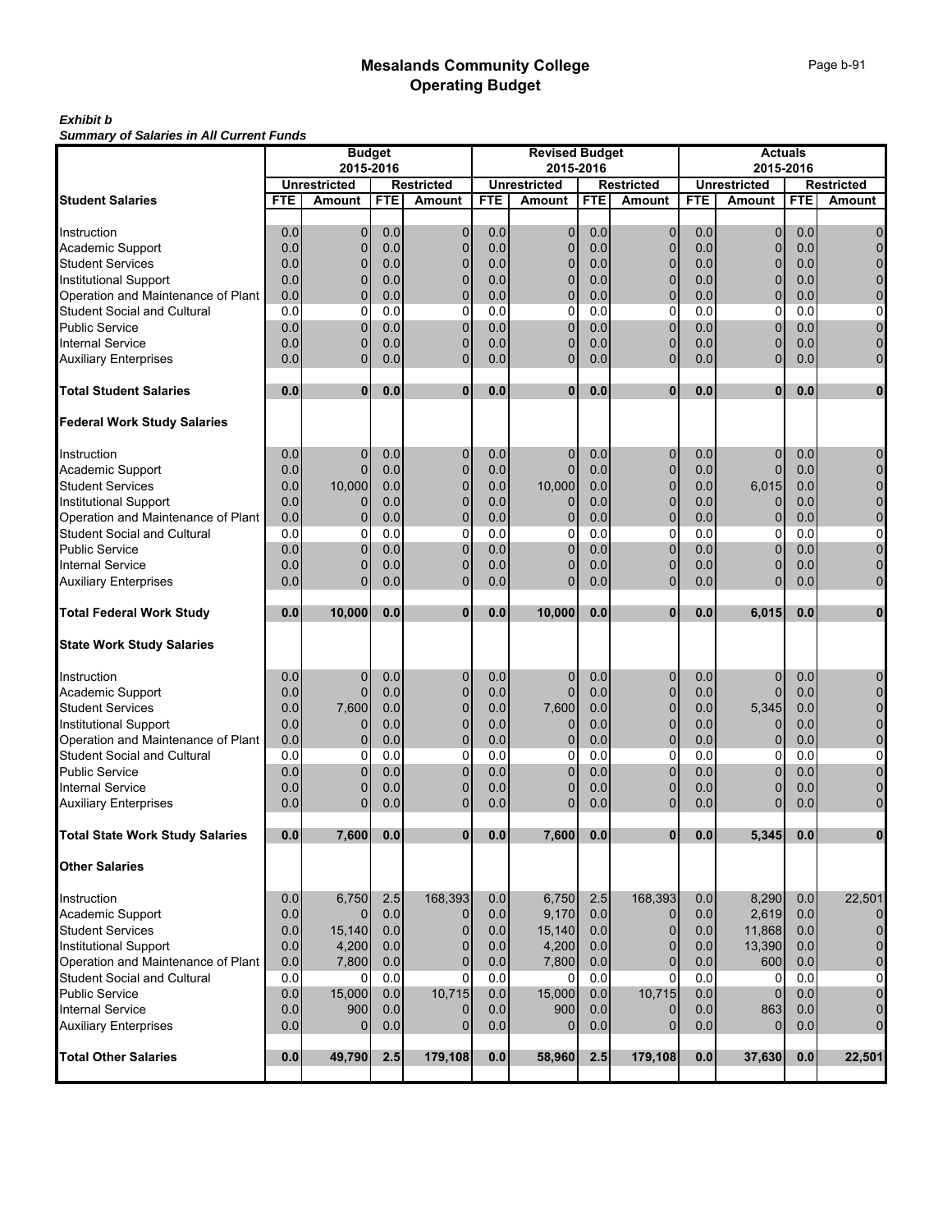# Mesalands Community College
# Operating Budget

***Exhibit b***
***Summary of Salaries in All Current Funds***

| | Budget 2015-2016 | | | | Revised Budget 2015-2016 | | | | Actuals 2015-2016 | | | |
|---|---|---|---|---|---|---|---|---|---|---|---|---|
| | Unrestricted | | Restricted | | Unrestricted | | Restricted | | Unrestricted | | Restricted | |
| **Student Salaries** | **FTE** | **Amount** | **FTE** | **Amount** | **FTE** | **Amount** | **FTE** | **Amount** | **FTE** | **Amount** | **FTE** | **Amount** |
| Instruction | 0.0 | 0 | 0.0 | 0 | 0.0 | 0 | 0.0 | 0 | 0.0 | 0 | 0.0 | 0 |
| Academic Support | 0.0 | 0 | 0.0 | 0 | 0.0 | 0 | 0.0 | 0 | 0.0 | 0 | 0.0 | 0 |
| Student Services | 0.0 | 0 | 0.0 | 0 | 0.0 | 0 | 0.0 | 0 | 0.0 | 0 | 0.0 | 0 |
| Institutional Support | 0.0 | 0 | 0.0 | 0 | 0.0 | 0 | 0.0 | 0 | 0.0 | 0 | 0.0 | 0 |
| Operation and Maintenance of Plant | 0.0 | 0 | 0.0 | 0 | 0.0 | 0 | 0.0 | 0 | 0.0 | 0 | 0.0 | 0 |
| Student Social and Cultural | 0.0 | 0 | 0.0 | 0 | 0.0 | 0 | 0.0 | 0 | 0.0 | 0 | 0.0 | 0 |
| Public Service | 0.0 | 0 | 0.0 | 0 | 0.0 | 0 | 0.0 | 0 | 0.0 | 0 | 0.0 | 0 |
| Internal Service | 0.0 | 0 | 0.0 | 0 | 0.0 | 0 | 0.0 | 0 | 0.0 | 0 | 0.0 | 0 |
| Auxiliary Enterprises | 0.0 | 0 | 0.0 | 0 | 0.0 | 0 | 0.0 | 0 | 0.0 | 0 | 0.0 | 0 |
| **Total Student Salaries** | **0.0** | **0** | **0.0** | **0** | **0.0** | **0** | **0.0** | **0** | **0.0** | **0** | **0.0** | **0** |
| **Federal Work Study Salaries** | | | | | | | | | | | | |
| Instruction | 0.0 | 0 | 0.0 | 0 | 0.0 | 0 | 0.0 | 0 | 0.0 | 0 | 0.0 | 0 |
| Academic Support | 0.0 | 0 | 0.0 | 0 | 0.0 | 0 | 0.0 | 0 | 0.0 | 0 | 0.0 | 0 |
| Student Services | 0.0 | 10,000 | 0.0 | 0 | 0.0 | 10,000 | 0.0 | 0 | 0.0 | 6,015 | 0.0 | 0 |
| Institutional Support | 0.0 | 0 | 0.0 | 0 | 0.0 | 0 | 0.0 | 0 | 0.0 | 0 | 0.0 | 0 |
| Operation and Maintenance of Plant | 0.0 | 0 | 0.0 | 0 | 0.0 | 0 | 0.0 | 0 | 0.0 | 0 | 0.0 | 0 |
| Student Social and Cultural | 0.0 | 0 | 0.0 | 0 | 0.0 | 0 | 0.0 | 0 | 0.0 | 0 | 0.0 | 0 |
| Public Service | 0.0 | 0 | 0.0 | 0 | 0.0 | 0 | 0.0 | 0 | 0.0 | 0 | 0.0 | 0 |
| Internal Service | 0.0 | 0 | 0.0 | 0 | 0.0 | 0 | 0.0 | 0 | 0.0 | 0 | 0.0 | 0 |
| Auxiliary Enterprises | 0.0 | 0 | 0.0 | 0 | 0.0 | 0 | 0.0 | 0 | 0.0 | 0 | 0.0 | 0 |
| **Total Federal Work Study** | **0.0** | **10,000** | **0.0** | **0** | **0.0** | **10,000** | **0.0** | **0** | **0.0** | **6,015** | **0.0** | **0** |
| **State Work Study Salaries** | | | | | | | | | | | | |
| Instruction | 0.0 | 0 | 0.0 | 0 | 0.0 | 0 | 0.0 | 0 | 0.0 | 0 | 0.0 | 0 |
| Academic Support | 0.0 | 0 | 0.0 | 0 | 0.0 | 0 | 0.0 | 0 | 0.0 | 0 | 0.0 | 0 |
| Student Services | 0.0 | 7,600 | 0.0 | 0 | 0.0 | 7,600 | 0.0 | 0 | 0.0 | 5,345 | 0.0 | 0 |
| Institutional Support | 0.0 | 0 | 0.0 | 0 | 0.0 | 0 | 0.0 | 0 | 0.0 | 0 | 0.0 | 0 |
| Operation and Maintenance of Plant | 0.0 | 0 | 0.0 | 0 | 0.0 | 0 | 0.0 | 0 | 0.0 | 0 | 0.0 | 0 |
| Student Social and Cultural | 0.0 | 0 | 0.0 | 0 | 0.0 | 0 | 0.0 | 0 | 0.0 | 0 | 0.0 | 0 |
| Public Service | 0.0 | 0 | 0.0 | 0 | 0.0 | 0 | 0.0 | 0 | 0.0 | 0 | 0.0 | 0 |
| Internal Service | 0.0 | 0 | 0.0 | 0 | 0.0 | 0 | 0.0 | 0 | 0.0 | 0 | 0.0 | 0 |
| Auxiliary Enterprises | 0.0 | 0 | 0.0 | 0 | 0.0 | 0 | 0.0 | 0 | 0.0 | 0 | 0.0 | 0 |
| **Total State Work Study Salaries** | **0.0** | **7,600** | **0.0** | **0** | **0.0** | **7,600** | **0.0** | **0** | **0.0** | **5,345** | **0.0** | **0** |
| **Other Salaries** | | | | | | | | | | | | |
| Instruction | 0.0 | 6,750 | 2.5 | 168,393 | 0.0 | 6,750 | 2.5 | 168,393 | 0.0 | 8,290 | 0.0 | 22,501 |
| Academic Support | 0.0 | 0 | 0.0 | 0 | 0.0 | 9,170 | 0.0 | 0 | 0.0 | 2,619 | 0.0 | 0 |
| Student Services | 0.0 | 15,140 | 0.0 | 0 | 0.0 | 15,140 | 0.0 | 0 | 0.0 | 11,868 | 0.0 | 0 |
| Institutional Support | 0.0 | 4,200 | 0.0 | 0 | 0.0 | 4,200 | 0.0 | 0 | 0.0 | 13,390 | 0.0 | 0 |
| Operation and Maintenance of Plant | 0.0 | 7,800 | 0.0 | 0 | 0.0 | 7,800 | 0.0 | 0 | 0.0 | 600 | 0.0 | 0 |
| Student Social and Cultural | 0.0 | 0 | 0.0 | 0 | 0.0 | 0 | 0.0 | 0 | 0.0 | 0 | 0.0 | 0 |
| Public Service | 0.0 | 15,000 | 0.0 | 10,715 | 0.0 | 15,000 | 0.0 | 10,715 | 0.0 | 0 | 0.0 | 0 |
| Internal Service | 0.0 | 900 | 0.0 | 0 | 0.0 | 900 | 0.0 | 0 | 0.0 | 863 | 0.0 | 0 |
| Auxiliary Enterprises | 0.0 | 0 | 0.0 | 0 | 0.0 | 0 | 0.0 | 0 | 0.0 | 0 | 0.0 | 0 |
| **Total Other Salaries** | **0.0** | **49,790** | **2.5** | **179,108** | **0.0** | **58,960** | **2.5** | **179,108** | **0.0** | **37,630** | **0.0** | **22,501** |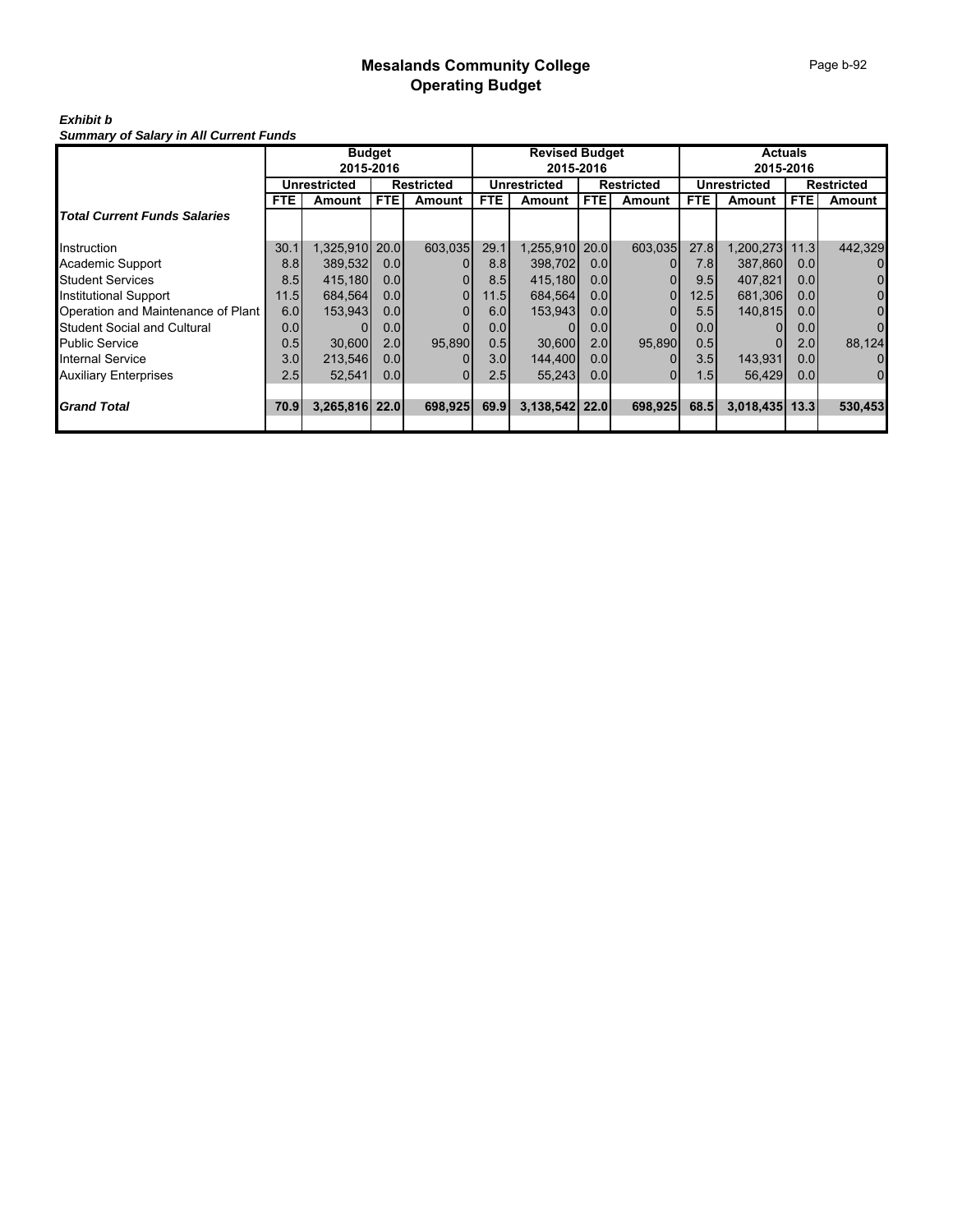# Mesalands Community College
## Operating Budget

***Exhibit b***
***Summary of Salary in All Current Funds***

| | Budget 2015-2016 | | | | Revised Budget 2015-2016 | | | | Actuals 2015-2016 | | | |
|---|---|---|---|---|---|---|---|---|---|---|---|---|
| | Unrestricted | | Restricted | | Unrestricted | | Restricted | | Unrestricted | | Restricted | |
| | FTE | Amount | FTE | Amount | FTE | Amount | FTE | Amount | FTE | Amount | FTE | Amount |
| ***Total Current Funds Salaries*** | | | | | | | | | | | | |
| Instruction | 30.1 | 1,325,910 | 20.0 | 603,035 | 29.1 | 1,255,910 | 20.0 | 603,035 | 27.8 | 1,200,273 | 11.3 | 442,329 |
| Academic Support | 8.8 | 389,532 | 0.0 | 0 | 8.8 | 398,702 | 0.0 | 0 | 7.8 | 387,860 | 0.0 | 0 |
| Student Services | 8.5 | 415,180 | 0.0 | 0 | 8.5 | 415,180 | 0.0 | 0 | 9.5 | 407,821 | 0.0 | 0 |
| Institutional Support | 11.5 | 684,564 | 0.0 | 0 | 11.5 | 684,564 | 0.0 | 0 | 12.5 | 681,306 | 0.0 | 0 |
| Operation and Maintenance of Plant | 6.0 | 153,943 | 0.0 | 0 | 6.0 | 153,943 | 0.0 | 0 | 5.5 | 140,815 | 0.0 | 0 |
| Student Social and Cultural | 0.0 | 0 | 0.0 | 0 | 0.0 | 0 | 0.0 | 0 | 0.0 | 0 | 0.0 | 0 |
| Public Service | 0.5 | 30,600 | 2.0 | 95,890 | 0.5 | 30,600 | 2.0 | 95,890 | 0.5 | 0 | 2.0 | 88,124 |
| Internal Service | 3.0 | 213,546 | 0.0 | 0 | 3.0 | 144,400 | 0.0 | 0 | 3.5 | 143,931 | 0.0 | 0 |
| Auxiliary Enterprises | 2.5 | 52,541 | 0.0 | 0 | 2.5 | 55,243 | 0.0 | 0 | 1.5 | 56,429 | 0.0 | 0 |
| ***Grand Total*** | **70.9** | **3,265,816** | **22.0** | **698,925** | **69.9** | **3,138,542** | **22.0** | **698,925** | **68.5** | **3,018,435** | **13.3** | **530,453** |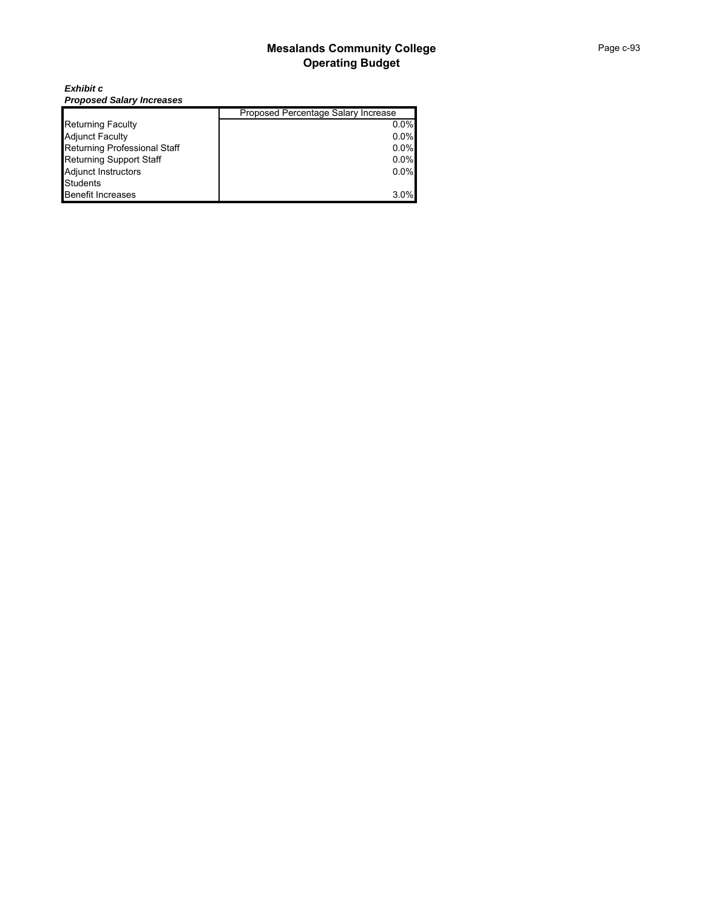# Mesalands Community College
## Operating Budget

***Exhibit c***
***Proposed Salary Increases***

| | Proposed Percentage Salary Increase |
|---|---|
| Returning Faculty | 0.0% |
| Adjunct Faculty | 0.0% |
| Returning Professional Staff | 0.0% |
| Returning Support Staff | 0.0% |
| Adjunct Instructors | 0.0% |
| Students | |
| Benefit Increases | 3.0% |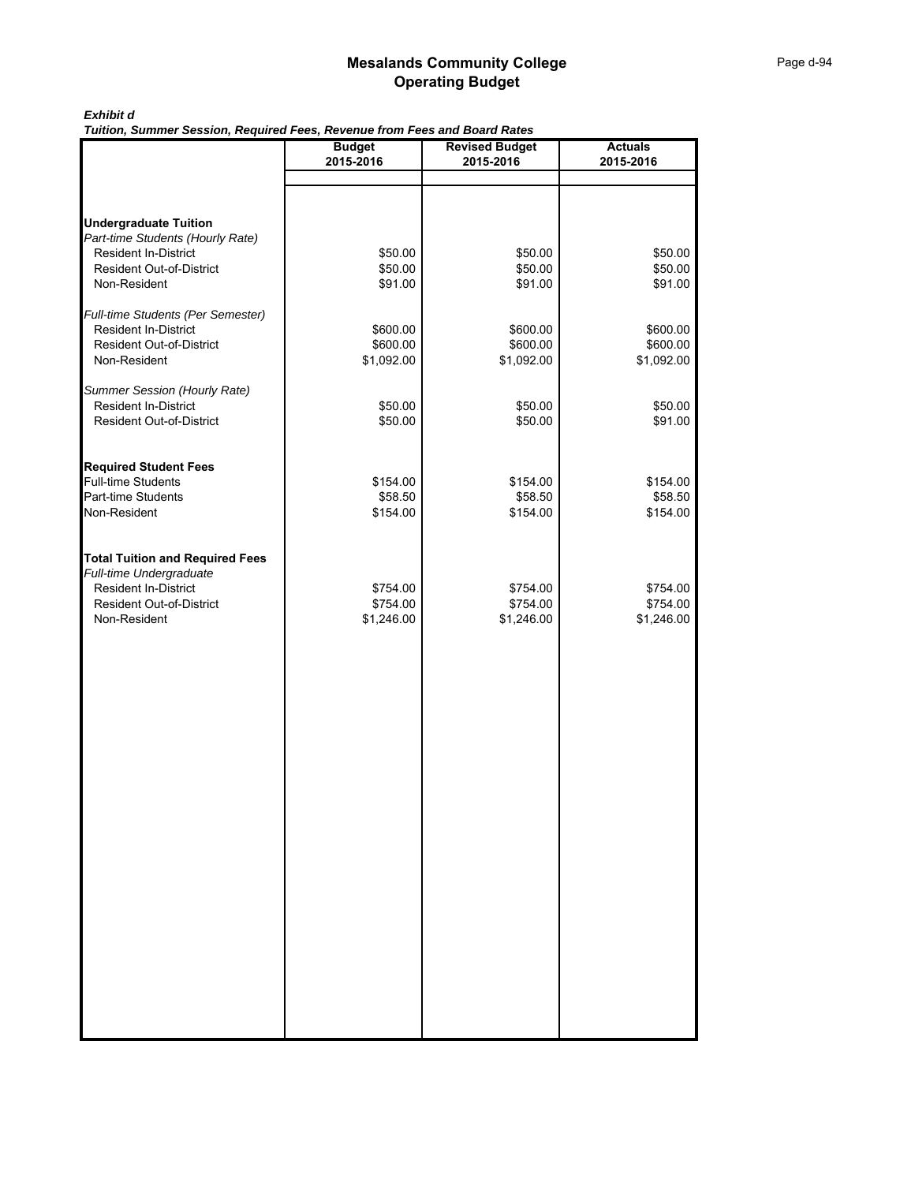# Mesalands Community College
## Operating Budget

***Exhibit d***
***Tuition, Summer Session, Required Fees, Revenue from Fees and Board Rates***

| | Budget 2015-2016 | Revised Budget 2015-2016 | Actuals 2015-2016 |
|---|---|---|---|
| **Undergraduate Tuition** | | | |
| *Part-time Students (Hourly Rate)* | | | |
| Resident In-District | $50.00 | $50.00 | $50.00 |
| Resident Out-of-District | $50.00 | $50.00 | $50.00 |
| Non-Resident | $91.00 | $91.00 | $91.00 |
| *Full-time Students (Per Semester)* | | | |
| Resident In-District | $600.00 | $600.00 | $600.00 |
| Resident Out-of-District | $600.00 | $600.00 | $600.00 |
| Non-Resident | $1,092.00 | $1,092.00 | $1,092.00 |
| *Summer Session (Hourly Rate)* | | | |
| Resident In-District | $50.00 | $50.00 | $50.00 |
| Resident Out-of-District | $50.00 | $50.00 | $91.00 |
| **Required Student Fees** | | | |
| Full-time Students | $154.00 | $154.00 | $154.00 |
| Part-time Students | $58.50 | $58.50 | $58.50 |
| Non-Resident | $154.00 | $154.00 | $154.00 |
| **Total Tuition and Required Fees** | | | |
| *Full-time Undergraduate* | | | |
| Resident In-District | $754.00 | $754.00 | $754.00 |
| Resident Out-of-District | $754.00 | $754.00 | $754.00 |
| Non-Resident | $1,246.00 | $1,246.00 | $1,246.00 |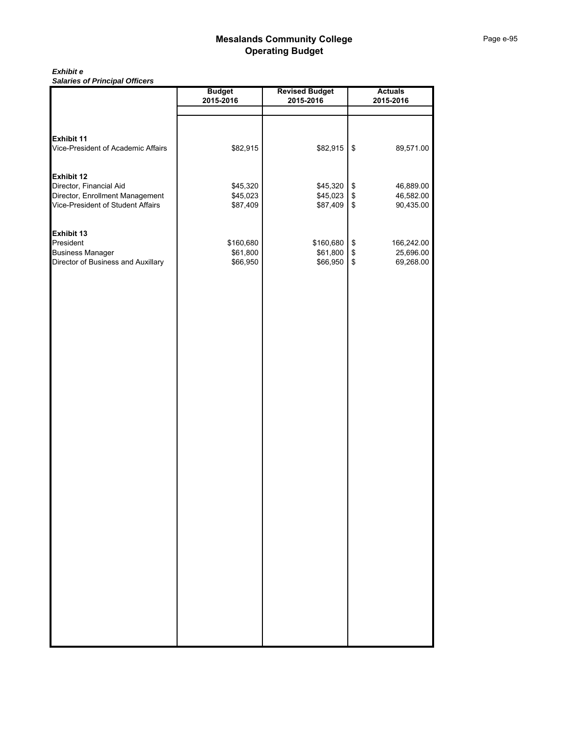# Mesalands Community College
## Operating Budget

***Exhibit e***
***Salaries of Principal Officers***

| | Budget 2015-2016 | Revised Budget 2015-2016 | Actuals 2015-2016 |
|---|---|---|---|
| **Exhibit 11** | | | |
| Vice-President of Academic Affairs | $82,915 | $82,915 | $ 89,571.00 |
| **Exhibit 12** | | | |
| Director, Financial Aid | $45,320 | $45,320 | $ 46,889.00 |
| Director, Enrollment Management | $45,023 | $45,023 | $ 46,582.00 |
| Vice-President of Student Affairs | $87,409 | $87,409 | $ 90,435.00 |
| **Exhibit 13** | | | |
| President | $160,680 | $160,680 | $ 166,242.00 |
| Business Manager | $61,800 | $61,800 | $ 25,696.00 |
| Director of Business and Auxillary | $66,950 | $66,950 | $ 69,268.00 |